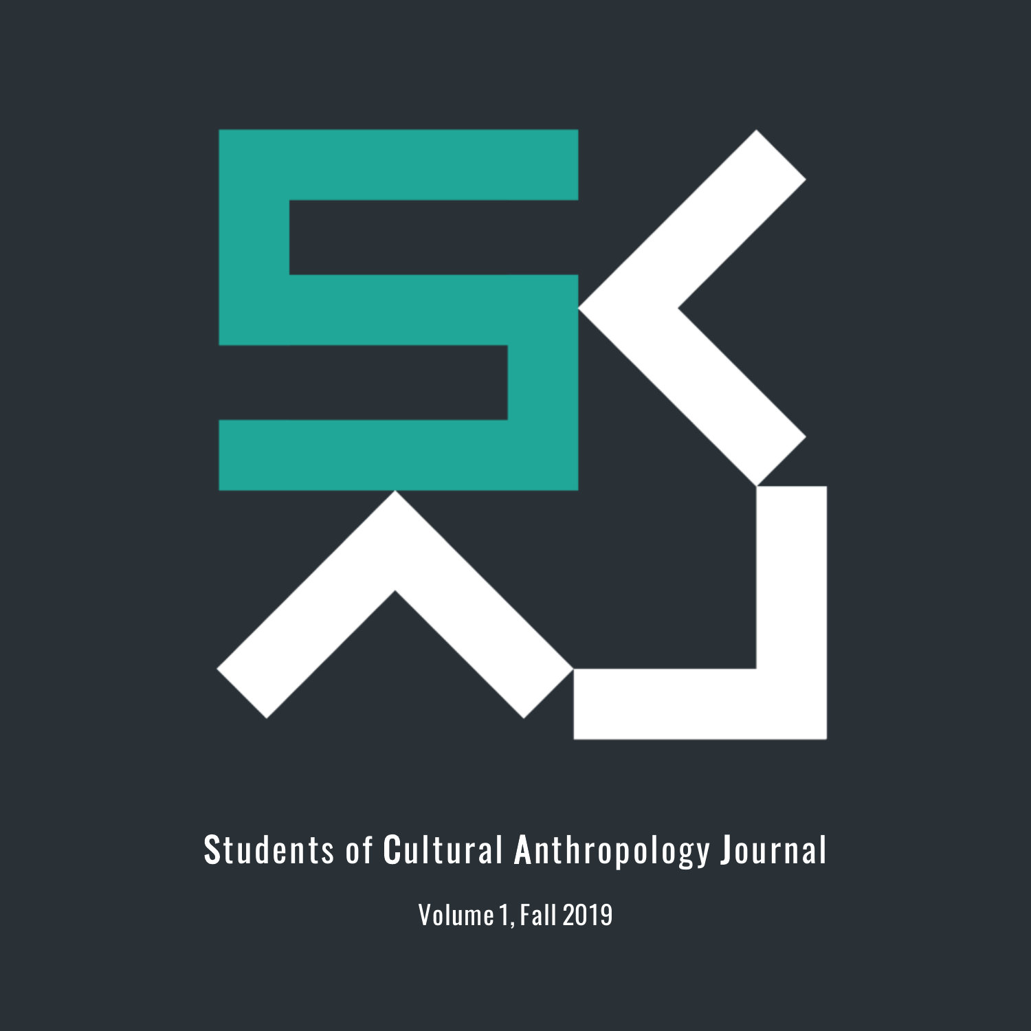# Students of Cultural Anthropology Journal

Volume 1, Fall 2019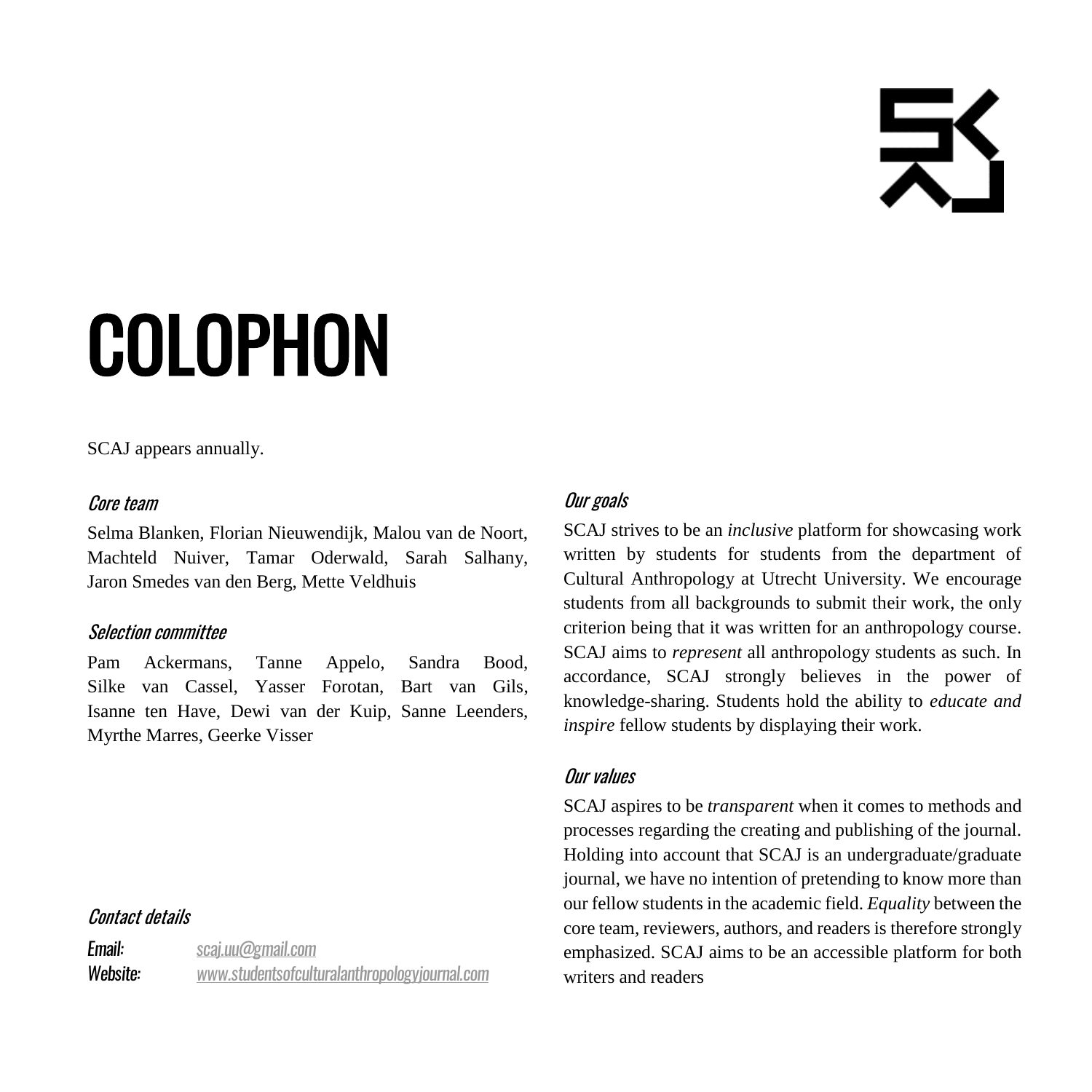# COLOPHON

SCAJ appears annually.

*Core team*

Selma Blanken, Florian Nieuwendijk, Malou van de Noort, Machteld Nuiver, Tamar Oderwald, Sarah Salhany, Jaron Smedes van den Berg, Mette Veldhuis

*Selection committee*

Pam Ackermans, Tanne Appelo, Sandra Bood, Silke van Cassel, Yasser Forotan, Bart van Gils, Isanne ten Have, Dewi van der Kuip, Sanne Leenders, Myrthe Marres, Geerke Visser

*Contact details*

*Email:* scaj.uu@gmail.com
*Website:* www.studentsofculturalanthropologyjournal.com

*Our goals*

SCAJ strives to be an *inclusive* platform for showcasing work written by students for students from the department of Cultural Anthropology at Utrecht University. We encourage students from all backgrounds to submit their work, the only criterion being that it was written for an anthropology course. SCAJ aims to *represent* all anthropology students as such. In accordance, SCAJ strongly believes in the power of knowledge-sharing. Students hold the ability to *educate and inspire* fellow students by displaying their work.

*Our values*

SCAJ aspires to be *transparent* when it comes to methods and processes regarding the creating and publishing of the journal. Holding into account that SCAJ is an undergraduate/graduate journal, we have no intention of pretending to know more than our fellow students in the academic field. *Equality* between the core team, reviewers, authors, and readers is therefore strongly emphasized. SCAJ aims to be an accessible platform for both writers and readers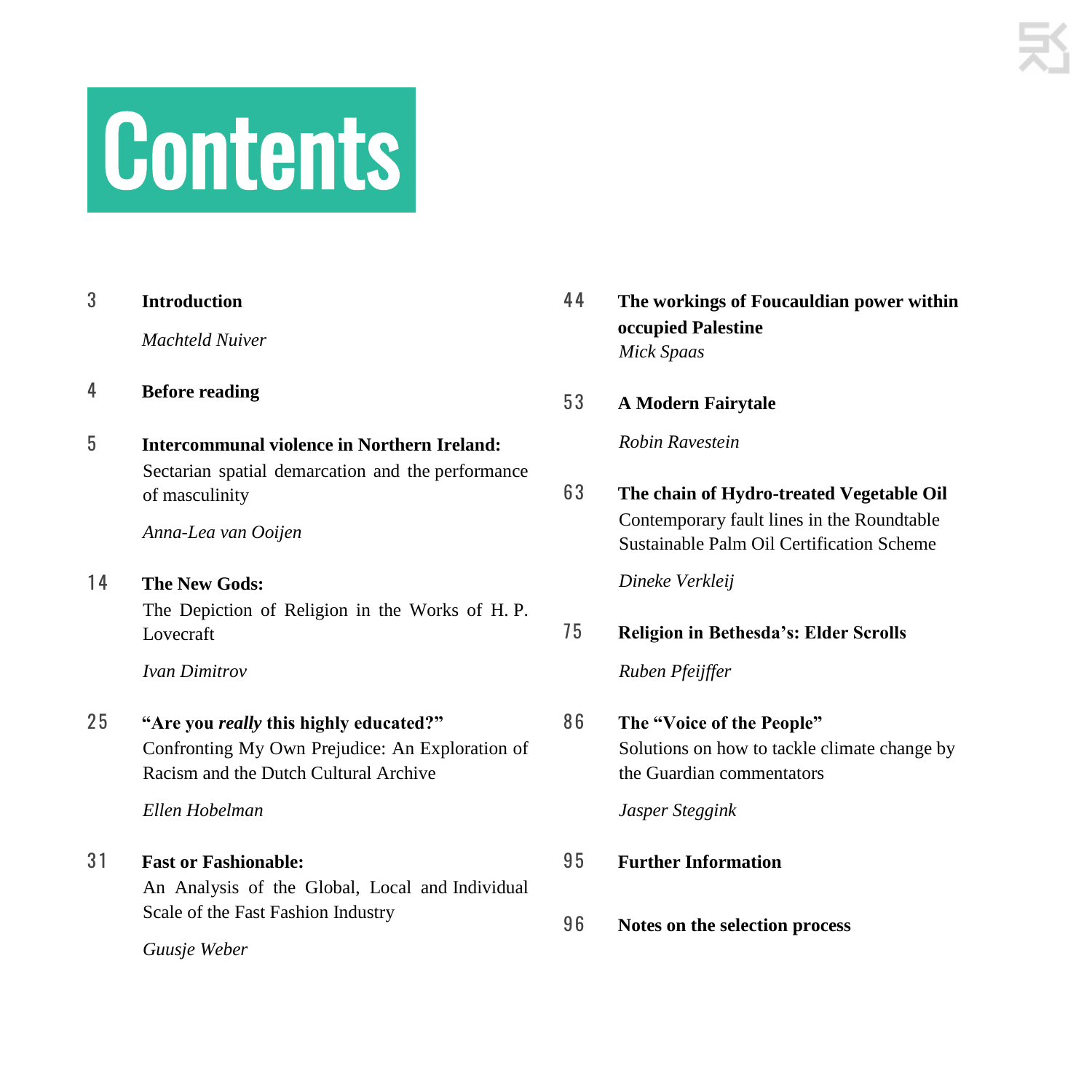# Contents

3 **Introduction**

*Machteld Nuiver*

4 **Before reading**

5 **Intercommunal violence in Northern Ireland:**
Sectarian spatial demarcation and the performance of masculinity

*Anna-Lea van Ooijen*

14 **The New Gods:**
The Depiction of Religion in the Works of H. P. Lovecraft

*Ivan Dimitrov*

25 **"Are you *really* this highly educated?"**
Confronting My Own Prejudice: An Exploration of Racism and the Dutch Cultural Archive

*Ellen Hobelman*

31 **Fast or Fashionable:**
An Analysis of the Global, Local and Individual Scale of the Fast Fashion Industry

*Guusje Weber*

44 **The workings of Foucauldian power within occupied Palestine**
*Mick Spaas*

53 **A Modern Fairytale**

*Robin Ravestein*

63 **The chain of Hydro-treated Vegetable Oil**
Contemporary fault lines in the Roundtable Sustainable Palm Oil Certification Scheme

*Dineke Verkleij*

75 **Religion in Bethesda's: Elder Scrolls**

*Ruben Pfeijffer*

86 **The "Voice of the People"**
Solutions on how to tackle climate change by the Guardian commentators

*Jasper Steggink*

95 **Further Information**

96 **Notes on the selection process**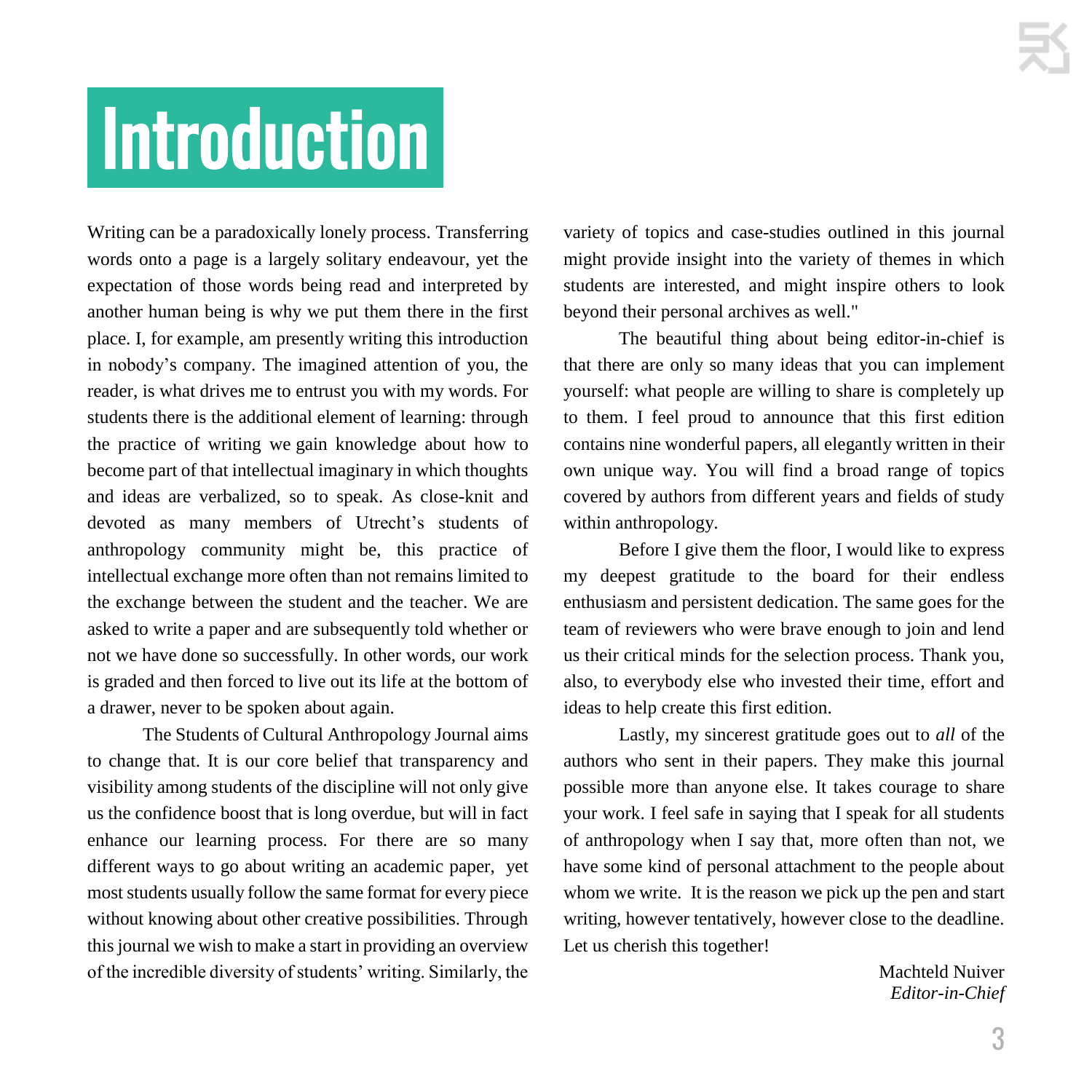# Introduction

Writing can be a paradoxically lonely process. Transferring words onto a page is a largely solitary endeavour, yet the expectation of those words being read and interpreted by another human being is why we put them there in the first place. I, for example, am presently writing this introduction in nobody's company. The imagined attention of you, the reader, is what drives me to entrust you with my words. For students there is the additional element of learning: through the practice of writing we gain knowledge about how to become part of that intellectual imaginary in which thoughts and ideas are verbalized, so to speak. As close-knit and devoted as many members of Utrecht's students of anthropology community might be, this practice of intellectual exchange more often than not remains limited to the exchange between the student and the teacher. We are asked to write a paper and are subsequently told whether or not we have done so successfully. In other words, our work is graded and then forced to live out its life at the bottom of a drawer, never to be spoken about again.

The Students of Cultural Anthropology Journal aims to change that. It is our core belief that transparency and visibility among students of the discipline will not only give us the confidence boost that is long overdue, but will in fact enhance our learning process. For there are so many different ways to go about writing an academic paper, yet most students usually follow the same format for every piece without knowing about other creative possibilities. Through this journal we wish to make a start in providing an overview of the incredible diversity of students' writing. Similarly, the variety of topics and case-studies outlined in this journal might provide insight into the variety of themes in which students are interested, and might inspire others to look beyond their personal archives as well."

The beautiful thing about being editor-in-chief is that there are only so many ideas that you can implement yourself: what people are willing to share is completely up to them. I feel proud to announce that this first edition contains nine wonderful papers, all elegantly written in their own unique way. You will find a broad range of topics covered by authors from different years and fields of study within anthropology.

Before I give them the floor, I would like to express my deepest gratitude to the board for their endless enthusiasm and persistent dedication. The same goes for the team of reviewers who were brave enough to join and lend us their critical minds for the selection process. Thank you, also, to everybody else who invested their time, effort and ideas to help create this first edition.

Lastly, my sincerest gratitude goes out to *all* of the authors who sent in their papers. They make this journal possible more than anyone else. It takes courage to share your work. I feel safe in saying that I speak for all students of anthropology when I say that, more often than not, we have some kind of personal attachment to the people about whom we write. It is the reason we pick up the pen and start writing, however tentatively, however close to the deadline. Let us cherish this together!

Machteld Nuiver
*Editor-in-Chief*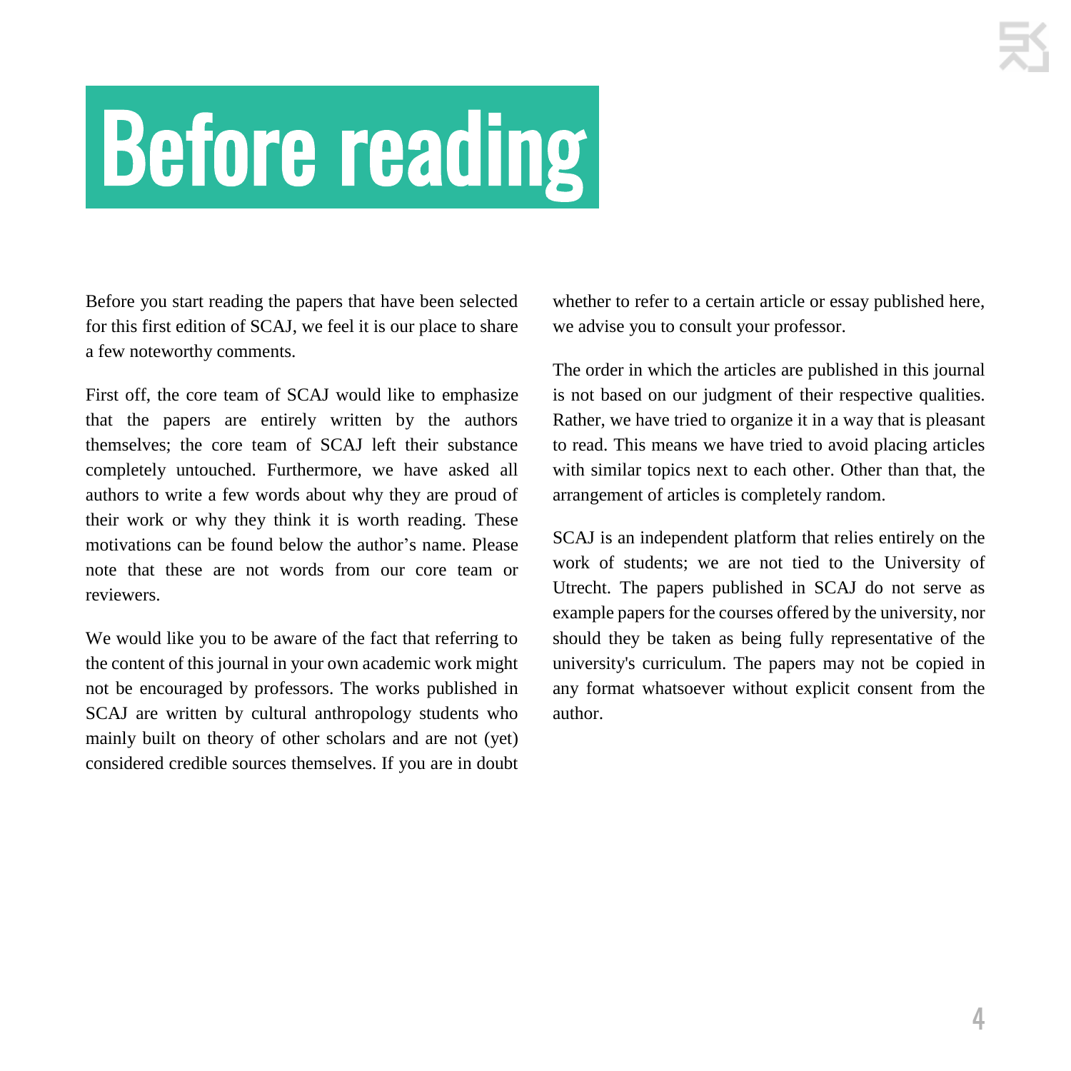# Before reading

Before you start reading the papers that have been selected for this first edition of SCAJ, we feel it is our place to share a few noteworthy comments.

First off, the core team of SCAJ would like to emphasize that the papers are entirely written by the authors themselves; the core team of SCAJ left their substance completely untouched. Furthermore, we have asked all authors to write a few words about why they are proud of their work or why they think it is worth reading. These motivations can be found below the author's name. Please note that these are not words from our core team or reviewers.

We would like you to be aware of the fact that referring to the content of this journal in your own academic work might not be encouraged by professors. The works published in SCAJ are written by cultural anthropology students who mainly built on theory of other scholars and are not (yet) considered credible sources themselves. If you are in doubt whether to refer to a certain article or essay published here, we advise you to consult your professor.

The order in which the articles are published in this journal is not based on our judgment of their respective qualities. Rather, we have tried to organize it in a way that is pleasant to read. This means we have tried to avoid placing articles with similar topics next to each other. Other than that, the arrangement of articles is completely random.

SCAJ is an independent platform that relies entirely on the work of students; we are not tied to the University of Utrecht. The papers published in SCAJ do not serve as example papers for the courses offered by the university, nor should they be taken as being fully representative of the university's curriculum. The papers may not be copied in any format whatsoever without explicit consent from the author.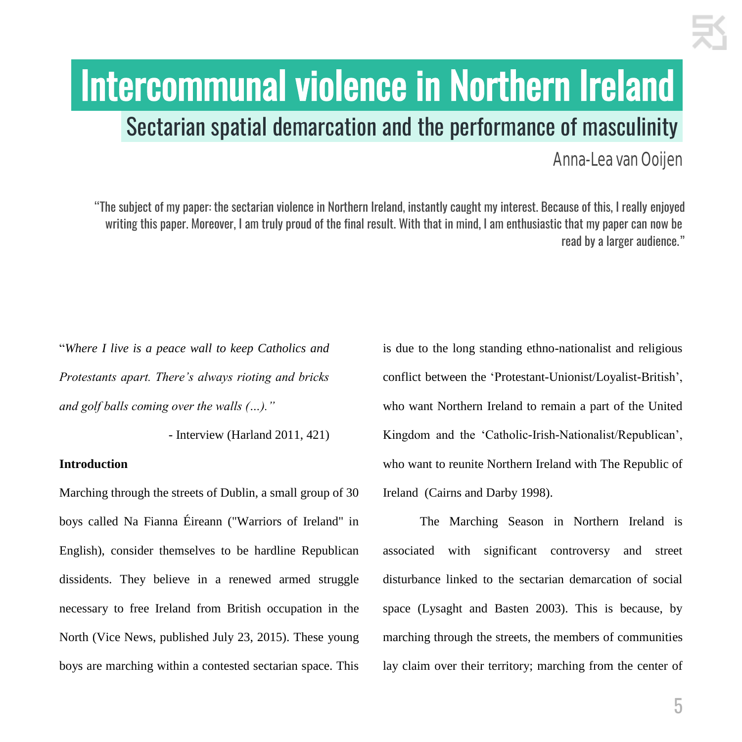# Intercommunal violence in Northern Ireland

## Sectarian spatial demarcation and the performance of masculinity

Anna-Lea van Ooijen

"The subject of my paper: the sectarian violence in Northern Ireland, instantly caught my interest. Because of this, I really enjoyed writing this paper. Moreover, I am truly proud of the final result. With that in mind, I am enthusiastic that my paper can now be read by a larger audience."

"*Where I live is a peace wall to keep Catholics and Protestants apart. There's always rioting and bricks and golf balls coming over the walls (…).*"

- Interview (Harland 2011, 421)

**Introduction**

Marching through the streets of Dublin, a small group of 30 boys called Na Fianna Éireann ("Warriors of Ireland" in English), consider themselves to be hardline Republican dissidents. They believe in a renewed armed struggle necessary to free Ireland from British occupation in the North (Vice News, published July 23, 2015). These young boys are marching within a contested sectarian space. This is due to the long standing ethno-nationalist and religious conflict between the 'Protestant-Unionist/Loyalist-British', who want Northern Ireland to remain a part of the United Kingdom and the 'Catholic-Irish-Nationalist/Republican', who want to reunite Northern Ireland with The Republic of Ireland (Cairns and Darby 1998).

The Marching Season in Northern Ireland is associated with significant controversy and street disturbance linked to the sectarian demarcation of social space (Lysaght and Basten 2003). This is because, by marching through the streets, the members of communities lay claim over their territory; marching from the center of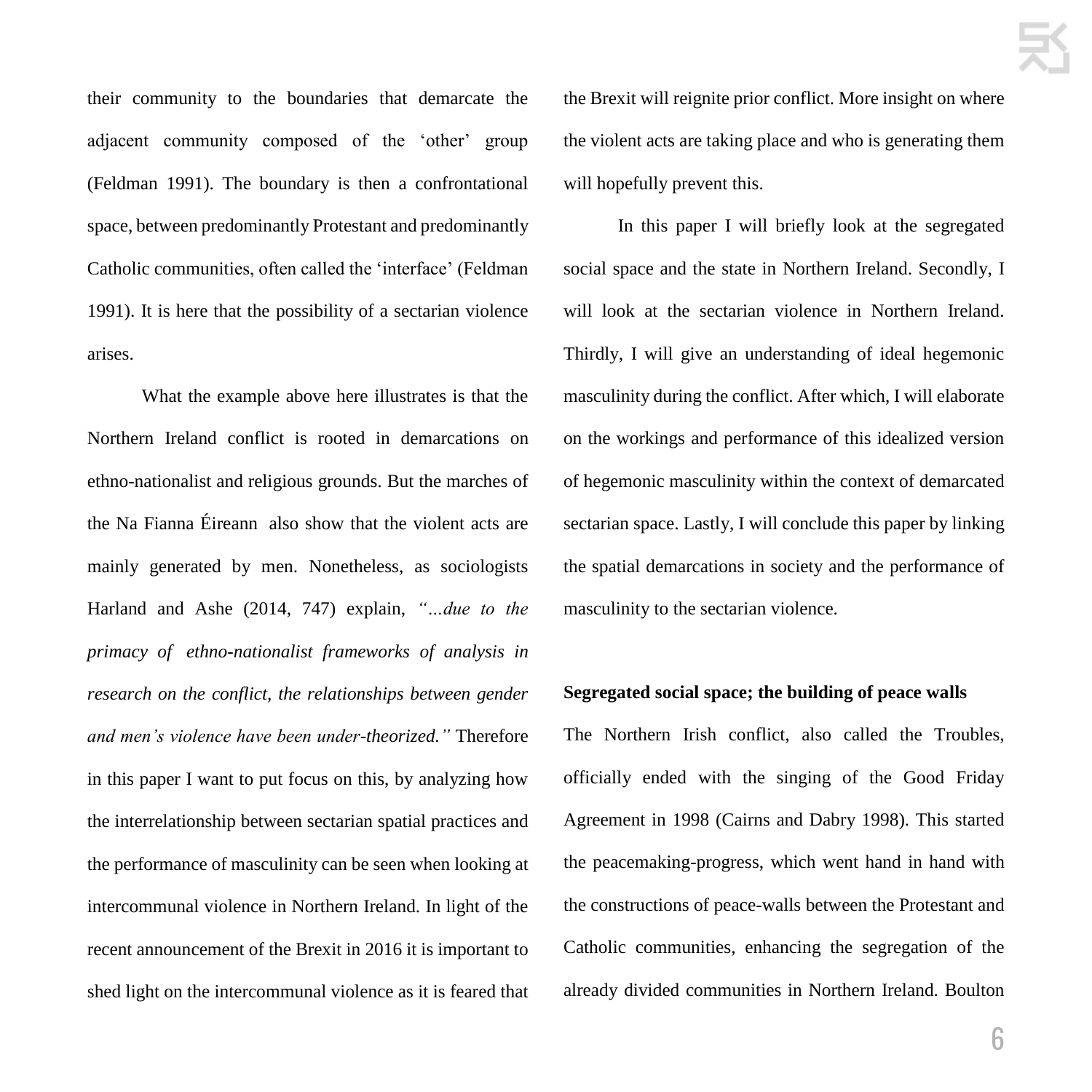their community to the boundaries that demarcate the adjacent community composed of the 'other' group (Feldman 1991). The boundary is then a confrontational space, between predominantly Protestant and predominantly Catholic communities, often called the 'interface' (Feldman 1991). It is here that the possibility of a sectarian violence arises.

What the example above here illustrates is that the Northern Ireland conflict is rooted in demarcations on ethno-nationalist and religious grounds. But the marches of the Na Fianna Éireann also show that the violent acts are mainly generated by men. Nonetheless, as sociologists Harland and Ashe (2014, 747) explain, *"…due to the primacy of ethno-nationalist frameworks of analysis in research on the conflict, the relationships between gender and men's violence have been under-theorized."* Therefore in this paper I want to put focus on this, by analyzing how the interrelationship between sectarian spatial practices and the performance of masculinity can be seen when looking at intercommunal violence in Northern Ireland. In light of the recent announcement of the Brexit in 2016 it is important to shed light on the intercommunal violence as it is feared that the Brexit will reignite prior conflict. More insight on where the violent acts are taking place and who is generating them will hopefully prevent this.

In this paper I will briefly look at the segregated social space and the state in Northern Ireland. Secondly, I will look at the sectarian violence in Northern Ireland. Thirdly, I will give an understanding of ideal hegemonic masculinity during the conflict. After which, I will elaborate on the workings and performance of this idealized version of hegemonic masculinity within the context of demarcated sectarian space. Lastly, I will conclude this paper by linking the spatial demarcations in society and the performance of masculinity to the sectarian violence.

**Segregated social space; the building of peace walls**

The Northern Irish conflict, also called the Troubles, officially ended with the singing of the Good Friday Agreement in 1998 (Cairns and Dabry 1998). This started the peacemaking-progress, which went hand in hand with the constructions of peace-walls between the Protestant and Catholic communities, enhancing the segregation of the already divided communities in Northern Ireland. Boulton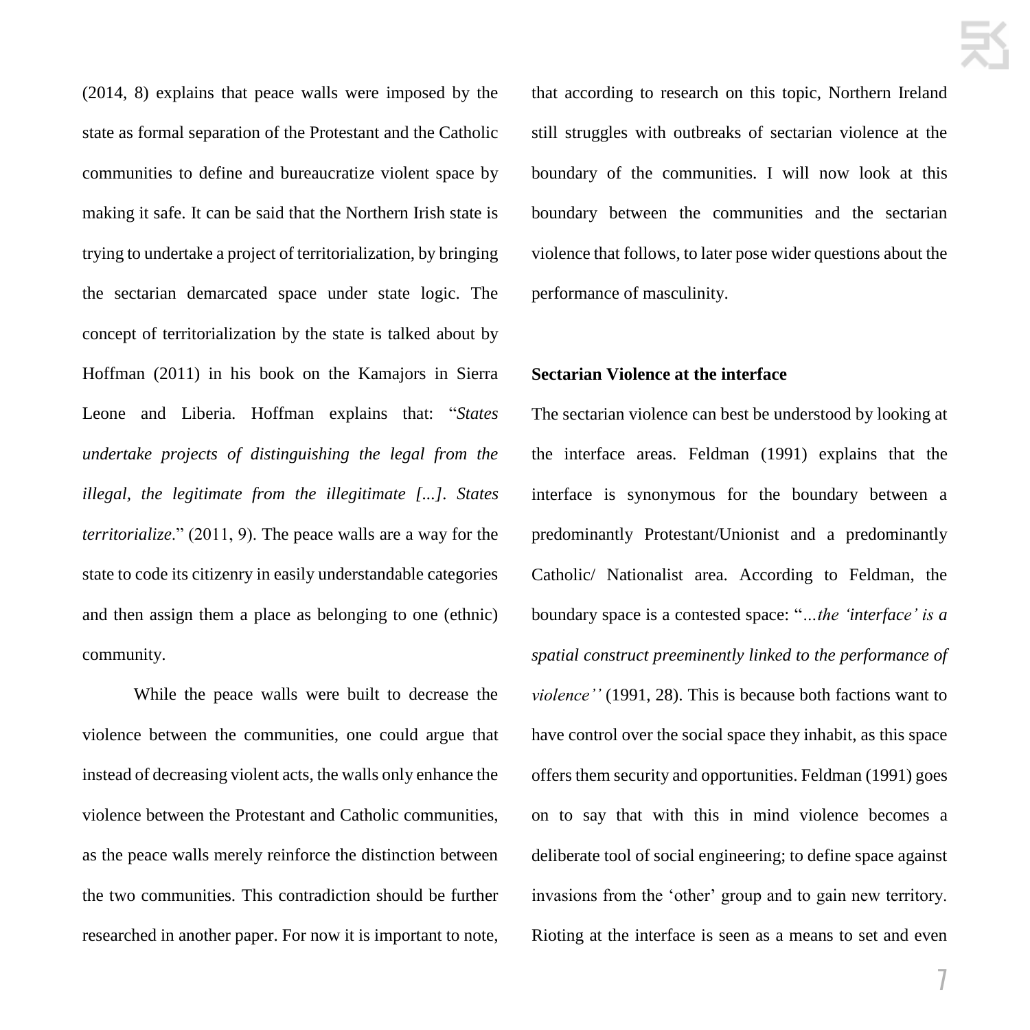(2014, 8) explains that peace walls were imposed by the state as formal separation of the Protestant and the Catholic communities to define and bureaucratize violent space by making it safe. It can be said that the Northern Irish state is trying to undertake a project of territorialization, by bringing the sectarian demarcated space under state logic. The concept of territorialization by the state is talked about by Hoffman (2011) in his book on the Kamajors in Sierra Leone and Liberia. Hoffman explains that: "*States undertake projects of distinguishing the legal from the illegal, the legitimate from the illegitimate [...]. States territorialize*." (2011, 9). The peace walls are a way for the state to code its citizenry in easily understandable categories and then assign them a place as belonging to one (ethnic) community.

While the peace walls were built to decrease the violence between the communities, one could argue that instead of decreasing violent acts, the walls only enhance the violence between the Protestant and Catholic communities, as the peace walls merely reinforce the distinction between the two communities. This contradiction should be further researched in another paper. For now it is important to note, that according to research on this topic, Northern Ireland still struggles with outbreaks of sectarian violence at the boundary of the communities. I will now look at this boundary between the communities and the sectarian violence that follows, to later pose wider questions about the performance of masculinity.

**Sectarian Violence at the interface**

The sectarian violence can best be understood by looking at the interface areas. Feldman (1991) explains that the interface is synonymous for the boundary between a predominantly Protestant/Unionist and a predominantly Catholic/ Nationalist area. According to Feldman, the boundary space is a contested space: "*…the 'interface' is a spatial construct preeminently linked to the performance of violence''* (1991, 28). This is because both factions want to have control over the social space they inhabit, as this space offers them security and opportunities. Feldman (1991) goes on to say that with this in mind violence becomes a deliberate tool of social engineering; to define space against invasions from the 'other' group and to gain new territory. Rioting at the interface is seen as a means to set and even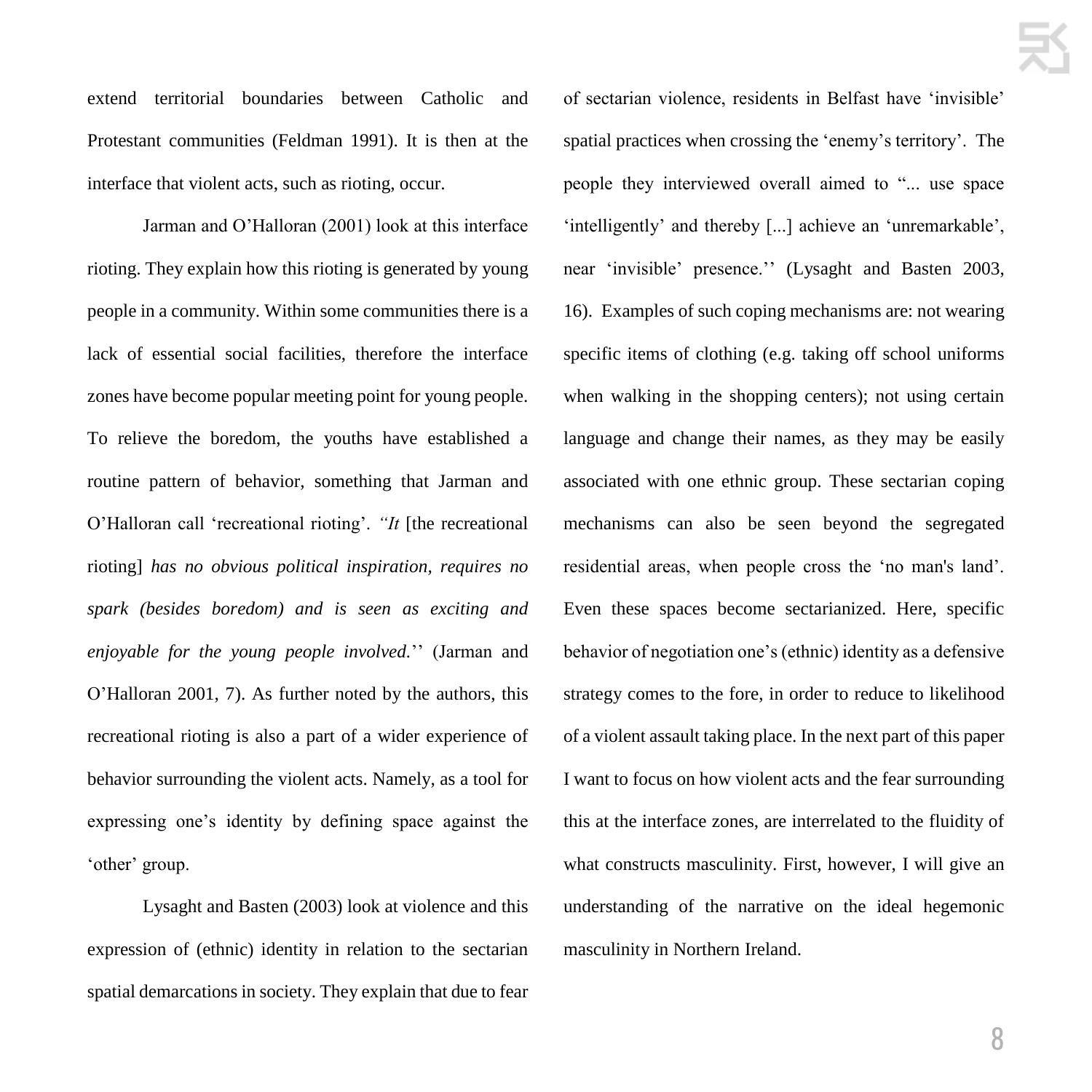extend territorial boundaries between Catholic and Protestant communities (Feldman 1991). It is then at the interface that violent acts, such as rioting, occur.

Jarman and O'Halloran (2001) look at this interface rioting. They explain how this rioting is generated by young people in a community. Within some communities there is a lack of essential social facilities, therefore the interface zones have become popular meeting point for young people. To relieve the boredom, the youths have established a routine pattern of behavior, something that Jarman and O'Halloran call 'recreational rioting'. *"It* [the recreational rioting] *has no obvious political inspiration, requires no spark (besides boredom) and is seen as exciting and enjoyable for the young people involved.*'' (Jarman and O'Halloran 2001, 7). As further noted by the authors, this recreational rioting is also a part of a wider experience of behavior surrounding the violent acts. Namely, as a tool for expressing one's identity by defining space against the 'other' group.

Lysaght and Basten (2003) look at violence and this expression of (ethnic) identity in relation to the sectarian spatial demarcations in society. They explain that due to fear of sectarian violence, residents in Belfast have 'invisible' spatial practices when crossing the 'enemy's territory'. The people they interviewed overall aimed to "... use space 'intelligently' and thereby [...] achieve an 'unremarkable', near 'invisible' presence.'' (Lysaght and Basten 2003, 16). Examples of such coping mechanisms are: not wearing specific items of clothing (e.g. taking off school uniforms when walking in the shopping centers); not using certain language and change their names, as they may be easily associated with one ethnic group. These sectarian coping mechanisms can also be seen beyond the segregated residential areas, when people cross the 'no man's land'. Even these spaces become sectarianized. Here, specific behavior of negotiation one's (ethnic) identity as a defensive strategy comes to the fore, in order to reduce to likelihood of a violent assault taking place. In the next part of this paper I want to focus on how violent acts and the fear surrounding this at the interface zones, are interrelated to the fluidity of what constructs masculinity. First, however, I will give an understanding of the narrative on the ideal hegemonic masculinity in Northern Ireland.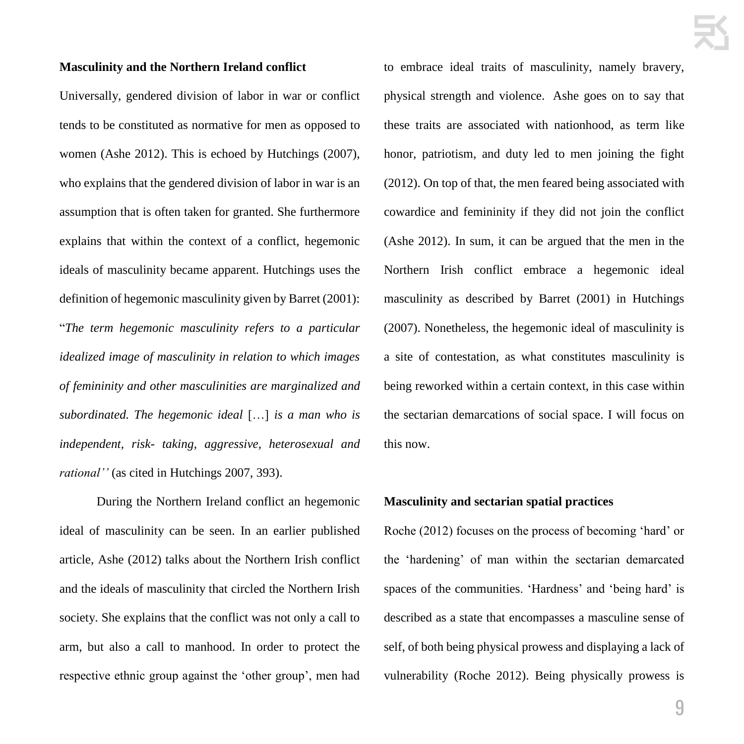**Masculinity and the Northern Ireland conflict**

Universally, gendered division of labor in war or conflict tends to be constituted as normative for men as opposed to women (Ashe 2012). This is echoed by Hutchings (2007), who explains that the gendered division of labor in war is an assumption that is often taken for granted. She furthermore explains that within the context of a conflict, hegemonic ideals of masculinity became apparent. Hutchings uses the definition of hegemonic masculinity given by Barret (2001): "*The term hegemonic masculinity refers to a particular idealized image of masculinity in relation to which images of femininity and other masculinities are marginalized and subordinated. The hegemonic ideal* […] *is a man who is independent, risk- taking, aggressive, heterosexual and rational''* (as cited in Hutchings 2007, 393).

During the Northern Ireland conflict an hegemonic ideal of masculinity can be seen. In an earlier published article, Ashe (2012) talks about the Northern Irish conflict and the ideals of masculinity that circled the Northern Irish society. She explains that the conflict was not only a call to arm, but also a call to manhood. In order to protect the respective ethnic group against the 'other group', men had to embrace ideal traits of masculinity, namely bravery, physical strength and violence. Ashe goes on to say that these traits are associated with nationhood, as term like honor, patriotism, and duty led to men joining the fight (2012). On top of that, the men feared being associated with cowardice and femininity if they did not join the conflict (Ashe 2012). In sum, it can be argued that the men in the Northern Irish conflict embrace a hegemonic ideal masculinity as described by Barret (2001) in Hutchings (2007). Nonetheless, the hegemonic ideal of masculinity is a site of contestation, as what constitutes masculinity is being reworked within a certain context, in this case within the sectarian demarcations of social space. I will focus on this now.

**Masculinity and sectarian spatial practices**

Roche (2012) focuses on the process of becoming 'hard' or the 'hardening' of man within the sectarian demarcated spaces of the communities. 'Hardness' and 'being hard' is described as a state that encompasses a masculine sense of self, of both being physical prowess and displaying a lack of vulnerability (Roche 2012). Being physically prowess is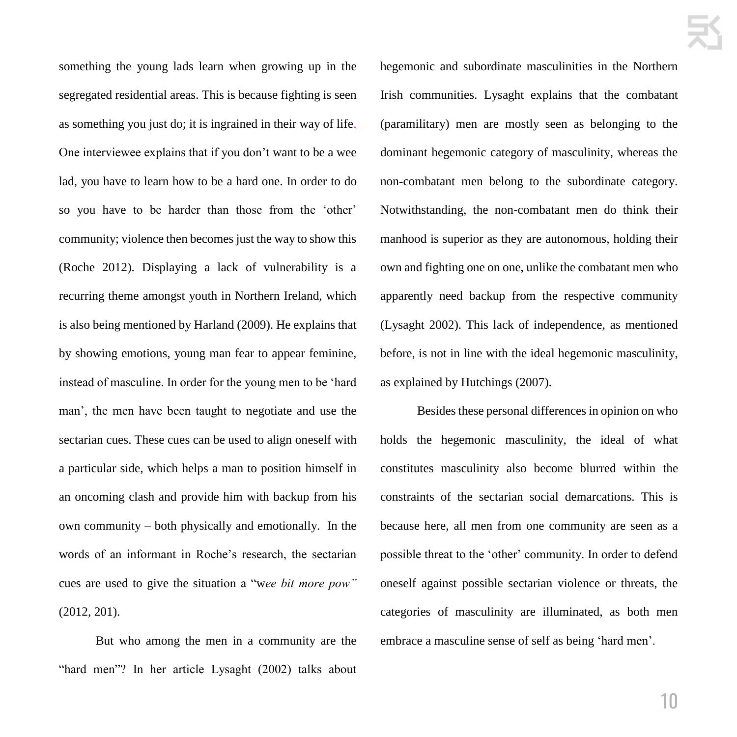something the young lads learn when growing up in the segregated residential areas. This is because fighting is seen as something you just do; it is ingrained in their way of life. One interviewee explains that if you don't want to be a wee lad, you have to learn how to be a hard one. In order to do so you have to be harder than those from the 'other' community; violence then becomes just the way to show this (Roche 2012). Displaying a lack of vulnerability is a recurring theme amongst youth in Northern Ireland, which is also being mentioned by Harland (2009). He explains that by showing emotions, young man fear to appear feminine, instead of masculine. In order for the young men to be 'hard man', the men have been taught to negotiate and use the sectarian cues. These cues can be used to align oneself with a particular side, which helps a man to position himself in an oncoming clash and provide him with backup from his own community – both physically and emotionally. In the words of an informant in Roche's research, the sectarian cues are used to give the situation a "w*ee bit more pow"* (2012, 201).

But who among the men in a community are the "hard men"? In her article Lysaght (2002) talks about hegemonic and subordinate masculinities in the Northern Irish communities. Lysaght explains that the combatant (paramilitary) men are mostly seen as belonging to the dominant hegemonic category of masculinity, whereas the non-combatant men belong to the subordinate category. Notwithstanding, the non-combatant men do think their manhood is superior as they are autonomous, holding their own and fighting one on one, unlike the combatant men who apparently need backup from the respective community (Lysaght 2002). This lack of independence, as mentioned before, is not in line with the ideal hegemonic masculinity, as explained by Hutchings (2007).

Besides these personal differences in opinion on who holds the hegemonic masculinity, the ideal of what constitutes masculinity also become blurred within the constraints of the sectarian social demarcations. This is because here, all men from one community are seen as a possible threat to the 'other' community. In order to defend oneself against possible sectarian violence or threats, the categories of masculinity are illuminated, as both men embrace a masculine sense of self as being 'hard men'.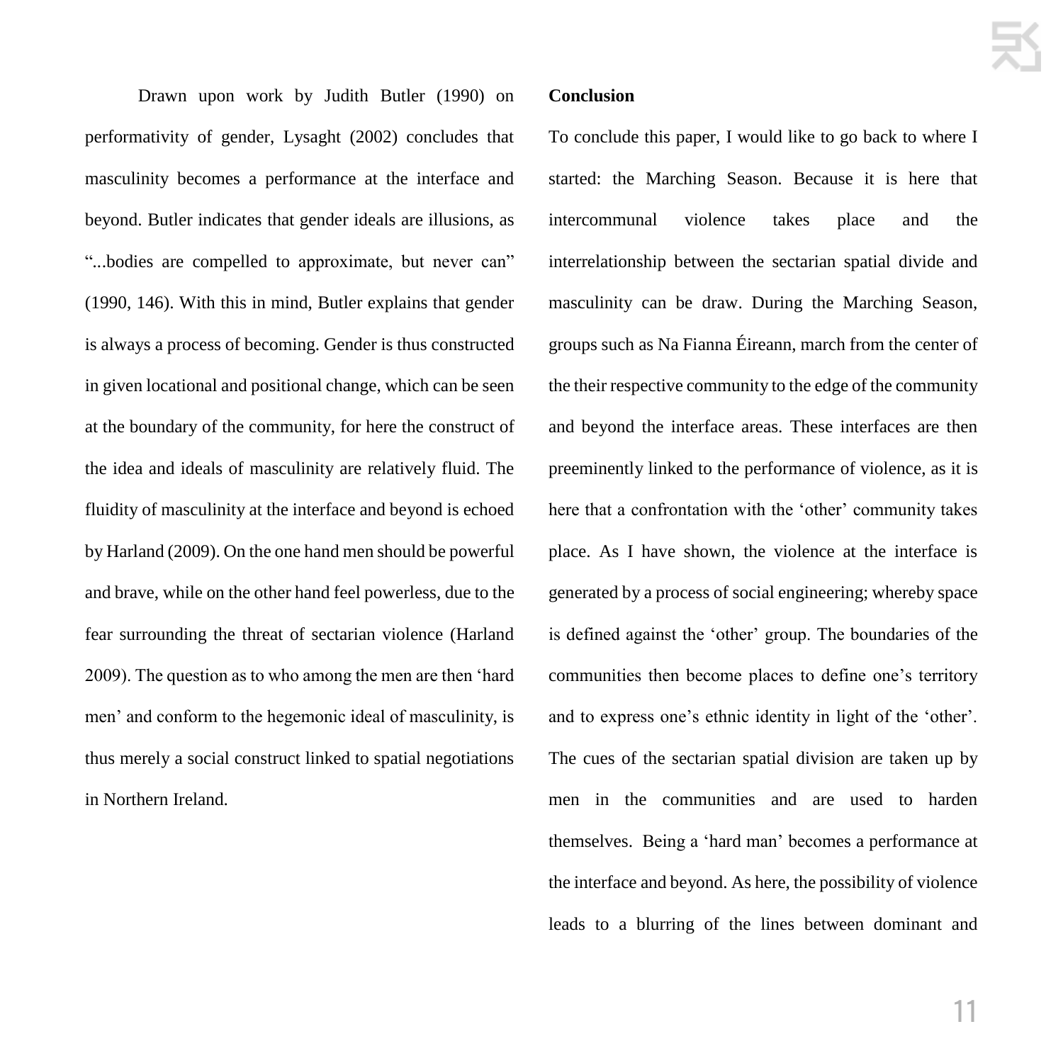Drawn upon work by Judith Butler (1990) on performativity of gender, Lysaght (2002) concludes that masculinity becomes a performance at the interface and beyond. Butler indicates that gender ideals are illusions, as "...bodies are compelled to approximate, but never can" (1990, 146). With this in mind, Butler explains that gender is always a process of becoming. Gender is thus constructed in given locational and positional change, which can be seen at the boundary of the community, for here the construct of the idea and ideals of masculinity are relatively fluid. The fluidity of masculinity at the interface and beyond is echoed by Harland (2009). On the one hand men should be powerful and brave, while on the other hand feel powerless, due to the fear surrounding the threat of sectarian violence (Harland 2009). The question as to who among the men are then 'hard men' and conform to the hegemonic ideal of masculinity, is thus merely a social construct linked to spatial negotiations in Northern Ireland.

**Conclusion**

To conclude this paper, I would like to go back to where I started: the Marching Season. Because it is here that intercommunal violence takes place and the interrelationship between the sectarian spatial divide and masculinity can be draw. During the Marching Season, groups such as Na Fianna Éireann, march from the center of the their respective community to the edge of the community and beyond the interface areas. These interfaces are then preeminently linked to the performance of violence, as it is here that a confrontation with the 'other' community takes place. As I have shown, the violence at the interface is generated by a process of social engineering; whereby space is defined against the 'other' group. The boundaries of the communities then become places to define one's territory and to express one's ethnic identity in light of the 'other'. The cues of the sectarian spatial division are taken up by men in the communities and are used to harden themselves. Being a 'hard man' becomes a performance at the interface and beyond. As here, the possibility of violence leads to a blurring of the lines between dominant and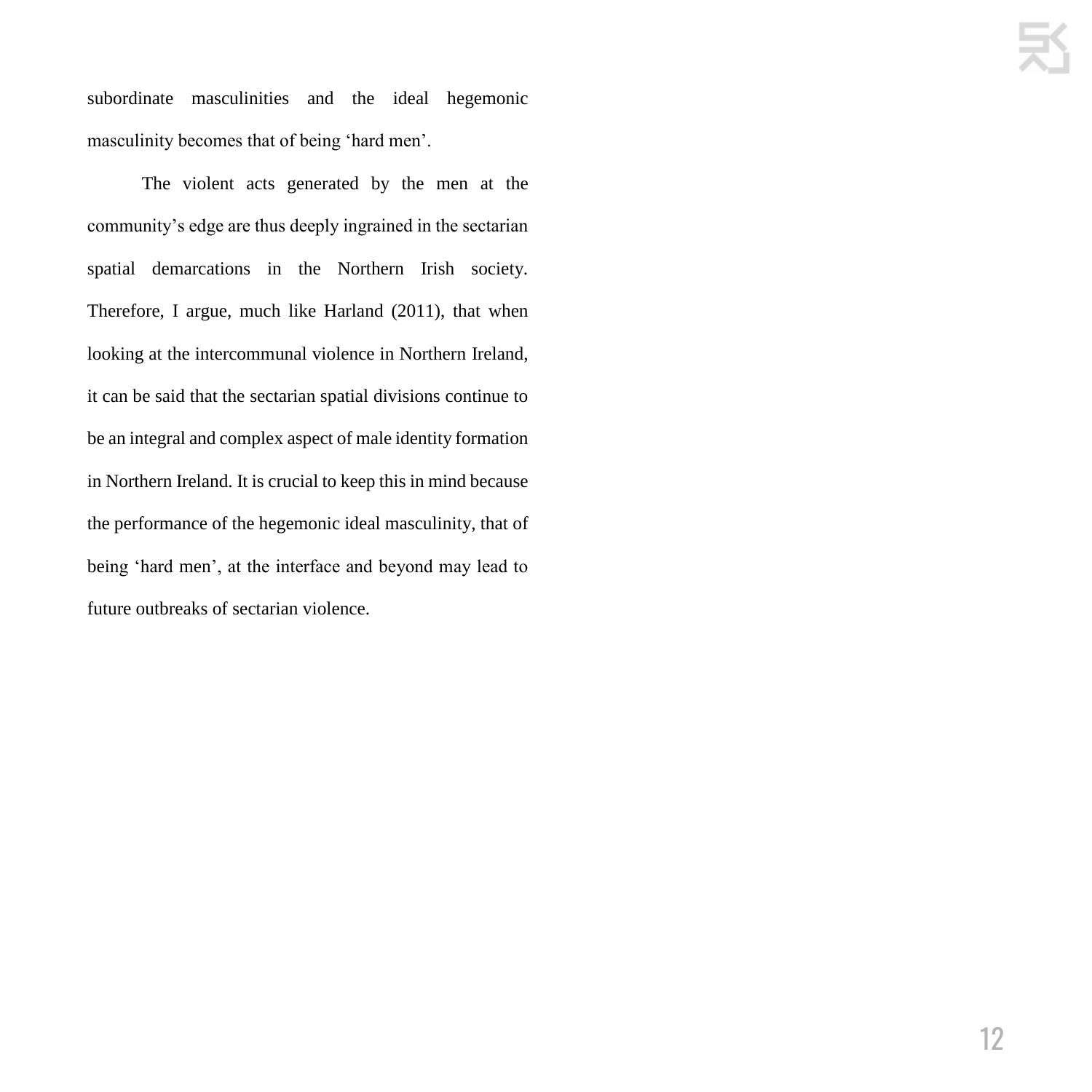subordinate masculinities and the ideal hegemonic masculinity becomes that of being 'hard men'.

The violent acts generated by the men at the community's edge are thus deeply ingrained in the sectarian spatial demarcations in the Northern Irish society. Therefore, I argue, much like Harland (2011), that when looking at the intercommunal violence in Northern Ireland, it can be said that the sectarian spatial divisions continue to be an integral and complex aspect of male identity formation in Northern Ireland. It is crucial to keep this in mind because the performance of the hegemonic ideal masculinity, that of being 'hard men', at the interface and beyond may lead to future outbreaks of sectarian violence.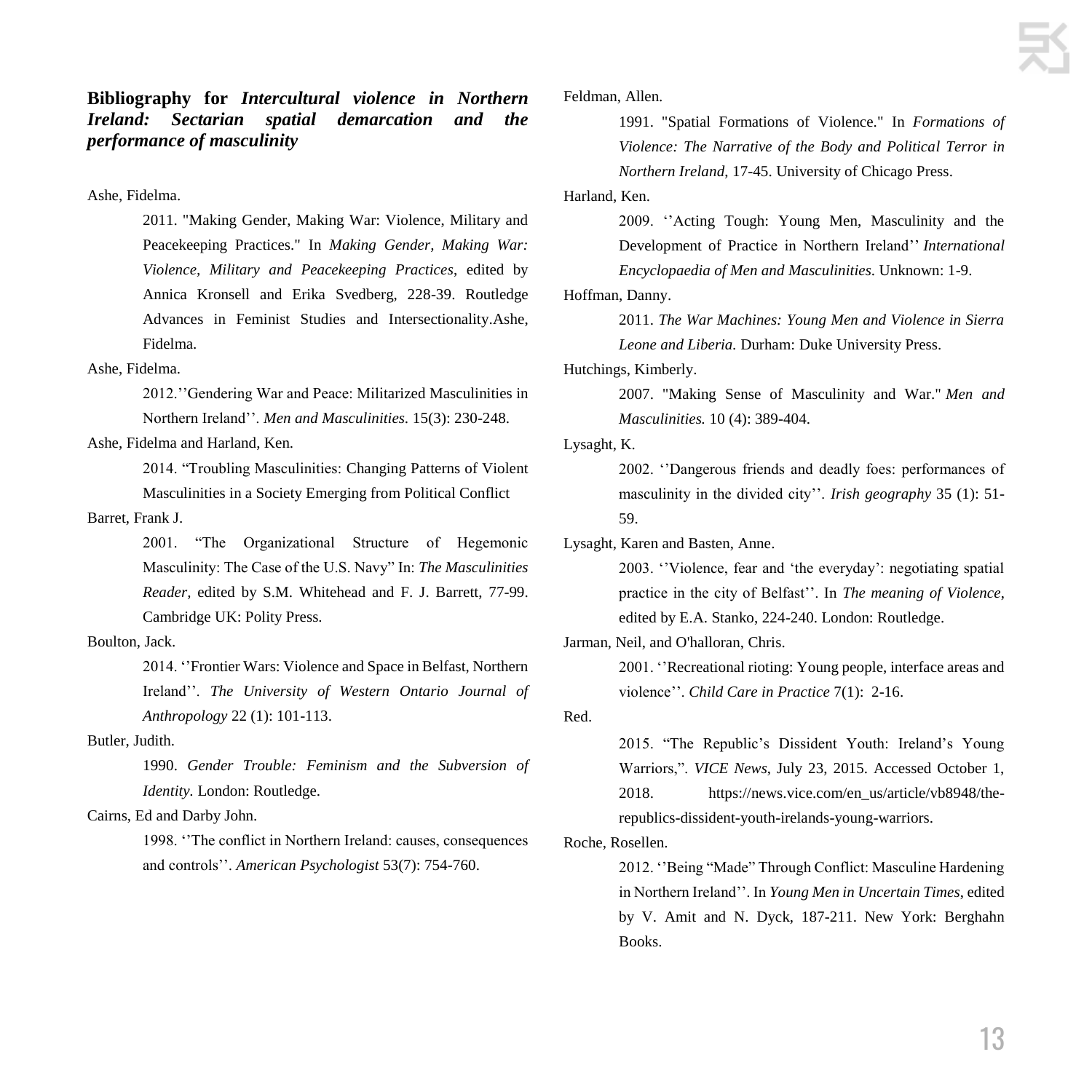**Bibliography for *Intercultural violence in Northern Ireland: Sectarian spatial demarcation and the performance of masculinity***

Ashe, Fidelma.

2011. "Making Gender, Making War: Violence, Military and Peacekeeping Practices." In *Making Gender, Making War: Violence, Military and Peacekeeping Practices*, edited by Annica Kronsell and Erika Svedberg, 228-39. Routledge Advances in Feminist Studies and Intersectionality.Ashe, Fidelma.

Ashe, Fidelma.

2012.''Gendering War and Peace: Militarized Masculinities in Northern Ireland''. *Men and Masculinities.* 15(3): 230-248.

Ashe, Fidelma and Harland, Ken.

2014. "Troubling Masculinities: Changing Patterns of Violent Masculinities in a Society Emerging from Political Conflict

Barret, Frank J.

2001. "The Organizational Structure of Hegemonic Masculinity: The Case of the U.S. Navy" In: *The Masculinities Reader*, edited by S.M. Whitehead and F. J. Barrett, 77-99. Cambridge UK: Polity Press.

Boulton, Jack.

2014. ''Frontier Wars: Violence and Space in Belfast, Northern Ireland''. *The University of Western Ontario Journal of Anthropology* 22 (1): 101-113.

Butler, Judith.

1990. *Gender Trouble: Feminism and the Subversion of Identity*. London: Routledge.

Cairns, Ed and Darby John.

1998. ''The conflict in Northern Ireland: causes, consequences and controls''. *American Psychologist* 53(7): 754-760.

Feldman, Allen.

1991. "Spatial Formations of Violence." In *Formations of Violence: The Narrative of the Body and Political Terror in Northern Ireland*, 17-45. University of Chicago Press.

Harland, Ken.

2009. ''Acting Tough: Young Men, Masculinity and the Development of Practice in Northern Ireland'' *International Encyclopaedia of Men and Masculinities*. Unknown: 1-9.

Hoffman, Danny.

2011. *The War Machines: Young Men and Violence in Sierra Leone and Liberia.* Durham: Duke University Press.

Hutchings, Kimberly.

2007. "Making Sense of Masculinity and War." *Men and Masculinities.* 10 (4): 389-404.

Lysaght, K.

2002. ''Dangerous friends and deadly foes: performances of masculinity in the divided city''. *Irish geography* 35 (1): 51-59.

Lysaght, Karen and Basten, Anne.

2003. ''Violence, fear and 'the everyday': negotiating spatial practice in the city of Belfast''. In *The meaning of Violence*, edited by E.A. Stanko, 224-240. London: Routledge.

Jarman, Neil, and O'halloran, Chris.

2001. ''Recreational rioting: Young people, interface areas and violence''. *Child Care in Practice* 7(1): 2-16.

Red.

2015. "The Republic's Dissident Youth: Ireland's Young Warriors,". *VICE News*, July 23, 2015. Accessed October 1, 2018. https://news.vice.com/en_us/article/vb8948/the-republics-dissident-youth-irelands-young-warriors.

Roche, Rosellen.

2012. ''Being "Made" Through Conflict: Masculine Hardening in Northern Ireland''. In *Young Men in Uncertain Times*, edited by V. Amit and N. Dyck, 187-211. New York: Berghahn Books.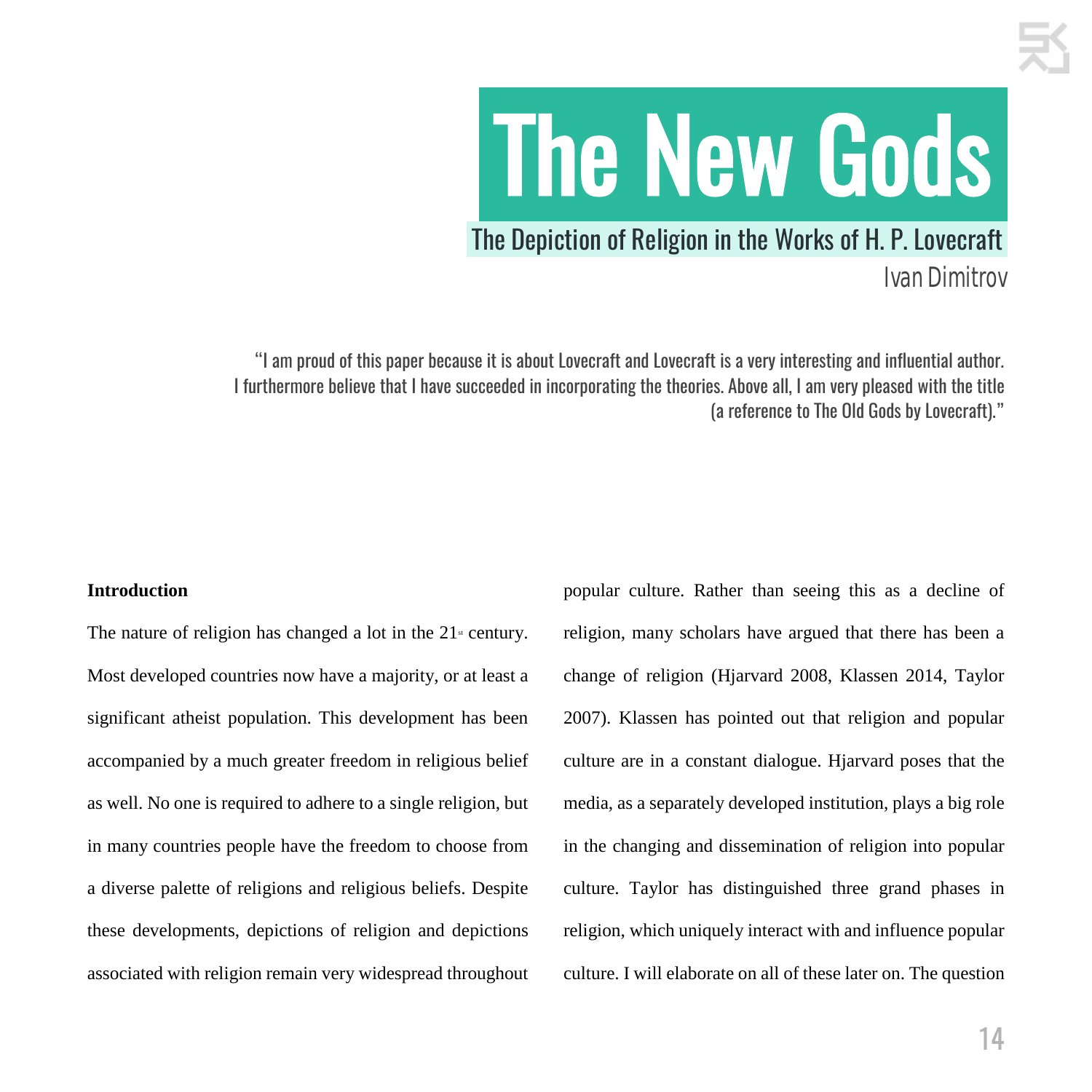# The New Gods

## The Depiction of Religion in the Works of H. P. Lovecraft

Ivan Dimitrov

"I am proud of this paper because it is about Lovecraft and Lovecraft is a very interesting and influential author. I furthermore believe that I have succeeded in incorporating the theories. Above all, I am very pleased with the title (a reference to The Old Gods by Lovecraft)."

**Introduction**

The nature of religion has changed a lot in the 21st century. Most developed countries now have a majority, or at least a significant atheist population. This development has been accompanied by a much greater freedom in religious belief as well. No one is required to adhere to a single religion, but in many countries people have the freedom to choose from a diverse palette of religions and religious beliefs. Despite these developments, depictions of religion and depictions associated with religion remain very widespread throughout popular culture. Rather than seeing this as a decline of religion, many scholars have argued that there has been a change of religion (Hjarvard 2008, Klassen 2014, Taylor 2007). Klassen has pointed out that religion and popular culture are in a constant dialogue. Hjarvard poses that the media, as a separately developed institution, plays a big role in the changing and dissemination of religion into popular culture. Taylor has distinguished three grand phases in religion, which uniquely interact with and influence popular culture. I will elaborate on all of these later on. The question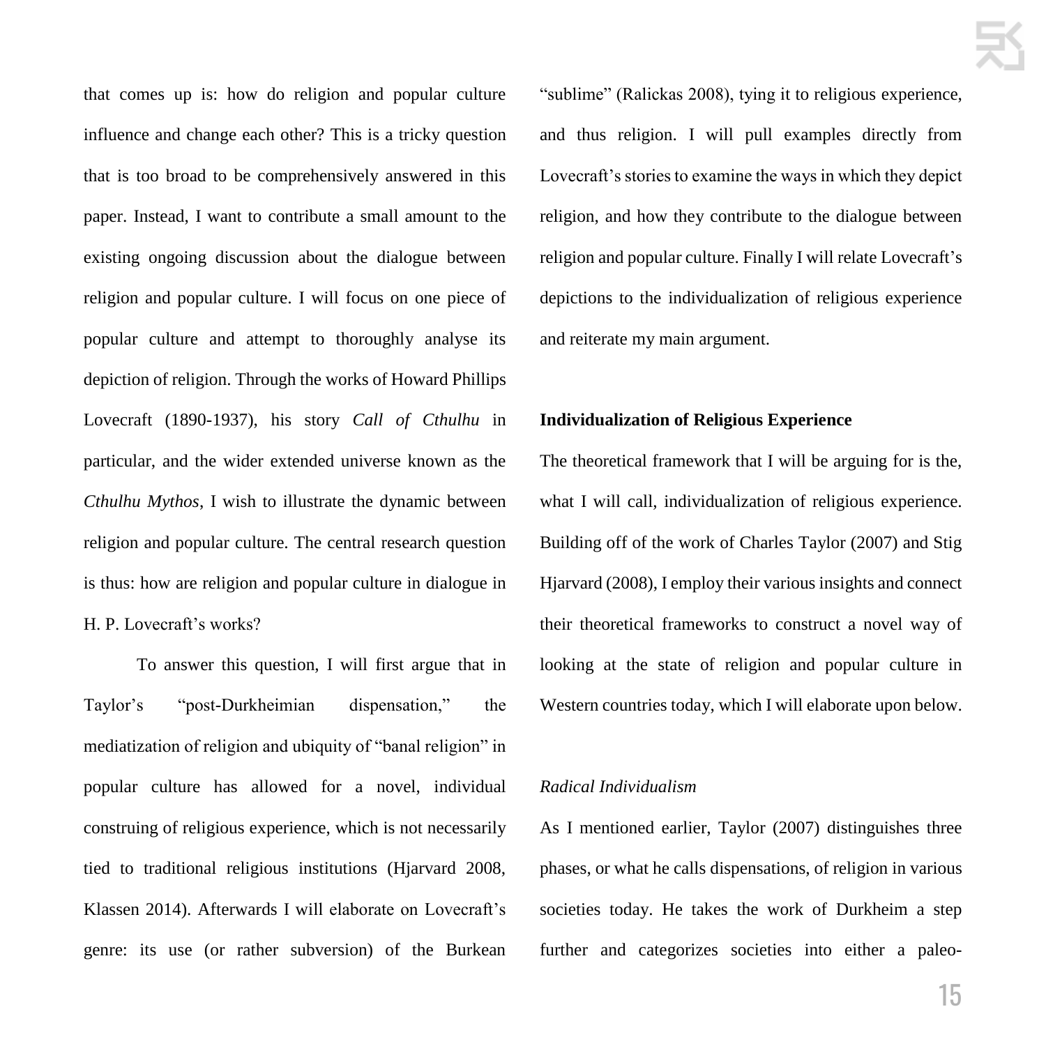that comes up is: how do religion and popular culture influence and change each other? This is a tricky question that is too broad to be comprehensively answered in this paper. Instead, I want to contribute a small amount to the existing ongoing discussion about the dialogue between religion and popular culture. I will focus on one piece of popular culture and attempt to thoroughly analyse its depiction of religion. Through the works of Howard Phillips Lovecraft (1890-1937), his story *Call of Cthulhu* in particular, and the wider extended universe known as the *Cthulhu Mythos*, I wish to illustrate the dynamic between religion and popular culture. The central research question is thus: how are religion and popular culture in dialogue in H. P. Lovecraft's works?

To answer this question, I will first argue that in Taylor's "post-Durkheimian dispensation," the mediatization of religion and ubiquity of "banal religion" in popular culture has allowed for a novel, individual construing of religious experience, which is not necessarily tied to traditional religious institutions (Hjarvard 2008, Klassen 2014). Afterwards I will elaborate on Lovecraft's genre: its use (or rather subversion) of the Burkean "sublime" (Ralickas 2008), tying it to religious experience, and thus religion. I will pull examples directly from Lovecraft's stories to examine the ways in which they depict religion, and how they contribute to the dialogue between religion and popular culture. Finally I will relate Lovecraft's depictions to the individualization of religious experience and reiterate my main argument.

## Individualization of Religious Experience

The theoretical framework that I will be arguing for is the, what I will call, individualization of religious experience. Building off of the work of Charles Taylor (2007) and Stig Hjarvard (2008), I employ their various insights and connect their theoretical frameworks to construct a novel way of looking at the state of religion and popular culture in Western countries today, which I will elaborate upon below.

### *Radical Individualism*

As I mentioned earlier, Taylor (2007) distinguishes three phases, or what he calls dispensations, of religion in various societies today. He takes the work of Durkheim a step further and categorizes societies into either a paleo-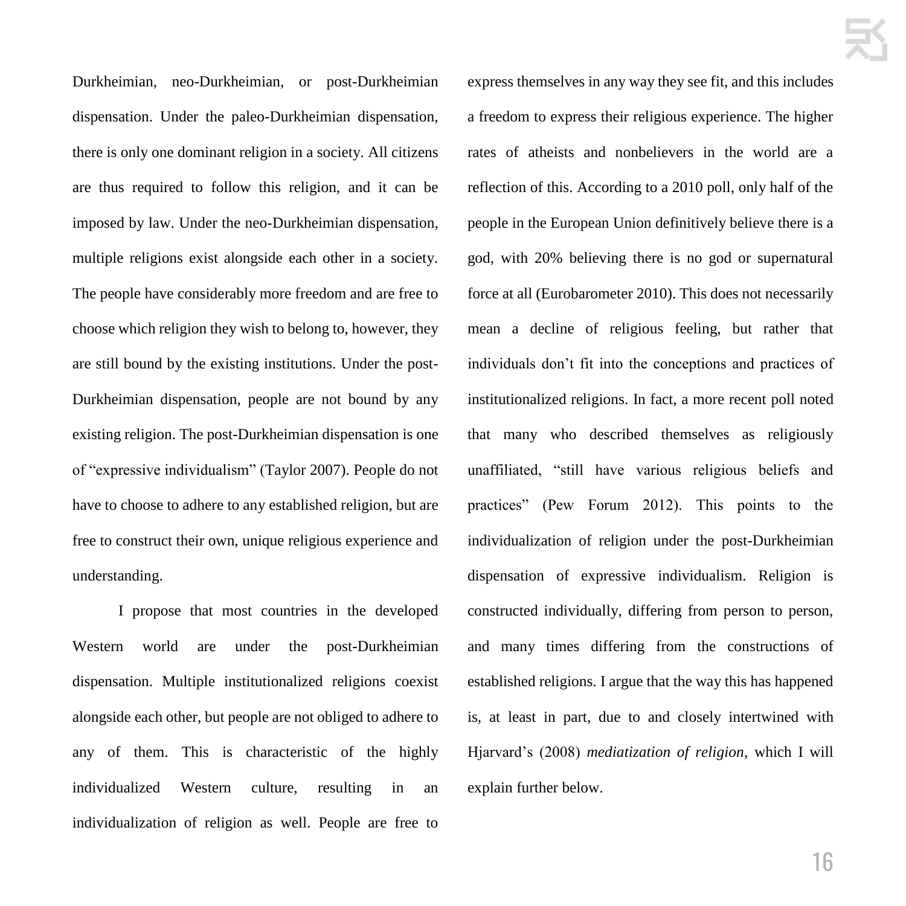Durkheimian, neo-Durkheimian, or post-Durkheimian dispensation. Under the paleo-Durkheimian dispensation, there is only one dominant religion in a society. All citizens are thus required to follow this religion, and it can be imposed by law. Under the neo-Durkheimian dispensation, multiple religions exist alongside each other in a society. The people have considerably more freedom and are free to choose which religion they wish to belong to, however, they are still bound by the existing institutions. Under the post-Durkheimian dispensation, people are not bound by any existing religion. The post-Durkheimian dispensation is one of "expressive individualism" (Taylor 2007). People do not have to choose to adhere to any established religion, but are free to construct their own, unique religious experience and understanding.

I propose that most countries in the developed Western world are under the post-Durkheimian dispensation. Multiple institutionalized religions coexist alongside each other, but people are not obliged to adhere to any of them. This is characteristic of the highly individualized Western culture, resulting in an individualization of religion as well. People are free to express themselves in any way they see fit, and this includes a freedom to express their religious experience. The higher rates of atheists and nonbelievers in the world are a reflection of this. According to a 2010 poll, only half of the people in the European Union definitively believe there is a god, with 20% believing there is no god or supernatural force at all (Eurobarometer 2010). This does not necessarily mean a decline of religious feeling, but rather that individuals don't fit into the conceptions and practices of institutionalized religions. In fact, a more recent poll noted that many who described themselves as religiously unaffiliated, "still have various religious beliefs and practices" (Pew Forum 2012). This points to the individualization of religion under the post-Durkheimian dispensation of expressive individualism. Religion is constructed individually, differing from person to person, and many times differing from the constructions of established religions. I argue that the way this has happened is, at least in part, due to and closely intertwined with Hjarvard's (2008) *mediatization of religion*, which I will explain further below.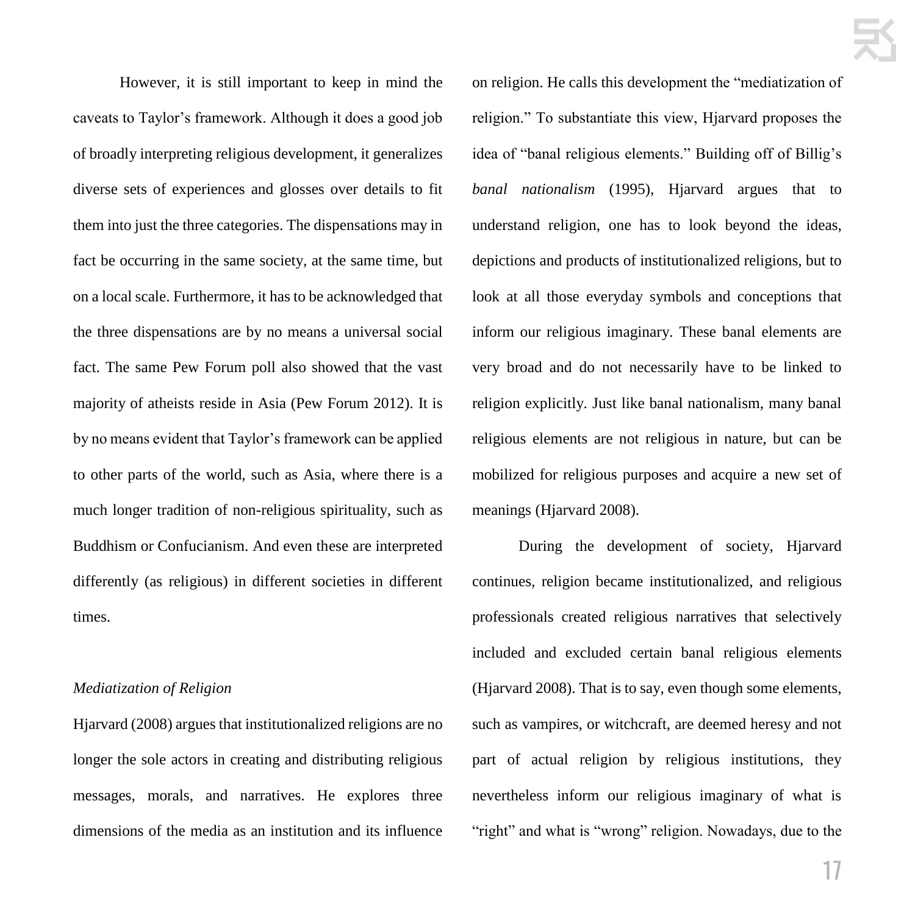However, it is still important to keep in mind the caveats to Taylor's framework. Although it does a good job of broadly interpreting religious development, it generalizes diverse sets of experiences and glosses over details to fit them into just the three categories. The dispensations may in fact be occurring in the same society, at the same time, but on a local scale. Furthermore, it has to be acknowledged that the three dispensations are by no means a universal social fact. The same Pew Forum poll also showed that the vast majority of atheists reside in Asia (Pew Forum 2012). It is by no means evident that Taylor's framework can be applied to other parts of the world, such as Asia, where there is a much longer tradition of non-religious spirituality, such as Buddhism or Confucianism. And even these are interpreted differently (as religious) in different societies in different times.

### *Mediatization of Religion*

Hjarvard (2008) argues that institutionalized religions are no longer the sole actors in creating and distributing religious messages, morals, and narratives. He explores three dimensions of the media as an institution and its influence on religion. He calls this development the "mediatization of religion." To substantiate this view, Hjarvard proposes the idea of "banal religious elements." Building off of Billig's *banal nationalism* (1995), Hjarvard argues that to understand religion, one has to look beyond the ideas, depictions and products of institutionalized religions, but to look at all those everyday symbols and conceptions that inform our religious imaginary. These banal elements are very broad and do not necessarily have to be linked to religion explicitly. Just like banal nationalism, many banal religious elements are not religious in nature, but can be mobilized for religious purposes and acquire a new set of meanings (Hjarvard 2008).

During the development of society, Hjarvard continues, religion became institutionalized, and religious professionals created religious narratives that selectively included and excluded certain banal religious elements (Hjarvard 2008). That is to say, even though some elements, such as vampires, or witchcraft, are deemed heresy and not part of actual religion by religious institutions, they nevertheless inform our religious imaginary of what is "right" and what is "wrong" religion. Nowadays, due to the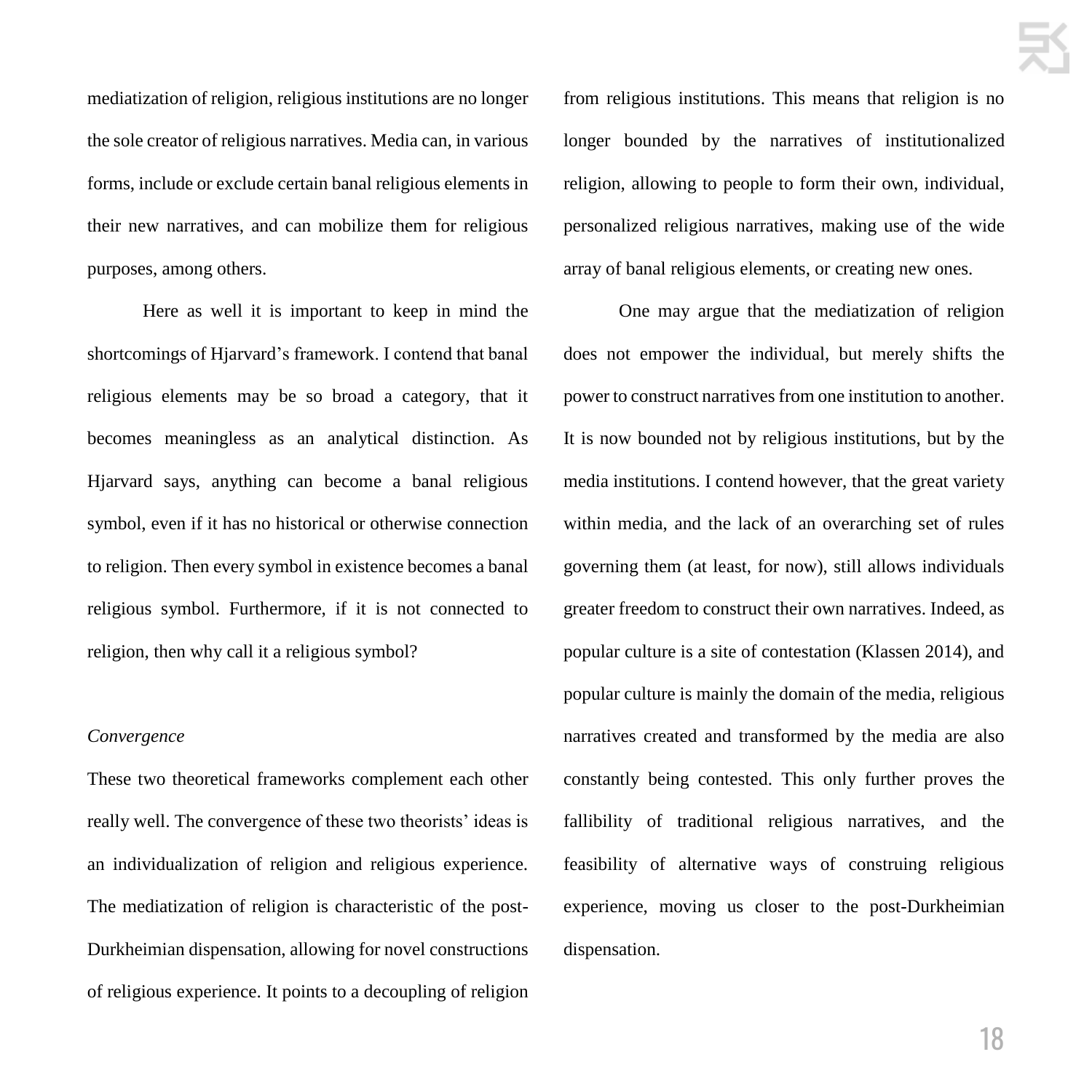mediatization of religion, religious institutions are no longer the sole creator of religious narratives. Media can, in various forms, include or exclude certain banal religious elements in their new narratives, and can mobilize them for religious purposes, among others.

Here as well it is important to keep in mind the shortcomings of Hjarvard's framework. I contend that banal religious elements may be so broad a category, that it becomes meaningless as an analytical distinction. As Hjarvard says, anything can become a banal religious symbol, even if it has no historical or otherwise connection to religion. Then every symbol in existence becomes a banal religious symbol. Furthermore, if it is not connected to religion, then why call it a religious symbol?

*Convergence*

These two theoretical frameworks complement each other really well. The convergence of these two theorists' ideas is an individualization of religion and religious experience. The mediatization of religion is characteristic of the post-Durkheimian dispensation, allowing for novel constructions of religious experience. It points to a decoupling of religion from religious institutions. This means that religion is no longer bounded by the narratives of institutionalized religion, allowing to people to form their own, individual, personalized religious narratives, making use of the wide array of banal religious elements, or creating new ones.

One may argue that the mediatization of religion does not empower the individual, but merely shifts the power to construct narratives from one institution to another. It is now bounded not by religious institutions, but by the media institutions. I contend however, that the great variety within media, and the lack of an overarching set of rules governing them (at least, for now), still allows individuals greater freedom to construct their own narratives. Indeed, as popular culture is a site of contestation (Klassen 2014), and popular culture is mainly the domain of the media, religious narratives created and transformed by the media are also constantly being contested. This only further proves the fallibility of traditional religious narratives, and the feasibility of alternative ways of construing religious experience, moving us closer to the post-Durkheimian dispensation.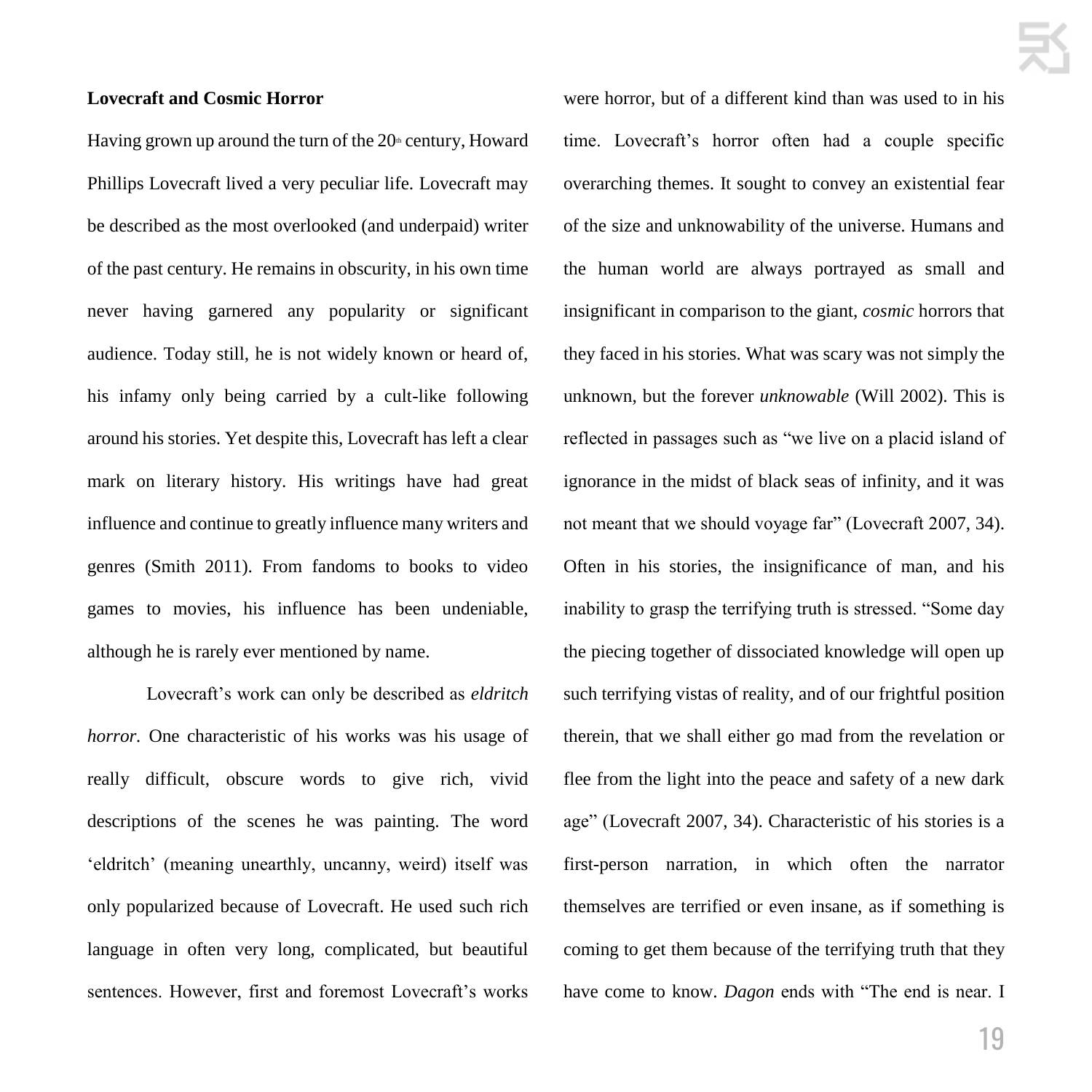**Lovecraft and Cosmic Horror**

Having grown up around the turn of the 20th century, Howard Phillips Lovecraft lived a very peculiar life. Lovecraft may be described as the most overlooked (and underpaid) writer of the past century. He remains in obscurity, in his own time never having garnered any popularity or significant audience. Today still, he is not widely known or heard of, his infamy only being carried by a cult-like following around his stories. Yet despite this, Lovecraft has left a clear mark on literary history. His writings have had great influence and continue to greatly influence many writers and genres (Smith 2011). From fandoms to books to video games to movies, his influence has been undeniable, although he is rarely ever mentioned by name.

Lovecraft's work can only be described as *eldritch horror*. One characteristic of his works was his usage of really difficult, obscure words to give rich, vivid descriptions of the scenes he was painting. The word 'eldritch' (meaning unearthly, uncanny, weird) itself was only popularized because of Lovecraft. He used such rich language in often very long, complicated, but beautiful sentences. However, first and foremost Lovecraft's works were horror, but of a different kind than was used to in his time. Lovecraft's horror often had a couple specific overarching themes. It sought to convey an existential fear of the size and unknowability of the universe. Humans and the human world are always portrayed as small and insignificant in comparison to the giant, *cosmic* horrors that they faced in his stories. What was scary was not simply the unknown, but the forever *unknowable* (Will 2002). This is reflected in passages such as "we live on a placid island of ignorance in the midst of black seas of infinity, and it was not meant that we should voyage far" (Lovecraft 2007, 34). Often in his stories, the insignificance of man, and his inability to grasp the terrifying truth is stressed. "Some day the piecing together of dissociated knowledge will open up such terrifying vistas of reality, and of our frightful position therein, that we shall either go mad from the revelation or flee from the light into the peace and safety of a new dark age" (Lovecraft 2007, 34). Characteristic of his stories is a first-person narration, in which often the narrator themselves are terrified or even insane, as if something is coming to get them because of the terrifying truth that they have come to know. *Dagon* ends with "The end is near. I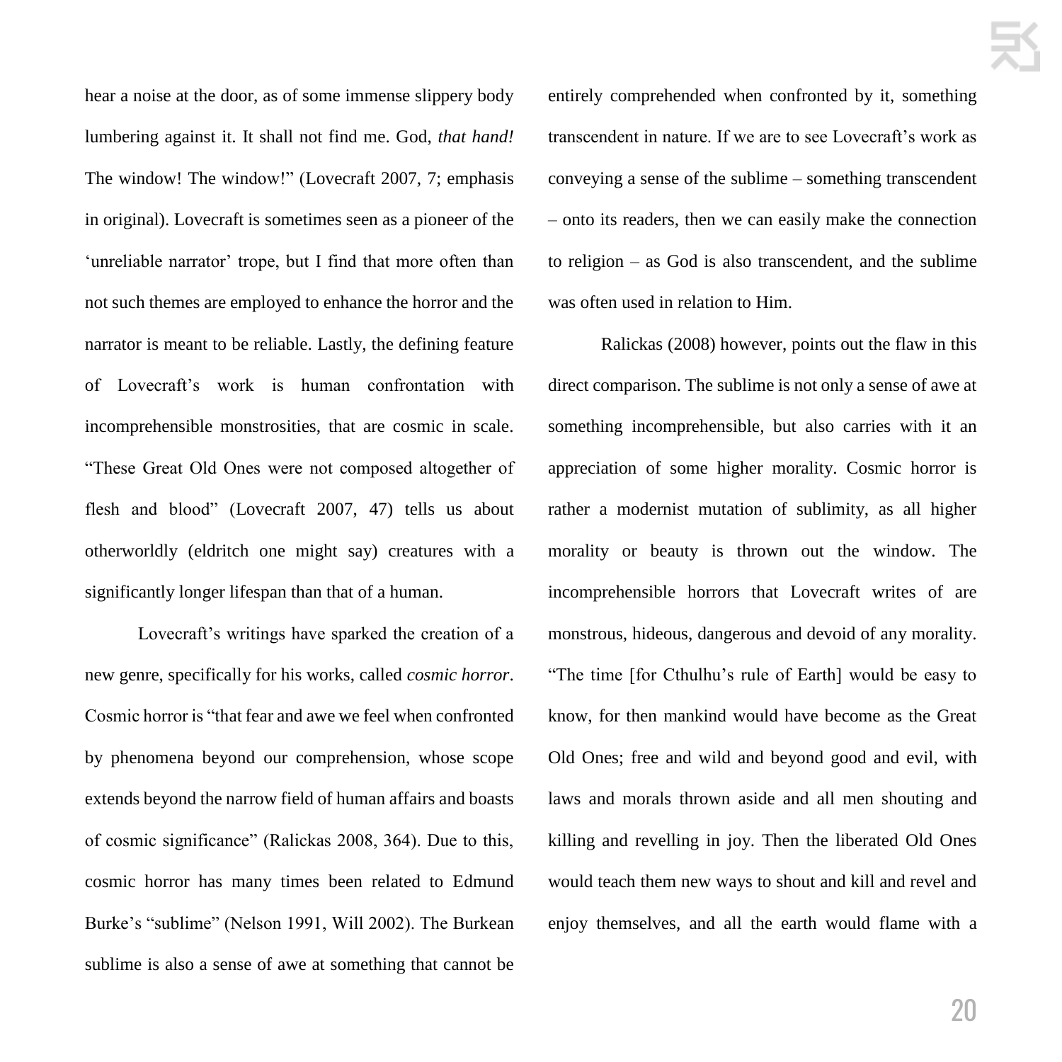hear a noise at the door, as of some immense slippery body lumbering against it. It shall not find me. God, *that hand!* The window! The window!" (Lovecraft 2007, 7; emphasis in original). Lovecraft is sometimes seen as a pioneer of the 'unreliable narrator' trope, but I find that more often than not such themes are employed to enhance the horror and the narrator is meant to be reliable. Lastly, the defining feature of Lovecraft's work is human confrontation with incomprehensible monstrosities, that are cosmic in scale. "These Great Old Ones were not composed altogether of flesh and blood" (Lovecraft 2007, 47) tells us about otherworldly (eldritch one might say) creatures with a significantly longer lifespan than that of a human.

Lovecraft's writings have sparked the creation of a new genre, specifically for his works, called *cosmic horror*. Cosmic horror is "that fear and awe we feel when confronted by phenomena beyond our comprehension, whose scope extends beyond the narrow field of human affairs and boasts of cosmic significance" (Ralickas 2008, 364). Due to this, cosmic horror has many times been related to Edmund Burke's "sublime" (Nelson 1991, Will 2002). The Burkean sublime is also a sense of awe at something that cannot be entirely comprehended when confronted by it, something transcendent in nature. If we are to see Lovecraft's work as conveying a sense of the sublime – something transcendent – onto its readers, then we can easily make the connection to religion – as God is also transcendent, and the sublime was often used in relation to Him.

Ralickas (2008) however, points out the flaw in this direct comparison. The sublime is not only a sense of awe at something incomprehensible, but also carries with it an appreciation of some higher morality. Cosmic horror is rather a modernist mutation of sublimity, as all higher morality or beauty is thrown out the window. The incomprehensible horrors that Lovecraft writes of are monstrous, hideous, dangerous and devoid of any morality. "The time [for Cthulhu's rule of Earth] would be easy to know, for then mankind would have become as the Great Old Ones; free and wild and beyond good and evil, with laws and morals thrown aside and all men shouting and killing and revelling in joy. Then the liberated Old Ones would teach them new ways to shout and kill and revel and enjoy themselves, and all the earth would flame with a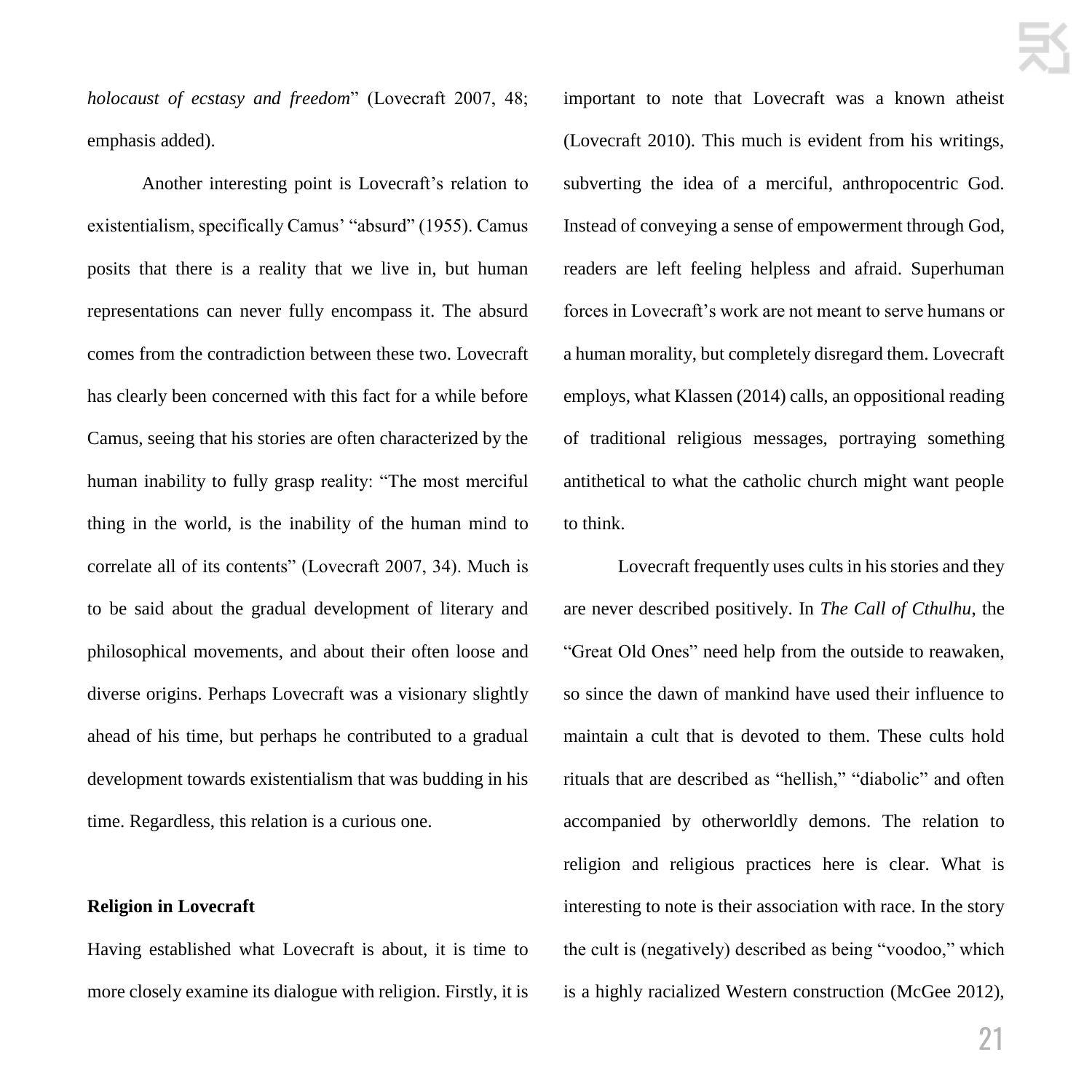*holocaust of ecstasy and freedom*" (Lovecraft 2007, 48; emphasis added).

Another interesting point is Lovecraft's relation to existentialism, specifically Camus' "absurd" (1955). Camus posits that there is a reality that we live in, but human representations can never fully encompass it. The absurd comes from the contradiction between these two. Lovecraft has clearly been concerned with this fact for a while before Camus, seeing that his stories are often characterized by the human inability to fully grasp reality: "The most merciful thing in the world, is the inability of the human mind to correlate all of its contents" (Lovecraft 2007, 34). Much is to be said about the gradual development of literary and philosophical movements, and about their often loose and diverse origins. Perhaps Lovecraft was a visionary slightly ahead of his time, but perhaps he contributed to a gradual development towards existentialism that was budding in his time. Regardless, this relation is a curious one.

**Religion in Lovecraft**

Having established what Lovecraft is about, it is time to more closely examine its dialogue with religion. Firstly, it is important to note that Lovecraft was a known atheist (Lovecraft 2010). This much is evident from his writings, subverting the idea of a merciful, anthropocentric God. Instead of conveying a sense of empowerment through God, readers are left feeling helpless and afraid. Superhuman forces in Lovecraft's work are not meant to serve humans or a human morality, but completely disregard them. Lovecraft employs, what Klassen (2014) calls, an oppositional reading of traditional religious messages, portraying something antithetical to what the catholic church might want people to think.

Lovecraft frequently uses cults in his stories and they are never described positively. In *The Call of Cthulhu*, the "Great Old Ones" need help from the outside to reawaken, so since the dawn of mankind have used their influence to maintain a cult that is devoted to them. These cults hold rituals that are described as "hellish," "diabolic" and often accompanied by otherworldly demons. The relation to religion and religious practices here is clear. What is interesting to note is their association with race. In the story the cult is (negatively) described as being "voodoo," which is a highly racialized Western construction (McGee 2012),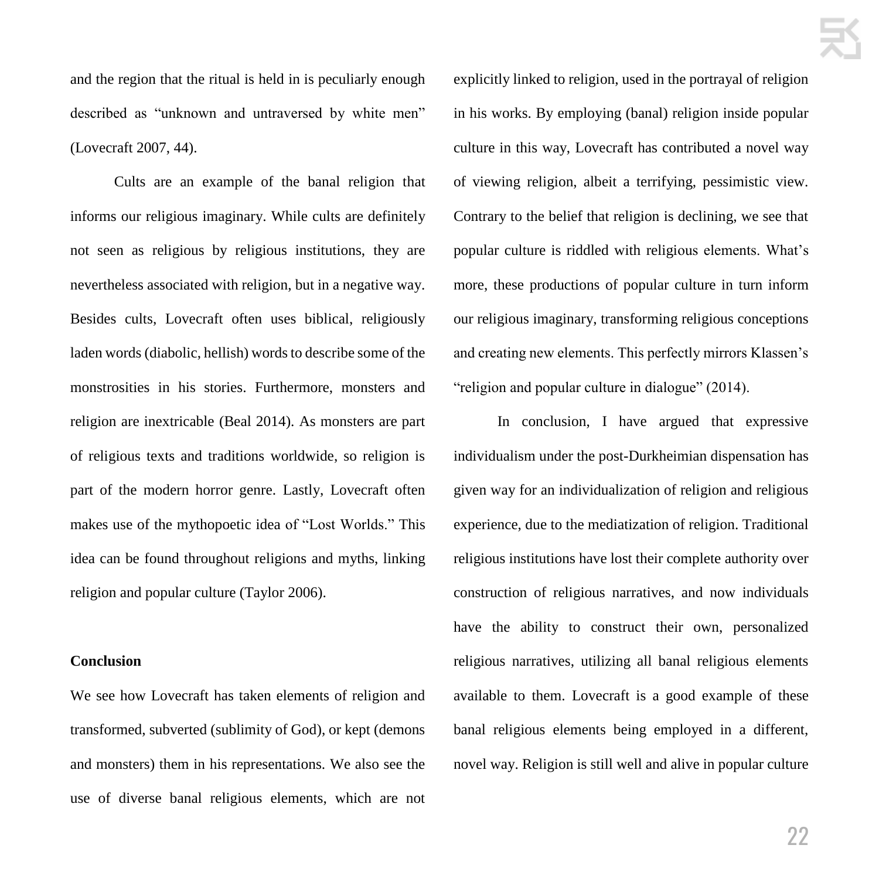and the region that the ritual is held in is peculiarly enough described as "unknown and untraversed by white men" (Lovecraft 2007, 44).

Cults are an example of the banal religion that informs our religious imaginary. While cults are definitely not seen as religious by religious institutions, they are nevertheless associated with religion, but in a negative way. Besides cults, Lovecraft often uses biblical, religiously laden words (diabolic, hellish) words to describe some of the monstrosities in his stories. Furthermore, monsters and religion are inextricable (Beal 2014). As monsters are part of religious texts and traditions worldwide, so religion is part of the modern horror genre. Lastly, Lovecraft often makes use of the mythopoetic idea of "Lost Worlds." This idea can be found throughout religions and myths, linking religion and popular culture (Taylor 2006).

**Conclusion**

We see how Lovecraft has taken elements of religion and transformed, subverted (sublimity of God), or kept (demons and monsters) them in his representations. We also see the use of diverse banal religious elements, which are not explicitly linked to religion, used in the portrayal of religion in his works. By employing (banal) religion inside popular culture in this way, Lovecraft has contributed a novel way of viewing religion, albeit a terrifying, pessimistic view. Contrary to the belief that religion is declining, we see that popular culture is riddled with religious elements. What's more, these productions of popular culture in turn inform our religious imaginary, transforming religious conceptions and creating new elements. This perfectly mirrors Klassen's "religion and popular culture in dialogue" (2014).

In conclusion, I have argued that expressive individualism under the post-Durkheimian dispensation has given way for an individualization of religion and religious experience, due to the mediatization of religion. Traditional religious institutions have lost their complete authority over construction of religious narratives, and now individuals have the ability to construct their own, personalized religious narratives, utilizing all banal religious elements available to them. Lovecraft is a good example of these banal religious elements being employed in a different, novel way. Religion is still well and alive in popular culture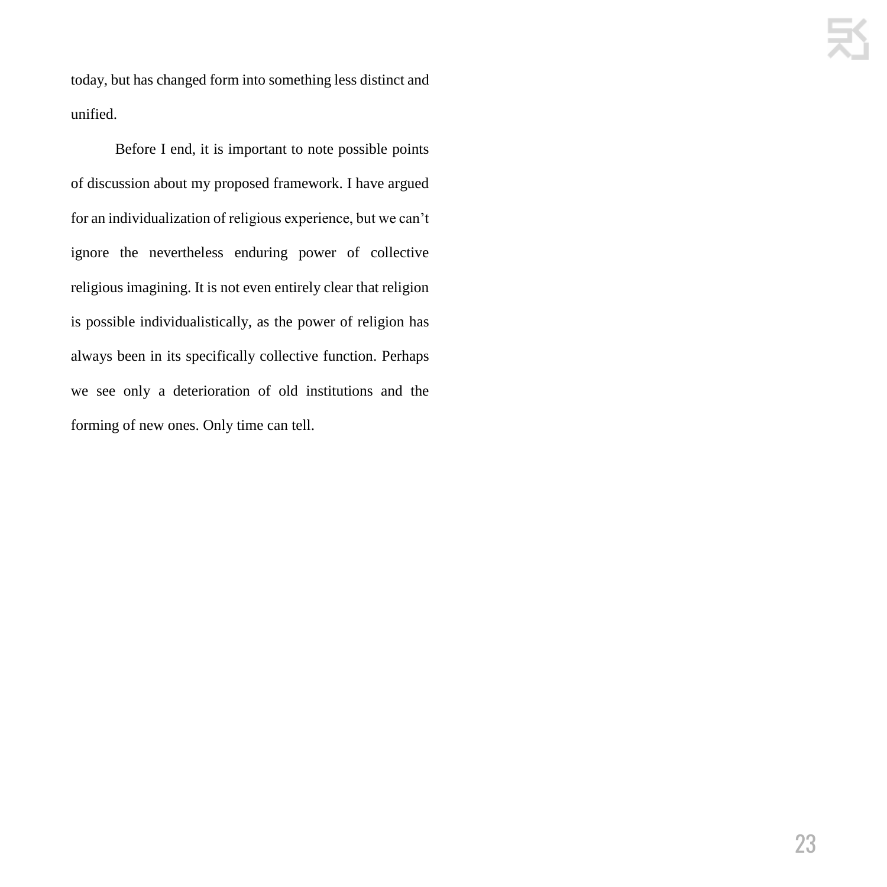today, but has changed form into something less distinct and unified.

Before I end, it is important to note possible points of discussion about my proposed framework. I have argued for an individualization of religious experience, but we can’t ignore the nevertheless enduring power of collective religious imagining. It is not even entirely clear that religion is possible individualistically, as the power of religion has always been in its specifically collective function. Perhaps we see only a deterioration of old institutions and the forming of new ones. Only time can tell.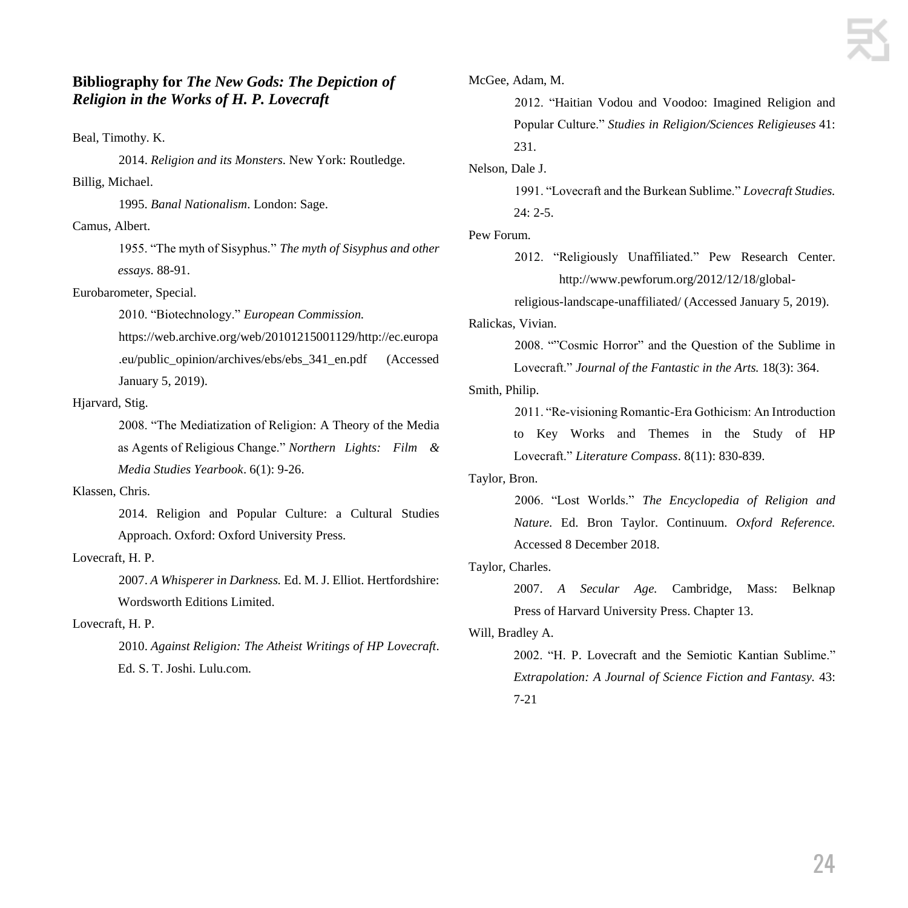## Bibliography for *The New Gods: The Depiction of Religion in the Works of H. P. Lovecraft*

Beal, Timothy. K.

2014. *Religion and its Monsters*. New York: Routledge.

Billig, Michael.

1995. *Banal Nationalism*. London: Sage.

Camus, Albert.

1955. "The myth of Sisyphus." *The myth of Sisyphus and other essays*. 88-91.

Eurobarometer, Special.

2010. "Biotechnology." *European Commission.* https://web.archive.org/web/20101215001129/http://ec.europa.eu/public_opinion/archives/ebs/ebs_341_en.pdf (Accessed January 5, 2019).

Hjarvard, Stig.

2008. "The Mediatization of Religion: A Theory of the Media as Agents of Religious Change." *Northern Lights: Film & Media Studies Yearbook*. 6(1): 9-26.

Klassen, Chris.

2014. Religion and Popular Culture: a Cultural Studies Approach. Oxford: Oxford University Press.

Lovecraft, H. P.

2007. *A Whisperer in Darkness.* Ed. M. J. Elliot. Hertfordshire: Wordsworth Editions Limited.

Lovecraft, H. P.

2010. *Against Religion: The Atheist Writings of HP Lovecraft*. Ed. S. T. Joshi. Lulu.com.

McGee, Adam, M.

2012. "Haitian Vodou and Voodoo: Imagined Religion and Popular Culture." *Studies in Religion/Sciences Religieuses* 41: 231.

Nelson, Dale J.

1991. "Lovecraft and the Burkean Sublime." *Lovecraft Studies.* 24: 2-5.

Pew Forum.

2012. "Religiously Unaffiliated." Pew Research Center. http://www.pewforum.org/2012/12/18/global-religious-landscape-unaffiliated/ (Accessed January 5, 2019).

Ralickas, Vivian.

2008. ""Cosmic Horror" and the Question of the Sublime in Lovecraft." *Journal of the Fantastic in the Arts.* 18(3): 364.

Smith, Philip.

2011. "Re-visioning Romantic-Era Gothicism: An Introduction to Key Works and Themes in the Study of HP Lovecraft." *Literature Compass*. 8(11): 830-839.

Taylor, Bron.

2006. "Lost Worlds." *The Encyclopedia of Religion and Nature*. Ed. Bron Taylor. Continuum. *Oxford Reference.* Accessed 8 December 2018.

Taylor, Charles.

2007. *A Secular Age.* Cambridge, Mass: Belknap Press of Harvard University Press. Chapter 13.

Will, Bradley A.

2002. "H. P. Lovecraft and the Semiotic Kantian Sublime." *Extrapolation: A Journal of Science Fiction and Fantasy.* 43: 7-21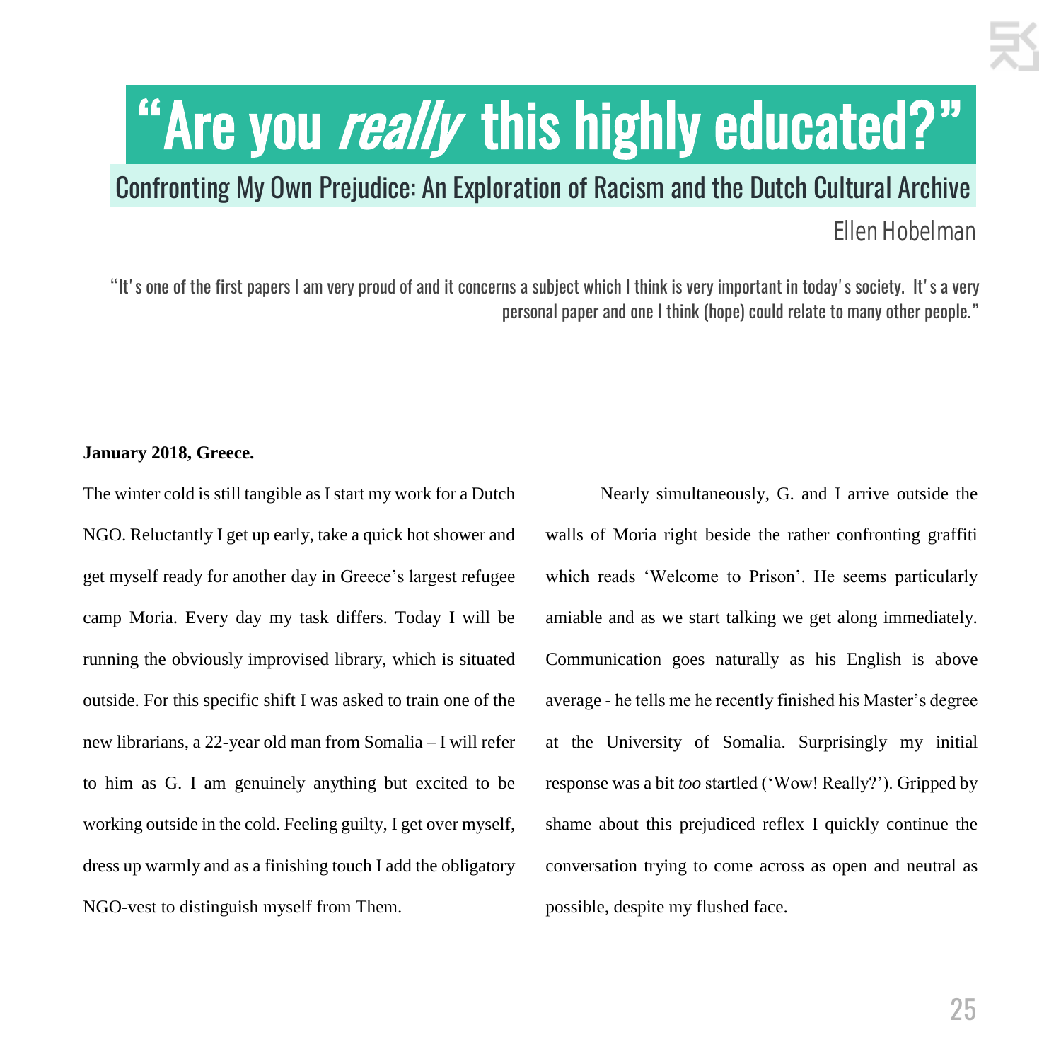# "Are you *really* this highly educated?"

## Confronting My Own Prejudice: An Exploration of Racism and the Dutch Cultural Archive

Ellen Hobelman

"It's one of the first papers I am very proud of and it concerns a subject which I think is very important in today's society. It's a very personal paper and one I think (hope) could relate to many other people."

**January 2018, Greece.**

The winter cold is still tangible as I start my work for a Dutch NGO. Reluctantly I get up early, take a quick hot shower and get myself ready for another day in Greece's largest refugee camp Moria. Every day my task differs. Today I will be running the obviously improvised library, which is situated outside. For this specific shift I was asked to train one of the new librarians, a 22-year old man from Somalia – I will refer to him as G. I am genuinely anything but excited to be working outside in the cold. Feeling guilty, I get over myself, dress up warmly and as a finishing touch I add the obligatory NGO-vest to distinguish myself from Them.

Nearly simultaneously, G. and I arrive outside the walls of Moria right beside the rather confronting graffiti which reads 'Welcome to Prison'. He seems particularly amiable and as we start talking we get along immediately. Communication goes naturally as his English is above average - he tells me he recently finished his Master's degree at the University of Somalia. Surprisingly my initial response was a bit *too* startled ('Wow! Really?'). Gripped by shame about this prejudiced reflex I quickly continue the conversation trying to come across as open and neutral as possible, despite my flushed face.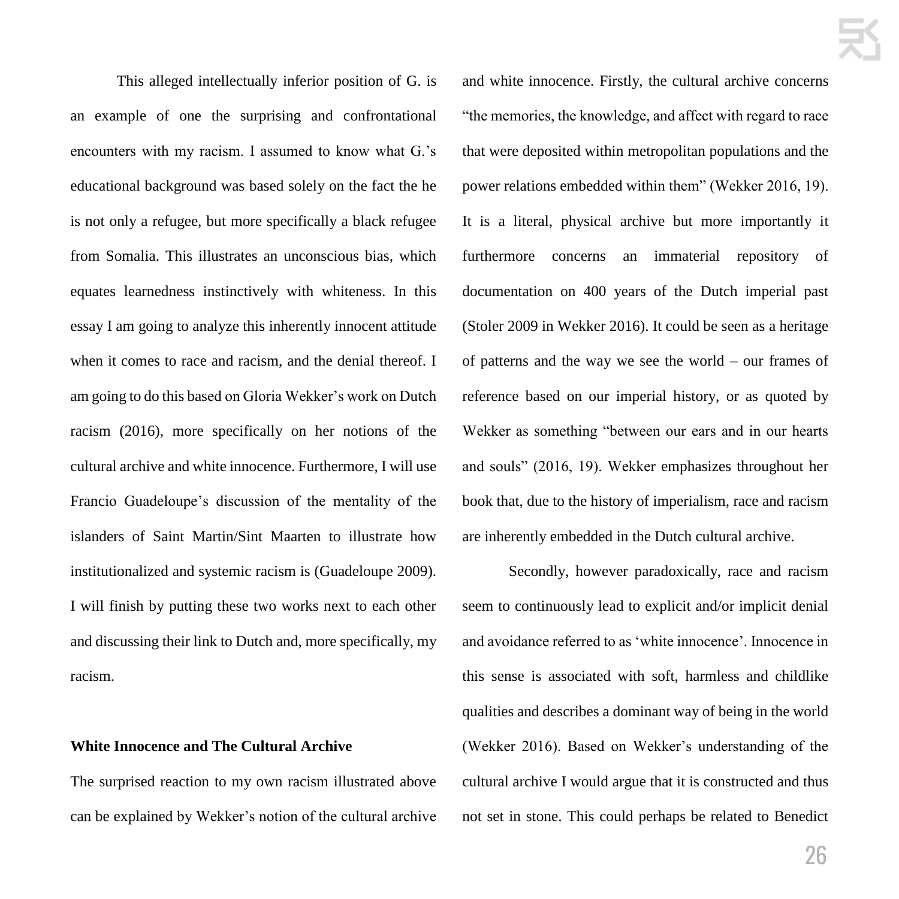This alleged intellectually inferior position of G. is an example of one the surprising and confrontational encounters with my racism. I assumed to know what G.'s educational background was based solely on the fact the he is not only a refugee, but more specifically a black refugee from Somalia. This illustrates an unconscious bias, which equates learnedness instinctively with whiteness. In this essay I am going to analyze this inherently innocent attitude when it comes to race and racism, and the denial thereof. I am going to do this based on Gloria Wekker's work on Dutch racism (2016), more specifically on her notions of the cultural archive and white innocence. Furthermore, I will use Francio Guadeloupe's discussion of the mentality of the islanders of Saint Martin/Sint Maarten to illustrate how institutionalized and systemic racism is (Guadeloupe 2009). I will finish by putting these two works next to each other and discussing their link to Dutch and, more specifically, my racism.

**White Innocence and The Cultural Archive**

The surprised reaction to my own racism illustrated above can be explained by Wekker's notion of the cultural archive and white innocence. Firstly, the cultural archive concerns "the memories, the knowledge, and affect with regard to race that were deposited within metropolitan populations and the power relations embedded within them" (Wekker 2016, 19). It is a literal, physical archive but more importantly it furthermore concerns an immaterial repository of documentation on 400 years of the Dutch imperial past (Stoler 2009 in Wekker 2016). It could be seen as a heritage of patterns and the way we see the world – our frames of reference based on our imperial history, or as quoted by Wekker as something "between our ears and in our hearts and souls" (2016, 19). Wekker emphasizes throughout her book that, due to the history of imperialism, race and racism are inherently embedded in the Dutch cultural archive.

Secondly, however paradoxically, race and racism seem to continuously lead to explicit and/or implicit denial and avoidance referred to as 'white innocence'. Innocence in this sense is associated with soft, harmless and childlike qualities and describes a dominant way of being in the world (Wekker 2016). Based on Wekker's understanding of the cultural archive I would argue that it is constructed and thus not set in stone. This could perhaps be related to Benedict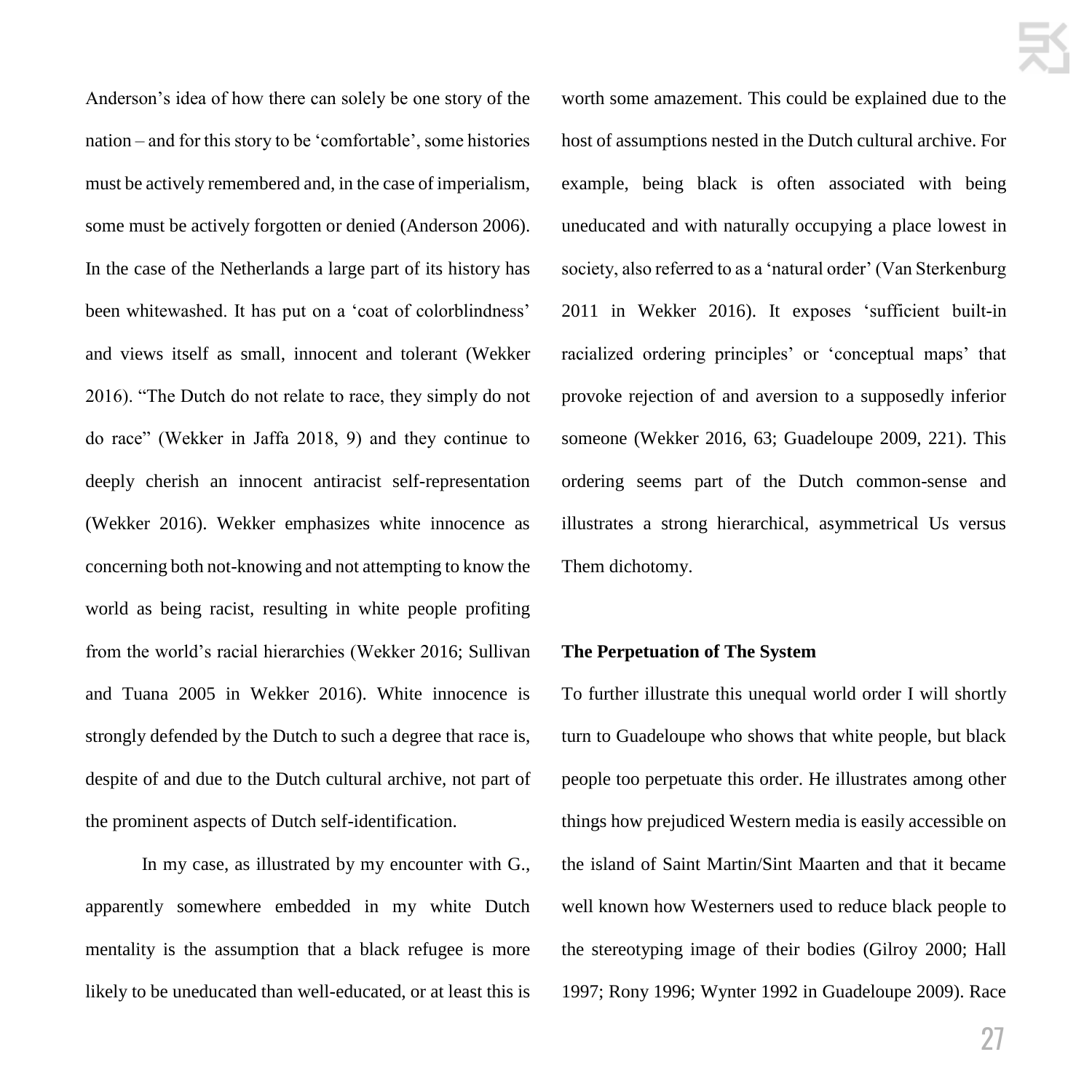Anderson's idea of how there can solely be one story of the nation – and for this story to be 'comfortable', some histories must be actively remembered and, in the case of imperialism, some must be actively forgotten or denied (Anderson 2006). In the case of the Netherlands a large part of its history has been whitewashed. It has put on a 'coat of colorblindness' and views itself as small, innocent and tolerant (Wekker 2016). "The Dutch do not relate to race, they simply do not do race" (Wekker in Jaffa 2018, 9) and they continue to deeply cherish an innocent antiracist self-representation (Wekker 2016). Wekker emphasizes white innocence as concerning both not-knowing and not attempting to know the world as being racist, resulting in white people profiting from the world's racial hierarchies (Wekker 2016; Sullivan and Tuana 2005 in Wekker 2016). White innocence is strongly defended by the Dutch to such a degree that race is, despite of and due to the Dutch cultural archive, not part of the prominent aspects of Dutch self-identification.

In my case, as illustrated by my encounter with G., apparently somewhere embedded in my white Dutch mentality is the assumption that a black refugee is more likely to be uneducated than well-educated, or at least this is worth some amazement. This could be explained due to the host of assumptions nested in the Dutch cultural archive. For example, being black is often associated with being uneducated and with naturally occupying a place lowest in society, also referred to as a 'natural order' (Van Sterkenburg 2011 in Wekker 2016). It exposes 'sufficient built-in racialized ordering principles' or 'conceptual maps' that provoke rejection of and aversion to a supposedly inferior someone (Wekker 2016, 63; Guadeloupe 2009, 221). This ordering seems part of the Dutch common-sense and illustrates a strong hierarchical, asymmetrical Us versus Them dichotomy.

**The Perpetuation of The System**

To further illustrate this unequal world order I will shortly turn to Guadeloupe who shows that white people, but black people too perpetuate this order. He illustrates among other things how prejudiced Western media is easily accessible on the island of Saint Martin/Sint Maarten and that it became well known how Westerners used to reduce black people to the stereotyping image of their bodies (Gilroy 2000; Hall 1997; Rony 1996; Wynter 1992 in Guadeloupe 2009). Race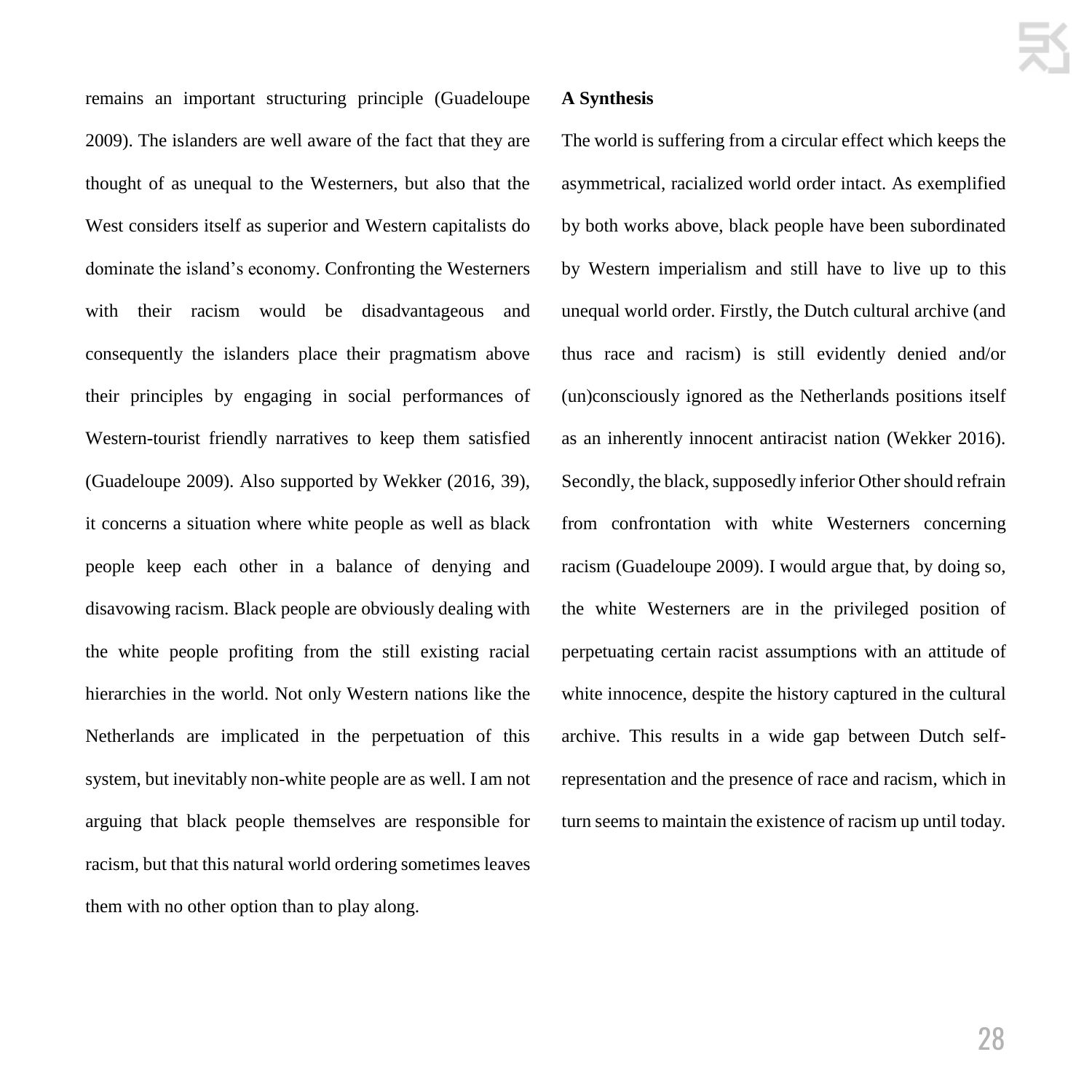remains an important structuring principle (Guadeloupe 2009). The islanders are well aware of the fact that they are thought of as unequal to the Westerners, but also that the West considers itself as superior and Western capitalists do dominate the island's economy. Confronting the Westerners with their racism would be disadvantageous and consequently the islanders place their pragmatism above their principles by engaging in social performances of Western-tourist friendly narratives to keep them satisfied (Guadeloupe 2009). Also supported by Wekker (2016, 39), it concerns a situation where white people as well as black people keep each other in a balance of denying and disavowing racism. Black people are obviously dealing with the white people profiting from the still existing racial hierarchies in the world. Not only Western nations like the Netherlands are implicated in the perpetuation of this system, but inevitably non-white people are as well. I am not arguing that black people themselves are responsible for racism, but that this natural world ordering sometimes leaves them with no other option than to play along.

**A Synthesis**

The world is suffering from a circular effect which keeps the asymmetrical, racialized world order intact. As exemplified by both works above, black people have been subordinated by Western imperialism and still have to live up to this unequal world order. Firstly, the Dutch cultural archive (and thus race and racism) is still evidently denied and/or (un)consciously ignored as the Netherlands positions itself as an inherently innocent antiracist nation (Wekker 2016). Secondly, the black, supposedly inferior Other should refrain from confrontation with white Westerners concerning racism (Guadeloupe 2009). I would argue that, by doing so, the white Westerners are in the privileged position of perpetuating certain racist assumptions with an attitude of white innocence, despite the history captured in the cultural archive. This results in a wide gap between Dutch self-representation and the presence of race and racism, which in turn seems to maintain the existence of racism up until today.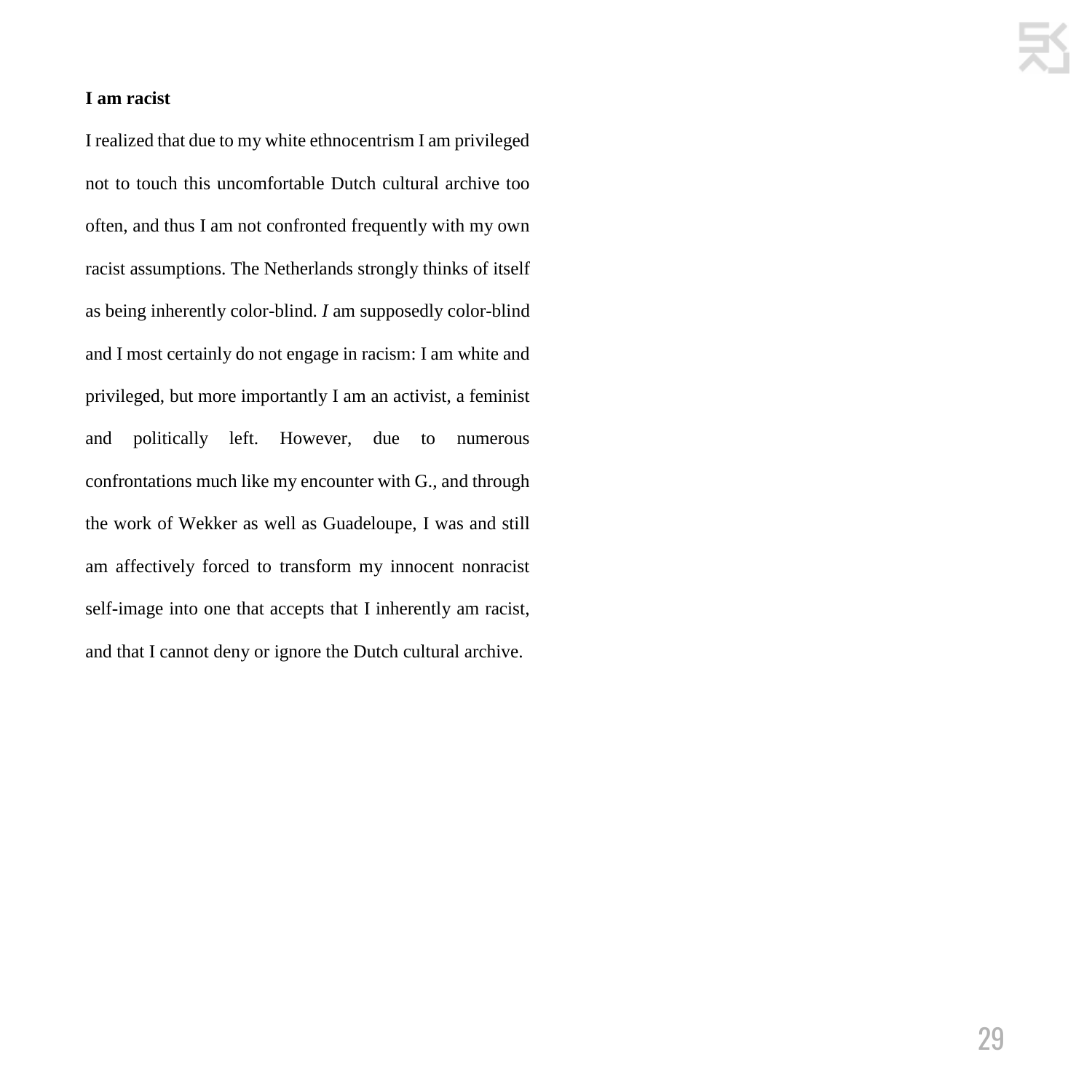**I am racist**

I realized that due to my white ethnocentrism I am privileged not to touch this uncomfortable Dutch cultural archive too often, and thus I am not confronted frequently with my own racist assumptions. The Netherlands strongly thinks of itself as being inherently color-blind. *I* am supposedly color-blind and I most certainly do not engage in racism: I am white and privileged, but more importantly I am an activist, a feminist and politically left. However, due to numerous confrontations much like my encounter with G., and through the work of Wekker as well as Guadeloupe, I was and still am affectively forced to transform my innocent nonracist self-image into one that accepts that I inherently am racist, and that I cannot deny or ignore the Dutch cultural archive.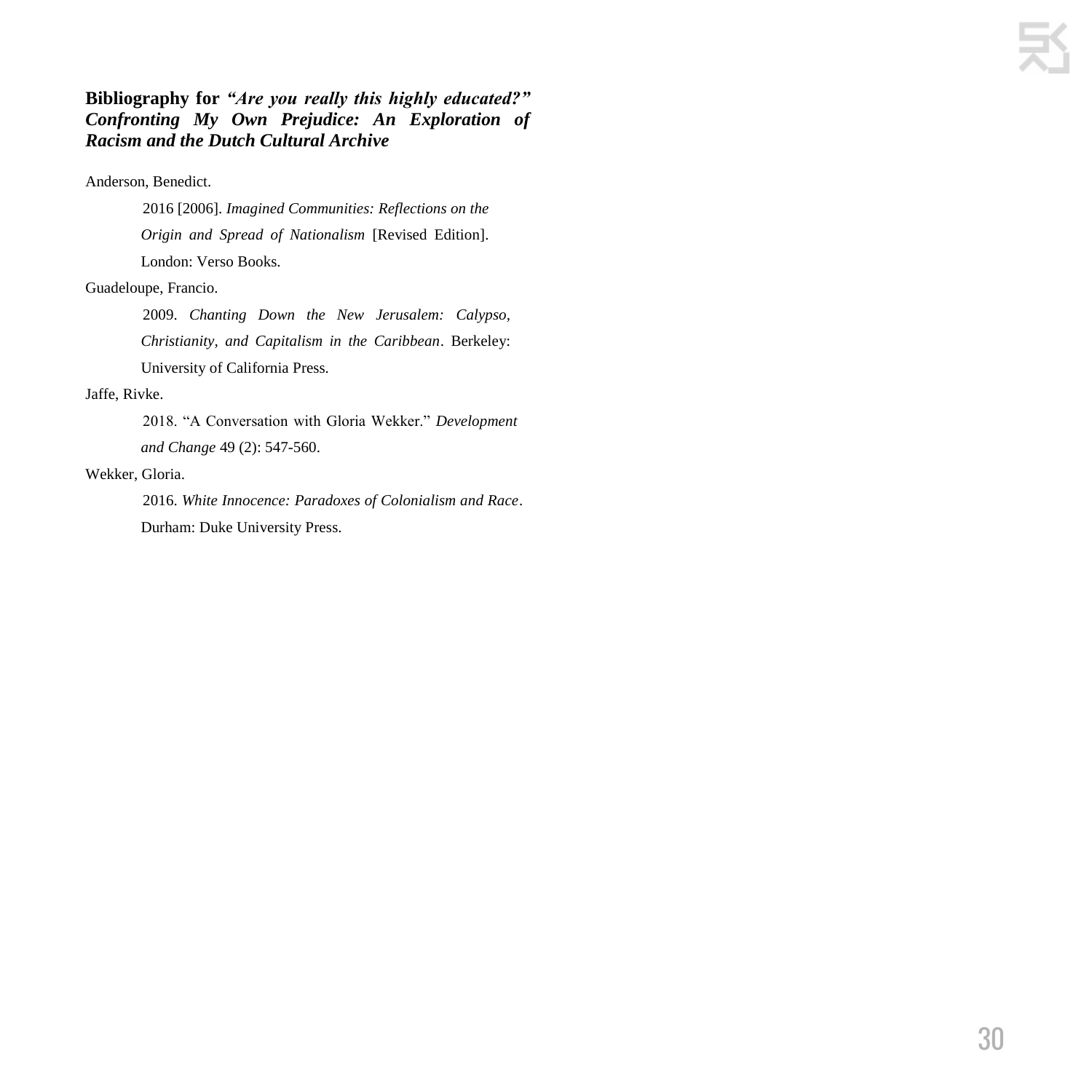## Bibliography for *"Are you really this highly educated?" Confronting My Own Prejudice: An Exploration of Racism and the Dutch Cultural Archive*

Anderson, Benedict.

2016 [2006]. *Imagined Communities: Reflections on the Origin and Spread of Nationalism* [Revised Edition]. London: Verso Books.

Guadeloupe, Francio.

2009. *Chanting Down the New Jerusalem: Calypso, Christianity, and Capitalism in the Caribbean*. Berkeley: University of California Press.

Jaffe, Rivke.

2018. "A Conversation with Gloria Wekker." *Development and Change* 49 (2): 547-560.

Wekker, Gloria.

2016. *White Innocence: Paradoxes of Colonialism and Race*. Durham: Duke University Press.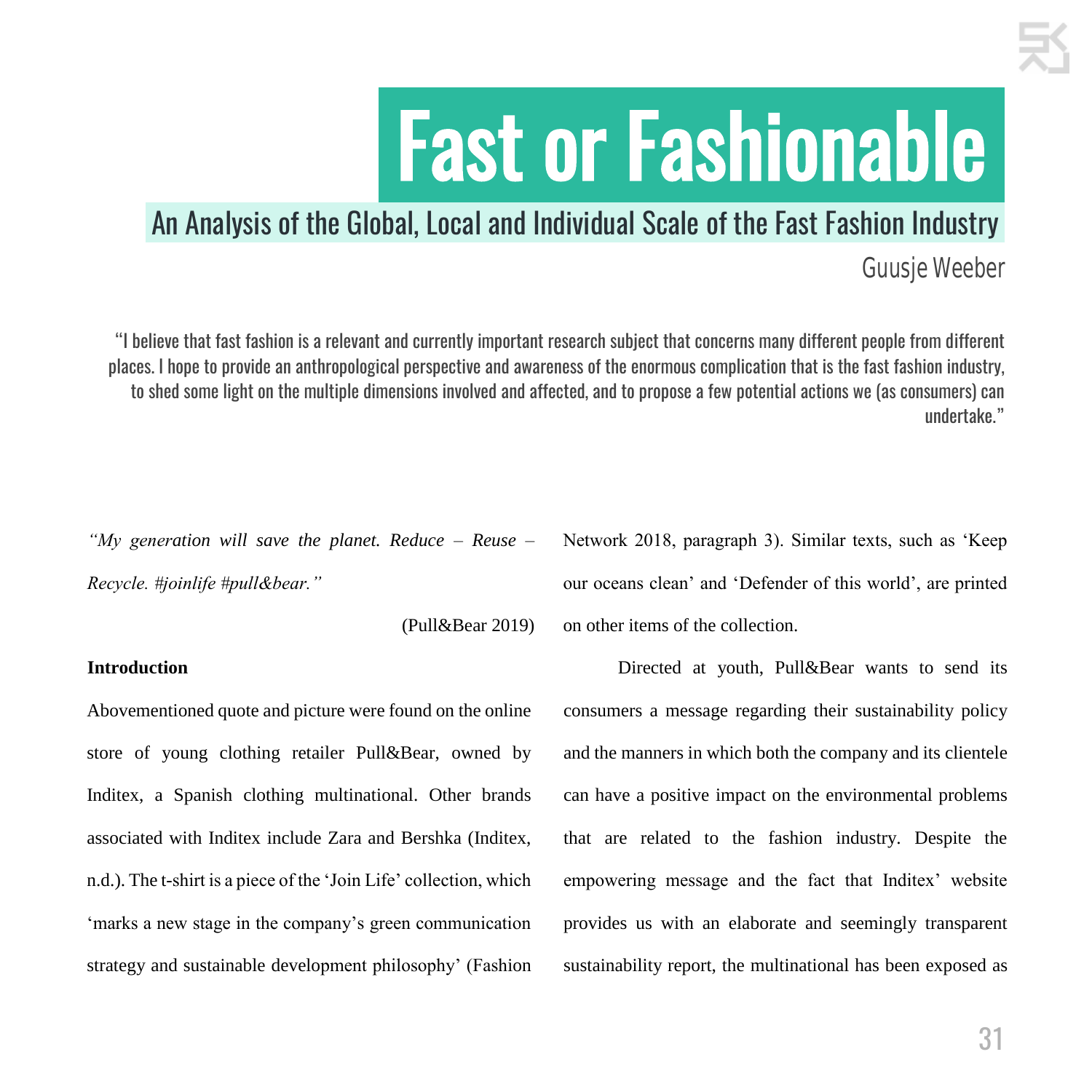# Fast or Fashionable

## An Analysis of the Global, Local and Individual Scale of the Fast Fashion Industry

Guusje Weeber

"I believe that fast fashion is a relevant and currently important research subject that concerns many different people from different places. I hope to provide an anthropological perspective and awareness of the enormous complication that is the fast fashion industry, to shed some light on the multiple dimensions involved and affected, and to propose a few potential actions we (as consumers) can undertake."

*"My generation will save the planet. Reduce – Reuse – Recycle. #joinlife #pull&bear."*

(Pull&Bear 2019)

**Introduction**

Abovementioned quote and picture were found on the online store of young clothing retailer Pull&Bear, owned by Inditex, a Spanish clothing multinational. Other brands associated with Inditex include Zara and Bershka (Inditex, n.d.). The t-shirt is a piece of the 'Join Life' collection, which 'marks a new stage in the company's green communication strategy and sustainable development philosophy' (Fashion Network 2018, paragraph 3). Similar texts, such as 'Keep our oceans clean' and 'Defender of this world', are printed on other items of the collection.

Directed at youth, Pull&Bear wants to send its consumers a message regarding their sustainability policy and the manners in which both the company and its clientele can have a positive impact on the environmental problems that are related to the fashion industry. Despite the empowering message and the fact that Inditex' website provides us with an elaborate and seemingly transparent sustainability report, the multinational has been exposed as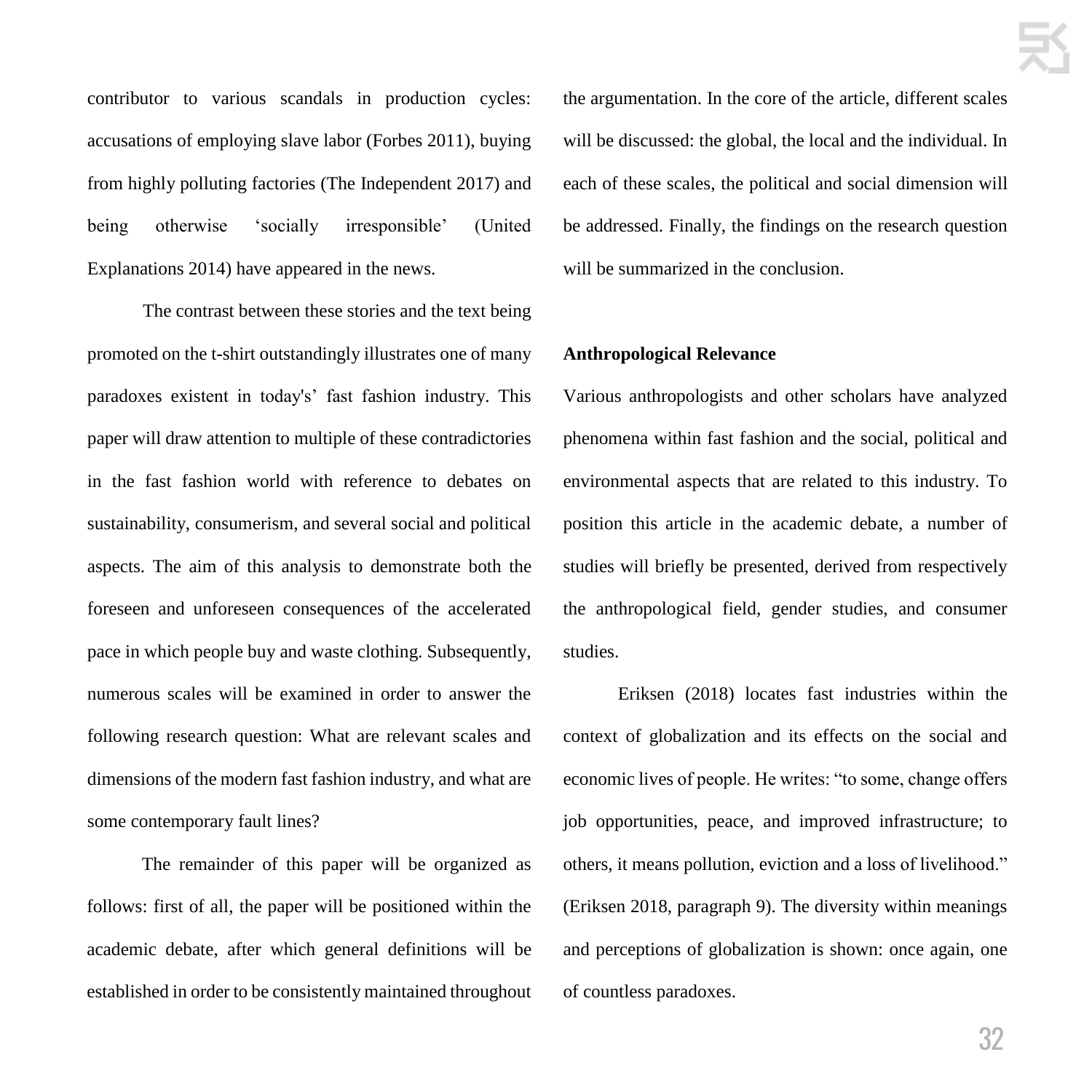contributor to various scandals in production cycles: accusations of employing slave labor (Forbes 2011), buying from highly polluting factories (The Independent 2017) and being otherwise 'socially irresponsible' (United Explanations 2014) have appeared in the news.

The contrast between these stories and the text being promoted on the t-shirt outstandingly illustrates one of many paradoxes existent in today's' fast fashion industry. This paper will draw attention to multiple of these contradictories in the fast fashion world with reference to debates on sustainability, consumerism, and several social and political aspects. The aim of this analysis to demonstrate both the foreseen and unforeseen consequences of the accelerated pace in which people buy and waste clothing. Subsequently, numerous scales will be examined in order to answer the following research question: What are relevant scales and dimensions of the modern fast fashion industry, and what are some contemporary fault lines?

The remainder of this paper will be organized as follows: first of all, the paper will be positioned within the academic debate, after which general definitions will be established in order to be consistently maintained throughout the argumentation. In the core of the article, different scales will be discussed: the global, the local and the individual. In each of these scales, the political and social dimension will be addressed. Finally, the findings on the research question will be summarized in the conclusion.

**Anthropological Relevance**

Various anthropologists and other scholars have analyzed phenomena within fast fashion and the social, political and environmental aspects that are related to this industry. To position this article in the academic debate, a number of studies will briefly be presented, derived from respectively the anthropological field, gender studies, and consumer studies.

Eriksen (2018) locates fast industries within the context of globalization and its effects on the social and economic lives of people. He writes: "to some, change offers job opportunities, peace, and improved infrastructure; to others, it means pollution, eviction and a loss of livelihood." (Eriksen 2018, paragraph 9). The diversity within meanings and perceptions of globalization is shown: once again, one of countless paradoxes.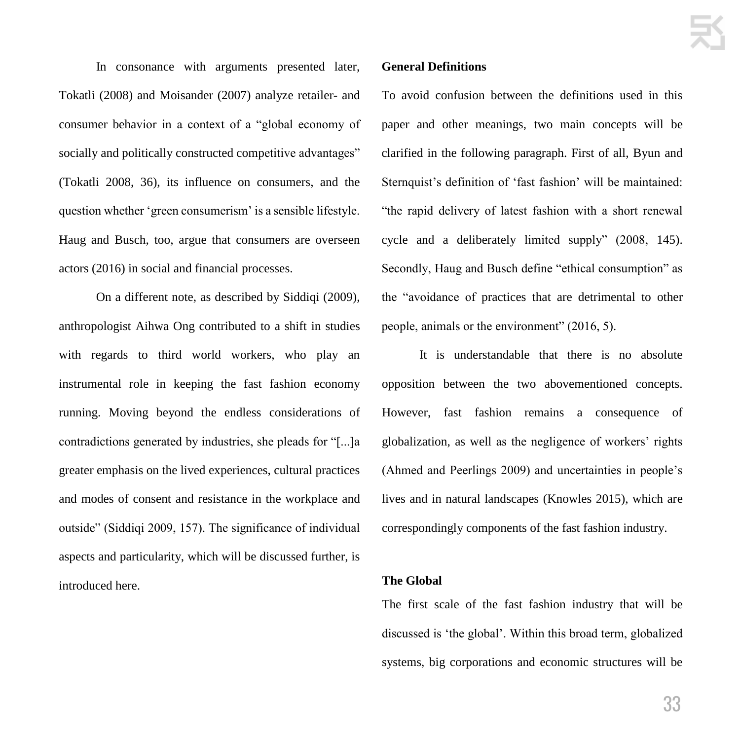In consonance with arguments presented later, Tokatli (2008) and Moisander (2007) analyze retailer- and consumer behavior in a context of a "global economy of socially and politically constructed competitive advantages" (Tokatli 2008, 36), its influence on consumers, and the question whether 'green consumerism' is a sensible lifestyle. Haug and Busch, too, argue that consumers are overseen actors (2016) in social and financial processes.

On a different note, as described by Siddiqi (2009), anthropologist Aihwa Ong contributed to a shift in studies with regards to third world workers, who play an instrumental role in keeping the fast fashion economy running. Moving beyond the endless considerations of contradictions generated by industries, she pleads for "[...]a greater emphasis on the lived experiences, cultural practices and modes of consent and resistance in the workplace and outside" (Siddiqi 2009, 157). The significance of individual aspects and particularity, which will be discussed further, is introduced here.

**General Definitions**

To avoid confusion between the definitions used in this paper and other meanings, two main concepts will be clarified in the following paragraph. First of all, Byun and Sternquist's definition of 'fast fashion' will be maintained: "the rapid delivery of latest fashion with a short renewal cycle and a deliberately limited supply" (2008, 145). Secondly, Haug and Busch define "ethical consumption" as the "avoidance of practices that are detrimental to other people, animals or the environment" (2016, 5).

It is understandable that there is no absolute opposition between the two abovementioned concepts. However, fast fashion remains a consequence of globalization, as well as the negligence of workers' rights (Ahmed and Peerlings 2009) and uncertainties in people's lives and in natural landscapes (Knowles 2015), which are correspondingly components of the fast fashion industry.

**The Global**

The first scale of the fast fashion industry that will be discussed is 'the global'. Within this broad term, globalized systems, big corporations and economic structures will be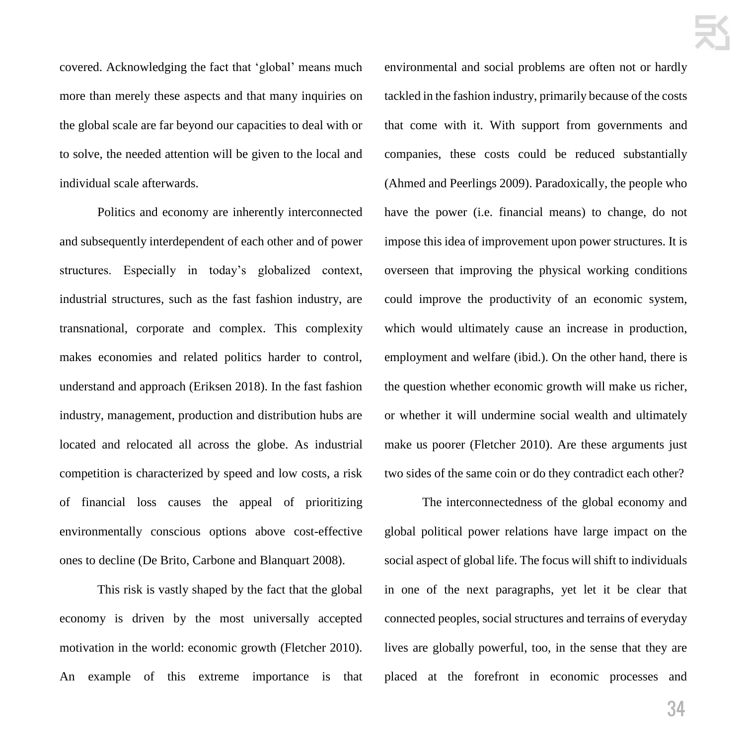covered. Acknowledging the fact that 'global' means much more than merely these aspects and that many inquiries on the global scale are far beyond our capacities to deal with or to solve, the needed attention will be given to the local and individual scale afterwards.

Politics and economy are inherently interconnected and subsequently interdependent of each other and of power structures. Especially in today's globalized context, industrial structures, such as the fast fashion industry, are transnational, corporate and complex. This complexity makes economies and related politics harder to control, understand and approach (Eriksen 2018). In the fast fashion industry, management, production and distribution hubs are located and relocated all across the globe. As industrial competition is characterized by speed and low costs, a risk of financial loss causes the appeal of prioritizing environmentally conscious options above cost-effective ones to decline (De Brito, Carbone and Blanquart 2008).

This risk is vastly shaped by the fact that the global economy is driven by the most universally accepted motivation in the world: economic growth (Fletcher 2010). An example of this extreme importance is that environmental and social problems are often not or hardly tackled in the fashion industry, primarily because of the costs that come with it. With support from governments and companies, these costs could be reduced substantially (Ahmed and Peerlings 2009). Paradoxically, the people who have the power (i.e. financial means) to change, do not impose this idea of improvement upon power structures. It is overseen that improving the physical working conditions could improve the productivity of an economic system, which would ultimately cause an increase in production, employment and welfare (ibid.). On the other hand, there is the question whether economic growth will make us richer, or whether it will undermine social wealth and ultimately make us poorer (Fletcher 2010). Are these arguments just two sides of the same coin or do they contradict each other?

The interconnectedness of the global economy and global political power relations have large impact on the social aspect of global life. The focus will shift to individuals in one of the next paragraphs, yet let it be clear that connected peoples, social structures and terrains of everyday lives are globally powerful, too, in the sense that they are placed at the forefront in economic processes and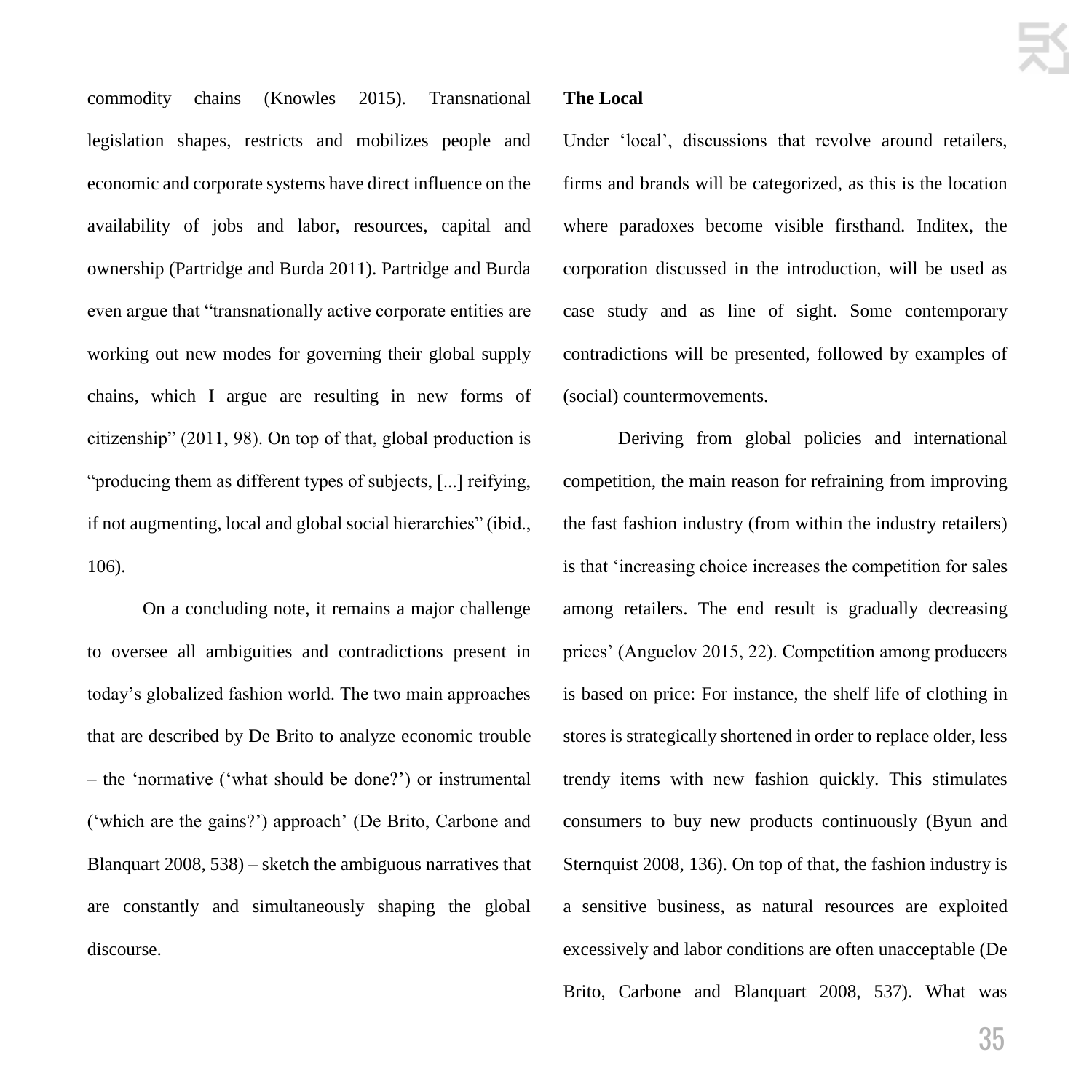commodity chains (Knowles 2015). Transnational legislation shapes, restricts and mobilizes people and economic and corporate systems have direct influence on the availability of jobs and labor, resources, capital and ownership (Partridge and Burda 2011). Partridge and Burda even argue that "transnationally active corporate entities are working out new modes for governing their global supply chains, which I argue are resulting in new forms of citizenship" (2011, 98). On top of that, global production is "producing them as different types of subjects, [...] reifying, if not augmenting, local and global social hierarchies" (ibid., 106).

On a concluding note, it remains a major challenge to oversee all ambiguities and contradictions present in today's globalized fashion world. The two main approaches that are described by De Brito to analyze economic trouble – the 'normative ('what should be done?') or instrumental ('which are the gains?') approach' (De Brito, Carbone and Blanquart 2008, 538) – sketch the ambiguous narratives that are constantly and simultaneously shaping the global discourse.

**The Local**

Under 'local', discussions that revolve around retailers, firms and brands will be categorized, as this is the location where paradoxes become visible firsthand. Inditex, the corporation discussed in the introduction, will be used as case study and as line of sight. Some contemporary contradictions will be presented, followed by examples of (social) countermovements.

Deriving from global policies and international competition, the main reason for refraining from improving the fast fashion industry (from within the industry retailers) is that 'increasing choice increases the competition for sales among retailers. The end result is gradually decreasing prices' (Anguelov 2015, 22). Competition among producers is based on price: For instance, the shelf life of clothing in stores is strategically shortened in order to replace older, less trendy items with new fashion quickly. This stimulates consumers to buy new products continuously (Byun and Sternquist 2008, 136). On top of that, the fashion industry is a sensitive business, as natural resources are exploited excessively and labor conditions are often unacceptable (De Brito, Carbone and Blanquart 2008, 537). What was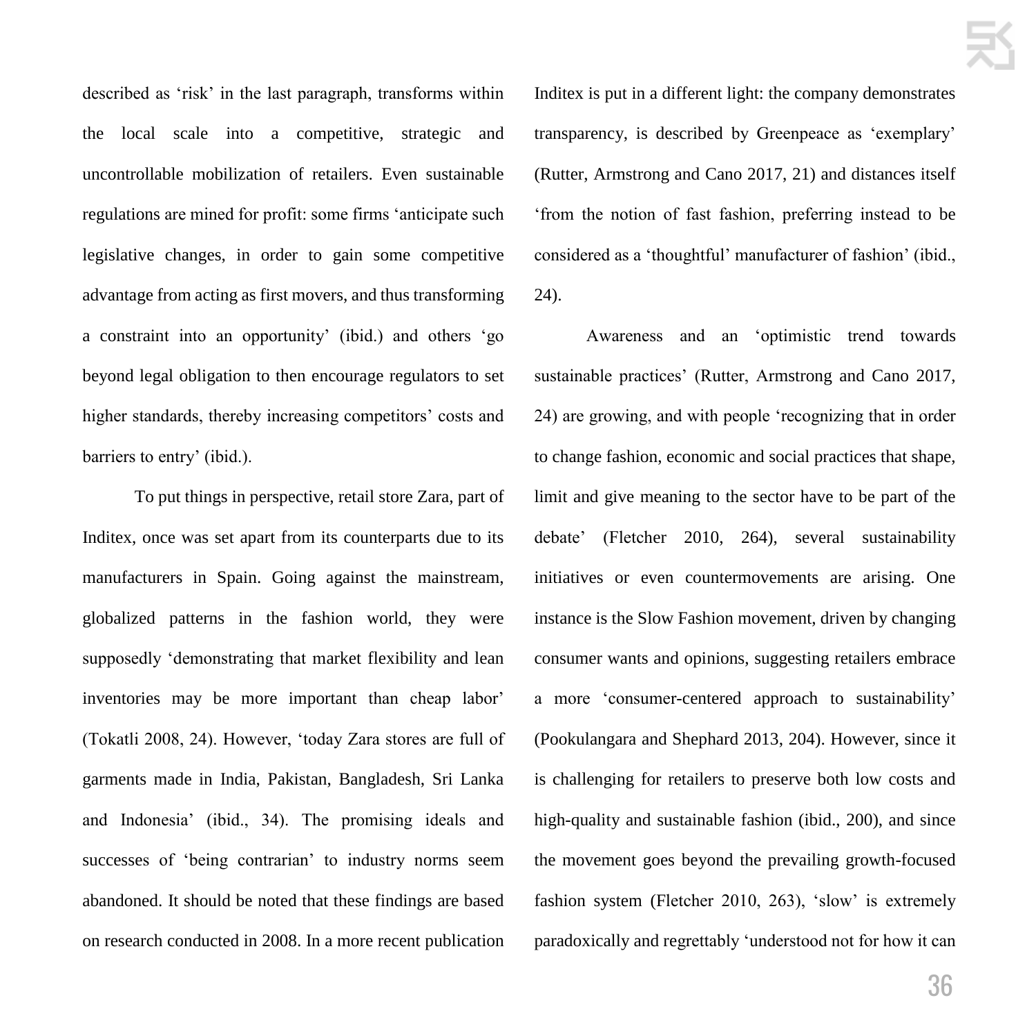described as 'risk' in the last paragraph, transforms within the local scale into a competitive, strategic and uncontrollable mobilization of retailers. Even sustainable regulations are mined for profit: some firms 'anticipate such legislative changes, in order to gain some competitive advantage from acting as first movers, and thus transforming a constraint into an opportunity' (ibid.) and others 'go beyond legal obligation to then encourage regulators to set higher standards, thereby increasing competitors' costs and barriers to entry' (ibid.).

To put things in perspective, retail store Zara, part of Inditex, once was set apart from its counterparts due to its manufacturers in Spain. Going against the mainstream, globalized patterns in the fashion world, they were supposedly 'demonstrating that market flexibility and lean inventories may be more important than cheap labor' (Tokatli 2008, 24). However, 'today Zara stores are full of garments made in India, Pakistan, Bangladesh, Sri Lanka and Indonesia' (ibid., 34). The promising ideals and successes of 'being contrarian' to industry norms seem abandoned. It should be noted that these findings are based on research conducted in 2008. In a more recent publication Inditex is put in a different light: the company demonstrates transparency, is described by Greenpeace as 'exemplary' (Rutter, Armstrong and Cano 2017, 21) and distances itself 'from the notion of fast fashion, preferring instead to be considered as a 'thoughtful' manufacturer of fashion' (ibid., 24).

Awareness and an 'optimistic trend towards sustainable practices' (Rutter, Armstrong and Cano 2017, 24) are growing, and with people 'recognizing that in order to change fashion, economic and social practices that shape, limit and give meaning to the sector have to be part of the debate' (Fletcher 2010, 264), several sustainability initiatives or even countermovements are arising. One instance is the Slow Fashion movement, driven by changing consumer wants and opinions, suggesting retailers embrace a more 'consumer-centered approach to sustainability' (Pookulangara and Shephard 2013, 204). However, since it is challenging for retailers to preserve both low costs and high-quality and sustainable fashion (ibid., 200), and since the movement goes beyond the prevailing growth-focused fashion system (Fletcher 2010, 263), 'slow' is extremely paradoxically and regrettably 'understood not for how it can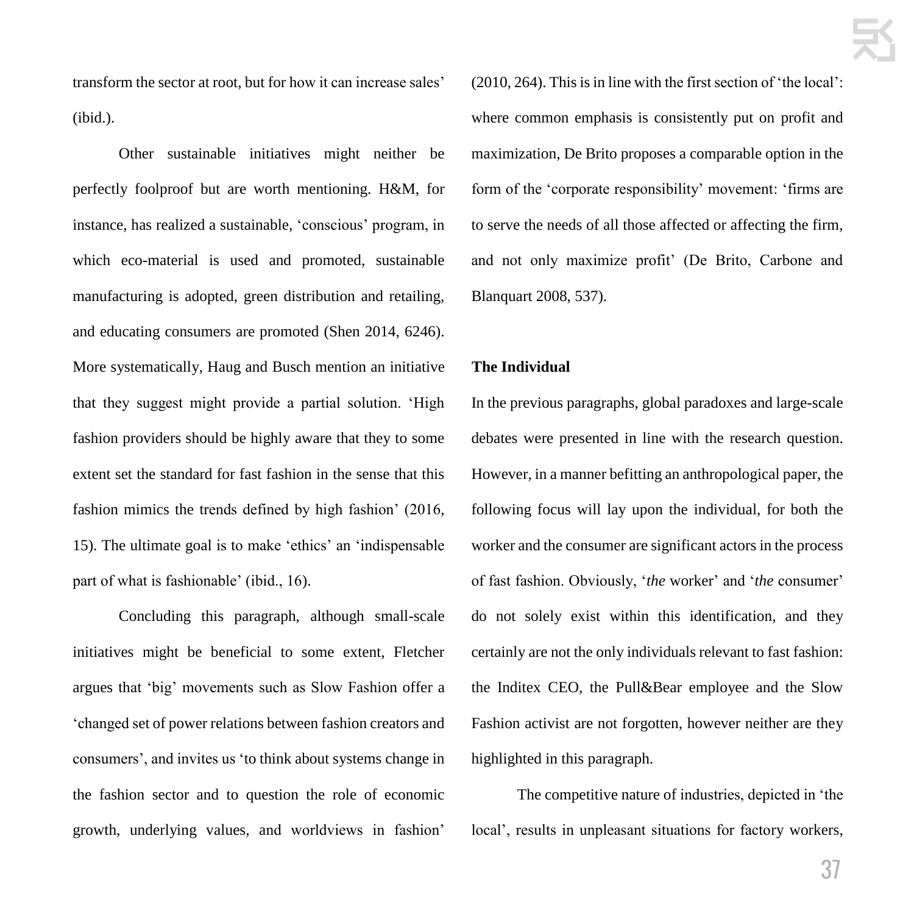transform the sector at root, but for how it can increase sales' (ibid.).

Other sustainable initiatives might neither be perfectly foolproof but are worth mentioning. H&M, for instance, has realized a sustainable, 'conscious' program, in which eco-material is used and promoted, sustainable manufacturing is adopted, green distribution and retailing, and educating consumers are promoted (Shen 2014, 6246). More systematically, Haug and Busch mention an initiative that they suggest might provide a partial solution. 'High fashion providers should be highly aware that they to some extent set the standard for fast fashion in the sense that this fashion mimics the trends defined by high fashion' (2016, 15). The ultimate goal is to make 'ethics' an 'indispensable part of what is fashionable' (ibid., 16).

Concluding this paragraph, although small-scale initiatives might be beneficial to some extent, Fletcher argues that 'big' movements such as Slow Fashion offer a 'changed set of power relations between fashion creators and consumers', and invites us 'to think about systems change in the fashion sector and to question the role of economic growth, underlying values, and worldviews in fashion' (2010, 264). This is in line with the first section of 'the local': where common emphasis is consistently put on profit and maximization, De Brito proposes a comparable option in the form of the 'corporate responsibility' movement: 'firms are to serve the needs of all those affected or affecting the firm, and not only maximize profit' (De Brito, Carbone and Blanquart 2008, 537).

**The Individual**

In the previous paragraphs, global paradoxes and large-scale debates were presented in line with the research question. However, in a manner befitting an anthropological paper, the following focus will lay upon the individual, for both the worker and the consumer are significant actors in the process of fast fashion. Obviously, '*the* worker' and '*the* consumer' do not solely exist within this identification, and they certainly are not the only individuals relevant to fast fashion: the Inditex CEO, the Pull&Bear employee and the Slow Fashion activist are not forgotten, however neither are they highlighted in this paragraph.

The competitive nature of industries, depicted in 'the local', results in unpleasant situations for factory workers,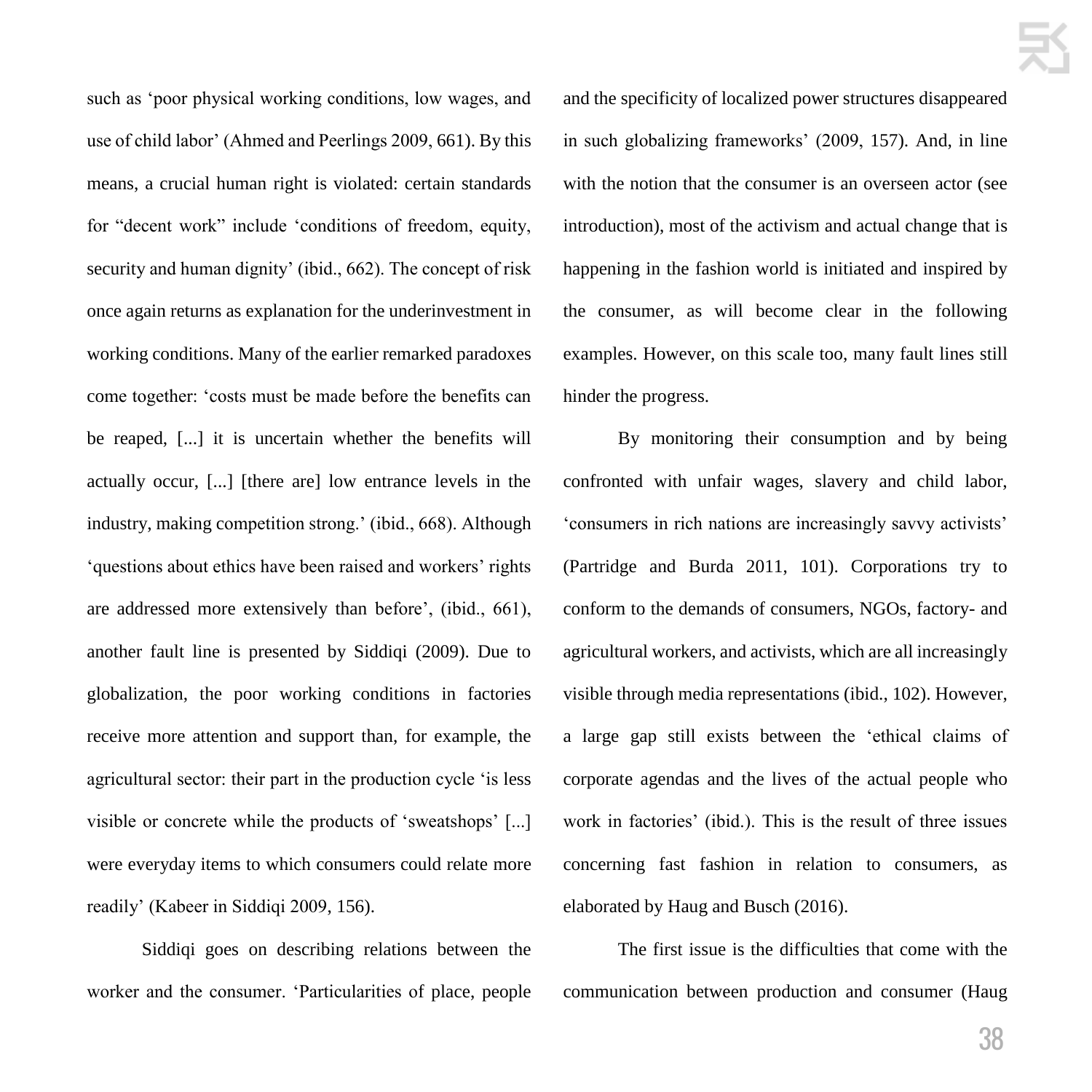such as 'poor physical working conditions, low wages, and use of child labor' (Ahmed and Peerlings 2009, 661). By this means, a crucial human right is violated: certain standards for "decent work" include 'conditions of freedom, equity, security and human dignity' (ibid., 662). The concept of risk once again returns as explanation for the underinvestment in working conditions. Many of the earlier remarked paradoxes come together: 'costs must be made before the benefits can be reaped, [...] it is uncertain whether the benefits will actually occur, [...] [there are] low entrance levels in the industry, making competition strong.' (ibid., 668). Although 'questions about ethics have been raised and workers' rights are addressed more extensively than before', (ibid., 661), another fault line is presented by Siddiqi (2009). Due to globalization, the poor working conditions in factories receive more attention and support than, for example, the agricultural sector: their part in the production cycle 'is less visible or concrete while the products of 'sweatshops' [...] were everyday items to which consumers could relate more readily' (Kabeer in Siddiqi 2009, 156).

Siddiqi goes on describing relations between the worker and the consumer. 'Particularities of place, people and the specificity of localized power structures disappeared in such globalizing frameworks' (2009, 157). And, in line with the notion that the consumer is an overseen actor (see introduction), most of the activism and actual change that is happening in the fashion world is initiated and inspired by the consumer, as will become clear in the following examples. However, on this scale too, many fault lines still hinder the progress.

By monitoring their consumption and by being confronted with unfair wages, slavery and child labor, 'consumers in rich nations are increasingly savvy activists' (Partridge and Burda 2011, 101). Corporations try to conform to the demands of consumers, NGOs, factory- and agricultural workers, and activists, which are all increasingly visible through media representations (ibid., 102). However, a large gap still exists between the 'ethical claims of corporate agendas and the lives of the actual people who work in factories' (ibid.). This is the result of three issues concerning fast fashion in relation to consumers, as elaborated by Haug and Busch (2016).

The first issue is the difficulties that come with the communication between production and consumer (Haug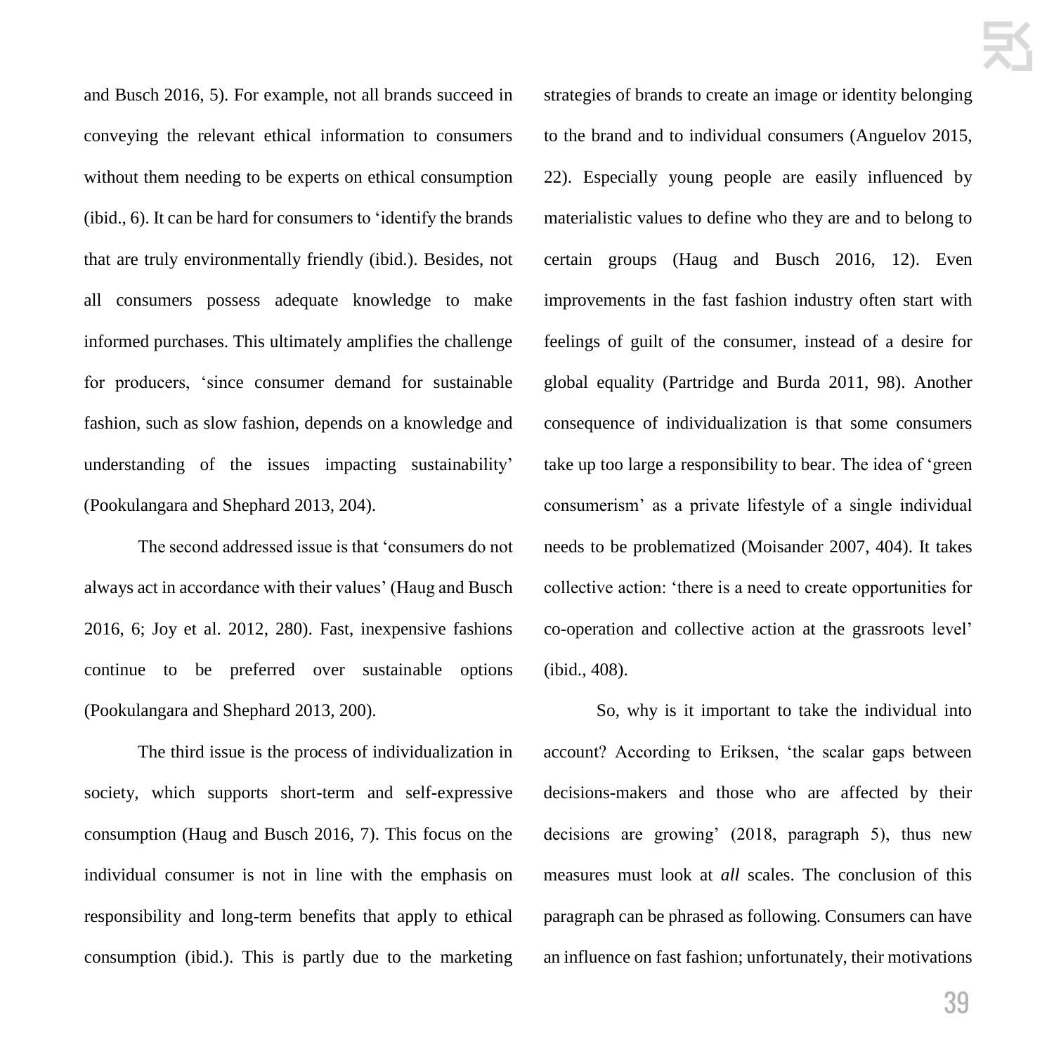and Busch 2016, 5). For example, not all brands succeed in conveying the relevant ethical information to consumers without them needing to be experts on ethical consumption (ibid., 6). It can be hard for consumers to 'identify the brands that are truly environmentally friendly (ibid.). Besides, not all consumers possess adequate knowledge to make informed purchases. This ultimately amplifies the challenge for producers, 'since consumer demand for sustainable fashion, such as slow fashion, depends on a knowledge and understanding of the issues impacting sustainability' (Pookulangara and Shephard 2013, 204).

The second addressed issue is that 'consumers do not always act in accordance with their values' (Haug and Busch 2016, 6; Joy et al. 2012, 280). Fast, inexpensive fashions continue to be preferred over sustainable options (Pookulangara and Shephard 2013, 200).

The third issue is the process of individualization in society, which supports short-term and self-expressive consumption (Haug and Busch 2016, 7). This focus on the individual consumer is not in line with the emphasis on responsibility and long-term benefits that apply to ethical consumption (ibid.). This is partly due to the marketing strategies of brands to create an image or identity belonging to the brand and to individual consumers (Anguelov 2015, 22). Especially young people are easily influenced by materialistic values to define who they are and to belong to certain groups (Haug and Busch 2016, 12). Even improvements in the fast fashion industry often start with feelings of guilt of the consumer, instead of a desire for global equality (Partridge and Burda 2011, 98). Another consequence of individualization is that some consumers take up too large a responsibility to bear. The idea of 'green consumerism' as a private lifestyle of a single individual needs to be problematized (Moisander 2007, 404). It takes collective action: 'there is a need to create opportunities for co-operation and collective action at the grassroots level' (ibid., 408).

So, why is it important to take the individual into account? According to Eriksen, 'the scalar gaps between decisions-makers and those who are affected by their decisions are growing' (2018, paragraph 5), thus new measures must look at *all* scales. The conclusion of this paragraph can be phrased as following. Consumers can have an influence on fast fashion; unfortunately, their motivations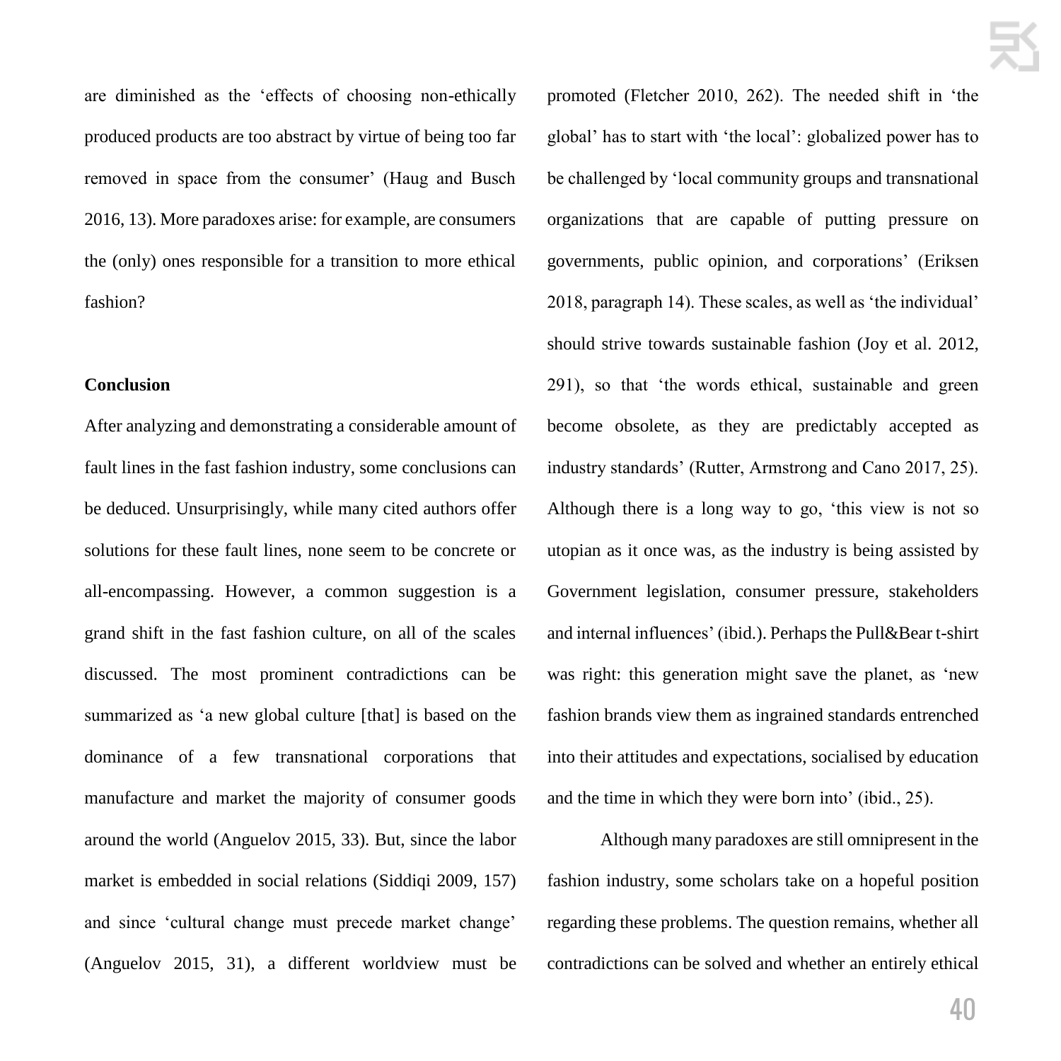are diminished as the 'effects of choosing non-ethically produced products are too abstract by virtue of being too far removed in space from the consumer' (Haug and Busch 2016, 13). More paradoxes arise: for example, are consumers the (only) ones responsible for a transition to more ethical fashion?

**Conclusion**

After analyzing and demonstrating a considerable amount of fault lines in the fast fashion industry, some conclusions can be deduced. Unsurprisingly, while many cited authors offer solutions for these fault lines, none seem to be concrete or all-encompassing. However, a common suggestion is a grand shift in the fast fashion culture, on all of the scales discussed. The most prominent contradictions can be summarized as 'a new global culture [that] is based on the dominance of a few transnational corporations that manufacture and market the majority of consumer goods around the world (Anguelov 2015, 33). But, since the labor market is embedded in social relations (Siddiqi 2009, 157) and since 'cultural change must precede market change' (Anguelov 2015, 31), a different worldview must be promoted (Fletcher 2010, 262). The needed shift in 'the global' has to start with 'the local': globalized power has to be challenged by 'local community groups and transnational organizations that are capable of putting pressure on governments, public opinion, and corporations' (Eriksen 2018, paragraph 14). These scales, as well as 'the individual' should strive towards sustainable fashion (Joy et al. 2012, 291), so that 'the words ethical, sustainable and green become obsolete, as they are predictably accepted as industry standards' (Rutter, Armstrong and Cano 2017, 25). Although there is a long way to go, 'this view is not so utopian as it once was, as the industry is being assisted by Government legislation, consumer pressure, stakeholders and internal influences' (ibid.). Perhaps the Pull&Bear t-shirt was right: this generation might save the planet, as 'new fashion brands view them as ingrained standards entrenched into their attitudes and expectations, socialised by education and the time in which they were born into' (ibid., 25).

Although many paradoxes are still omnipresent in the fashion industry, some scholars take on a hopeful position regarding these problems. The question remains, whether all contradictions can be solved and whether an entirely ethical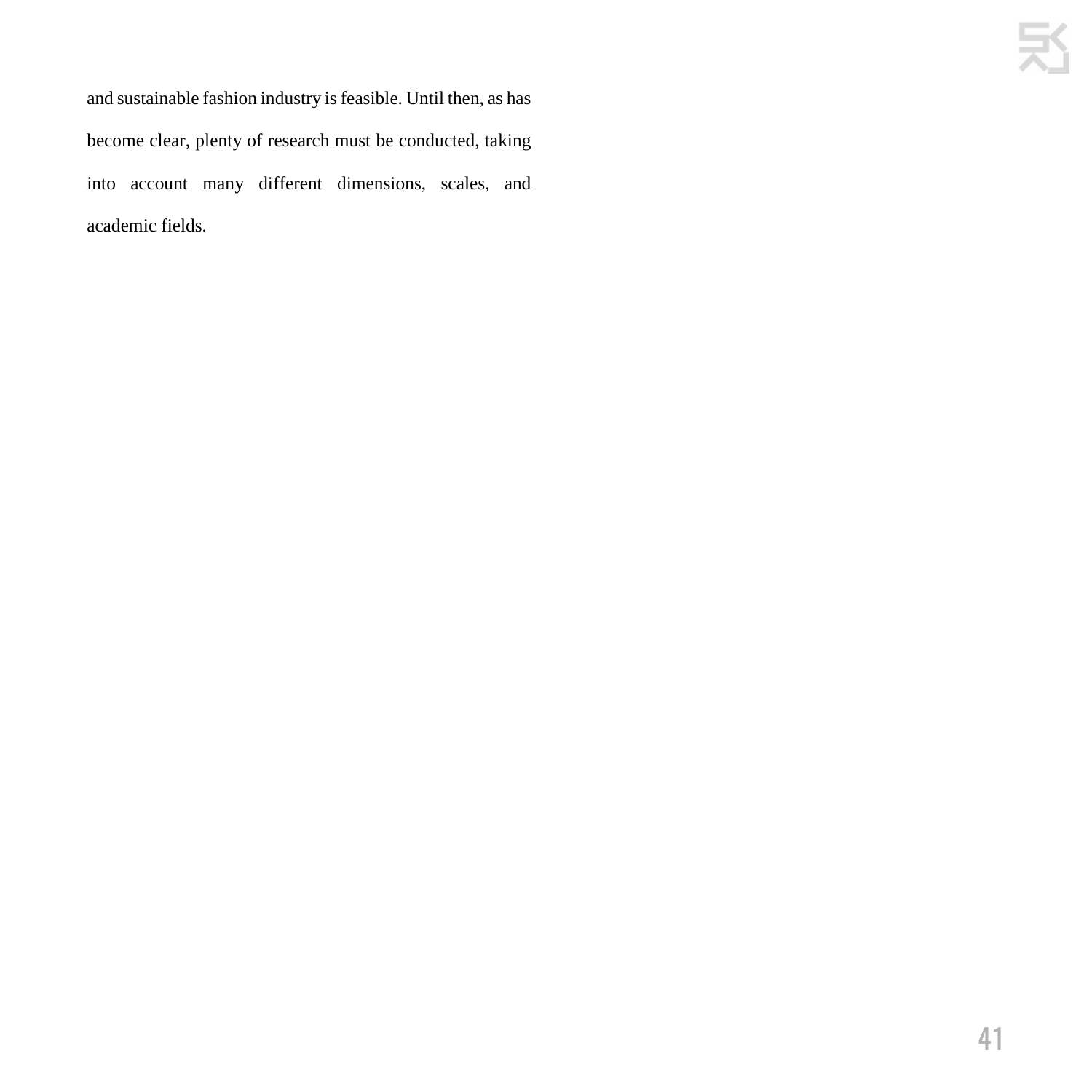and sustainable fashion industry is feasible. Until then, as has become clear, plenty of research must be conducted, taking into account many different dimensions, scales, and academic fields.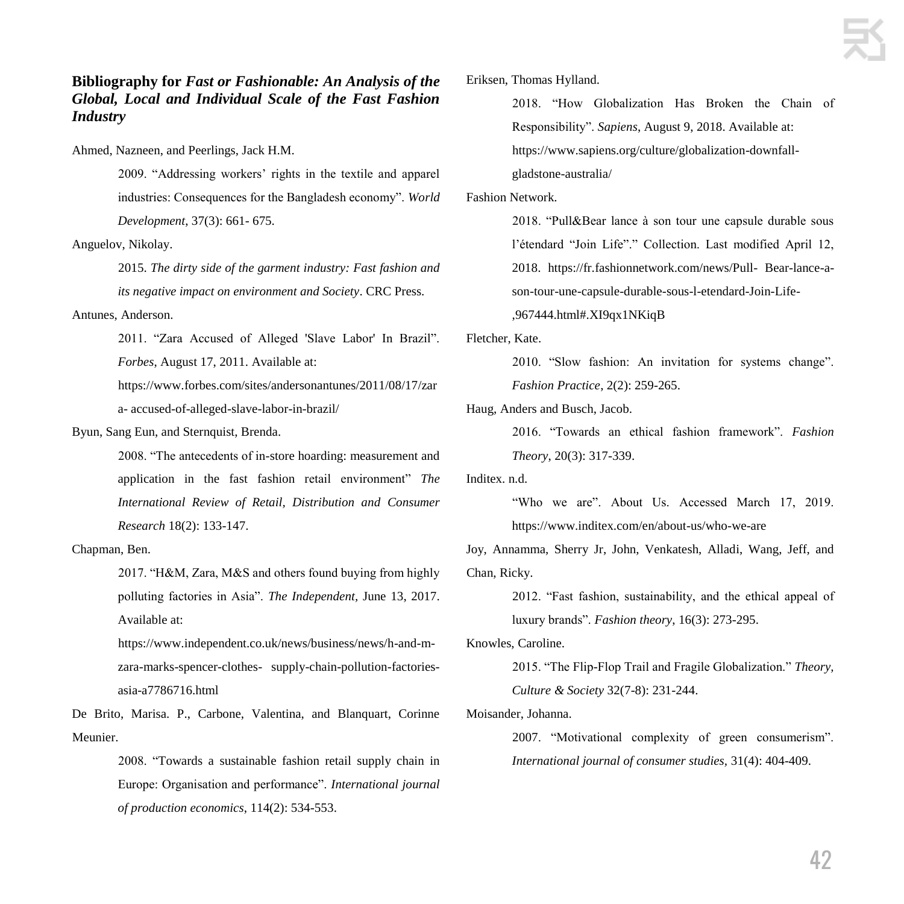## Bibliography for *Fast or Fashionable: An Analysis of the Global, Local and Individual Scale of the Fast Fashion Industry*

Ahmed, Nazneen, and Peerlings, Jack H.M.

2009. "Addressing workers' rights in the textile and apparel industries: Consequences for the Bangladesh economy". *World Development*, 37(3): 661- 675.

Anguelov, Nikolay.

2015. *The dirty side of the garment industry: Fast fashion and its negative impact on environment and Society*. CRC Press.

Antunes, Anderson.

2011. "Zara Accused of Alleged 'Slave Labor' In Brazil". *Forbes*, August 17, 2011. Available at: https://www.forbes.com/sites/andersonantunes/2011/08/17/zara- accused-of-alleged-slave-labor-in-brazil/

Byun, Sang Eun, and Sternquist, Brenda.

2008. "The antecedents of in-store hoarding: measurement and application in the fast fashion retail environment" *The International Review of Retail, Distribution and Consumer Research* 18(2): 133-147.

Chapman, Ben.

2017. "H&M, Zara, M&S and others found buying from highly polluting factories in Asia". *The Independent*, June 13, 2017. Available at: https://www.independent.co.uk/news/business/news/h-and-m-zara-marks-spencer-clothes- supply-chain-pollution-factories-asia-a7786716.html

De Brito, Marisa. P., Carbone, Valentina, and Blanquart, Corinne Meunier.

2008. "Towards a sustainable fashion retail supply chain in Europe: Organisation and performance". *International journal of production economics*, 114(2): 534-553.

Eriksen, Thomas Hylland.

2018. "How Globalization Has Broken the Chain of Responsibility". *Sapiens*, August 9, 2018. Available at: https://www.sapiens.org/culture/globalization-downfall-gladstone-australia/

Fashion Network.

2018. "Pull&Bear lance à son tour une capsule durable sous l'étendard "Join Life"." Collection. Last modified April 12, 2018. https://fr.fashionnetwork.com/news/Pull- Bear-lance-a-son-tour-une-capsule-durable-sous-l-etendard-Join-Life-,967444.html#.XI9qx1NKiqB

Fletcher, Kate.

2010. "Slow fashion: An invitation for systems change". *Fashion Practice*, 2(2): 259-265.

Haug, Anders and Busch, Jacob.

2016. "Towards an ethical fashion framework". *Fashion Theory*, 20(3): 317-339.

Inditex. n.d.

"Who we are". About Us. Accessed March 17, 2019. https://www.inditex.com/en/about-us/who-we-are

Joy, Annamma, Sherry Jr, John, Venkatesh, Alladi, Wang, Jeff, and Chan, Ricky.

2012. "Fast fashion, sustainability, and the ethical appeal of luxury brands". *Fashion theory*, 16(3): 273-295.

Knowles, Caroline.

2015. "The Flip-Flop Trail and Fragile Globalization." *Theory, Culture & Society* 32(7-8): 231-244.

Moisander, Johanna.

2007. "Motivational complexity of green consumerism". *International journal of consumer studies*, 31(4): 404-409.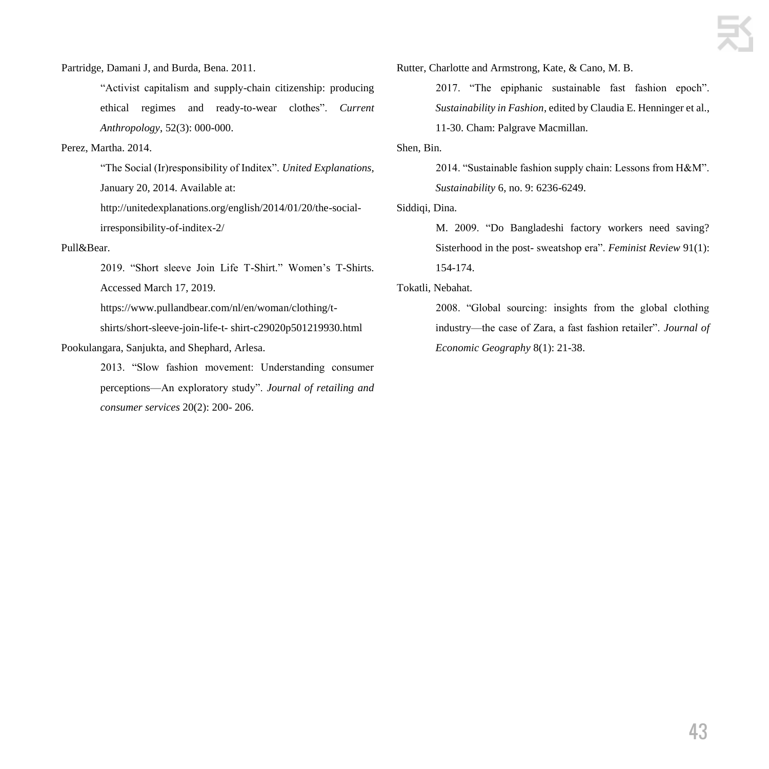Partridge, Damani J, and Burda, Bena. 2011.

"Activist capitalism and supply-chain citizenship: producing ethical regimes and ready-to-wear clothes". *Current Anthropology*, 52(3): 000-000.

Perez, Martha. 2014.

"The Social (Ir)responsibility of Inditex". *United Explanations*, January 20, 2014. Available at: http://unitedexplanations.org/english/2014/01/20/the-social-irresponsibility-of-inditex-2/

Pull&Bear.

2019. "Short sleeve Join Life T-Shirt." Women's T-Shirts. Accessed March 17, 2019. https://www.pullandbear.com/nl/en/woman/clothing/t-shirts/short-sleeve-join-life-t- shirt-c29020p501219930.html

Pookulangara, Sanjukta, and Shephard, Arlesa.

2013. "Slow fashion movement: Understanding consumer perceptions—An exploratory study". *Journal of retailing and consumer services* 20(2): 200- 206.

Rutter, Charlotte and Armstrong, Kate, & Cano, M. B.

2017. "The epiphanic sustainable fast fashion epoch". *Sustainability in Fashion*, edited by Claudia E. Henninger et al., 11-30. Cham: Palgrave Macmillan.

Shen, Bin.

2014. "Sustainable fashion supply chain: Lessons from H&M". *Sustainability* 6, no. 9: 6236-6249.

Siddiqi, Dina.

M. 2009. "Do Bangladeshi factory workers need saving? Sisterhood in the post- sweatshop era". *Feminist Review* 91(1): 154-174.

Tokatli, Nebahat.

2008. "Global sourcing: insights from the global clothing industry—the case of Zara, a fast fashion retailer". *Journal of Economic Geography* 8(1): 21-38.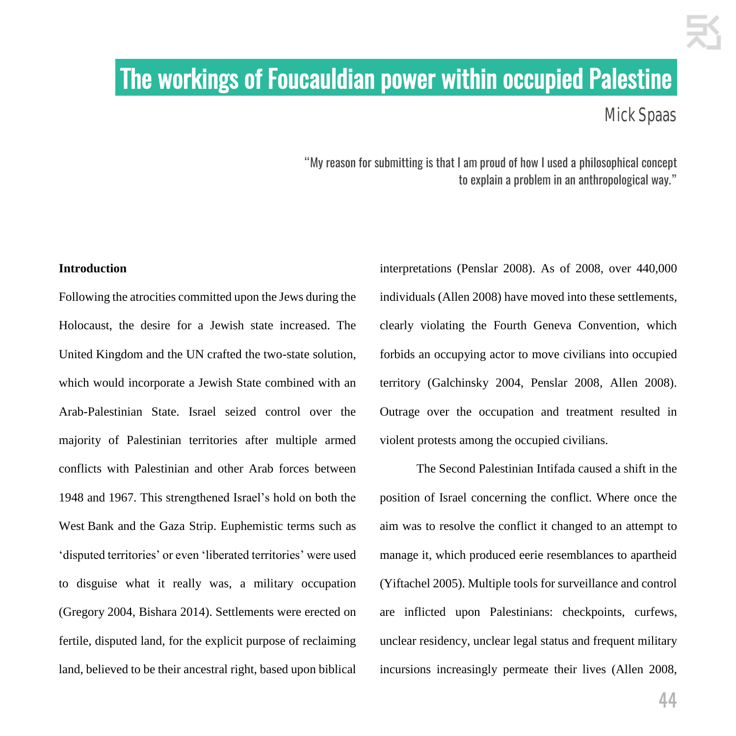# The workings of Foucauldian power within occupied Palestine

Mick Spaas

"My reason for submitting is that I am proud of how I used a philosophical concept to explain a problem in an anthropological way."

**Introduction**

Following the atrocities committed upon the Jews during the Holocaust, the desire for a Jewish state increased. The United Kingdom and the UN crafted the two-state solution, which would incorporate a Jewish State combined with an Arab-Palestinian State. Israel seized control over the majority of Palestinian territories after multiple armed conflicts with Palestinian and other Arab forces between 1948 and 1967. This strengthened Israel's hold on both the West Bank and the Gaza Strip. Euphemistic terms such as 'disputed territories' or even 'liberated territories' were used to disguise what it really was, a military occupation (Gregory 2004, Bishara 2014). Settlements were erected on fertile, disputed land, for the explicit purpose of reclaiming land, believed to be their ancestral right, based upon biblical interpretations (Penslar 2008). As of 2008, over 440,000 individuals (Allen 2008) have moved into these settlements, clearly violating the Fourth Geneva Convention, which forbids an occupying actor to move civilians into occupied territory (Galchinsky 2004, Penslar 2008, Allen 2008). Outrage over the occupation and treatment resulted in violent protests among the occupied civilians.

The Second Palestinian Intifada caused a shift in the position of Israel concerning the conflict. Where once the aim was to resolve the conflict it changed to an attempt to manage it, which produced eerie resemblances to apartheid (Yiftachel 2005). Multiple tools for surveillance and control are inflicted upon Palestinians: checkpoints, curfews, unclear residency, unclear legal status and frequent military incursions increasingly permeate their lives (Allen 2008,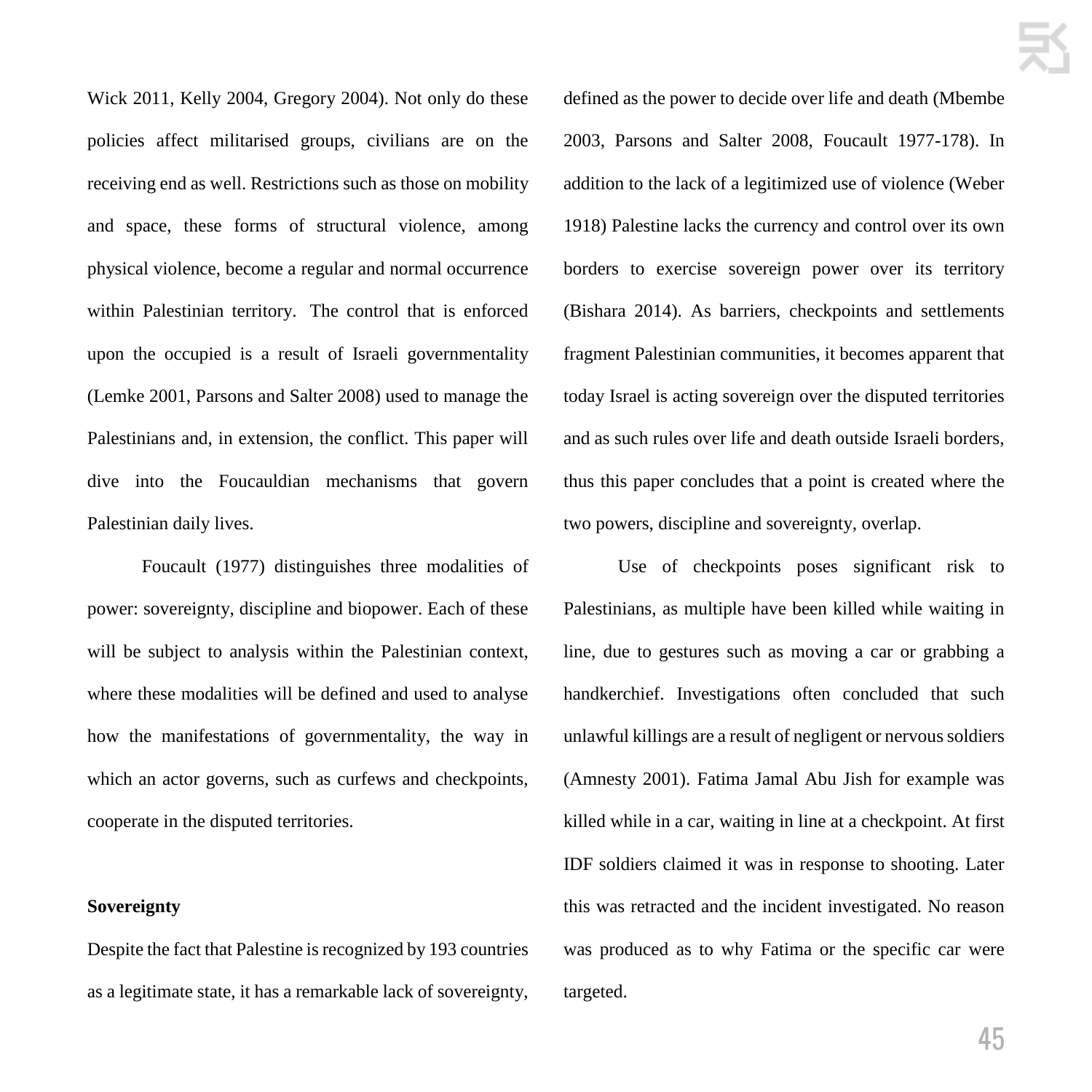Wick 2011, Kelly 2004, Gregory 2004). Not only do these policies affect militarised groups, civilians are on the receiving end as well. Restrictions such as those on mobility and space, these forms of structural violence, among physical violence, become a regular and normal occurrence within Palestinian territory.  The control that is enforced upon the occupied is a result of Israeli governmentality (Lemke 2001, Parsons and Salter 2008) used to manage the Palestinians and, in extension, the conflict. This paper will dive into the Foucauldian mechanisms that govern Palestinian daily lives.

Foucault (1977) distinguishes three modalities of power: sovereignty, discipline and biopower. Each of these will be subject to analysis within the Palestinian context, where these modalities will be defined and used to analyse how the manifestations of governmentality, the way in which an actor governs, such as curfews and checkpoints, cooperate in the disputed territories.

**Sovereignty**

Despite the fact that Palestine is recognized by 193 countries as a legitimate state, it has a remarkable lack of sovereignty, defined as the power to decide over life and death (Mbembe 2003, Parsons and Salter 2008, Foucault 1977-178). In addition to the lack of a legitimized use of violence (Weber 1918) Palestine lacks the currency and control over its own borders to exercise sovereign power over its territory (Bishara 2014). As barriers, checkpoints and settlements fragment Palestinian communities, it becomes apparent that today Israel is acting sovereign over the disputed territories and as such rules over life and death outside Israeli borders, thus this paper concludes that a point is created where the two powers, discipline and sovereignty, overlap.

Use of checkpoints poses significant risk to Palestinians, as multiple have been killed while waiting in line, due to gestures such as moving a car or grabbing a handkerchief. Investigations often concluded that such unlawful killings are a result of negligent or nervous soldiers (Amnesty 2001). Fatima Jamal Abu Jish for example was killed while in a car, waiting in line at a checkpoint. At first IDF soldiers claimed it was in response to shooting. Later this was retracted and the incident investigated. No reason was produced as to why Fatima or the specific car were targeted.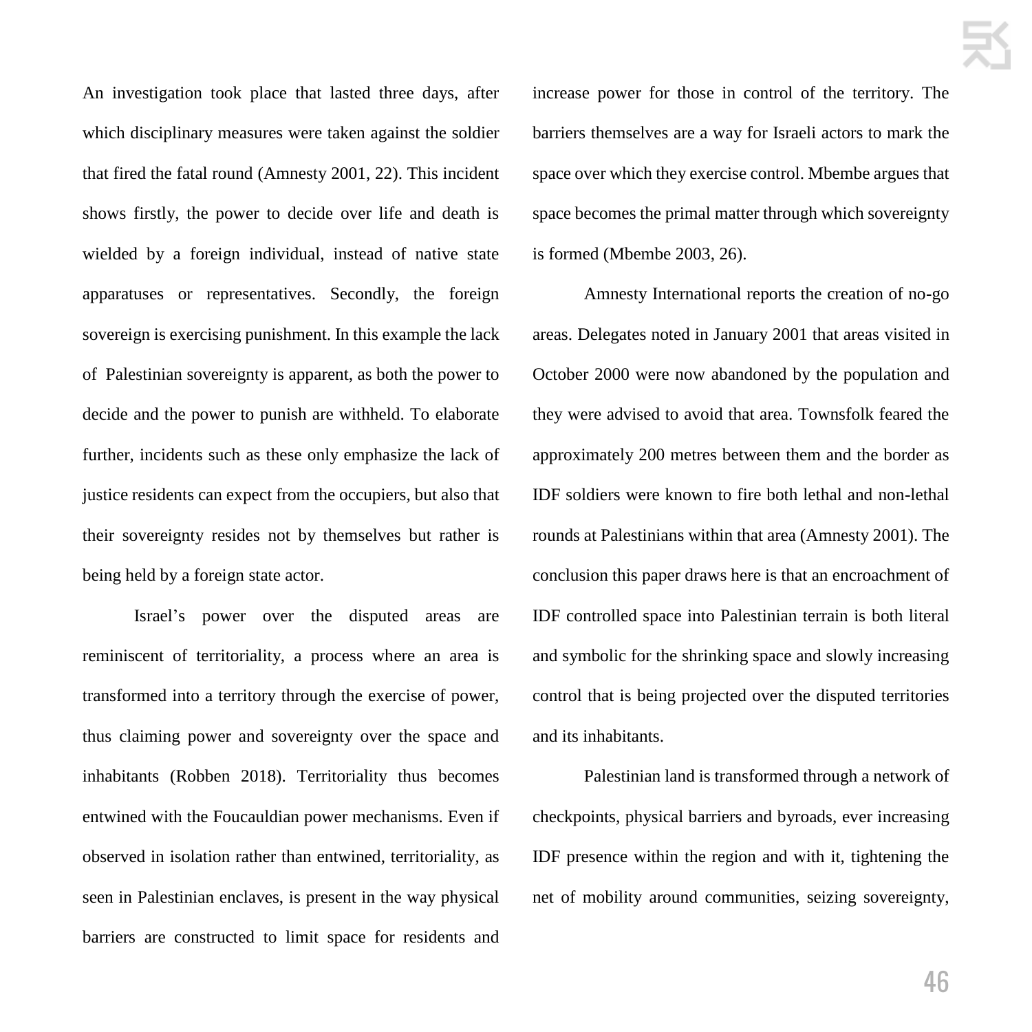An investigation took place that lasted three days, after which disciplinary measures were taken against the soldier that fired the fatal round (Amnesty 2001, 22). This incident shows firstly, the power to decide over life and death is wielded by a foreign individual, instead of native state apparatuses or representatives. Secondly, the foreign sovereign is exercising punishment. In this example the lack of Palestinian sovereignty is apparent, as both the power to decide and the power to punish are withheld. To elaborate further, incidents such as these only emphasize the lack of justice residents can expect from the occupiers, but also that their sovereignty resides not by themselves but rather is being held by a foreign state actor.

Israel's power over the disputed areas are reminiscent of territoriality, a process where an area is transformed into a territory through the exercise of power, thus claiming power and sovereignty over the space and inhabitants (Robben 2018). Territoriality thus becomes entwined with the Foucauldian power mechanisms. Even if observed in isolation rather than entwined, territoriality, as seen in Palestinian enclaves, is present in the way physical barriers are constructed to limit space for residents and increase power for those in control of the territory. The barriers themselves are a way for Israeli actors to mark the space over which they exercise control. Mbembe argues that space becomes the primal matter through which sovereignty is formed (Mbembe 2003, 26).

Amnesty International reports the creation of no-go areas. Delegates noted in January 2001 that areas visited in October 2000 were now abandoned by the population and they were advised to avoid that area. Townsfolk feared the approximately 200 metres between them and the border as IDF soldiers were known to fire both lethal and non-lethal rounds at Palestinians within that area (Amnesty 2001). The conclusion this paper draws here is that an encroachment of IDF controlled space into Palestinian terrain is both literal and symbolic for the shrinking space and slowly increasing control that is being projected over the disputed territories and its inhabitants.

Palestinian land is transformed through a network of checkpoints, physical barriers and byroads, ever increasing IDF presence within the region and with it, tightening the net of mobility around communities, seizing sovereignty,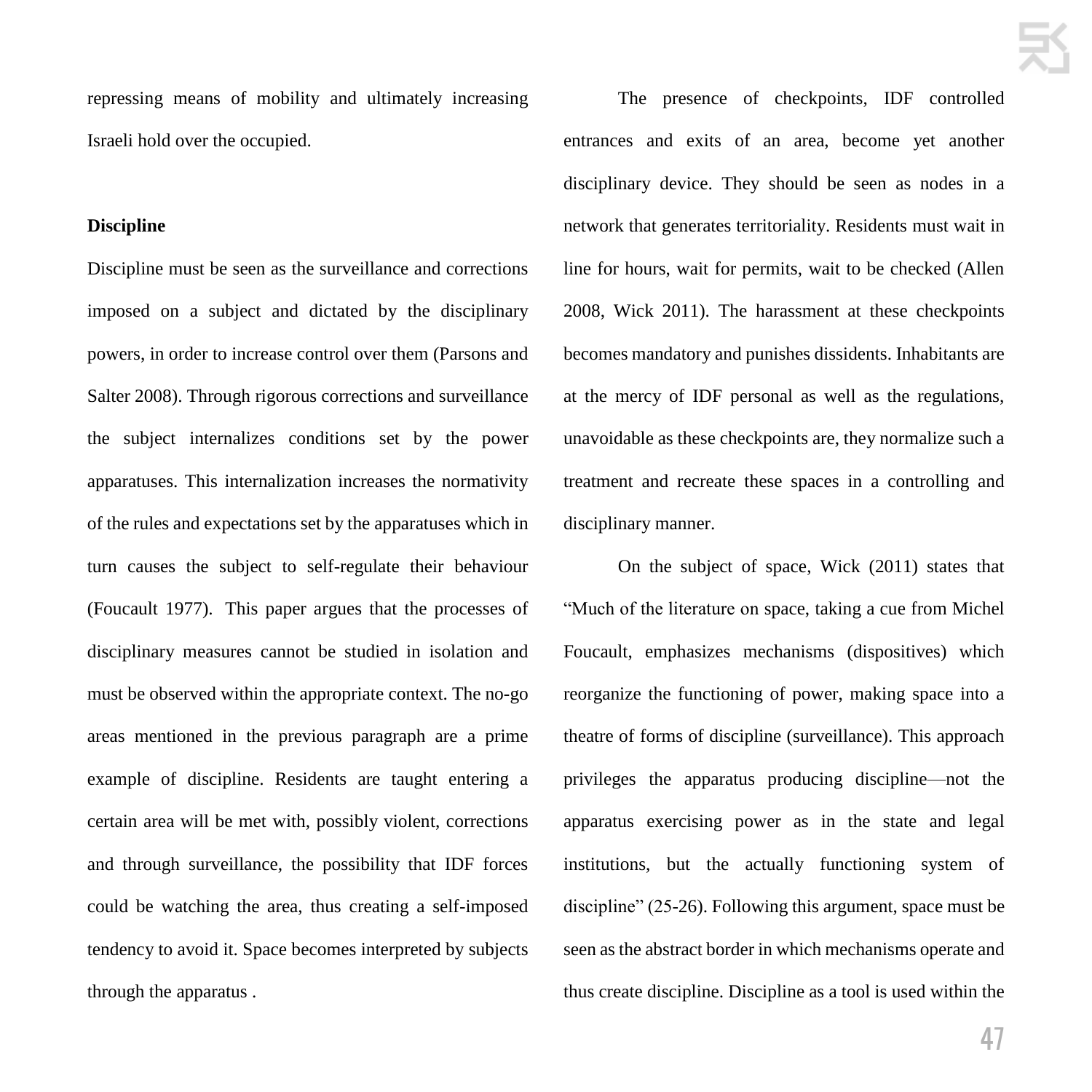repressing means of mobility and ultimately increasing Israeli hold over the occupied.

**Discipline**

Discipline must be seen as the surveillance and corrections imposed on a subject and dictated by the disciplinary powers, in order to increase control over them (Parsons and Salter 2008). Through rigorous corrections and surveillance the subject internalizes conditions set by the power apparatuses. This internalization increases the normativity of the rules and expectations set by the apparatuses which in turn causes the subject to self-regulate their behaviour (Foucault 1977). This paper argues that the processes of disciplinary measures cannot be studied in isolation and must be observed within the appropriate context. The no-go areas mentioned in the previous paragraph are a prime example of discipline. Residents are taught entering a certain area will be met with, possibly violent, corrections and through surveillance, the possibility that IDF forces could be watching the area, thus creating a self-imposed tendency to avoid it. Space becomes interpreted by subjects through the apparatus .

The presence of checkpoints, IDF controlled entrances and exits of an area, become yet another disciplinary device. They should be seen as nodes in a network that generates territoriality. Residents must wait in line for hours, wait for permits, wait to be checked (Allen 2008, Wick 2011). The harassment at these checkpoints becomes mandatory and punishes dissidents. Inhabitants are at the mercy of IDF personal as well as the regulations, unavoidable as these checkpoints are, they normalize such a treatment and recreate these spaces in a controlling and disciplinary manner.

On the subject of space, Wick (2011) states that "Much of the literature on space, taking a cue from Michel Foucault, emphasizes mechanisms (dispositives) which reorganize the functioning of power, making space into a theatre of forms of discipline (surveillance). This approach privileges the apparatus producing discipline—not the apparatus exercising power as in the state and legal institutions, but the actually functioning system of discipline" (25-26). Following this argument, space must be seen as the abstract border in which mechanisms operate and thus create discipline. Discipline as a tool is used within the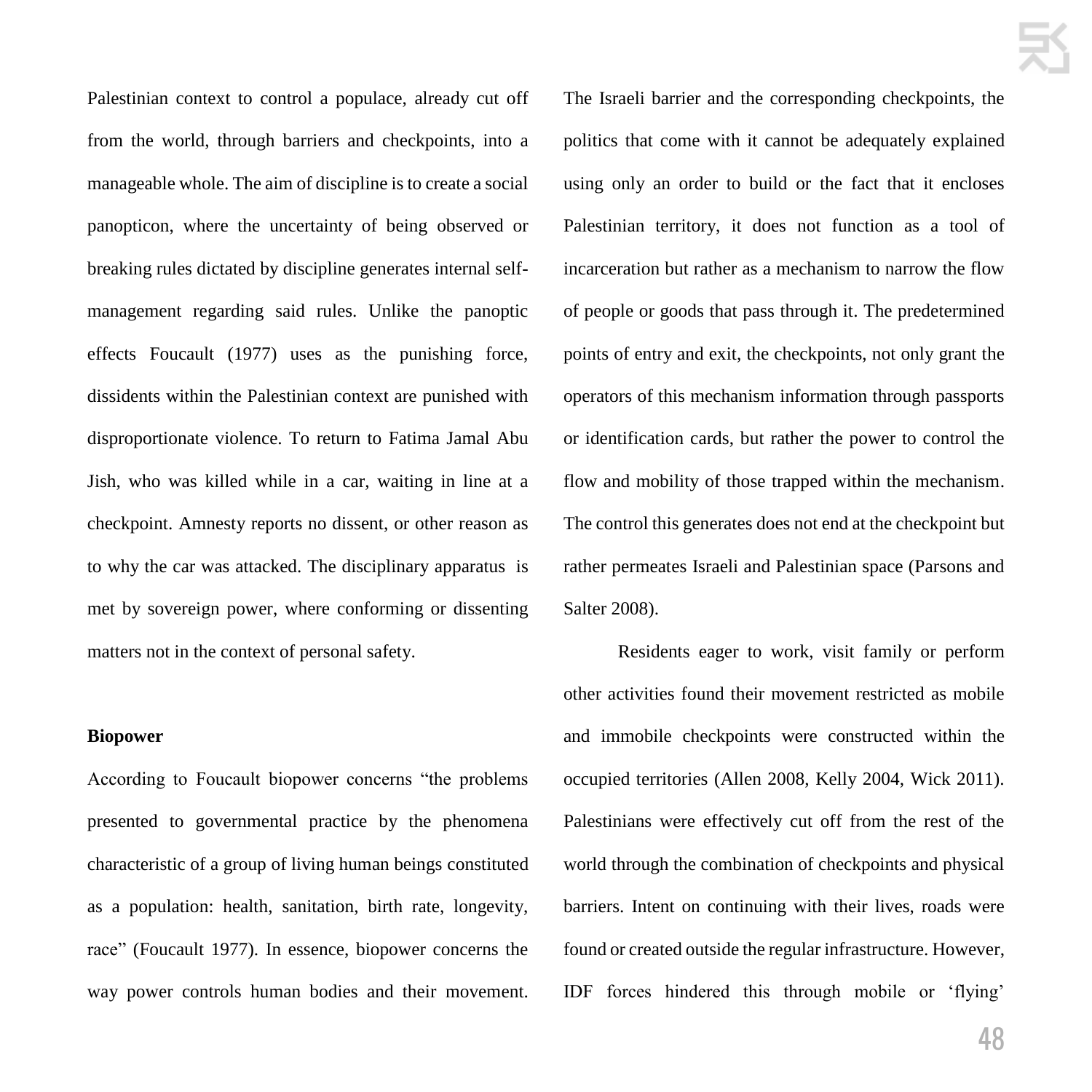Palestinian context to control a populace, already cut off from the world, through barriers and checkpoints, into a manageable whole. The aim of discipline is to create a social panopticon, where the uncertainty of being observed or breaking rules dictated by discipline generates internal self-management regarding said rules. Unlike the panoptic effects Foucault (1977) uses as the punishing force, dissidents within the Palestinian context are punished with disproportionate violence. To return to Fatima Jamal Abu Jish, who was killed while in a car, waiting in line at a checkpoint. Amnesty reports no dissent, or other reason as to why the car was attacked. The disciplinary apparatus is met by sovereign power, where conforming or dissenting matters not in the context of personal safety.

**Biopower**

According to Foucault biopower concerns "the problems presented to governmental practice by the phenomena characteristic of a group of living human beings constituted as a population: health, sanitation, birth rate, longevity, race" (Foucault 1977). In essence, biopower concerns the way power controls human bodies and their movement. The Israeli barrier and the corresponding checkpoints, the politics that come with it cannot be adequately explained using only an order to build or the fact that it encloses Palestinian territory, it does not function as a tool of incarceration but rather as a mechanism to narrow the flow of people or goods that pass through it. The predetermined points of entry and exit, the checkpoints, not only grant the operators of this mechanism information through passports or identification cards, but rather the power to control the flow and mobility of those trapped within the mechanism. The control this generates does not end at the checkpoint but rather permeates Israeli and Palestinian space (Parsons and Salter 2008).

Residents eager to work, visit family or perform other activities found their movement restricted as mobile and immobile checkpoints were constructed within the occupied territories (Allen 2008, Kelly 2004, Wick 2011). Palestinians were effectively cut off from the rest of the world through the combination of checkpoints and physical barriers. Intent on continuing with their lives, roads were found or created outside the regular infrastructure. However, IDF forces hindered this through mobile or 'flying'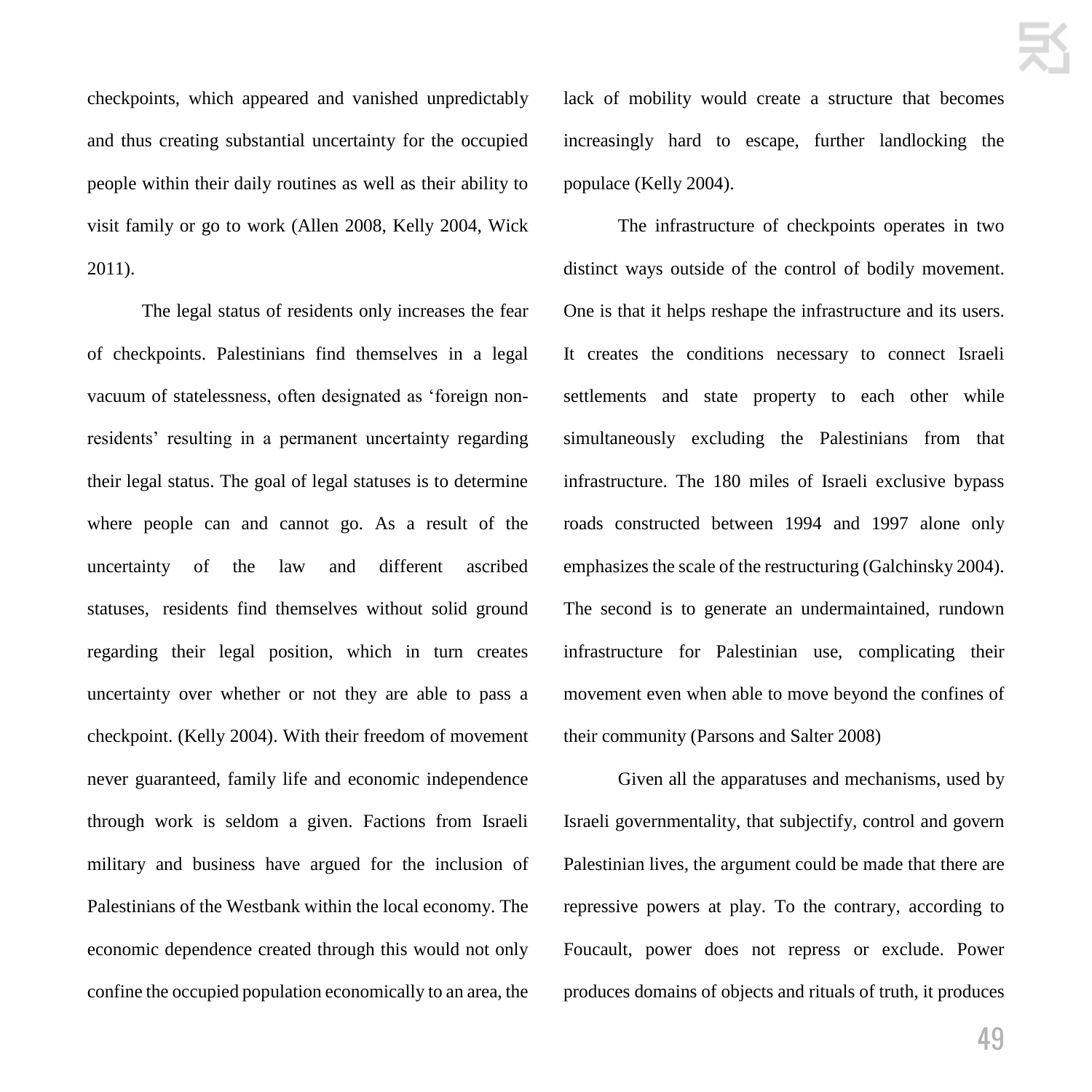checkpoints, which appeared and vanished unpredictably and thus creating substantial uncertainty for the occupied people within their daily routines as well as their ability to visit family or go to work (Allen 2008, Kelly 2004, Wick 2011).

The legal status of residents only increases the fear of checkpoints. Palestinians find themselves in a legal vacuum of statelessness, often designated as 'foreign non-residents' resulting in a permanent uncertainty regarding their legal status. The goal of legal statuses is to determine where people can and cannot go. As a result of the uncertainty of the law and different ascribed statuses, residents find themselves without solid ground regarding their legal position, which in turn creates uncertainty over whether or not they are able to pass a checkpoint. (Kelly 2004). With their freedom of movement never guaranteed, family life and economic independence through work is seldom a given. Factions from Israeli military and business have argued for the inclusion of Palestinians of the Westbank within the local economy. The economic dependence created through this would not only confine the occupied population economically to an area, the lack of mobility would create a structure that becomes increasingly hard to escape, further landlocking the populace (Kelly 2004).

The infrastructure of checkpoints operates in two distinct ways outside of the control of bodily movement. One is that it helps reshape the infrastructure and its users. It creates the conditions necessary to connect Israeli settlements and state property to each other while simultaneously excluding the Palestinians from that infrastructure. The 180 miles of Israeli exclusive bypass roads constructed between 1994 and 1997 alone only emphasizes the scale of the restructuring (Galchinsky 2004). The second is to generate an undermaintained, rundown infrastructure for Palestinian use, complicating their movement even when able to move beyond the confines of their community (Parsons and Salter 2008)

Given all the apparatuses and mechanisms, used by Israeli governmentality, that subjectify, control and govern Palestinian lives, the argument could be made that there are repressive powers at play. To the contrary, according to Foucault, power does not repress or exclude. Power produces domains of objects and rituals of truth, it produces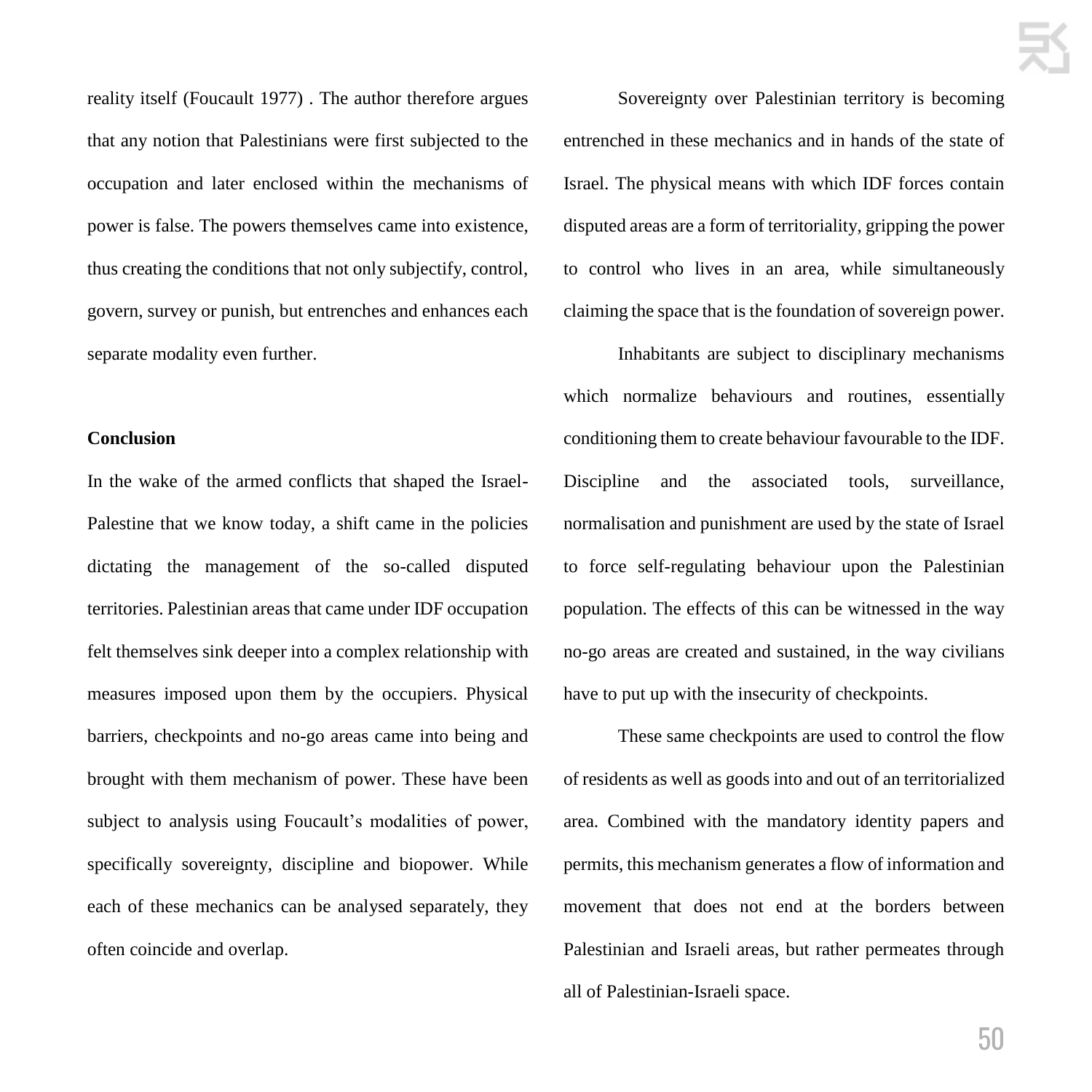reality itself (Foucault 1977) . The author therefore argues that any notion that Palestinians were first subjected to the occupation and later enclosed within the mechanisms of power is false. The powers themselves came into existence, thus creating the conditions that not only subjectify, control, govern, survey or punish, but entrenches and enhances each separate modality even further.

## Conclusion

In the wake of the armed conflicts that shaped the Israel-Palestine that we know today, a shift came in the policies dictating the management of the so-called disputed territories. Palestinian areas that came under IDF occupation felt themselves sink deeper into a complex relationship with measures imposed upon them by the occupiers. Physical barriers, checkpoints and no-go areas came into being and brought with them mechanism of power. These have been subject to analysis using Foucault's modalities of power, specifically sovereignty, discipline and biopower. While each of these mechanics can be analysed separately, they often coincide and overlap.

Sovereignty over Palestinian territory is becoming entrenched in these mechanics and in hands of the state of Israel. The physical means with which IDF forces contain disputed areas are a form of territoriality, gripping the power to control who lives in an area, while simultaneously claiming the space that is the foundation of sovereign power.

Inhabitants are subject to disciplinary mechanisms which normalize behaviours and routines, essentially conditioning them to create behaviour favourable to the IDF. Discipline and the associated tools, surveillance, normalisation and punishment are used by the state of Israel to force self-regulating behaviour upon the Palestinian population. The effects of this can be witnessed in the way no-go areas are created and sustained, in the way civilians have to put up with the insecurity of checkpoints.

These same checkpoints are used to control the flow of residents as well as goods into and out of an territorialized area. Combined with the mandatory identity papers and permits, this mechanism generates a flow of information and movement that does not end at the borders between Palestinian and Israeli areas, but rather permeates through all of Palestinian-Israeli space.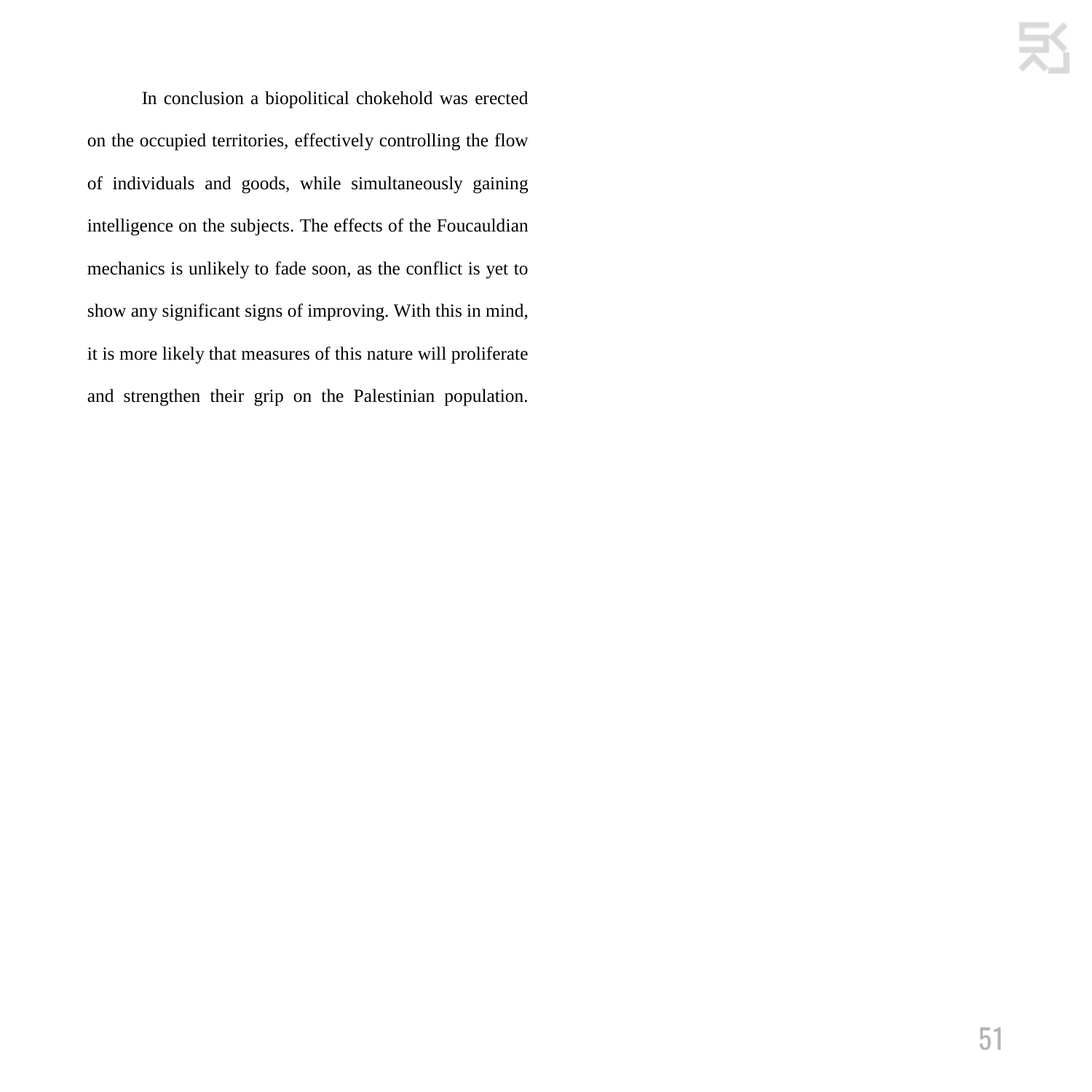In conclusion a biopolitical chokehold was erected on the occupied territories, effectively controlling the flow of individuals and goods, while simultaneously gaining intelligence on the subjects. The effects of the Foucauldian mechanics is unlikely to fade soon, as the conflict is yet to show any significant signs of improving. With this in mind, it is more likely that measures of this nature will proliferate and strengthen their grip on the Palestinian population.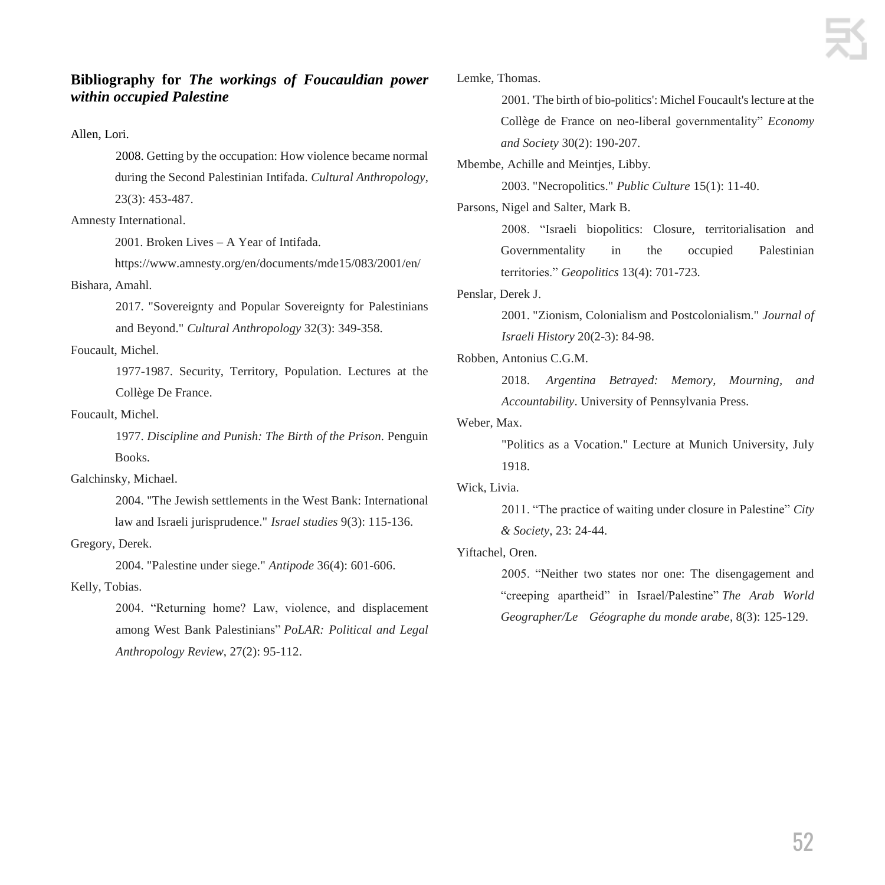### **Bibliography for *The workings of Foucauldian power within occupied Palestine***

Allen, Lori.

2008. Getting by the occupation: How violence became normal during the Second Palestinian Intifada. *Cultural Anthropology*, 23(3): 453-487.

Amnesty International.

2001. Broken Lives – A Year of Intifada. https://www.amnesty.org/en/documents/mde15/083/2001/en/

Bishara, Amahl.

2017. "Sovereignty and Popular Sovereignty for Palestinians and Beyond." *Cultural Anthropology* 32(3): 349-358.

Foucault, Michel.

1977-1987. Security, Territory, Population. Lectures at the Collège De France.

Foucault, Michel.

1977. *Discipline and Punish: The Birth of the Prison*. Penguin Books.

Galchinsky, Michael.

2004. "The Jewish settlements in the West Bank: International law and Israeli jurisprudence." *Israel studies* 9(3): 115-136.

Gregory, Derek.

2004. "Palestine under siege." *Antipode* 36(4): 601-606.

Kelly, Tobias.

2004. "Returning home? Law, violence, and displacement among West Bank Palestinians" *PoLAR: Political and Legal Anthropology Review*, 27(2): 95-112.

Lemke, Thomas.

2001. 'The birth of bio-politics': Michel Foucault's lecture at the Collège de France on neo-liberal governmentality" *Economy and Society* 30(2): 190-207.

Mbembe, Achille and Meintjes, Libby.

2003. "Necropolitics." *Public Culture* 15(1): 11-40.

Parsons, Nigel and Salter, Mark B.

2008. "Israeli biopolitics: Closure, territorialisation and Governmentality in the occupied Palestinian territories." *Geopolitics* 13(4): 701-723.

Penslar, Derek J.

2001. "Zionism, Colonialism and Postcolonialism." *Journal of Israeli History* 20(2-3): 84-98.

Robben, Antonius C.G.M.

2018. *Argentina Betrayed: Memory, Mourning, and Accountability*. University of Pennsylvania Press.

Weber, Max.

"Politics as a Vocation." Lecture at Munich University, July 1918.

Wick, Livia.

2011. "The practice of waiting under closure in Palestine" *City & Society*, 23: 24-44.

Yiftachel, Oren.

2005. "Neither two states nor one: The disengagement and "creeping apartheid" in Israel/Palestine" *The Arab World Geographer/Le Géographe du monde arabe*, 8(3): 125-129.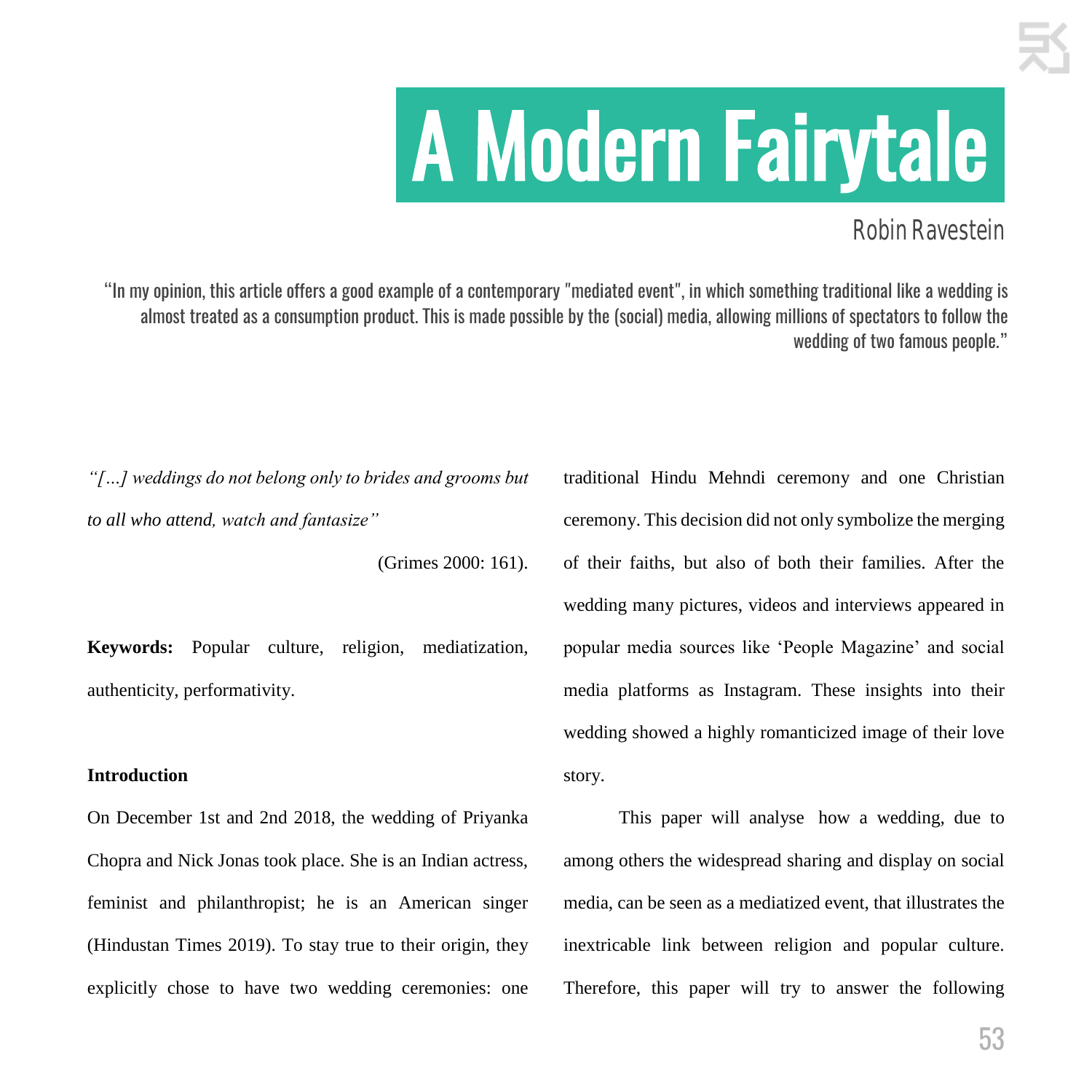# A Modern Fairytale

Robin Ravestein

"In my opinion, this article offers a good example of a contemporary "mediated event", in which something traditional like a wedding is almost treated as a consumption product. This is made possible by the (social) media, allowing millions of spectators to follow the wedding of two famous people."

*"[…] weddings do not belong only to brides and grooms but to all who attend, watch and fantasize"*

(Grimes 2000: 161).

**Keywords:** Popular culture, religion, mediatization, authenticity, performativity.

**Introduction**

On December 1st and 2nd 2018, the wedding of Priyanka Chopra and Nick Jonas took place. She is an Indian actress, feminist and philanthropist; he is an American singer (Hindustan Times 2019). To stay true to their origin, they explicitly chose to have two wedding ceremonies: one traditional Hindu Mehndi ceremony and one Christian ceremony. This decision did not only symbolize the merging of their faiths, but also of both their families. After the wedding many pictures, videos and interviews appeared in popular media sources like 'People Magazine' and social media platforms as Instagram. These insights into their wedding showed a highly romanticized image of their love story.

This paper will analyse how a wedding, due to among others the widespread sharing and display on social media, can be seen as a mediatized event, that illustrates the inextricable link between religion and popular culture. Therefore, this paper will try to answer the following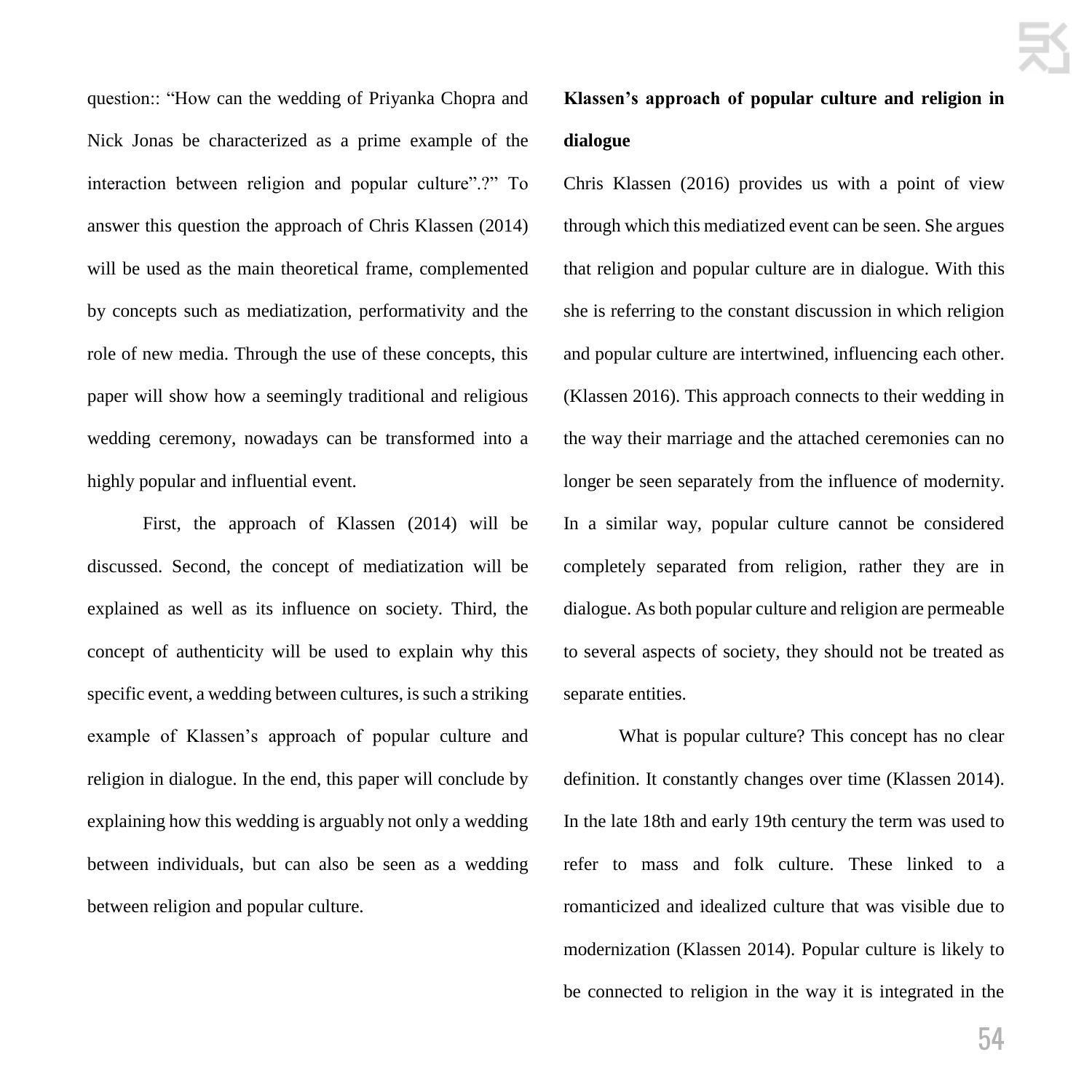question:: "How can the wedding of Priyanka Chopra and Nick Jonas be characterized as a prime example of the interaction between religion and popular culture".?" To answer this question the approach of Chris Klassen (2014) will be used as the main theoretical frame, complemented by concepts such as mediatization, performativity and the role of new media. Through the use of these concepts, this paper will show how a seemingly traditional and religious wedding ceremony, nowadays can be transformed into a highly popular and influential event.

First, the approach of Klassen (2014) will be discussed. Second, the concept of mediatization will be explained as well as its influence on society. Third, the concept of authenticity will be used to explain why this specific event, a wedding between cultures, is such a striking example of Klassen's approach of popular culture and religion in dialogue. In the end, this paper will conclude by explaining how this wedding is arguably not only a wedding between individuals, but can also be seen as a wedding between religion and popular culture.

**Klassen's approach of popular culture and religion in dialogue**

Chris Klassen (2016) provides us with a point of view through which this mediatized event can be seen. She argues that religion and popular culture are in dialogue. With this she is referring to the constant discussion in which religion and popular culture are intertwined, influencing each other. (Klassen 2016). This approach connects to their wedding in the way their marriage and the attached ceremonies can no longer be seen separately from the influence of modernity. In a similar way, popular culture cannot be considered completely separated from religion, rather they are in dialogue. As both popular culture and religion are permeable to several aspects of society, they should not be treated as separate entities.

What is popular culture? This concept has no clear definition. It constantly changes over time (Klassen 2014). In the late 18th and early 19th century the term was used to refer to mass and folk culture. These linked to a romanticized and idealized culture that was visible due to modernization (Klassen 2014). Popular culture is likely to be connected to religion in the way it is integrated in the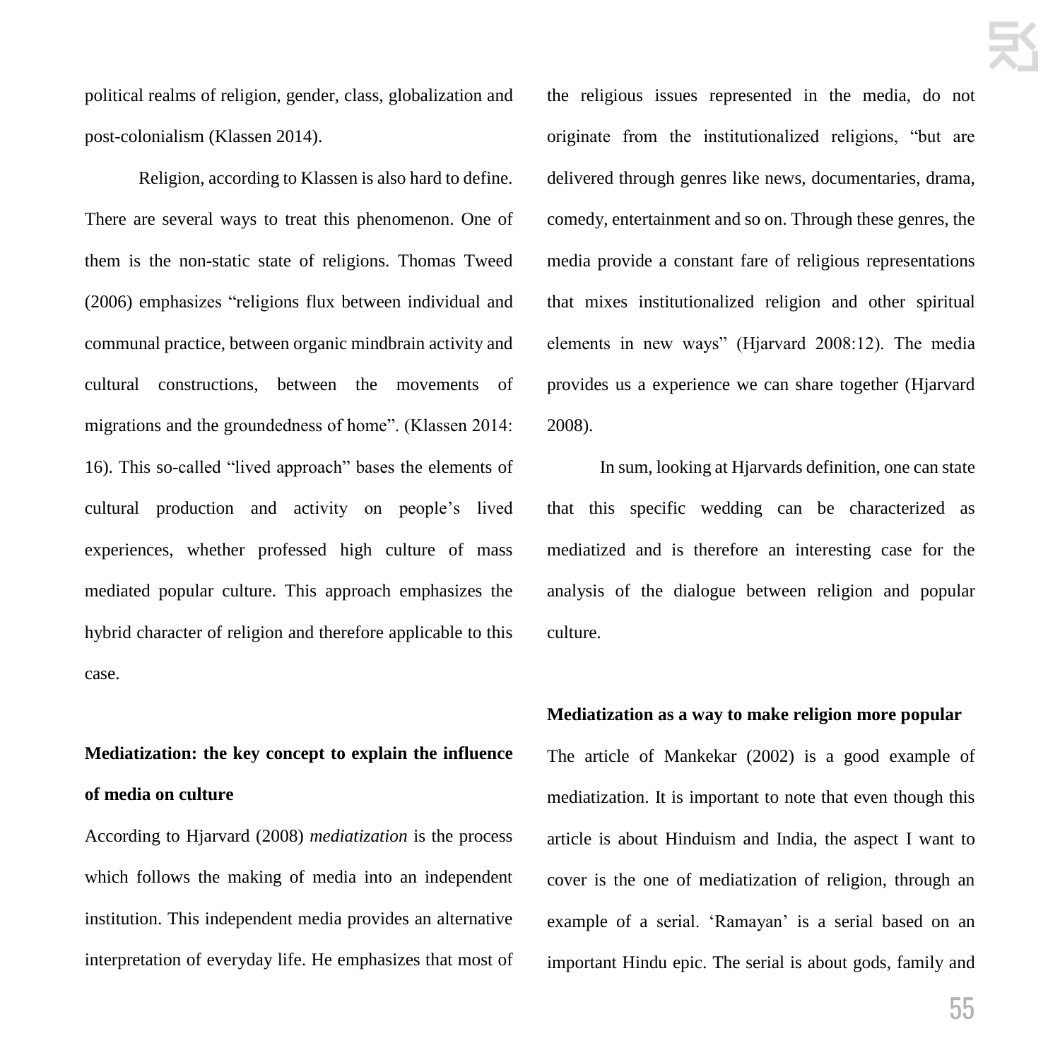political realms of religion, gender, class, globalization and post-colonialism (Klassen 2014).

Religion, according to Klassen is also hard to define. There are several ways to treat this phenomenon. One of them is the non-static state of religions. Thomas Tweed (2006) emphasizes "religions flux between individual and communal practice, between organic mindbrain activity and cultural constructions, between the movements of migrations and the groundedness of home". (Klassen 2014: 16). This so-called "lived approach" bases the elements of cultural production and activity on people's lived experiences, whether professed high culture of mass mediated popular culture. This approach emphasizes the hybrid character of religion and therefore applicable to this case.

**Mediatization: the key concept to explain the influence of media on culture**

According to Hjarvard (2008) *mediatization* is the process which follows the making of media into an independent institution. This independent media provides an alternative interpretation of everyday life. He emphasizes that most of the religious issues represented in the media, do not originate from the institutionalized religions, "but are delivered through genres like news, documentaries, drama, comedy, entertainment and so on. Through these genres, the media provide a constant fare of religious representations that mixes institutionalized religion and other spiritual elements in new ways" (Hjarvard 2008:12). The media provides us a experience we can share together (Hjarvard 2008).

In sum, looking at Hjarvards definition, one can state that this specific wedding can be characterized as mediatized and is therefore an interesting case for the analysis of the dialogue between religion and popular culture.

**Mediatization as a way to make religion more popular**

The article of Mankekar (2002) is a good example of mediatization. It is important to note that even though this article is about Hinduism and India, the aspect I want to cover is the one of mediatization of religion, through an example of a serial. 'Ramayan' is a serial based on an important Hindu epic. The serial is about gods, family and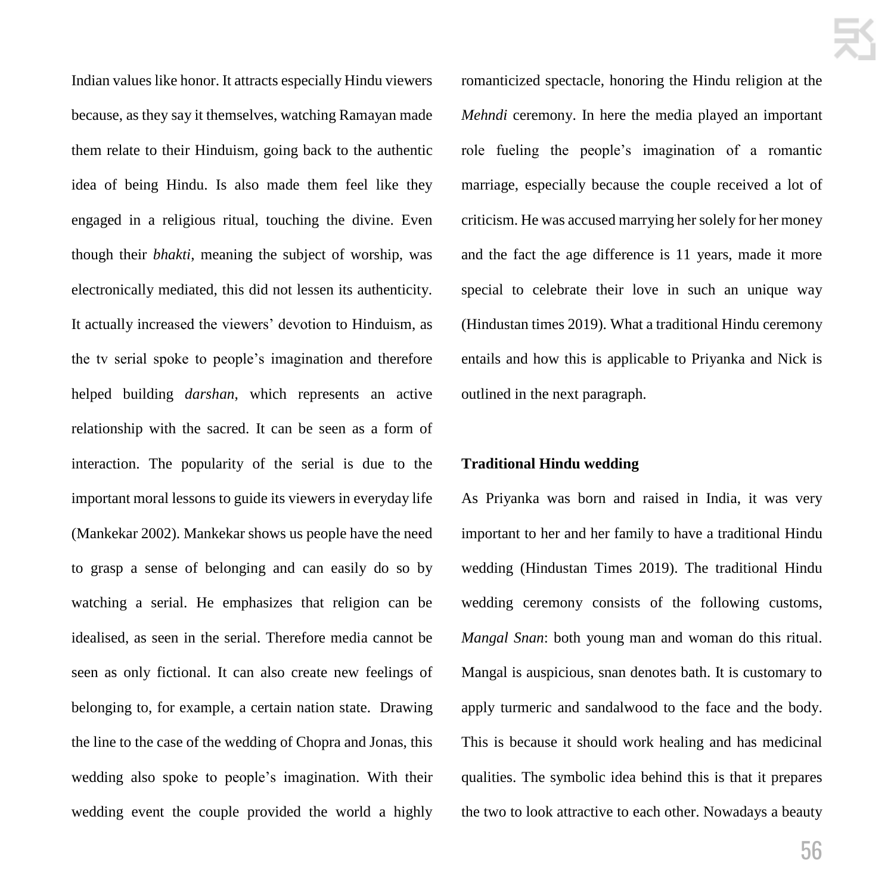Indian values like honor. It attracts especially Hindu viewers because, as they say it themselves, watching Ramayan made them relate to their Hinduism, going back to the authentic idea of being Hindu. Is also made them feel like they engaged in a religious ritual, touching the divine. Even though their *bhakti*, meaning the subject of worship, was electronically mediated, this did not lessen its authenticity. It actually increased the viewers' devotion to Hinduism, as the tv serial spoke to people's imagination and therefore helped building *darshan*, which represents an active relationship with the sacred. It can be seen as a form of interaction. The popularity of the serial is due to the important moral lessons to guide its viewers in everyday life (Mankekar 2002). Mankekar shows us people have the need to grasp a sense of belonging and can easily do so by watching a serial. He emphasizes that religion can be idealised, as seen in the serial. Therefore media cannot be seen as only fictional. It can also create new feelings of belonging to, for example, a certain nation state. Drawing the line to the case of the wedding of Chopra and Jonas, this wedding also spoke to people's imagination. With their wedding event the couple provided the world a highly romanticized spectacle, honoring the Hindu religion at the *Mehndi* ceremony. In here the media played an important role fueling the people's imagination of a romantic marriage, especially because the couple received a lot of criticism. He was accused marrying her solely for her money and the fact the age difference is 11 years, made it more special to celebrate their love in such an unique way (Hindustan times 2019). What a traditional Hindu ceremony entails and how this is applicable to Priyanka and Nick is outlined in the next paragraph.

**Traditional Hindu wedding**

As Priyanka was born and raised in India, it was very important to her and her family to have a traditional Hindu wedding (Hindustan Times 2019). The traditional Hindu wedding ceremony consists of the following customs, *Mangal Snan*: both young man and woman do this ritual. Mangal is auspicious, snan denotes bath. It is customary to apply turmeric and sandalwood to the face and the body. This is because it should work healing and has medicinal qualities. The symbolic idea behind this is that it prepares the two to look attractive to each other. Nowadays a beauty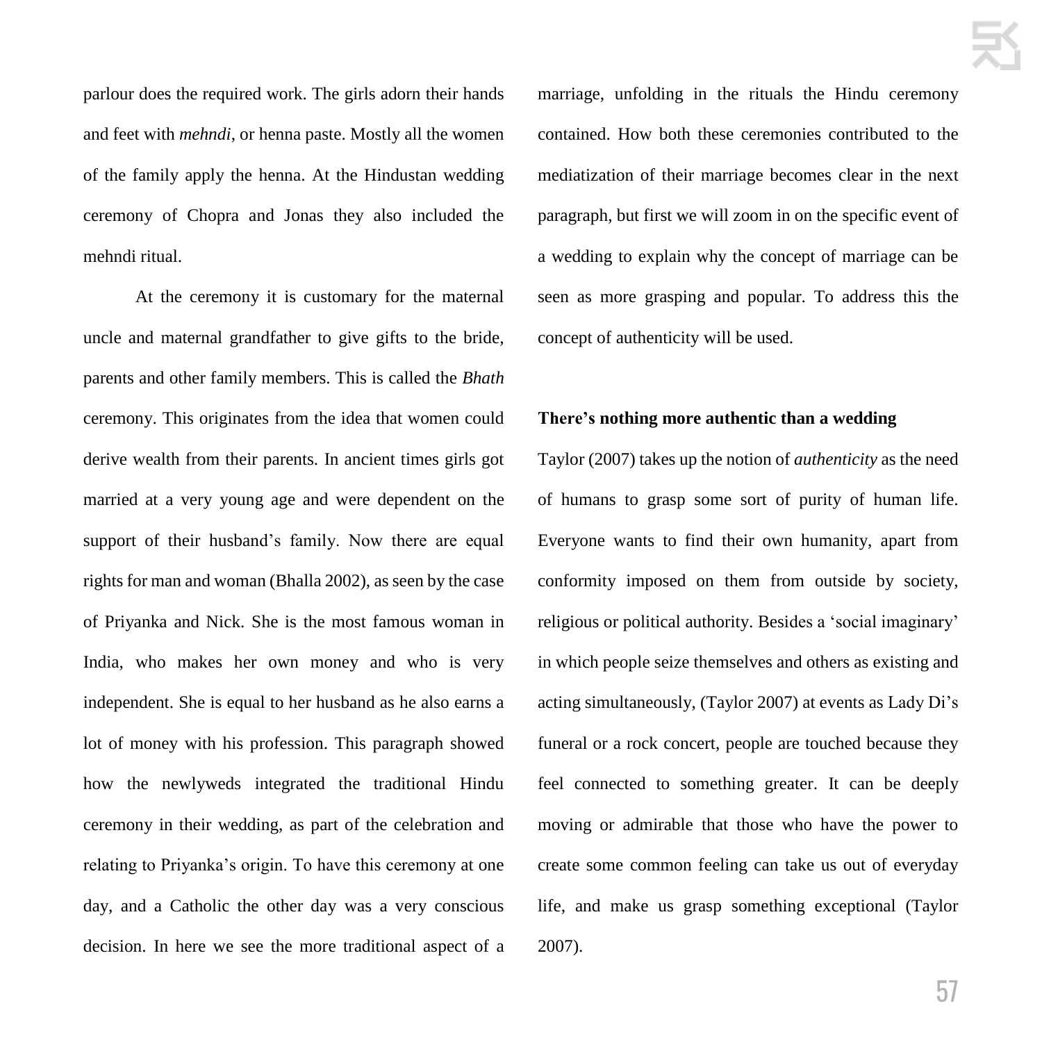parlour does the required work. The girls adorn their hands and feet with *mehndi*, or henna paste. Mostly all the women of the family apply the henna. At the Hindustan wedding ceremony of Chopra and Jonas they also included the mehndi ritual.

At the ceremony it is customary for the maternal uncle and maternal grandfather to give gifts to the bride, parents and other family members. This is called the *Bhath* ceremony. This originates from the idea that women could derive wealth from their parents. In ancient times girls got married at a very young age and were dependent on the support of their husband's family. Now there are equal rights for man and woman (Bhalla 2002), as seen by the case of Priyanka and Nick. She is the most famous woman in India, who makes her own money and who is very independent. She is equal to her husband as he also earns a lot of money with his profession. This paragraph showed how the newlyweds integrated the traditional Hindu ceremony in their wedding, as part of the celebration and relating to Priyanka's origin. To have this ceremony at one day, and a Catholic the other day was a very conscious decision. In here we see the more traditional aspect of a marriage, unfolding in the rituals the Hindu ceremony contained. How both these ceremonies contributed to the mediatization of their marriage becomes clear in the next paragraph, but first we will zoom in on the specific event of a wedding to explain why the concept of marriage can be seen as more grasping and popular. To address this the concept of authenticity will be used.

**There's nothing more authentic than a wedding**

Taylor (2007) takes up the notion of *authenticity* as the need of humans to grasp some sort of purity of human life. Everyone wants to find their own humanity, apart from conformity imposed on them from outside by society, religious or political authority. Besides a 'social imaginary' in which people seize themselves and others as existing and acting simultaneously, (Taylor 2007) at events as Lady Di's funeral or a rock concert, people are touched because they feel connected to something greater. It can be deeply moving or admirable that those who have the power to create some common feeling can take us out of everyday life, and make us grasp something exceptional (Taylor 2007).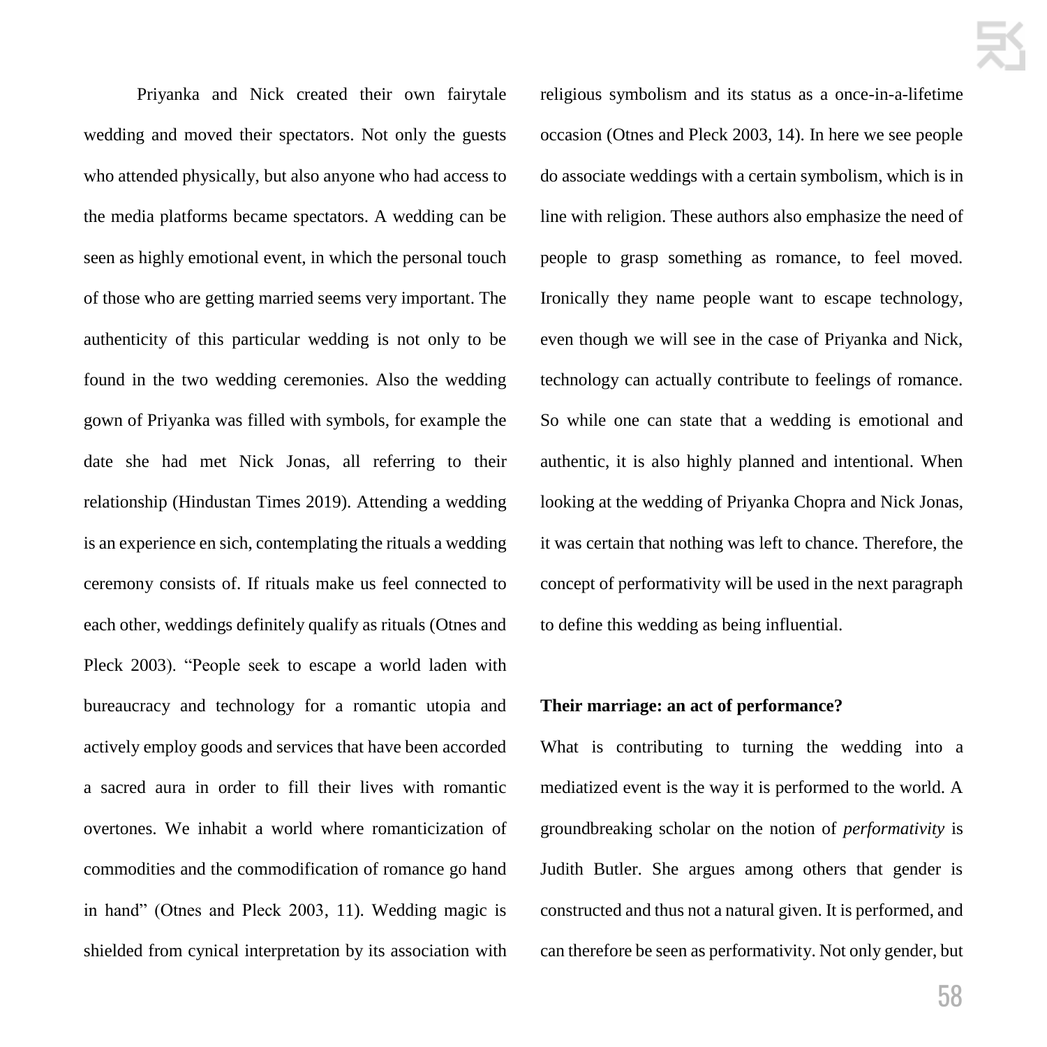Priyanka and Nick created their own fairytale wedding and moved their spectators. Not only the guests who attended physically, but also anyone who had access to the media platforms became spectators. A wedding can be seen as highly emotional event, in which the personal touch of those who are getting married seems very important. The authenticity of this particular wedding is not only to be found in the two wedding ceremonies. Also the wedding gown of Priyanka was filled with symbols, for example the date she had met Nick Jonas, all referring to their relationship (Hindustan Times 2019). Attending a wedding is an experience en sich, contemplating the rituals a wedding ceremony consists of. If rituals make us feel connected to each other, weddings definitely qualify as rituals (Otnes and Pleck 2003). "People seek to escape a world laden with bureaucracy and technology for a romantic utopia and actively employ goods and services that have been accorded a sacred aura in order to fill their lives with romantic overtones. We inhabit a world where romanticization of commodities and the commodification of romance go hand in hand" (Otnes and Pleck 2003, 11). Wedding magic is shielded from cynical interpretation by its association with religious symbolism and its status as a once-in-a-lifetime occasion (Otnes and Pleck 2003, 14). In here we see people do associate weddings with a certain symbolism, which is in line with religion. These authors also emphasize the need of people to grasp something as romance, to feel moved. Ironically they name people want to escape technology, even though we will see in the case of Priyanka and Nick, technology can actually contribute to feelings of romance. So while one can state that a wedding is emotional and authentic, it is also highly planned and intentional. When looking at the wedding of Priyanka Chopra and Nick Jonas, it was certain that nothing was left to chance. Therefore, the concept of performativity will be used in the next paragraph to define this wedding as being influential.

**Their marriage: an act of performance?**

What is contributing to turning the wedding into a mediatized event is the way it is performed to the world. A groundbreaking scholar on the notion of *performativity* is Judith Butler. She argues among others that gender is constructed and thus not a natural given. It is performed, and can therefore be seen as performativity. Not only gender, but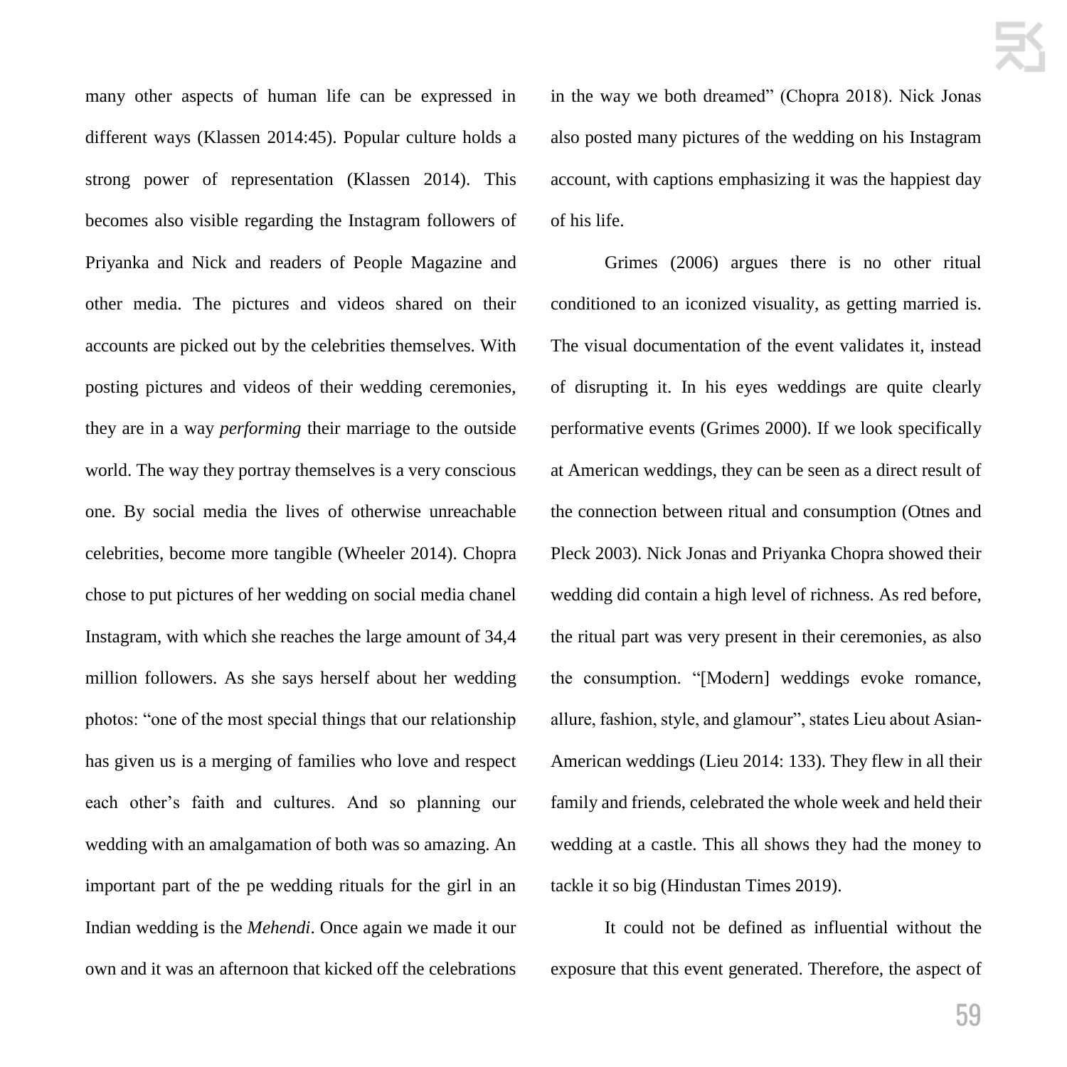many other aspects of human life can be expressed in different ways (Klassen 2014:45). Popular culture holds a strong power of representation (Klassen 2014). This becomes also visible regarding the Instagram followers of Priyanka and Nick and readers of People Magazine and other media. The pictures and videos shared on their accounts are picked out by the celebrities themselves. With posting pictures and videos of their wedding ceremonies, they are in a way *performing* their marriage to the outside world. The way they portray themselves is a very conscious one. By social media the lives of otherwise unreachable celebrities, become more tangible (Wheeler 2014). Chopra chose to put pictures of her wedding on social media chanel Instagram, with which she reaches the large amount of 34,4 million followers. As she says herself about her wedding photos: "one of the most special things that our relationship has given us is a merging of families who love and respect each other's faith and cultures. And so planning our wedding with an amalgamation of both was so amazing. An important part of the pe wedding rituals for the girl in an Indian wedding is the *Mehendi*. Once again we made it our own and it was an afternoon that kicked off the celebrations in the way we both dreamed" (Chopra 2018). Nick Jonas also posted many pictures of the wedding on his Instagram account, with captions emphasizing it was the happiest day of his life.

Grimes (2006) argues there is no other ritual conditioned to an iconized visuality, as getting married is. The visual documentation of the event validates it, instead of disrupting it. In his eyes weddings are quite clearly performative events (Grimes 2000). If we look specifically at American weddings, they can be seen as a direct result of the connection between ritual and consumption (Otnes and Pleck 2003). Nick Jonas and Priyanka Chopra showed their wedding did contain a high level of richness. As red before, the ritual part was very present in their ceremonies, as also the consumption. "[Modern] weddings evoke romance, allure, fashion, style, and glamour", states Lieu about Asian-American weddings (Lieu 2014: 133). They flew in all their family and friends, celebrated the whole week and held their wedding at a castle. This all shows they had the money to tackle it so big (Hindustan Times 2019).

It could not be defined as influential without the exposure that this event generated. Therefore, the aspect of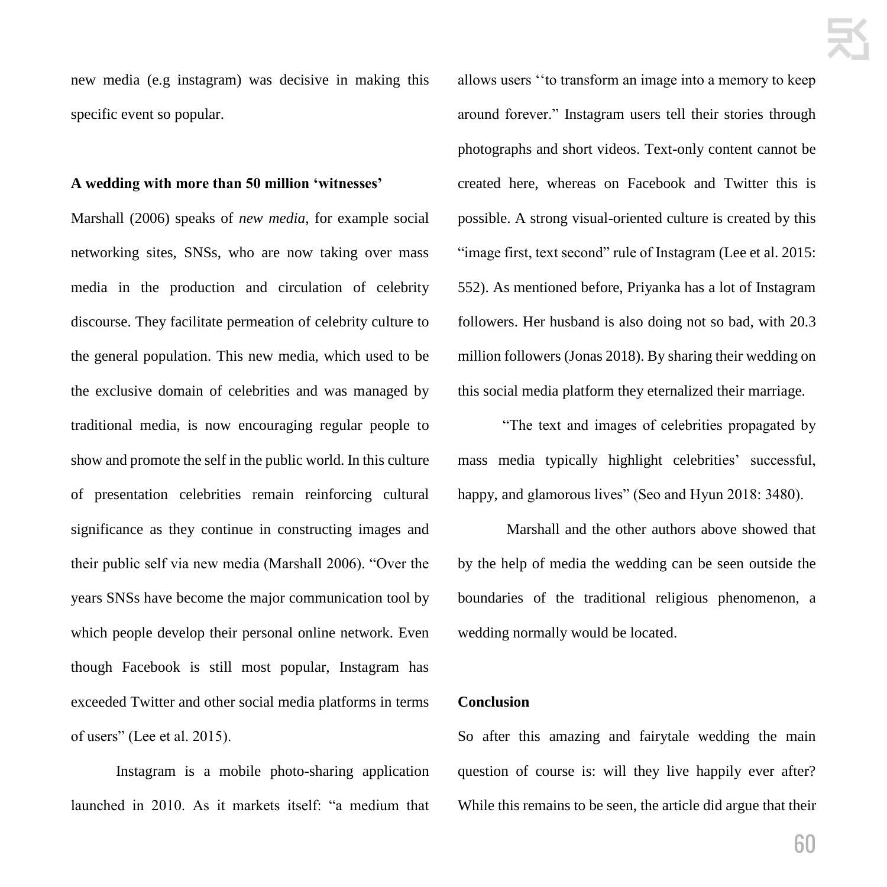new media (e.g instagram) was decisive in making this specific event so popular.

### A wedding with more than 50 million 'witnesses'

Marshall (2006) speaks of *new media*, for example social networking sites, SNSs, who are now taking over mass media in the production and circulation of celebrity discourse. They facilitate permeation of celebrity culture to the general population. This new media, which used to be the exclusive domain of celebrities and was managed by traditional media, is now encouraging regular people to show and promote the self in the public world. In this culture of presentation celebrities remain reinforcing cultural significance as they continue in constructing images and their public self via new media (Marshall 2006). "Over the years SNSs have become the major communication tool by which people develop their personal online network. Even though Facebook is still most popular, Instagram has exceeded Twitter and other social media platforms in terms of users" (Lee et al. 2015).

Instagram is a mobile photo-sharing application launched in 2010. As it markets itself: "a medium that allows users ''to transform an image into a memory to keep around forever." Instagram users tell their stories through photographs and short videos. Text-only content cannot be created here, whereas on Facebook and Twitter this is possible. A strong visual-oriented culture is created by this "image first, text second" rule of Instagram (Lee et al. 2015: 552). As mentioned before, Priyanka has a lot of Instagram followers. Her husband is also doing not so bad, with 20.3 million followers (Jonas 2018). By sharing their wedding on this social media platform they eternalized their marriage.

"The text and images of celebrities propagated by mass media typically highlight celebrities' successful, happy, and glamorous lives" (Seo and Hyun 2018: 3480).

Marshall and the other authors above showed that by the help of media the wedding can be seen outside the boundaries of the traditional religious phenomenon, a wedding normally would be located.

### Conclusion

So after this amazing and fairytale wedding the main question of course is: will they live happily ever after? While this remains to be seen, the article did argue that their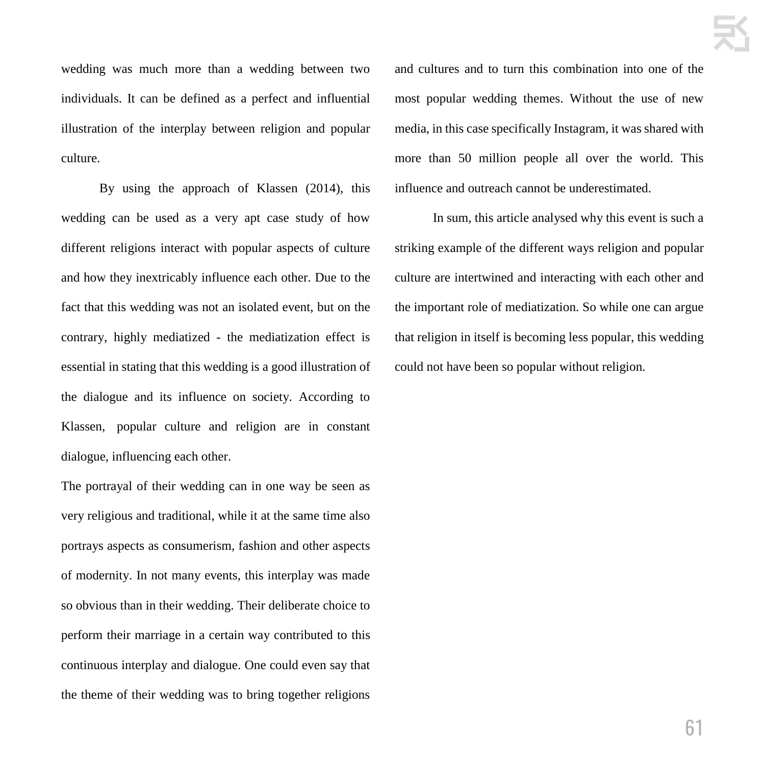wedding was much more than a wedding between two individuals. It can be defined as a perfect and influential illustration of the interplay between religion and popular culture.

By using the approach of Klassen (2014), this wedding can be used as a very apt case study of how different religions interact with popular aspects of culture and how they inextricably influence each other. Due to the fact that this wedding was not an isolated event, but on the contrary, highly mediatized - the mediatization effect is essential in stating that this wedding is a good illustration of the dialogue and its influence on society. According to Klassen, popular culture and religion are in constant dialogue, influencing each other.

The portrayal of their wedding can in one way be seen as very religious and traditional, while it at the same time also portrays aspects as consumerism, fashion and other aspects of modernity. In not many events, this interplay was made so obvious than in their wedding. Their deliberate choice to perform their marriage in a certain way contributed to this continuous interplay and dialogue. One could even say that the theme of their wedding was to bring together religions and cultures and to turn this combination into one of the most popular wedding themes. Without the use of new media, in this case specifically Instagram, it was shared with more than 50 million people all over the world. This influence and outreach cannot be underestimated.

In sum, this article analysed why this event is such a striking example of the different ways religion and popular culture are intertwined and interacting with each other and the important role of mediatization. So while one can argue that religion in itself is becoming less popular, this wedding could not have been so popular without religion.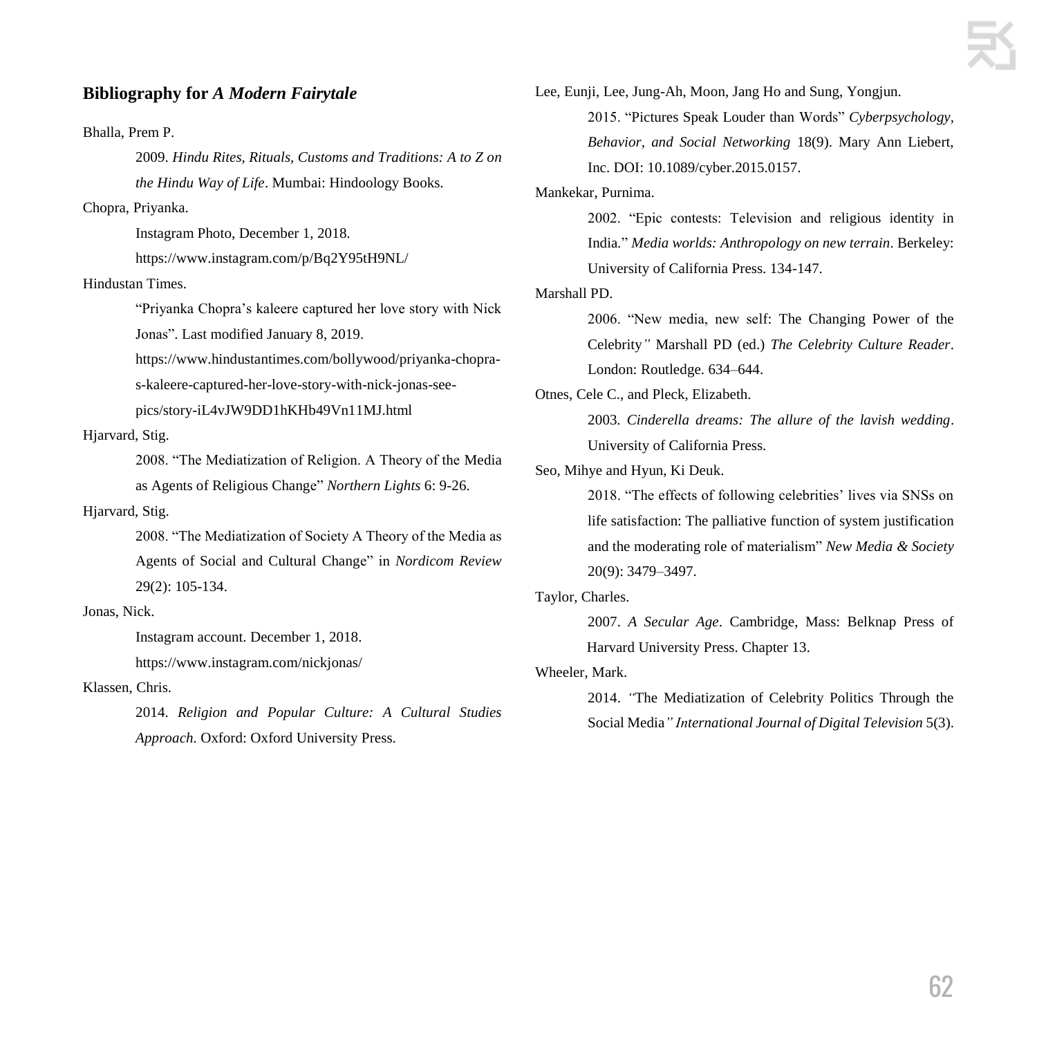## Bibliography for *A Modern Fairytale*

Bhalla, Prem P.

2009. *Hindu Rites, Rituals, Customs and Traditions: A to Z on the Hindu Way of Life*. Mumbai: Hindoology Books.

Chopra, Priyanka.

Instagram Photo, December 1, 2018.
https://www.instagram.com/p/Bq2Y95tH9NL/

Hindustan Times.

"Priyanka Chopra's kaleere captured her love story with Nick Jonas". Last modified January 8, 2019.
https://www.hindustantimes.com/bollywood/priyanka-chopra-s-kaleere-captured-her-love-story-with-nick-jonas-see-pics/story-iL4vJW9DD1hKHb49Vn11MJ.html

Hjarvard, Stig.

2008. "The Mediatization of Religion. A Theory of the Media as Agents of Religious Change" *Northern Lights* 6: 9-26.

Hjarvard, Stig.

2008. "The Mediatization of Society A Theory of the Media as Agents of Social and Cultural Change" in *Nordicom Review* 29(2): 105-134.

Jonas, Nick.

Instagram account. December 1, 2018.
https://www.instagram.com/nickjonas/

Klassen, Chris.

2014. *Religion and Popular Culture: A Cultural Studies Approach.* Oxford: Oxford University Press.

Lee, Eunji, Lee, Jung-Ah, Moon, Jang Ho and Sung, Yongjun.

2015. "Pictures Speak Louder than Words" *Cyberpsychology, Behavior, and Social Networking* 18(9). Mary Ann Liebert, Inc. DOI: 10.1089/cyber.2015.0157.

Mankekar, Purnima.

2002. "Epic contests: Television and religious identity in India." *Media worlds: Anthropology on new terrain*. Berkeley: University of California Press. 134-147.

Marshall PD.

2006. "New media, new self: The Changing Power of the Celebrity*"* Marshall PD (ed.) *The Celebrity Culture Reader*. London: Routledge. 634–644.

Otnes, Cele C., and Pleck, Elizabeth.

2003*. Cinderella dreams: The allure of the lavish wedding*. University of California Press.

Seo, Mihye and Hyun, Ki Deuk.

2018. "The effects of following celebrities' lives via SNSs on life satisfaction: The palliative function of system justification and the moderating role of materialism" *New Media & Society* 20(9): 3479–3497.

Taylor, Charles.

2007. *A Secular Age*. Cambridge, Mass: Belknap Press of Harvard University Press. Chapter 13.

Wheeler, Mark.

2014. "The Mediatization of Celebrity Politics Through the Social Media*" International Journal of Digital Television* 5(3).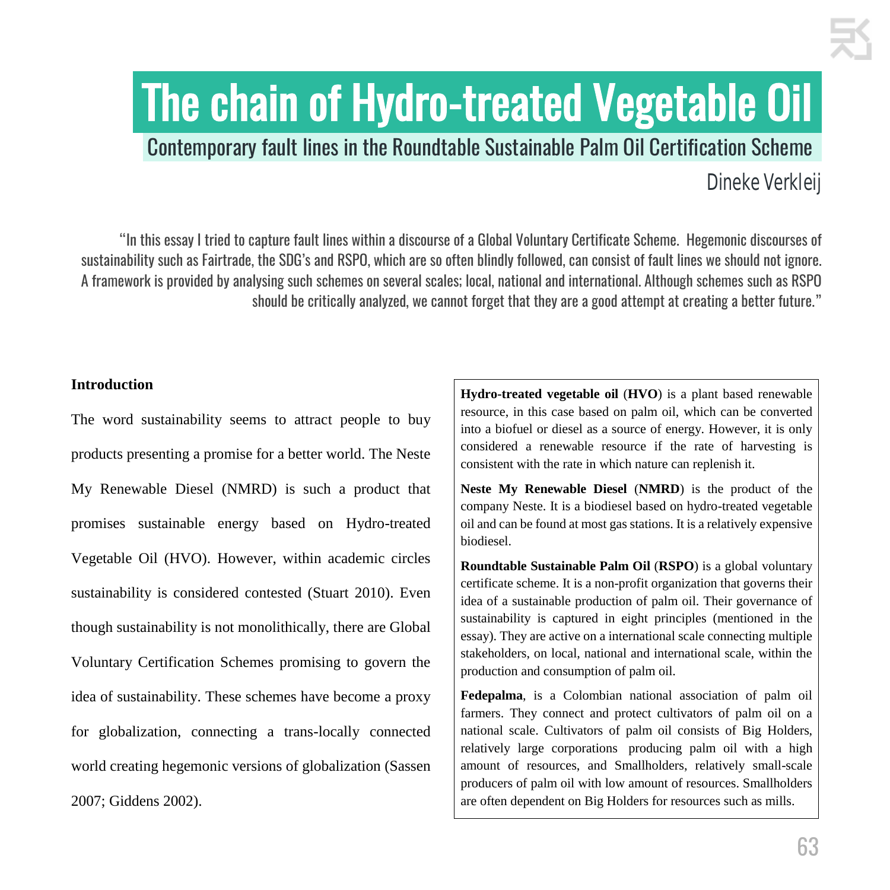# The chain of Hydro-treated Vegetable Oil

## Contemporary fault lines in the Roundtable Sustainable Palm Oil Certification Scheme

Dineke Verkleij

"In this essay I tried to capture fault lines within a discourse of a Global Voluntary Certificate Scheme. Hegemonic discourses of sustainability such as Fairtrade, the SDG's and RSPO, which are so often blindly followed, can consist of fault lines we should not ignore. A framework is provided by analysing such schemes on several scales; local, national and international. Although schemes such as RSPO should be critically analyzed, we cannot forget that they are a good attempt at creating a better future."

**Introduction**

The word sustainability seems to attract people to buy products presenting a promise for a better world. The Neste My Renewable Diesel (NMRD) is such a product that promises sustainable energy based on Hydro-treated Vegetable Oil (HVO). However, within academic circles sustainability is considered contested (Stuart 2010). Even though sustainability is not monolithically, there are Global Voluntary Certification Schemes promising to govern the idea of sustainability. These schemes have become a proxy for globalization, connecting a trans-locally connected world creating hegemonic versions of globalization (Sassen 2007; Giddens 2002).

**Hydro-treated vegetable oil** (**HVO**) is a plant based renewable resource, in this case based on palm oil, which can be converted into a biofuel or diesel as a source of energy. However, it is only considered a renewable resource if the rate of harvesting is consistent with the rate in which nature can replenish it.

**Neste My Renewable Diesel** (**NMRD**) is the product of the company Neste. It is a biodiesel based on hydro-treated vegetable oil and can be found at most gas stations. It is a relatively expensive biodiesel.

**Roundtable Sustainable Palm Oil** (**RSPO**) is a global voluntary certificate scheme. It is a non-profit organization that governs their idea of a sustainable production of palm oil. Their governance of sustainability is captured in eight principles (mentioned in the essay). They are active on a international scale connecting multiple stakeholders, on local, national and international scale, within the production and consumption of palm oil.

**Fedepalma**, is a Colombian national association of palm oil farmers. They connect and protect cultivators of palm oil on a national scale. Cultivators of palm oil consists of Big Holders, relatively large corporations producing palm oil with a high amount of resources, and Smallholders, relatively small-scale producers of palm oil with low amount of resources. Smallholders are often dependent on Big Holders for resources such as mills.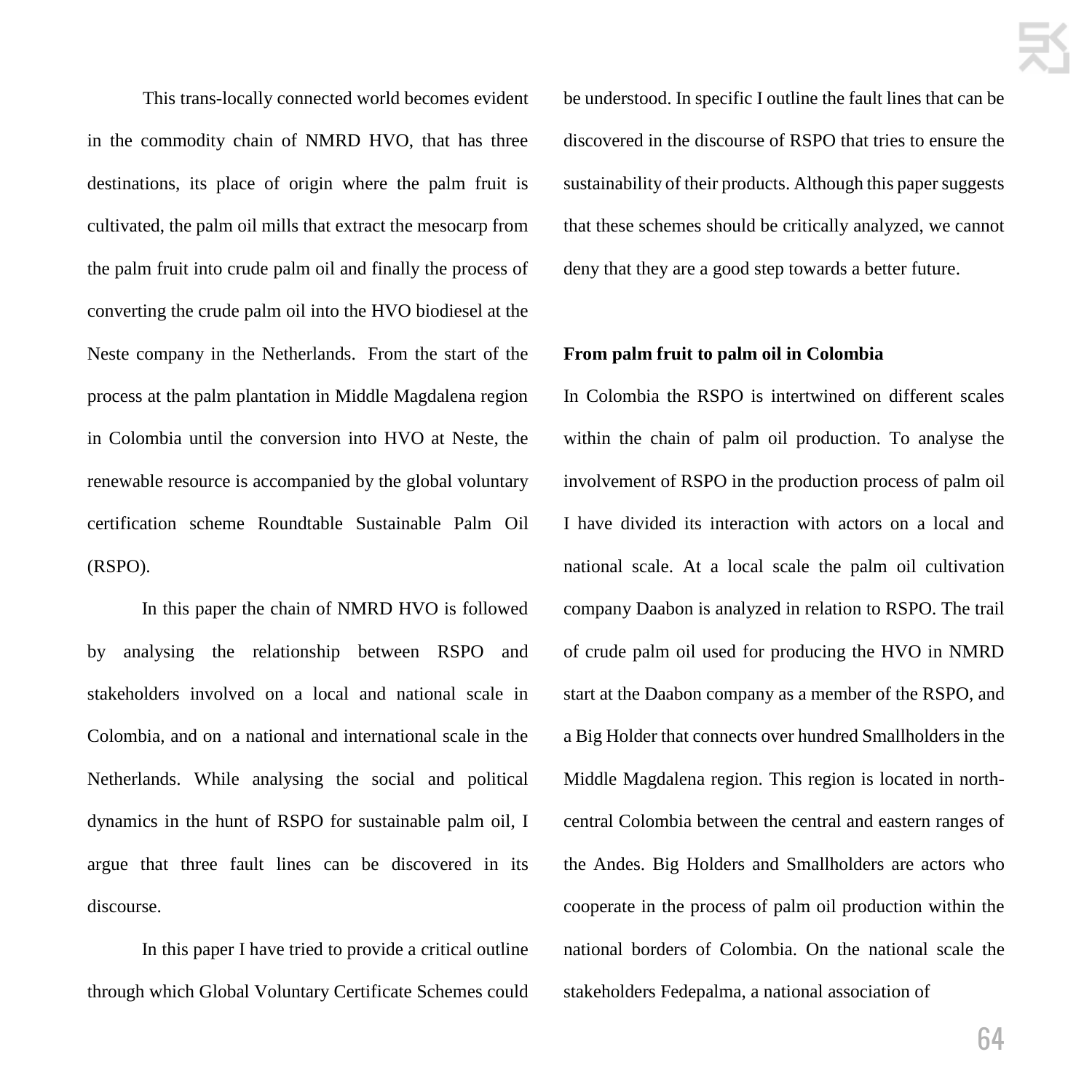This trans-locally connected world becomes evident in the commodity chain of NMRD HVO, that has three destinations, its place of origin where the palm fruit is cultivated, the palm oil mills that extract the mesocarp from the palm fruit into crude palm oil and finally the process of converting the crude palm oil into the HVO biodiesel at the Neste company in the Netherlands. From the start of the process at the palm plantation in Middle Magdalena region in Colombia until the conversion into HVO at Neste, the renewable resource is accompanied by the global voluntary certification scheme Roundtable Sustainable Palm Oil (RSPO).

In this paper the chain of NMRD HVO is followed by analysing the relationship between RSPO and stakeholders involved on a local and national scale in Colombia, and on a national and international scale in the Netherlands. While analysing the social and political dynamics in the hunt of RSPO for sustainable palm oil, I argue that three fault lines can be discovered in its discourse.

In this paper I have tried to provide a critical outline through which Global Voluntary Certificate Schemes could be understood. In specific I outline the fault lines that can be discovered in the discourse of RSPO that tries to ensure the sustainability of their products. Although this paper suggests that these schemes should be critically analyzed, we cannot deny that they are a good step towards a better future.

**From palm fruit to palm oil in Colombia**

In Colombia the RSPO is intertwined on different scales within the chain of palm oil production. To analyse the involvement of RSPO in the production process of palm oil I have divided its interaction with actors on a local and national scale. At a local scale the palm oil cultivation company Daabon is analyzed in relation to RSPO. The trail of crude palm oil used for producing the HVO in NMRD start at the Daabon company as a member of the RSPO, and a Big Holder that connects over hundred Smallholders in the Middle Magdalena region. This region is located in north-central Colombia between the central and eastern ranges of the Andes. Big Holders and Smallholders are actors who cooperate in the process of palm oil production within the national borders of Colombia. On the national scale the stakeholders Fedepalma, a national association of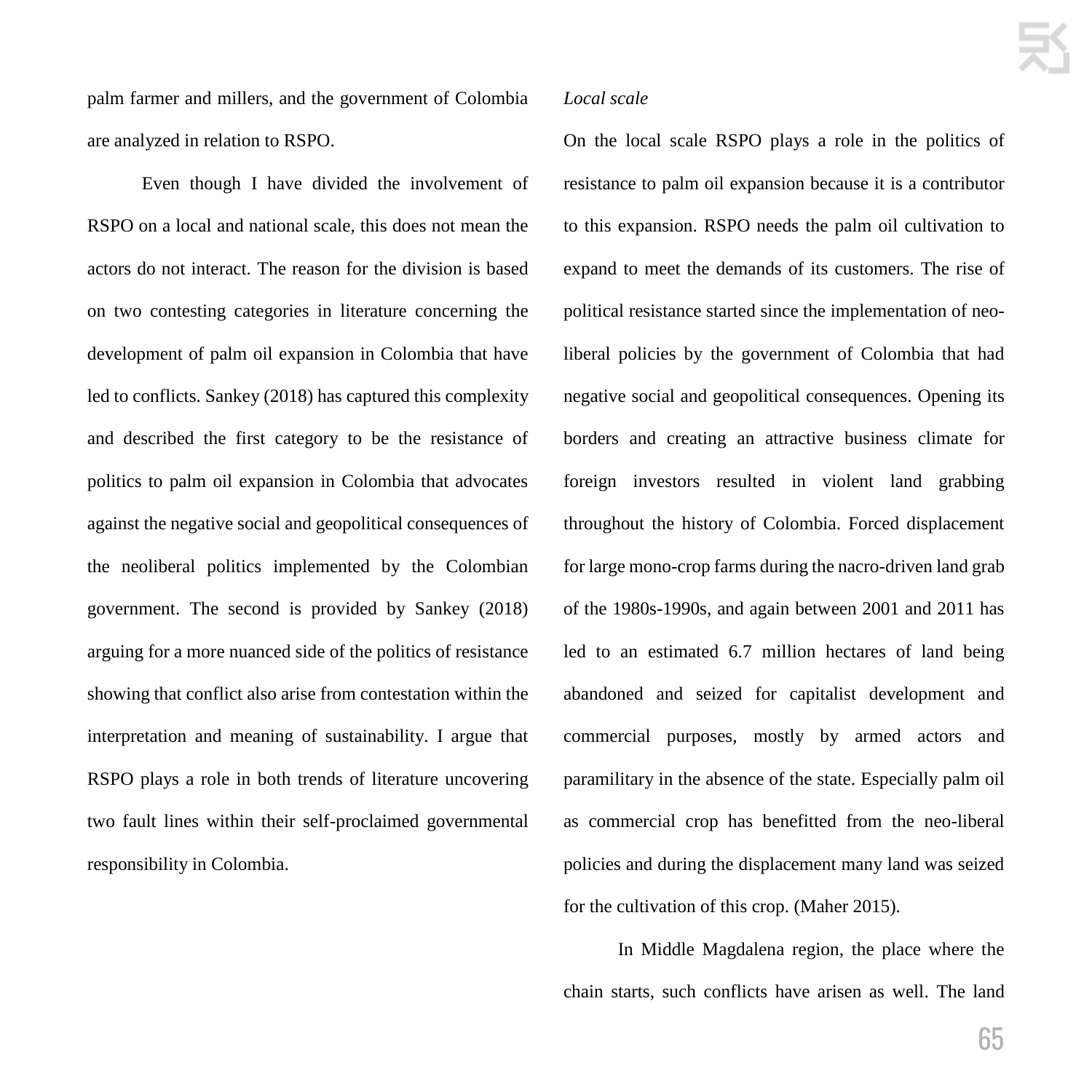palm farmer and millers, and the government of Colombia are analyzed in relation to RSPO.

Even though I have divided the involvement of RSPO on a local and national scale, this does not mean the actors do not interact. The reason for the division is based on two contesting categories in literature concerning the development of palm oil expansion in Colombia that have led to conflicts. Sankey (2018) has captured this complexity and described the first category to be the resistance of politics to palm oil expansion in Colombia that advocates against the negative social and geopolitical consequences of the neoliberal politics implemented by the Colombian government. The second is provided by Sankey (2018) arguing for a more nuanced side of the politics of resistance showing that conflict also arise from contestation within the interpretation and meaning of sustainability. I argue that RSPO plays a role in both trends of literature uncovering two fault lines within their self-proclaimed governmental responsibility in Colombia.

*Local scale*

On the local scale RSPO plays a role in the politics of resistance to palm oil expansion because it is a contributor to this expansion. RSPO needs the palm oil cultivation to expand to meet the demands of its customers. The rise of political resistance started since the implementation of neo-liberal policies by the government of Colombia that had negative social and geopolitical consequences. Opening its borders and creating an attractive business climate for foreign investors resulted in violent land grabbing throughout the history of Colombia. Forced displacement for large mono-crop farms during the nacro-driven land grab of the 1980s-1990s, and again between 2001 and 2011 has led to an estimated 6.7 million hectares of land being abandoned and seized for capitalist development and commercial purposes, mostly by armed actors and paramilitary in the absence of the state. Especially palm oil as commercial crop has benefitted from the neo-liberal policies and during the displacement many land was seized for the cultivation of this crop. (Maher 2015).

In Middle Magdalena region, the place where the chain starts, such conflicts have arisen as well. The land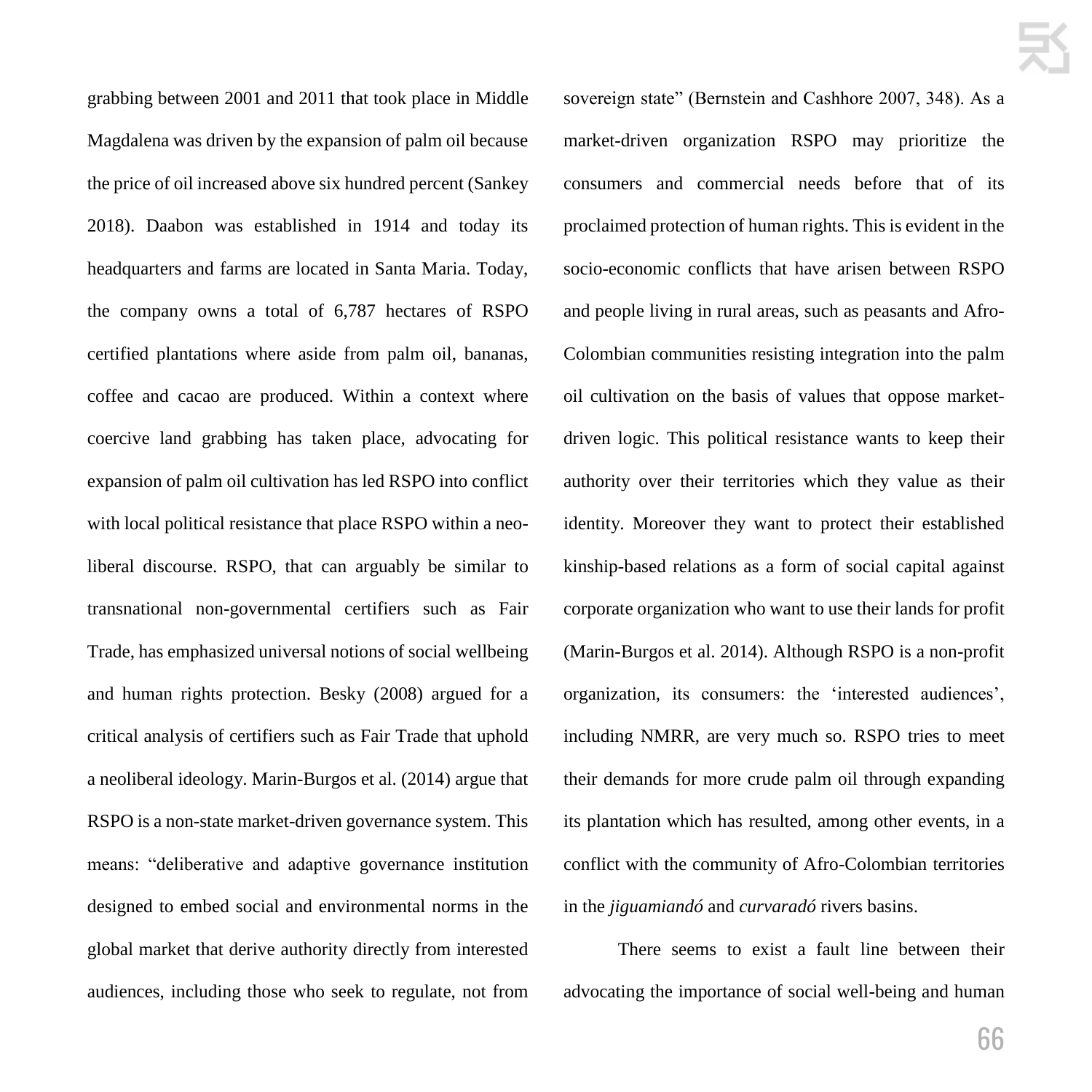grabbing between 2001 and 2011 that took place in Middle Magdalena was driven by the expansion of palm oil because the price of oil increased above six hundred percent (Sankey 2018). Daabon was established in 1914 and today its headquarters and farms are located in Santa Maria. Today, the company owns a total of 6,787 hectares of RSPO certified plantations where aside from palm oil, bananas, coffee and cacao are produced. Within a context where coercive land grabbing has taken place, advocating for expansion of palm oil cultivation has led RSPO into conflict with local political resistance that place RSPO within a neo-liberal discourse. RSPO, that can arguably be similar to transnational non-governmental certifiers such as Fair Trade, has emphasized universal notions of social wellbeing and human rights protection. Besky (2008) argued for a critical analysis of certifiers such as Fair Trade that uphold a neoliberal ideology. Marin-Burgos et al. (2014) argue that RSPO is a non-state market-driven governance system. This means: "deliberative and adaptive governance institution designed to embed social and environmental norms in the global market that derive authority directly from interested audiences, including those who seek to regulate, not from sovereign state" (Bernstein and Cashhore 2007, 348). As a market-driven organization RSPO may prioritize the consumers and commercial needs before that of its proclaimed protection of human rights. This is evident in the socio-economic conflicts that have arisen between RSPO and people living in rural areas, such as peasants and Afro-Colombian communities resisting integration into the palm oil cultivation on the basis of values that oppose market-driven logic. This political resistance wants to keep their authority over their territories which they value as their identity. Moreover they want to protect their established kinship-based relations as a form of social capital against corporate organization who want to use their lands for profit (Marin-Burgos et al. 2014). Although RSPO is a non-profit organization, its consumers: the 'interested audiences', including NMRR, are very much so. RSPO tries to meet their demands for more crude palm oil through expanding its plantation which has resulted, among other events, in a conflict with the community of Afro-Colombian territories in the *jiguamiandó* and *curvaradó* rivers basins.

There seems to exist a fault line between their advocating the importance of social well-being and human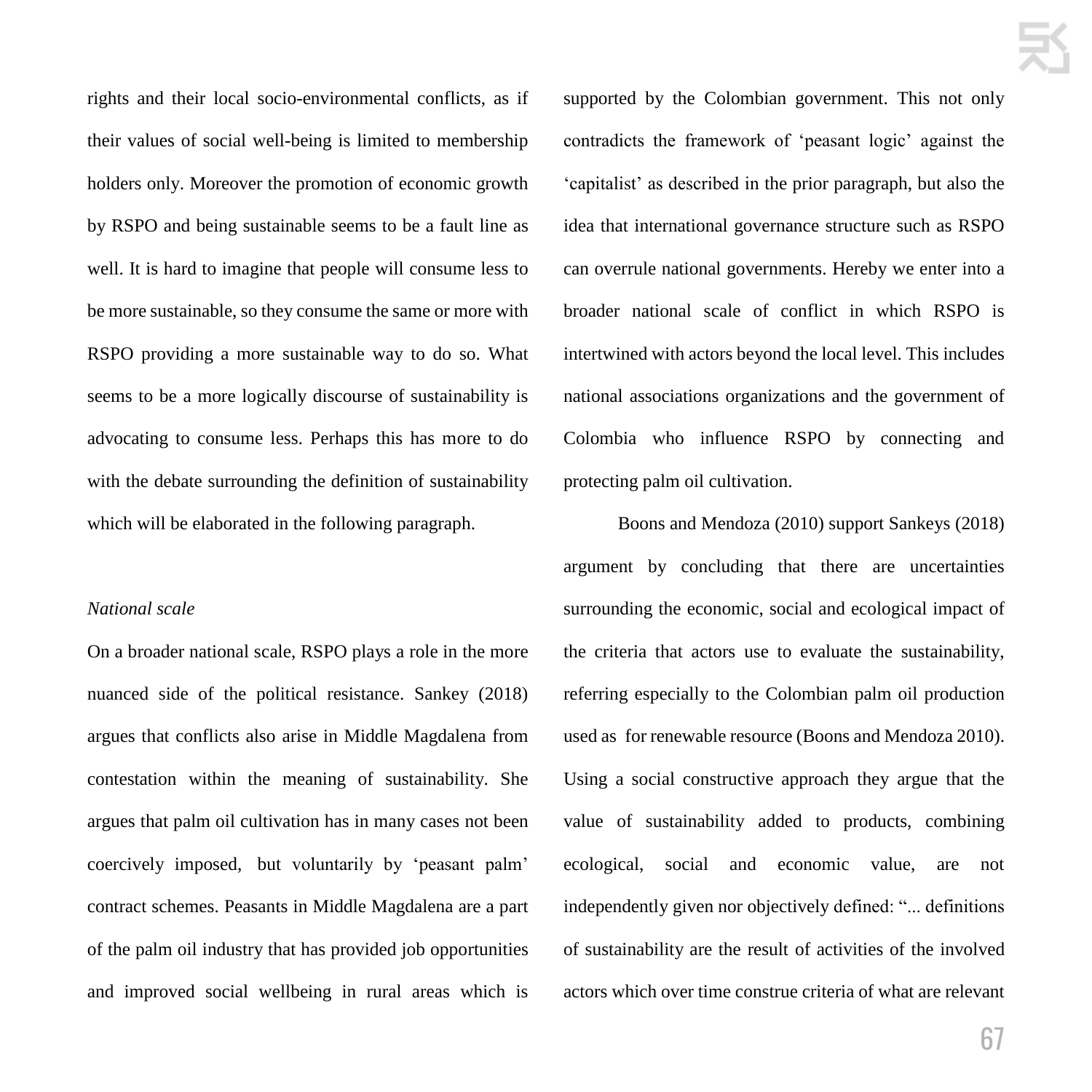rights and their local socio-environmental conflicts, as if their values of social well-being is limited to membership holders only. Moreover the promotion of economic growth by RSPO and being sustainable seems to be a fault line as well. It is hard to imagine that people will consume less to be more sustainable, so they consume the same or more with RSPO providing a more sustainable way to do so. What seems to be a more logically discourse of sustainability is advocating to consume less. Perhaps this has more to do with the debate surrounding the definition of sustainability which will be elaborated in the following paragraph.

*National scale*

On a broader national scale, RSPO plays a role in the more nuanced side of the political resistance. Sankey (2018) argues that conflicts also arise in Middle Magdalena from contestation within the meaning of sustainability. She argues that palm oil cultivation has in many cases not been coercively imposed, but voluntarily by 'peasant palm' contract schemes. Peasants in Middle Magdalena are a part of the palm oil industry that has provided job opportunities and improved social wellbeing in rural areas which is supported by the Colombian government. This not only contradicts the framework of 'peasant logic' against the 'capitalist' as described in the prior paragraph, but also the idea that international governance structure such as RSPO can overrule national governments. Hereby we enter into a broader national scale of conflict in which RSPO is intertwined with actors beyond the local level. This includes national associations organizations and the government of Colombia who influence RSPO by connecting and protecting palm oil cultivation.

Boons and Mendoza (2010) support Sankeys (2018) argument by concluding that there are uncertainties surrounding the economic, social and ecological impact of the criteria that actors use to evaluate the sustainability, referring especially to the Colombian palm oil production used as for renewable resource (Boons and Mendoza 2010). Using a social constructive approach they argue that the value of sustainability added to products, combining ecological, social and economic value, are not independently given nor objectively defined: "... definitions of sustainability are the result of activities of the involved actors which over time construe criteria of what are relevant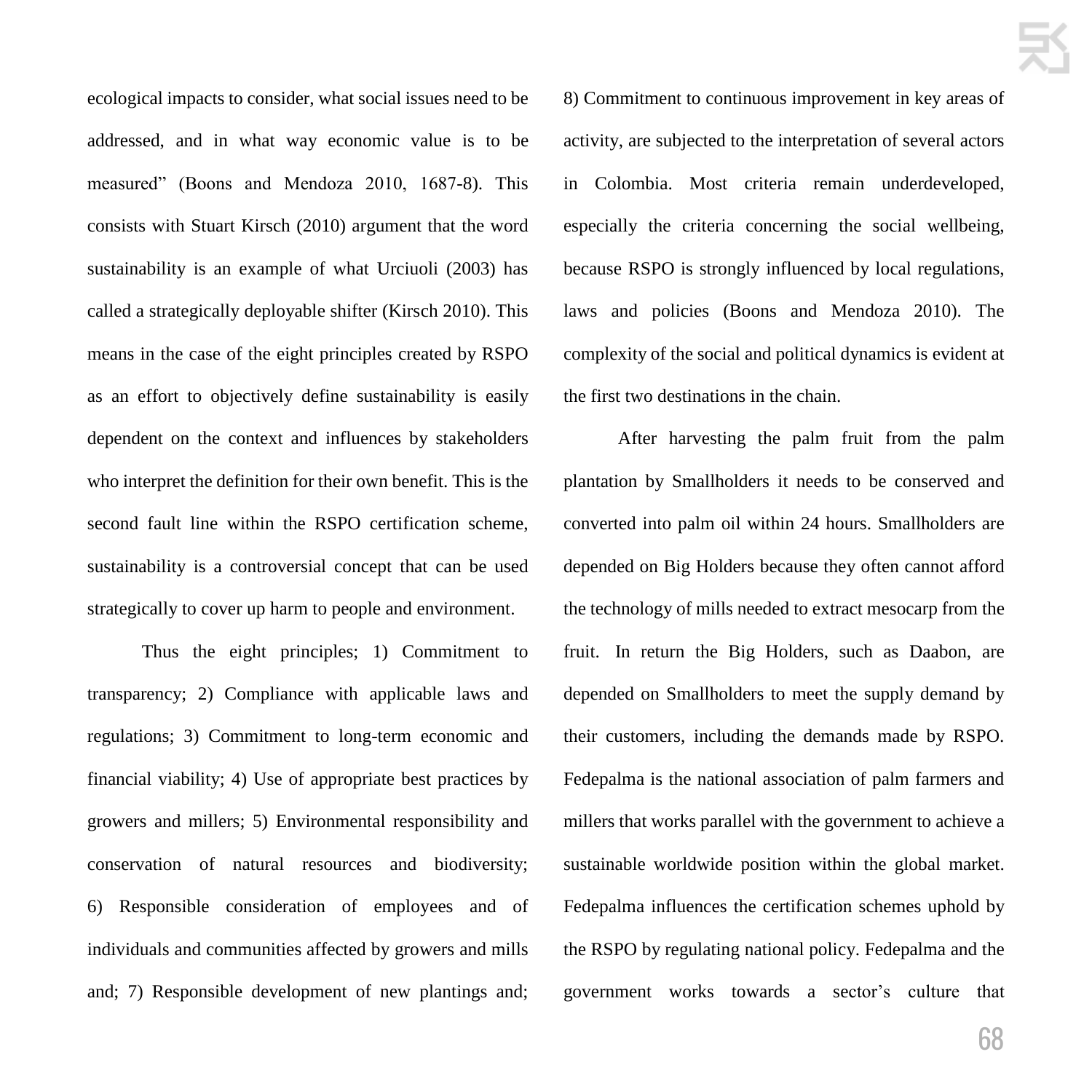ecological impacts to consider, what social issues need to be addressed, and in what way economic value is to be measured" (Boons and Mendoza 2010, 1687-8). This consists with Stuart Kirsch (2010) argument that the word sustainability is an example of what Urciuoli (2003) has called a strategically deployable shifter (Kirsch 2010). This means in the case of the eight principles created by RSPO as an effort to objectively define sustainability is easily dependent on the context and influences by stakeholders who interpret the definition for their own benefit. This is the second fault line within the RSPO certification scheme, sustainability is a controversial concept that can be used strategically to cover up harm to people and environment.

Thus the eight principles; 1) Commitment to transparency; 2) Compliance with applicable laws and regulations; 3) Commitment to long-term economic and financial viability; 4) Use of appropriate best practices by growers and millers; 5) Environmental responsibility and conservation of natural resources and biodiversity; 6) Responsible consideration of employees and of individuals and communities affected by growers and mills and; 7) Responsible development of new plantings and; 8) Commitment to continuous improvement in key areas of activity, are subjected to the interpretation of several actors in Colombia. Most criteria remain underdeveloped, especially the criteria concerning the social wellbeing, because RSPO is strongly influenced by local regulations, laws and policies (Boons and Mendoza 2010). The complexity of the social and political dynamics is evident at the first two destinations in the chain.

After harvesting the palm fruit from the palm plantation by Smallholders it needs to be conserved and converted into palm oil within 24 hours. Smallholders are depended on Big Holders because they often cannot afford the technology of mills needed to extract mesocarp from the fruit. In return the Big Holders, such as Daabon, are depended on Smallholders to meet the supply demand by their customers, including the demands made by RSPO. Fedepalma is the national association of palm farmers and millers that works parallel with the government to achieve a sustainable worldwide position within the global market. Fedepalma influences the certification schemes uphold by the RSPO by regulating national policy. Fedepalma and the government works towards a sector's culture that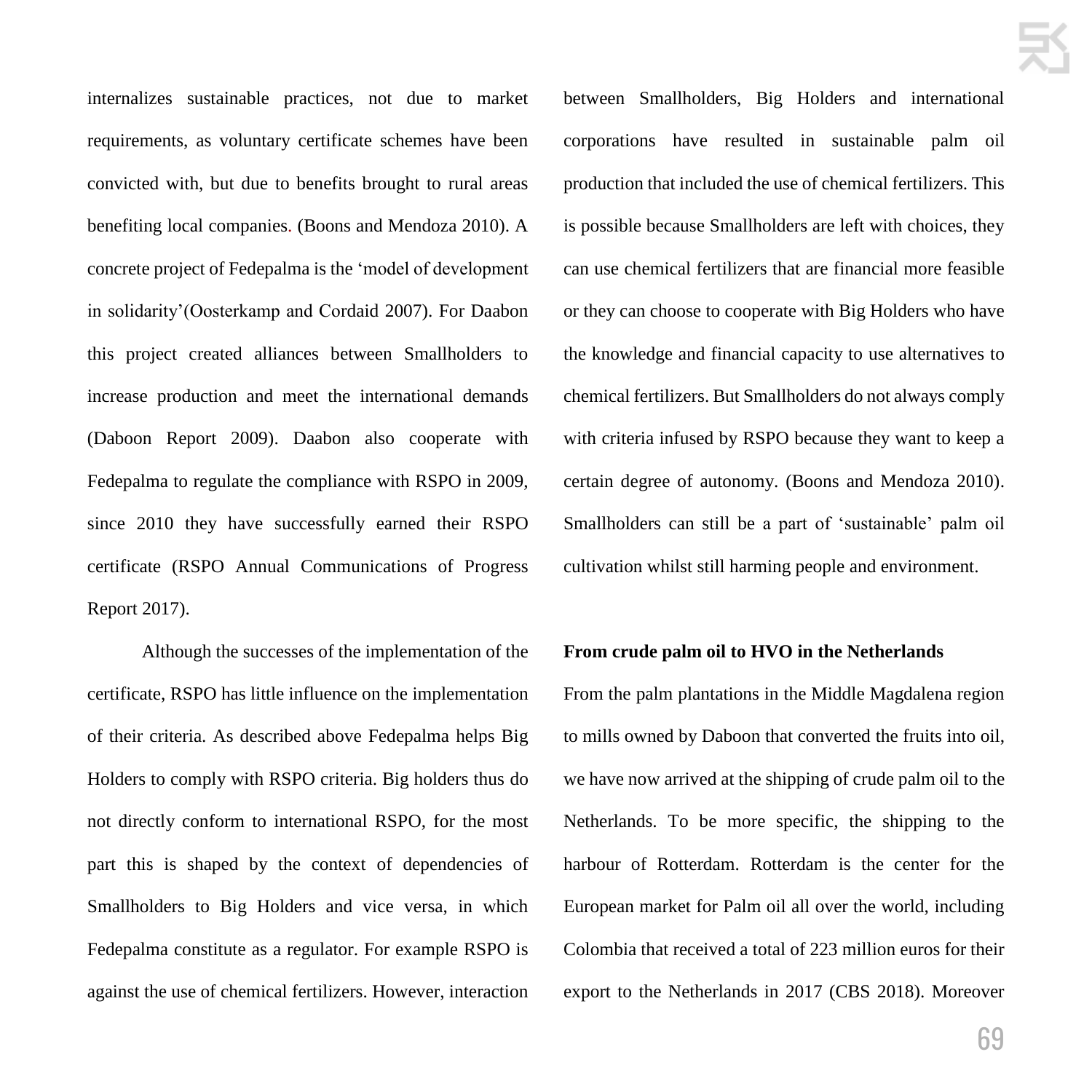internalizes sustainable practices, not due to market requirements, as voluntary certificate schemes have been convicted with, but due to benefits brought to rural areas benefiting local companies. (Boons and Mendoza 2010). A concrete project of Fedepalma is the 'model of development in solidarity'(Oosterkamp and Cordaid 2007). For Daabon this project created alliances between Smallholders to increase production and meet the international demands (Daboon Report 2009). Daabon also cooperate with Fedepalma to regulate the compliance with RSPO in 2009, since 2010 they have successfully earned their RSPO certificate (RSPO Annual Communications of Progress Report 2017).

Although the successes of the implementation of the certificate, RSPO has little influence on the implementation of their criteria. As described above Fedepalma helps Big Holders to comply with RSPO criteria. Big holders thus do not directly conform to international RSPO, for the most part this is shaped by the context of dependencies of Smallholders to Big Holders and vice versa, in which Fedepalma constitute as a regulator. For example RSPO is against the use of chemical fertilizers. However, interaction between Smallholders, Big Holders and international corporations have resulted in sustainable palm oil production that included the use of chemical fertilizers. This is possible because Smallholders are left with choices, they can use chemical fertilizers that are financial more feasible or they can choose to cooperate with Big Holders who have the knowledge and financial capacity to use alternatives to chemical fertilizers. But Smallholders do not always comply with criteria infused by RSPO because they want to keep a certain degree of autonomy. (Boons and Mendoza 2010). Smallholders can still be a part of 'sustainable' palm oil cultivation whilst still harming people and environment.

**From crude palm oil to HVO in the Netherlands**

From the palm plantations in the Middle Magdalena region to mills owned by Daboon that converted the fruits into oil, we have now arrived at the shipping of crude palm oil to the Netherlands. To be more specific, the shipping to the harbour of Rotterdam. Rotterdam is the center for the European market for Palm oil all over the world, including Colombia that received a total of 223 million euros for their export to the Netherlands in 2017 (CBS 2018). Moreover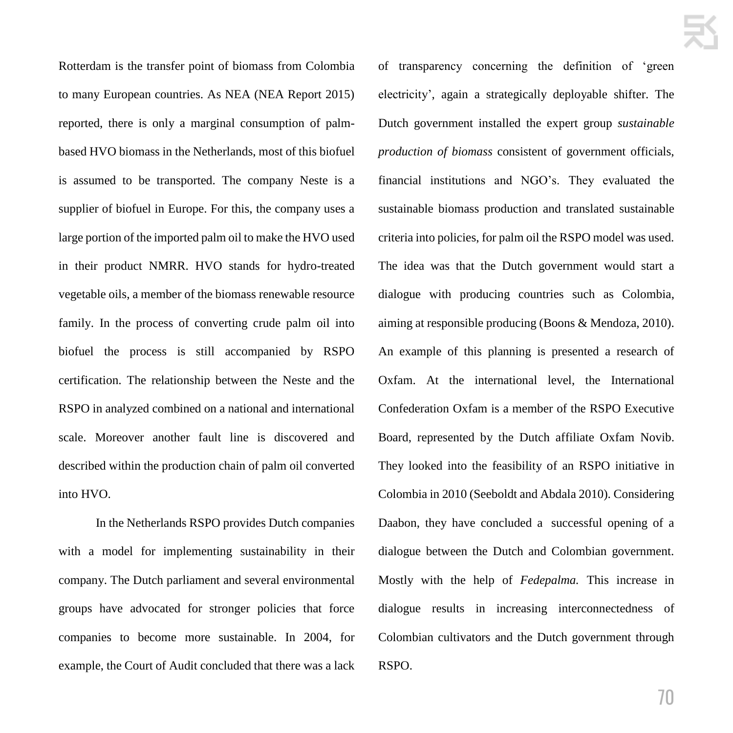Rotterdam is the transfer point of biomass from Colombia to many European countries. As NEA (NEA Report 2015) reported, there is only a marginal consumption of palm-based HVO biomass in the Netherlands, most of this biofuel is assumed to be transported. The company Neste is a supplier of biofuel in Europe. For this, the company uses a large portion of the imported palm oil to make the HVO used in their product NMRR. HVO stands for hydro-treated vegetable oils, a member of the biomass renewable resource family. In the process of converting crude palm oil into biofuel the process is still accompanied by RSPO certification. The relationship between the Neste and the RSPO in analyzed combined on a national and international scale. Moreover another fault line is discovered and described within the production chain of palm oil converted into HVO.

In the Netherlands RSPO provides Dutch companies with a model for implementing sustainability in their company. The Dutch parliament and several environmental groups have advocated for stronger policies that force companies to become more sustainable. In 2004, for example, the Court of Audit concluded that there was a lack of transparency concerning the definition of 'green electricity', again a strategically deployable shifter. The Dutch government installed the expert group *sustainable production of biomass* consistent of government officials, financial institutions and NGO's. They evaluated the sustainable biomass production and translated sustainable criteria into policies, for palm oil the RSPO model was used. The idea was that the Dutch government would start a dialogue with producing countries such as Colombia, aiming at responsible producing (Boons & Mendoza, 2010). An example of this planning is presented a research of Oxfam. At the international level, the International Confederation Oxfam is a member of the RSPO Executive Board, represented by the Dutch affiliate Oxfam Novib. They looked into the feasibility of an RSPO initiative in Colombia in 2010 (Seeboldt and Abdala 2010). Considering Daabon, they have concluded a successful opening of a dialogue between the Dutch and Colombian government. Mostly with the help of *Fedepalma.* This increase in dialogue results in increasing interconnectedness of Colombian cultivators and the Dutch government through RSPO.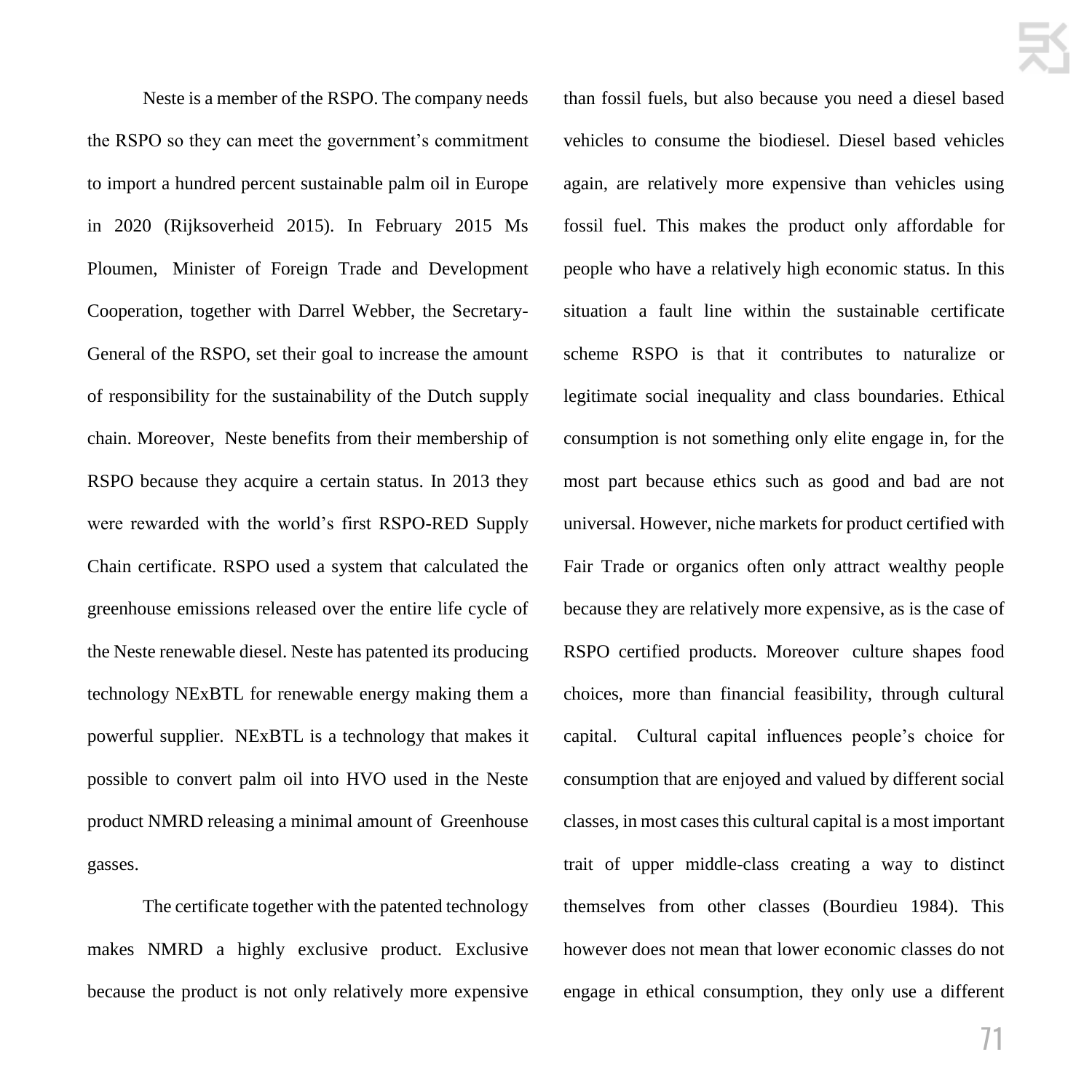Neste is a member of the RSPO. The company needs the RSPO so they can meet the government's commitment to import a hundred percent sustainable palm oil in Europe in 2020 (Rijksoverheid 2015). In February 2015 Ms Ploumen, Minister of Foreign Trade and Development Cooperation, together with Darrel Webber, the Secretary-General of the RSPO, set their goal to increase the amount of responsibility for the sustainability of the Dutch supply chain. Moreover, Neste benefits from their membership of RSPO because they acquire a certain status. In 2013 they were rewarded with the world's first RSPO-RED Supply Chain certificate. RSPO used a system that calculated the greenhouse emissions released over the entire life cycle of the Neste renewable diesel. Neste has patented its producing technology NExBTL for renewable energy making them a powerful supplier. NExBTL is a technology that makes it possible to convert palm oil into HVO used in the Neste product NMRD releasing a minimal amount of Greenhouse gasses.

The certificate together with the patented technology makes NMRD a highly exclusive product. Exclusive because the product is not only relatively more expensive than fossil fuels, but also because you need a diesel based vehicles to consume the biodiesel. Diesel based vehicles again, are relatively more expensive than vehicles using fossil fuel. This makes the product only affordable for people who have a relatively high economic status. In this situation a fault line within the sustainable certificate scheme RSPO is that it contributes to naturalize or legitimate social inequality and class boundaries. Ethical consumption is not something only elite engage in, for the most part because ethics such as good and bad are not universal. However, niche markets for product certified with Fair Trade or organics often only attract wealthy people because they are relatively more expensive, as is the case of RSPO certified products. Moreover culture shapes food choices, more than financial feasibility, through cultural capital. Cultural capital influences people's choice for consumption that are enjoyed and valued by different social classes, in most cases this cultural capital is a most important trait of upper middle-class creating a way to distinct themselves from other classes (Bourdieu 1984). This however does not mean that lower economic classes do not engage in ethical consumption, they only use a different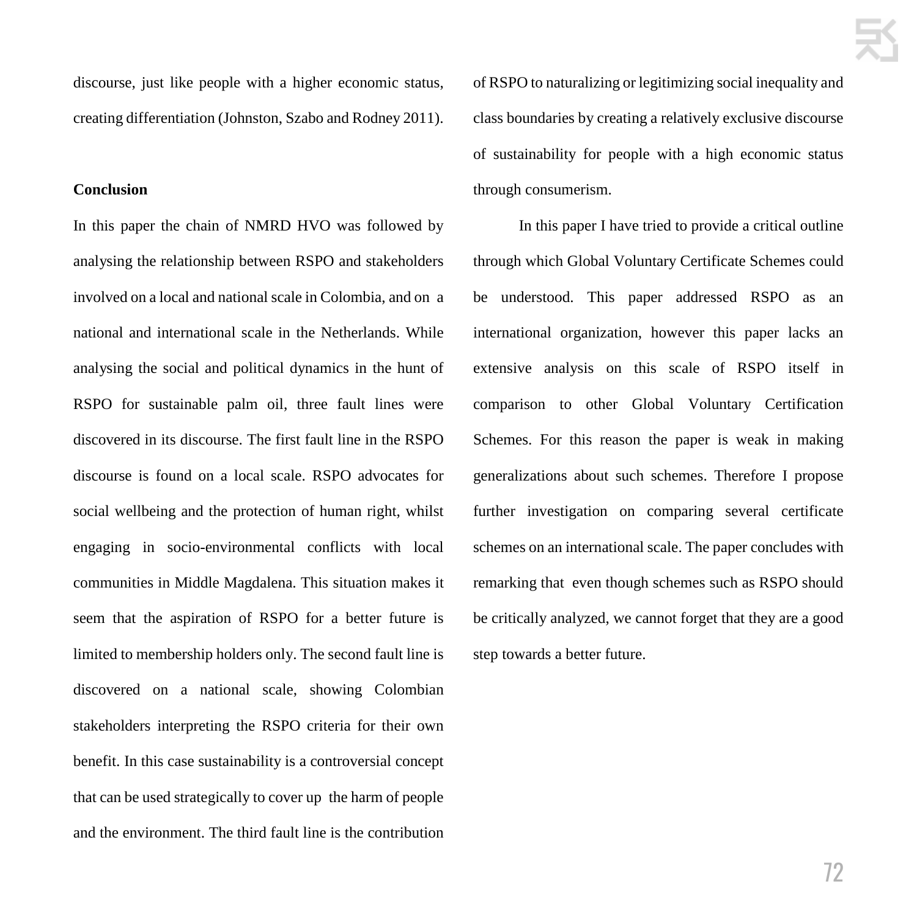discourse, just like people with a higher economic status, creating differentiation (Johnston, Szabo and Rodney 2011).

**Conclusion**

In this paper the chain of NMRD HVO was followed by analysing the relationship between RSPO and stakeholders involved on a local and national scale in Colombia, and on a national and international scale in the Netherlands. While analysing the social and political dynamics in the hunt of RSPO for sustainable palm oil, three fault lines were discovered in its discourse. The first fault line in the RSPO discourse is found on a local scale. RSPO advocates for social wellbeing and the protection of human right, whilst engaging in socio-environmental conflicts with local communities in Middle Magdalena. This situation makes it seem that the aspiration of RSPO for a better future is limited to membership holders only. The second fault line is discovered on a national scale, showing Colombian stakeholders interpreting the RSPO criteria for their own benefit. In this case sustainability is a controversial concept that can be used strategically to cover up the harm of people and the environment. The third fault line is the contribution of RSPO to naturalizing or legitimizing social inequality and class boundaries by creating a relatively exclusive discourse of sustainability for people with a high economic status through consumerism.

In this paper I have tried to provide a critical outline through which Global Voluntary Certificate Schemes could be understood. This paper addressed RSPO as an international organization, however this paper lacks an extensive analysis on this scale of RSPO itself in comparison to other Global Voluntary Certification Schemes. For this reason the paper is weak in making generalizations about such schemes. Therefore I propose further investigation on comparing several certificate schemes on an international scale. The paper concludes with remarking that even though schemes such as RSPO should be critically analyzed, we cannot forget that they are a good step towards a better future.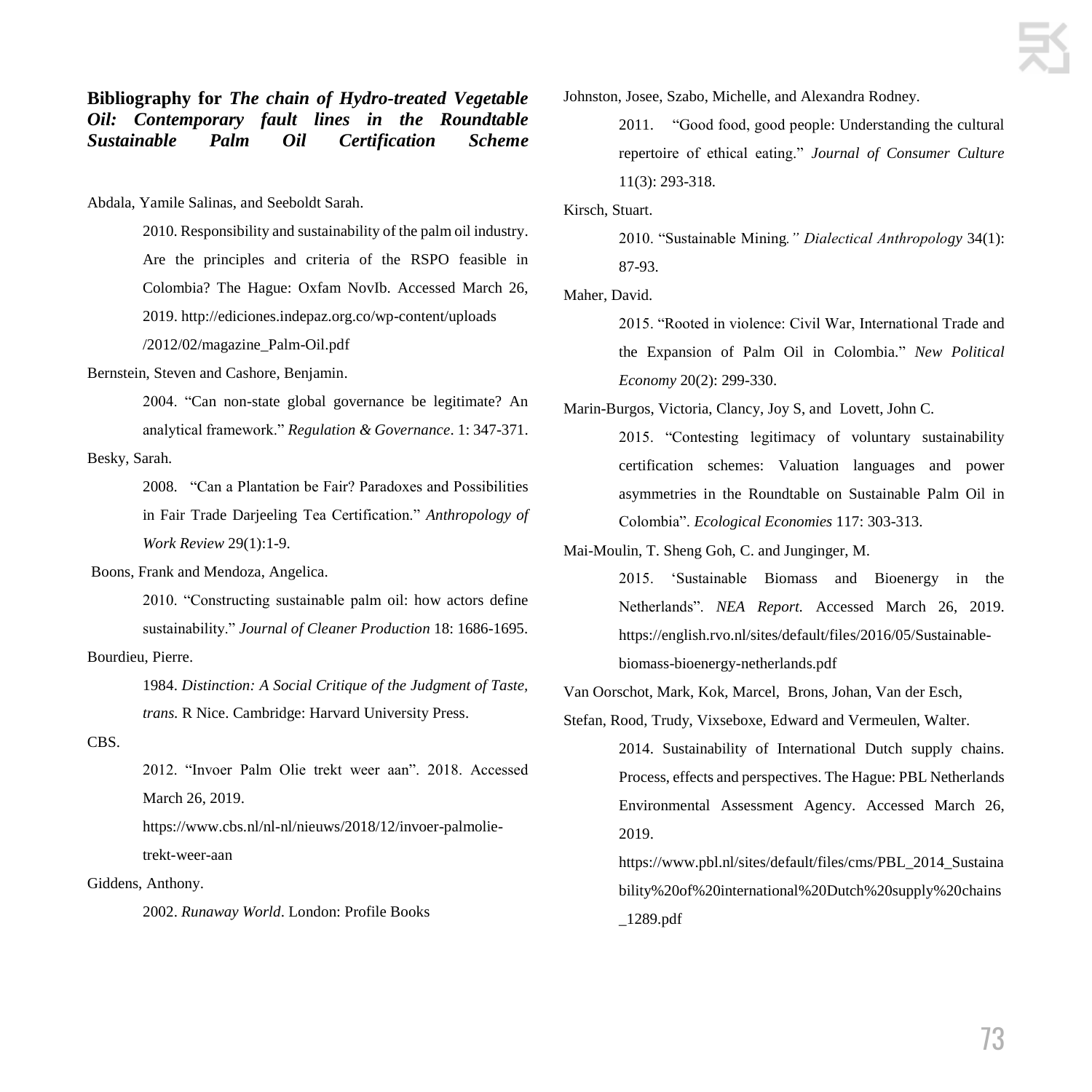## Bibliography for *The chain of Hydro-treated Vegetable Oil: Contemporary fault lines in the Roundtable Sustainable Palm Oil Certification Scheme*

Abdala, Yamile Salinas, and Seeboldt Sarah.

2010. Responsibility and sustainability of the palm oil industry. Are the principles and criteria of the RSPO feasible in Colombia? The Hague: Oxfam NovIb. Accessed March 26, 2019. http://ediciones.indepaz.org.co/wp-content/uploads/2012/02/magazine_Palm-Oil.pdf

Bernstein, Steven and Cashore, Benjamin.

2004. "Can non-state global governance be legitimate? An analytical framework." *Regulation & Governance*. 1: 347-371.

Besky, Sarah.

2008. "Can a Plantation be Fair? Paradoxes and Possibilities in Fair Trade Darjeeling Tea Certification." *Anthropology of Work Review* 29(1):1-9.

Boons, Frank and Mendoza, Angelica.

2010. "Constructing sustainable palm oil: how actors define sustainability." *Journal of Cleaner Production* 18: 1686-1695.

Bourdieu, Pierre.

1984. *Distinction: A Social Critique of the Judgment of Taste, trans.* R Nice. Cambridge: Harvard University Press.

CBS.

2012. "Invoer Palm Olie trekt weer aan". 2018. Accessed March 26, 2019.

https://www.cbs.nl/nl-nl/nieuws/2018/12/invoer-palmolie-trekt-weer-aan

Giddens, Anthony.

2002. *Runaway World*. London: Profile Books

Johnston, Josee, Szabo, Michelle, and Alexandra Rodney.

2011. "Good food, good people: Understanding the cultural repertoire of ethical eating." *Journal of Consumer Culture* 11(3): 293-318.

Kirsch, Stuart.

2010. "Sustainable Mining*." Dialectical Anthropology* 34(1): 87-93.

Maher, David.

2015. "Rooted in violence: Civil War, International Trade and the Expansion of Palm Oil in Colombia." *New Political Economy* 20(2): 299-330.

Marin-Burgos, Victoria, Clancy, Joy S, and Lovett, John C.

2015. "Contesting legitimacy of voluntary sustainability certification schemes: Valuation languages and power asymmetries in the Roundtable on Sustainable Palm Oil in Colombia". *Ecological Economies* 117: 303-313.

Mai-Moulin, T. Sheng Goh, C. and Junginger, M.

2015. 'Sustainable Biomass and Bioenergy in the Netherlands". *NEA Report.* Accessed March 26, 2019. https://english.rvo.nl/sites/default/files/2016/05/Sustainable-biomass-bioenergy-netherlands.pdf

Van Oorschot, Mark, Kok, Marcel, Brons, Johan, Van der Esch, Stefan, Rood, Trudy, Vixseboxe, Edward and Vermeulen, Walter.

2014. Sustainability of International Dutch supply chains. Process, effects and perspectives. The Hague: PBL Netherlands Environmental Assessment Agency. Accessed March 26, 2019.

https://www.pbl.nl/sites/default/files/cms/PBL_2014_Sustainability%20of%20international%20Dutch%20supply%20chains_1289.pdf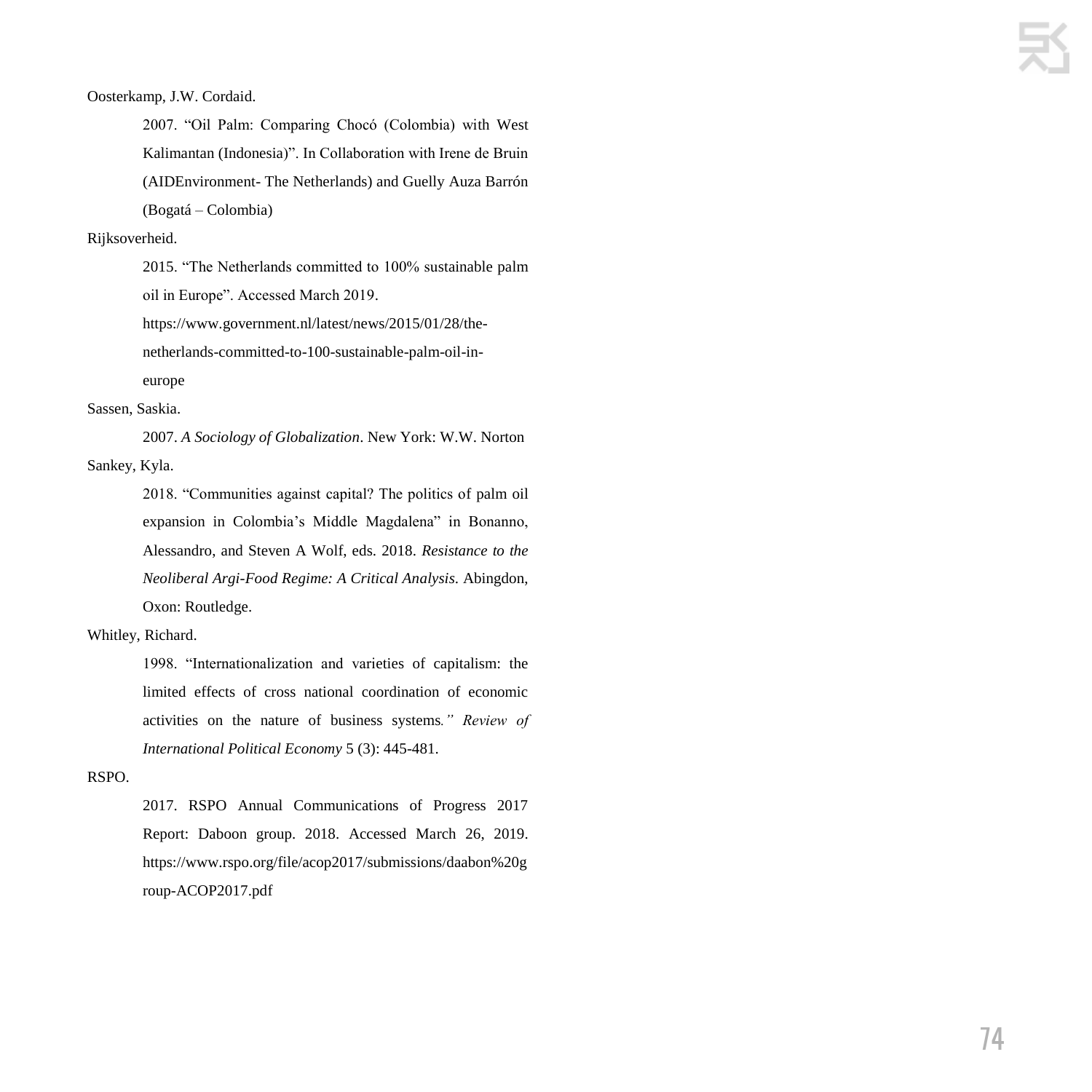Oosterkamp, J.W. Cordaid.

2007. "Oil Palm: Comparing Chocó (Colombia) with West Kalimantan (Indonesia)". In Collaboration with Irene de Bruin (AIDEnvironment- The Netherlands) and Guelly Auza Barrón (Bogatá – Colombia)

Rijksoverheid.

2015. "The Netherlands committed to 100% sustainable palm oil in Europe". Accessed March 2019. https://www.government.nl/latest/news/2015/01/28/the-netherlands-committed-to-100-sustainable-palm-oil-in-europe

Sassen, Saskia.

2007. *A Sociology of Globalization*. New York: W.W. Norton

Sankey, Kyla.

2018. "Communities against capital? The politics of palm oil expansion in Colombia's Middle Magdalena" in Bonanno, Alessandro, and Steven A Wolf, eds. 2018. *Resistance to the Neoliberal Argi-Food Regime: A Critical Analysis*. Abingdon, Oxon: Routledge.

Whitley, Richard.

1998. "Internationalization and varieties of capitalism: the limited effects of cross national coordination of economic activities on the nature of business systems*." Review of International Political Economy* 5 (3): 445-481.

RSPO.

2017. RSPO Annual Communications of Progress 2017 Report: Daboon group. 2018. Accessed March 26, 2019. https://www.rspo.org/file/acop2017/submissions/daabon%20group-ACOP2017.pdf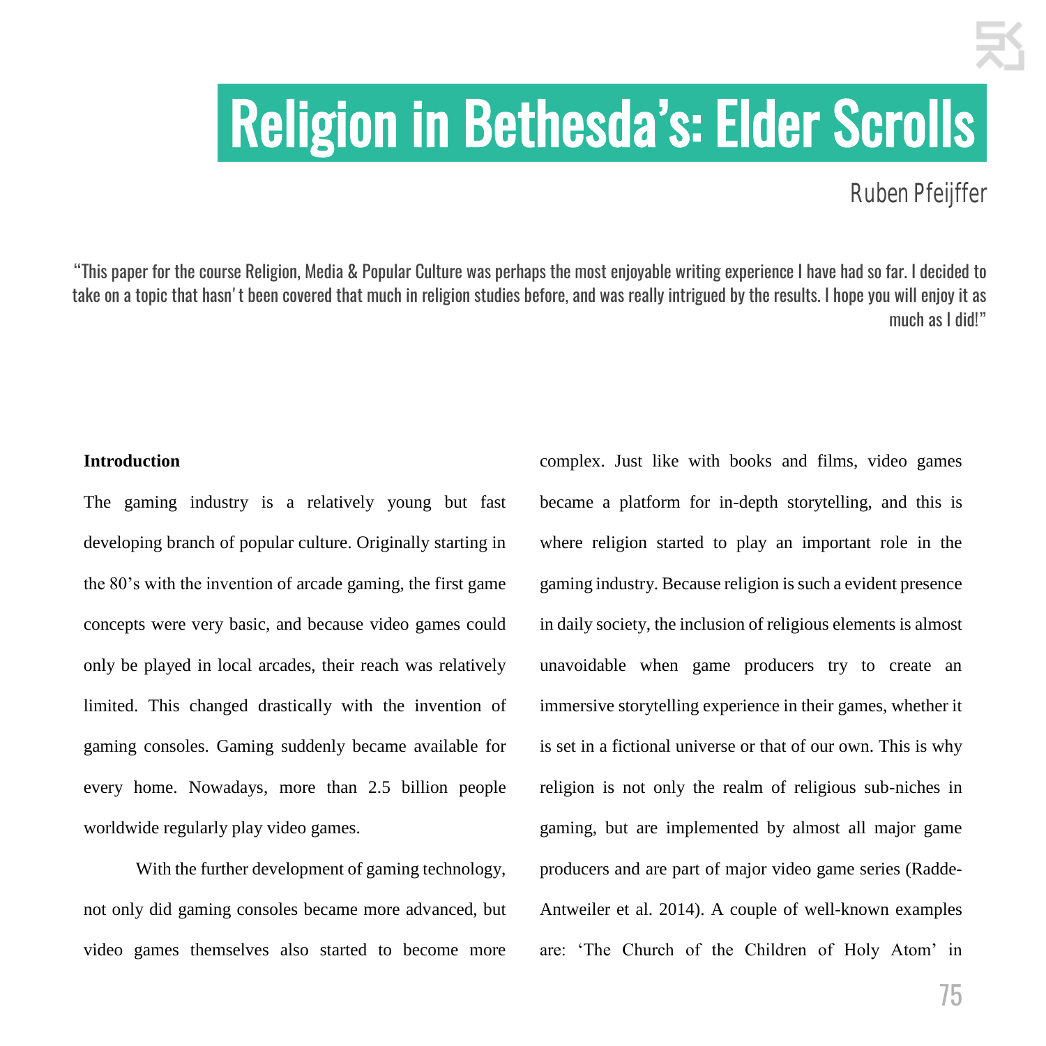# Religion in Bethesda's: Elder Scrolls

Ruben Pfeijffer

"This paper for the course Religion, Media & Popular Culture was perhaps the most enjoyable writing experience I have had so far. I decided to take on a topic that hasn' t been covered that much in religion studies before, and was really intrigued by the results. I hope you will enjoy it as much as I did!"

**Introduction**

The gaming industry is a relatively young but fast developing branch of popular culture. Originally starting in the 80's with the invention of arcade gaming, the first game concepts were very basic, and because video games could only be played in local arcades, their reach was relatively limited. This changed drastically with the invention of gaming consoles. Gaming suddenly became available for every home. Nowadays, more than 2.5 billion people worldwide regularly play video games.

With the further development of gaming technology, not only did gaming consoles became more advanced, but video games themselves also started to become more complex. Just like with books and films, video games became a platform for in-depth storytelling, and this is where religion started to play an important role in the gaming industry. Because religion is such a evident presence in daily society, the inclusion of religious elements is almost unavoidable when game producers try to create an immersive storytelling experience in their games, whether it is set in a fictional universe or that of our own. This is why religion is not only the realm of religious sub-niches in gaming, but are implemented by almost all major game producers and are part of major video game series (Radde-Antweiler et al. 2014). A couple of well-known examples are: 'The Church of the Children of Holy Atom' in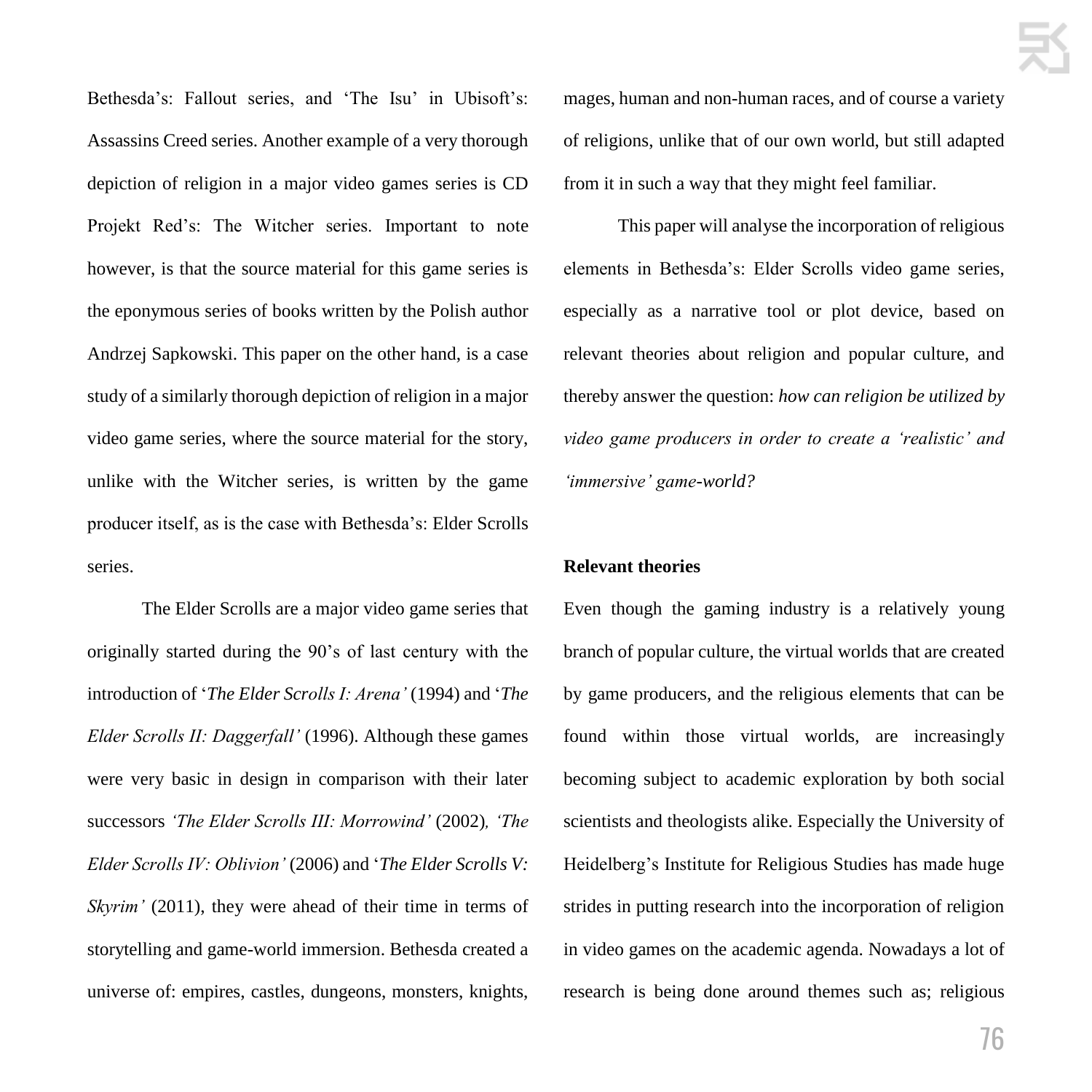Bethesda's: Fallout series, and 'The Isu' in Ubisoft's: Assassins Creed series. Another example of a very thorough depiction of religion in a major video games series is CD Projekt Red's: The Witcher series. Important to note however, is that the source material for this game series is the eponymous series of books written by the Polish author Andrzej Sapkowski. This paper on the other hand, is a case study of a similarly thorough depiction of religion in a major video game series, where the source material for the story, unlike with the Witcher series, is written by the game producer itself, as is the case with Bethesda's: Elder Scrolls series.

The Elder Scrolls are a major video game series that originally started during the 90's of last century with the introduction of '*The Elder Scrolls I: Arena'* (1994) and '*The Elder Scrolls II: Daggerfall'* (1996). Although these games were very basic in design in comparison with their later successors *'The Elder Scrolls III: Morrowind'* (2002)*, 'The Elder Scrolls IV: Oblivion'* (2006) and '*The Elder Scrolls V: Skyrim'* (2011), they were ahead of their time in terms of storytelling and game-world immersion. Bethesda created a universe of: empires, castles, dungeons, monsters, knights, mages, human and non-human races, and of course a variety of religions, unlike that of our own world, but still adapted from it in such a way that they might feel familiar.

This paper will analyse the incorporation of religious elements in Bethesda's: Elder Scrolls video game series, especially as a narrative tool or plot device, based on relevant theories about religion and popular culture, and thereby answer the question: *how can religion be utilized by video game producers in order to create a 'realistic' and 'immersive' game-world?*

**Relevant theories**

Even though the gaming industry is a relatively young branch of popular culture, the virtual worlds that are created by game producers, and the religious elements that can be found within those virtual worlds, are increasingly becoming subject to academic exploration by both social scientists and theologists alike. Especially the University of Heidelberg's Institute for Religious Studies has made huge strides in putting research into the incorporation of religion in video games on the academic agenda. Nowadays a lot of research is being done around themes such as; religious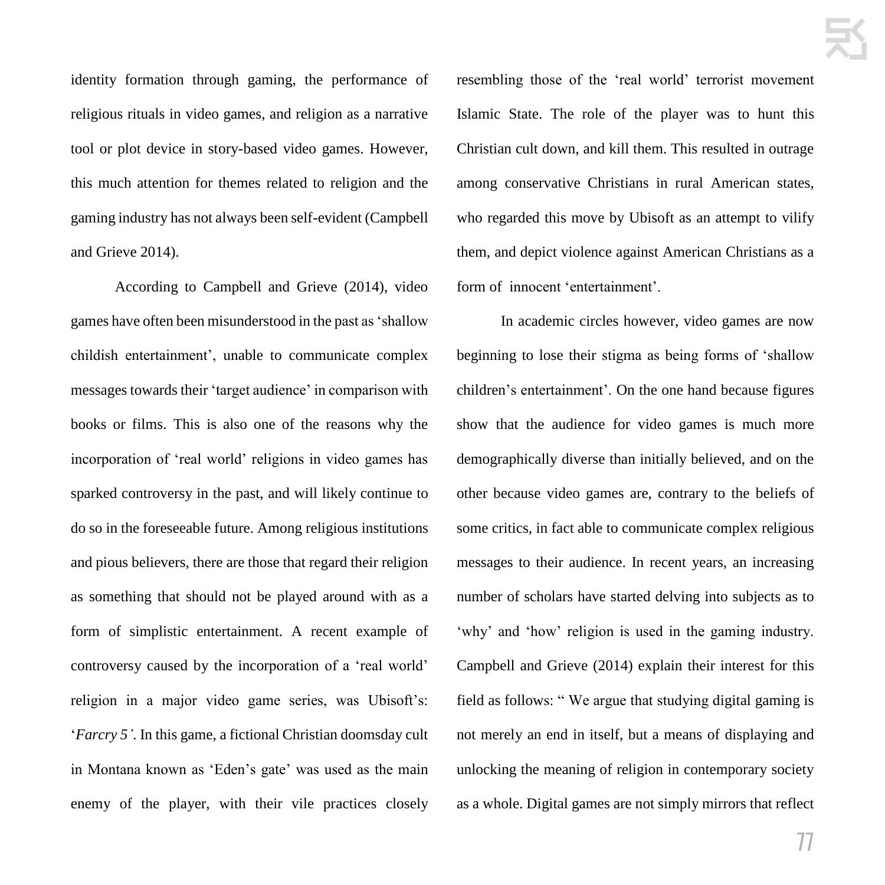identity formation through gaming, the performance of religious rituals in video games, and religion as a narrative tool or plot device in story-based video games. However, this much attention for themes related to religion and the gaming industry has not always been self-evident (Campbell and Grieve 2014).

According to Campbell and Grieve (2014), video games have often been misunderstood in the past as 'shallow childish entertainment', unable to communicate complex messages towards their 'target audience' in comparison with books or films. This is also one of the reasons why the incorporation of 'real world' religions in video games has sparked controversy in the past, and will likely continue to do so in the foreseeable future. Among religious institutions and pious believers, there are those that regard their religion as something that should not be played around with as a form of simplistic entertainment. A recent example of controversy caused by the incorporation of a 'real world' religion in a major video game series, was Ubisoft's: '*Farcry 5*'. In this game, a fictional Christian doomsday cult in Montana known as 'Eden's gate' was used as the main enemy of the player, with their vile practices closely resembling those of the 'real world' terrorist movement Islamic State. The role of the player was to hunt this Christian cult down, and kill them. This resulted in outrage among conservative Christians in rural American states, who regarded this move by Ubisoft as an attempt to vilify them, and depict violence against American Christians as a form of innocent 'entertainment'.

In academic circles however, video games are now beginning to lose their stigma as being forms of 'shallow children's entertainment'. On the one hand because figures show that the audience for video games is much more demographically diverse than initially believed, and on the other because video games are, contrary to the beliefs of some critics, in fact able to communicate complex religious messages to their audience. In recent years, an increasing number of scholars have started delving into subjects as to 'why' and 'how' religion is used in the gaming industry. Campbell and Grieve (2014) explain their interest for this field as follows: " We argue that studying digital gaming is not merely an end in itself, but a means of displaying and unlocking the meaning of religion in contemporary society as a whole. Digital games are not simply mirrors that reflect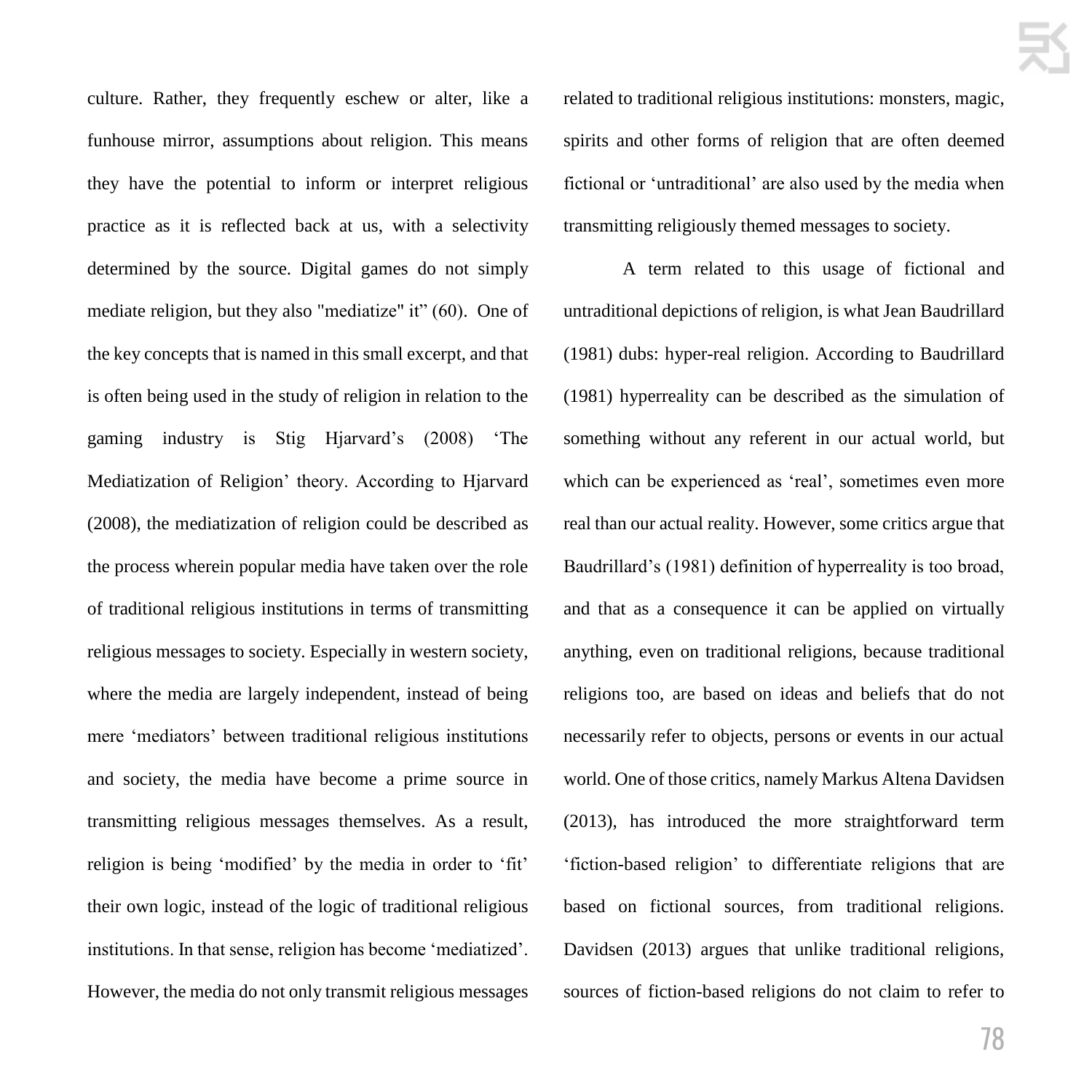culture. Rather, they frequently eschew or alter, like a funhouse mirror, assumptions about religion. This means they have the potential to inform or interpret religious practice as it is reflected back at us, with a selectivity determined by the source. Digital games do not simply mediate religion, but they also "mediatize" it" (60). One of the key concepts that is named in this small excerpt, and that is often being used in the study of religion in relation to the gaming industry is Stig Hjarvard's (2008) 'The Mediatization of Religion' theory. According to Hjarvard (2008), the mediatization of religion could be described as the process wherein popular media have taken over the role of traditional religious institutions in terms of transmitting religious messages to society. Especially in western society, where the media are largely independent, instead of being mere 'mediators' between traditional religious institutions and society, the media have become a prime source in transmitting religious messages themselves. As a result, religion is being 'modified' by the media in order to 'fit' their own logic, instead of the logic of traditional religious institutions. In that sense, religion has become 'mediatized'. However, the media do not only transmit religious messages related to traditional religious institutions: monsters, magic, spirits and other forms of religion that are often deemed fictional or 'untraditional' are also used by the media when transmitting religiously themed messages to society.

A term related to this usage of fictional and untraditional depictions of religion, is what Jean Baudrillard (1981) dubs: hyper-real religion. According to Baudrillard (1981) hyperreality can be described as the simulation of something without any referent in our actual world, but which can be experienced as 'real', sometimes even more real than our actual reality. However, some critics argue that Baudrillard's (1981) definition of hyperreality is too broad, and that as a consequence it can be applied on virtually anything, even on traditional religions, because traditional religions too, are based on ideas and beliefs that do not necessarily refer to objects, persons or events in our actual world. One of those critics, namely Markus Altena Davidsen (2013), has introduced the more straightforward term 'fiction-based religion' to differentiate religions that are based on fictional sources, from traditional religions. Davidsen (2013) argues that unlike traditional religions, sources of fiction-based religions do not claim to refer to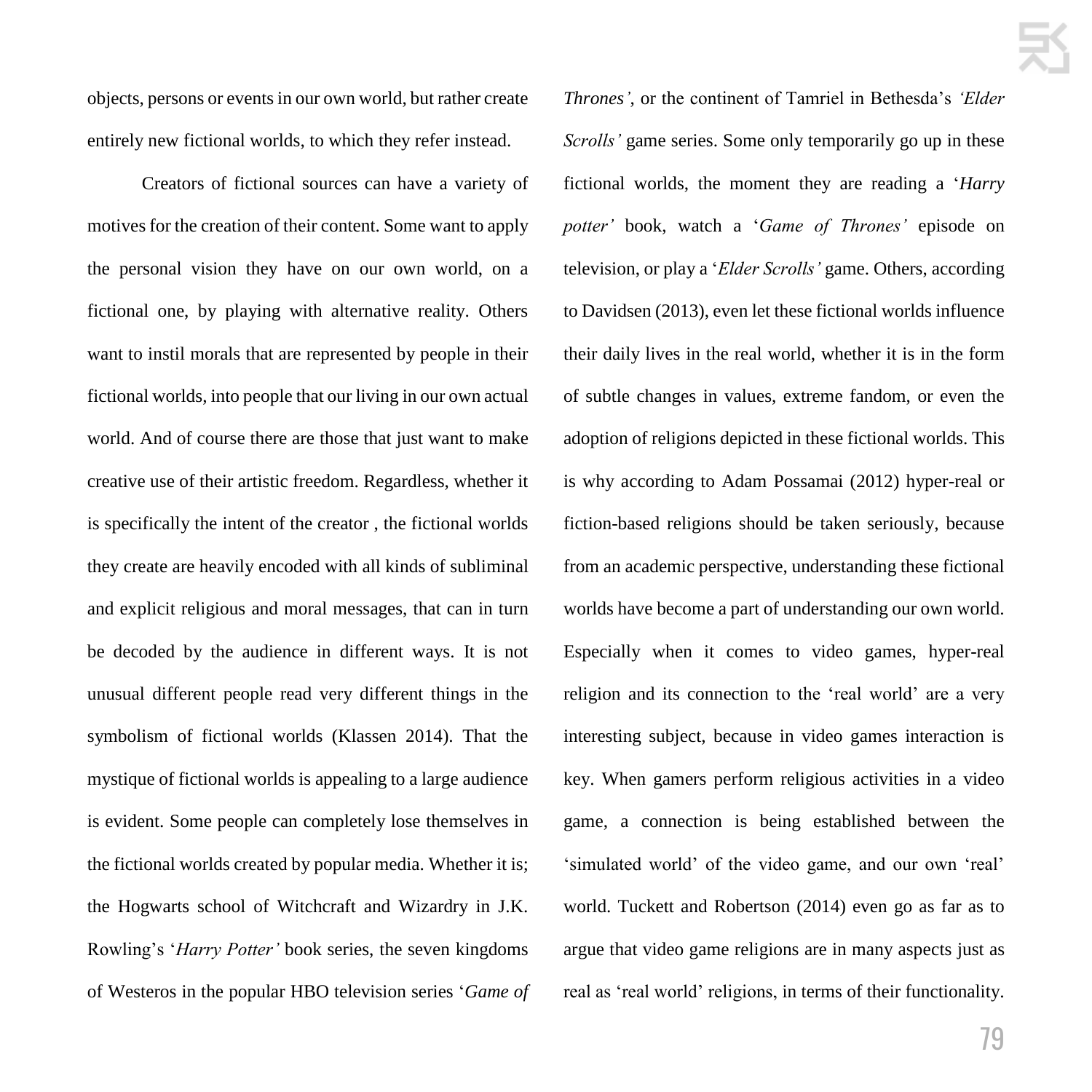objects, persons or events in our own world, but rather create entirely new fictional worlds, to which they refer instead.

Creators of fictional sources can have a variety of motives for the creation of their content. Some want to apply the personal vision they have on our own world, on a fictional one, by playing with alternative reality. Others want to instil morals that are represented by people in their fictional worlds, into people that our living in our own actual world. And of course there are those that just want to make creative use of their artistic freedom. Regardless, whether it is specifically the intent of the creator , the fictional worlds they create are heavily encoded with all kinds of subliminal and explicit religious and moral messages, that can in turn be decoded by the audience in different ways. It is not unusual different people read very different things in the symbolism of fictional worlds (Klassen 2014). That the mystique of fictional worlds is appealing to a large audience is evident. Some people can completely lose themselves in the fictional worlds created by popular media. Whether it is; the Hogwarts school of Witchcraft and Wizardry in J.K. Rowling's '*Harry Potter'* book series, the seven kingdoms of Westeros in the popular HBO television series '*Game of Thrones'*, or the continent of Tamriel in Bethesda's *'Elder Scrolls'* game series. Some only temporarily go up in these fictional worlds, the moment they are reading a '*Harry potter'* book, watch a '*Game of Thrones'* episode on television, or play a '*Elder Scrolls'* game. Others, according to Davidsen (2013), even let these fictional worlds influence their daily lives in the real world, whether it is in the form of subtle changes in values, extreme fandom, or even the adoption of religions depicted in these fictional worlds. This is why according to Adam Possamai (2012) hyper-real or fiction-based religions should be taken seriously, because from an academic perspective, understanding these fictional worlds have become a part of understanding our own world. Especially when it comes to video games, hyper-real religion and its connection to the 'real world' are a very interesting subject, because in video games interaction is key. When gamers perform religious activities in a video game, a connection is being established between the 'simulated world' of the video game, and our own 'real' world. Tuckett and Robertson (2014) even go as far as to argue that video game religions are in many aspects just as real as 'real world' religions, in terms of their functionality.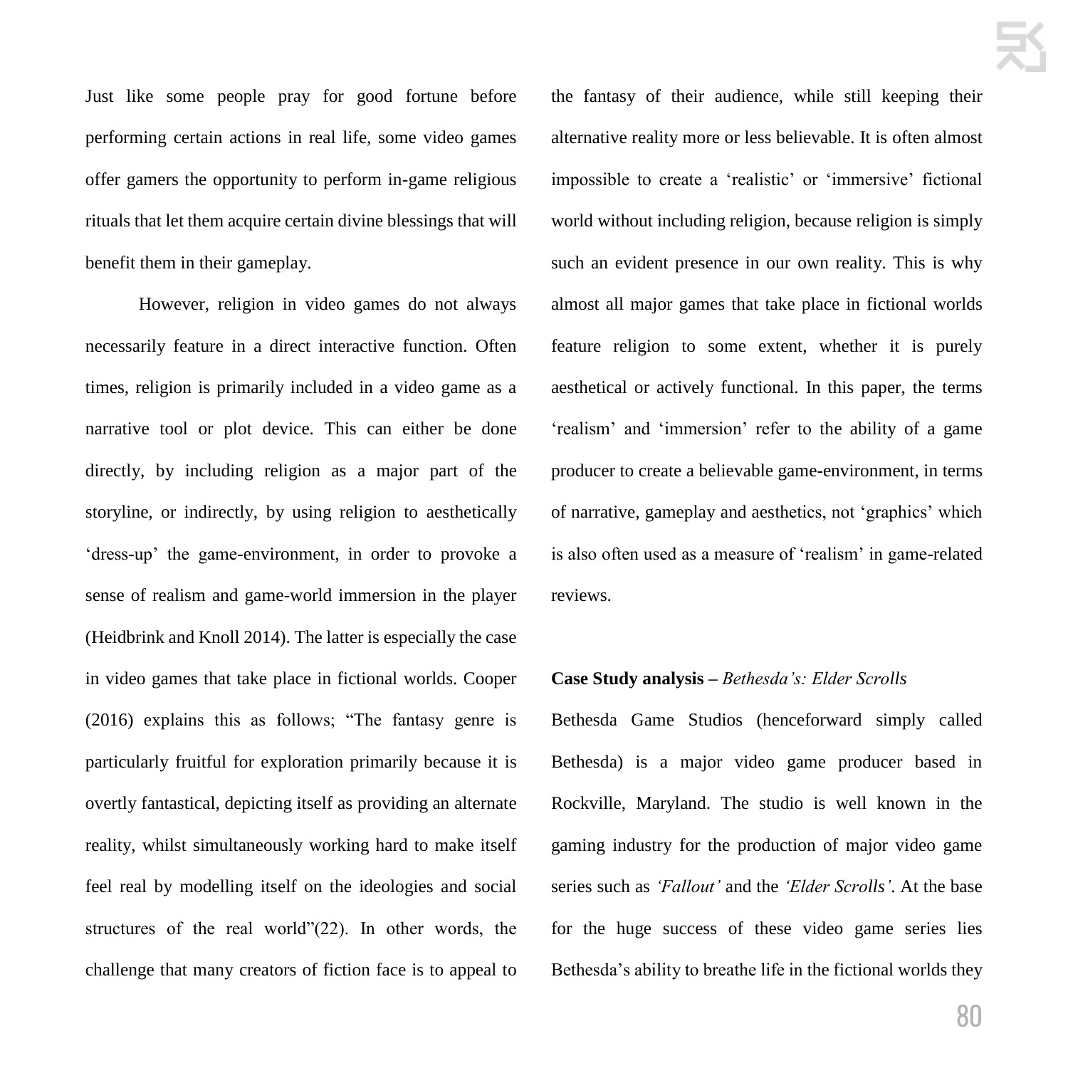Just like some people pray for good fortune before performing certain actions in real life, some video games offer gamers the opportunity to perform in-game religious rituals that let them acquire certain divine blessings that will benefit them in their gameplay.

However, religion in video games do not always necessarily feature in a direct interactive function. Often times, religion is primarily included in a video game as a narrative tool or plot device. This can either be done directly, by including religion as a major part of the storyline, or indirectly, by using religion to aesthetically 'dress-up' the game-environment, in order to provoke a sense of realism and game-world immersion in the player (Heidbrink and Knoll 2014). The latter is especially the case in video games that take place in fictional worlds. Cooper (2016) explains this as follows; "The fantasy genre is particularly fruitful for exploration primarily because it is overtly fantastical, depicting itself as providing an alternate reality, whilst simultaneously working hard to make itself feel real by modelling itself on the ideologies and social structures of the real world"(22). In other words, the challenge that many creators of fiction face is to appeal to the fantasy of their audience, while still keeping their alternative reality more or less believable. It is often almost impossible to create a 'realistic' or 'immersive' fictional world without including religion, because religion is simply such an evident presence in our own reality. This is why almost all major games that take place in fictional worlds feature religion to some extent, whether it is purely aesthetical or actively functional. In this paper, the terms 'realism' and 'immersion' refer to the ability of a game producer to create a believable game-environment, in terms of narrative, gameplay and aesthetics, not 'graphics' which is also often used as a measure of 'realism' in game-related reviews.

**Case Study analysis –** *Bethesda's: Elder Scrolls*

Bethesda Game Studios (henceforward simply called Bethesda) is a major video game producer based in Rockville, Maryland. The studio is well known in the gaming industry for the production of major video game series such as *'Fallout'* and the *'Elder Scrolls'*. At the base for the huge success of these video game series lies Bethesda's ability to breathe life in the fictional worlds they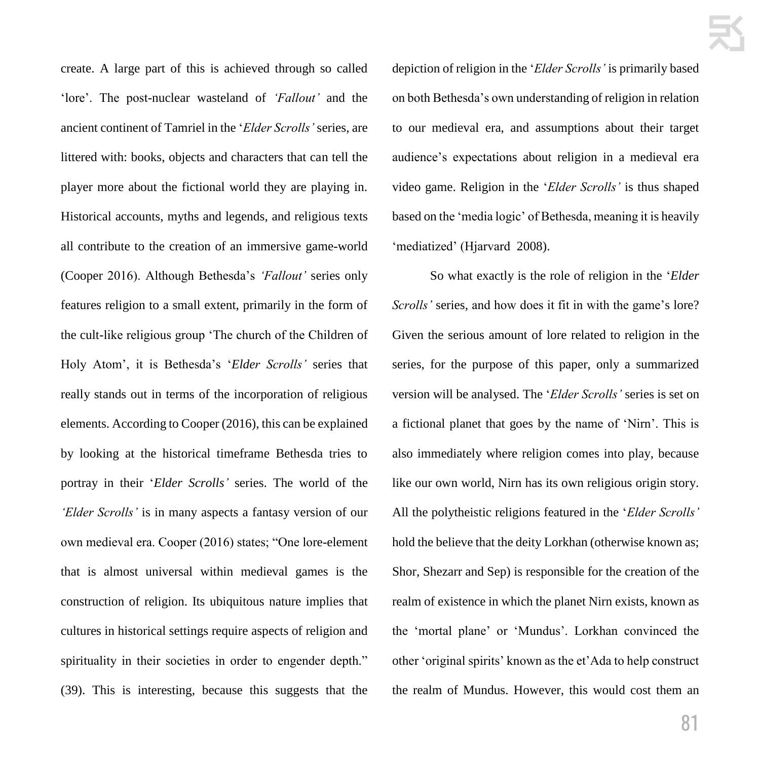create. A large part of this is achieved through so called 'lore'. The post-nuclear wasteland of *'Fallout'* and the ancient continent of Tamriel in the '*Elder Scrolls'* series, are littered with: books, objects and characters that can tell the player more about the fictional world they are playing in. Historical accounts, myths and legends, and religious texts all contribute to the creation of an immersive game-world (Cooper 2016). Although Bethesda's *'Fallout'* series only features religion to a small extent, primarily in the form of the cult-like religious group 'The church of the Children of Holy Atom', it is Bethesda's '*Elder Scrolls'* series that really stands out in terms of the incorporation of religious elements. According to Cooper (2016), this can be explained by looking at the historical timeframe Bethesda tries to portray in their '*Elder Scrolls'* series. The world of the *'Elder Scrolls'* is in many aspects a fantasy version of our own medieval era. Cooper (2016) states; "One lore-element that is almost universal within medieval games is the construction of religion. Its ubiquitous nature implies that cultures in historical settings require aspects of religion and spirituality in their societies in order to engender depth." (39). This is interesting, because this suggests that the depiction of religion in the '*Elder Scrolls'* is primarily based on both Bethesda's own understanding of religion in relation to our medieval era, and assumptions about their target audience's expectations about religion in a medieval era video game. Religion in the '*Elder Scrolls'* is thus shaped based on the 'media logic' of Bethesda, meaning it is heavily 'mediatized' (Hjarvard 2008).

So what exactly is the role of religion in the '*Elder Scrolls'* series, and how does it fit in with the game's lore? Given the serious amount of lore related to religion in the series, for the purpose of this paper, only a summarized version will be analysed. The '*Elder Scrolls'* series is set on a fictional planet that goes by the name of 'Nirn'. This is also immediately where religion comes into play, because like our own world, Nirn has its own religious origin story. All the polytheistic religions featured in the '*Elder Scrolls'* hold the believe that the deity Lorkhan (otherwise known as; Shor, Shezarr and Sep) is responsible for the creation of the realm of existence in which the planet Nirn exists, known as the 'mortal plane' or 'Mundus'. Lorkhan convinced the other 'original spirits' known as the et'Ada to help construct the realm of Mundus. However, this would cost them an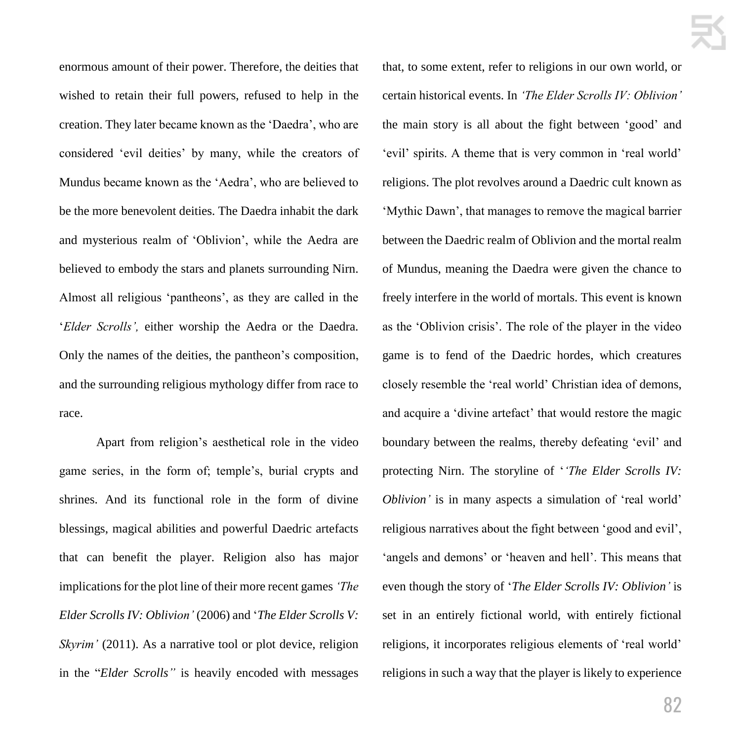enormous amount of their power. Therefore, the deities that wished to retain their full powers, refused to help in the creation. They later became known as the 'Daedra', who are considered 'evil deities' by many, while the creators of Mundus became known as the 'Aedra', who are believed to be the more benevolent deities. The Daedra inhabit the dark and mysterious realm of 'Oblivion', while the Aedra are believed to embody the stars and planets surrounding Nirn. Almost all religious 'pantheons', as they are called in the '*Elder Scrolls',* either worship the Aedra or the Daedra. Only the names of the deities, the pantheon's composition, and the surrounding religious mythology differ from race to race.

Apart from religion's aesthetical role in the video game series, in the form of; temple's, burial crypts and shrines. And its functional role in the form of divine blessings, magical abilities and powerful Daedric artefacts that can benefit the player. Religion also has major implications for the plot line of their more recent games *'The Elder Scrolls IV: Oblivion'* (2006) and '*The Elder Scrolls V: Skyrim'* (2011). As a narrative tool or plot device, religion in the "*Elder Scrolls"* is heavily encoded with messages that, to some extent, refer to religions in our own world, or certain historical events. In *'The Elder Scrolls IV: Oblivion'* the main story is all about the fight between 'good' and 'evil' spirits. A theme that is very common in 'real world' religions. The plot revolves around a Daedric cult known as 'Mythic Dawn', that manages to remove the magical barrier between the Daedric realm of Oblivion and the mortal realm of Mundus, meaning the Daedra were given the chance to freely interfere in the world of mortals. This event is known as the 'Oblivion crisis'. The role of the player in the video game is to fend of the Daedric hordes, which creatures closely resemble the 'real world' Christian idea of demons, and acquire a 'divine artefact' that would restore the magic boundary between the realms, thereby defeating 'evil' and protecting Nirn. The storyline of '*'The Elder Scrolls IV: Oblivion'* is in many aspects a simulation of 'real world' religious narratives about the fight between 'good and evil', 'angels and demons' or 'heaven and hell'. This means that even though the story of '*The Elder Scrolls IV: Oblivion'* is set in an entirely fictional world, with entirely fictional religions, it incorporates religious elements of 'real world' religions in such a way that the player is likely to experience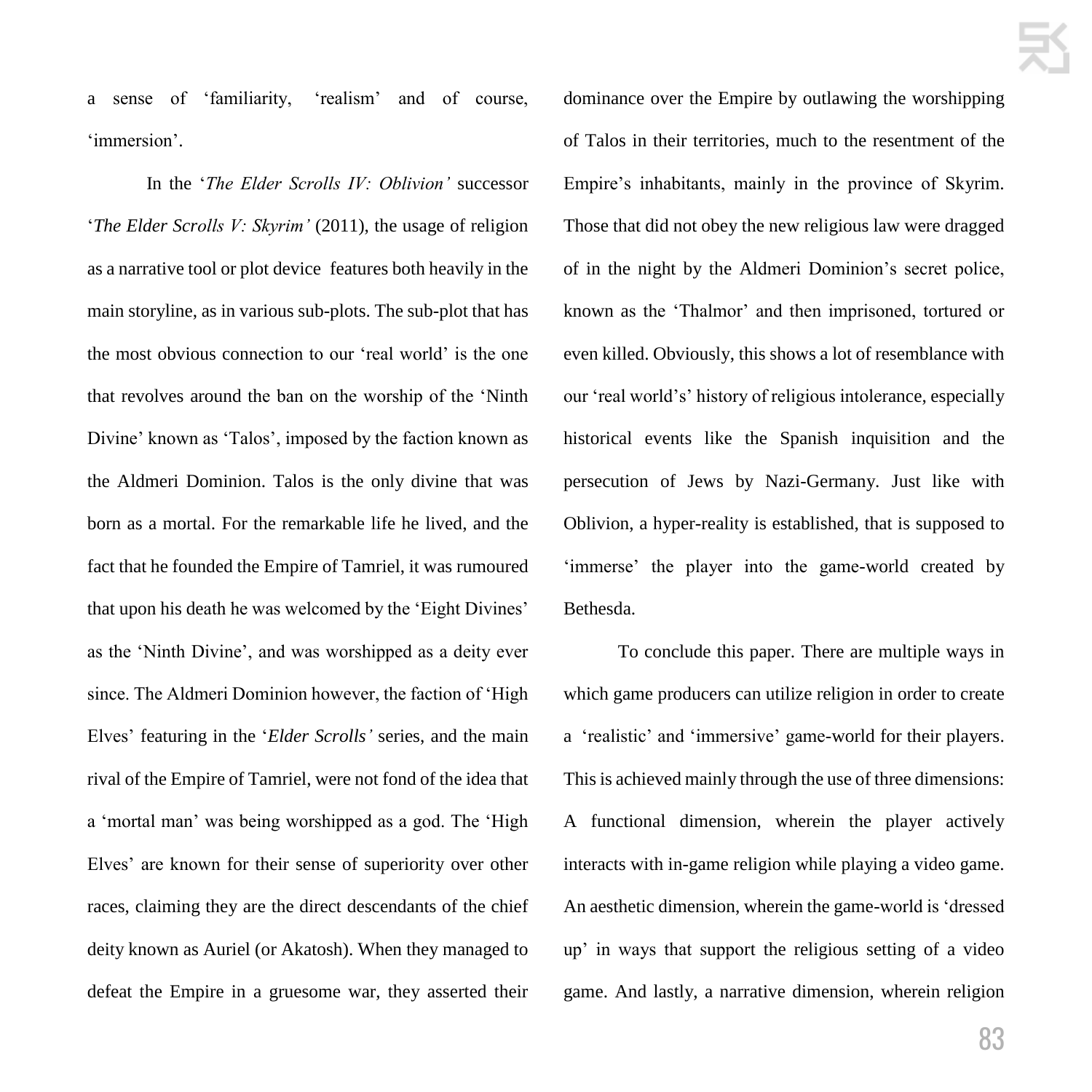a sense of 'familiarity, 'realism' and of course, 'immersion'.

In the '*The Elder Scrolls IV: Oblivion'* successor '*The Elder Scrolls V: Skyrim'* (2011), the usage of religion as a narrative tool or plot device features both heavily in the main storyline, as in various sub-plots. The sub-plot that has the most obvious connection to our 'real world' is the one that revolves around the ban on the worship of the 'Ninth Divine' known as 'Talos', imposed by the faction known as the Aldmeri Dominion. Talos is the only divine that was born as a mortal. For the remarkable life he lived, and the fact that he founded the Empire of Tamriel, it was rumoured that upon his death he was welcomed by the 'Eight Divines' as the 'Ninth Divine', and was worshipped as a deity ever since. The Aldmeri Dominion however, the faction of 'High Elves' featuring in the '*Elder Scrolls'* series, and the main rival of the Empire of Tamriel, were not fond of the idea that a 'mortal man' was being worshipped as a god. The 'High Elves' are known for their sense of superiority over other races, claiming they are the direct descendants of the chief deity known as Auriel (or Akatosh). When they managed to defeat the Empire in a gruesome war, they asserted their dominance over the Empire by outlawing the worshipping of Talos in their territories, much to the resentment of the Empire's inhabitants, mainly in the province of Skyrim. Those that did not obey the new religious law were dragged of in the night by the Aldmeri Dominion's secret police, known as the 'Thalmor' and then imprisoned, tortured or even killed. Obviously, this shows a lot of resemblance with our 'real world's' history of religious intolerance, especially historical events like the Spanish inquisition and the persecution of Jews by Nazi-Germany. Just like with Oblivion, a hyper-reality is established, that is supposed to 'immerse' the player into the game-world created by Bethesda.

To conclude this paper. There are multiple ways in which game producers can utilize religion in order to create a 'realistic' and 'immersive' game-world for their players. This is achieved mainly through the use of three dimensions: A functional dimension, wherein the player actively interacts with in-game religion while playing a video game. An aesthetic dimension, wherein the game-world is 'dressed up' in ways that support the religious setting of a video game. And lastly, a narrative dimension, wherein religion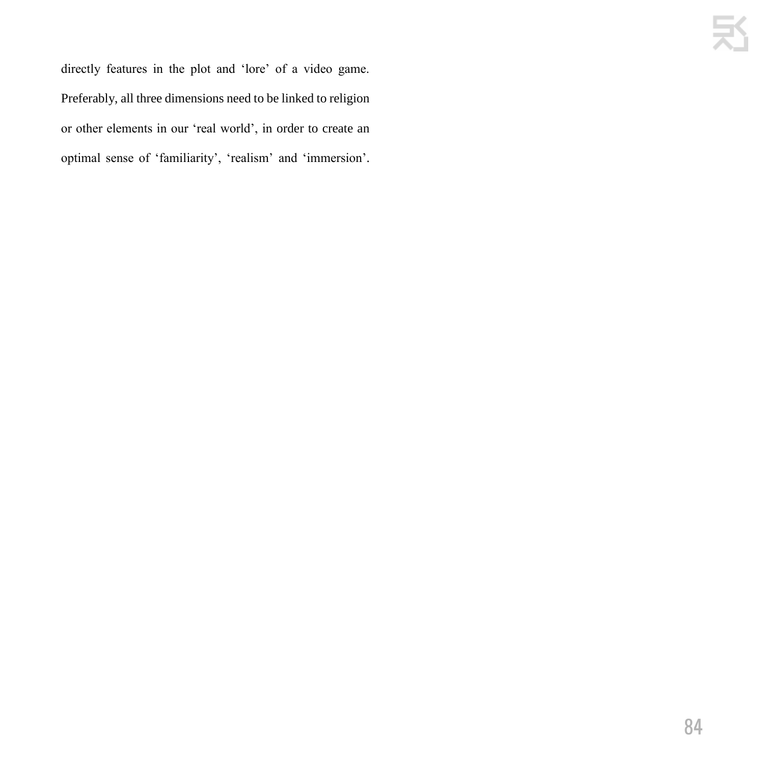directly features in the plot and 'lore' of a video game. Preferably, all three dimensions need to be linked to religion or other elements in our 'real world', in order to create an optimal sense of 'familiarity', 'realism' and 'immersion'.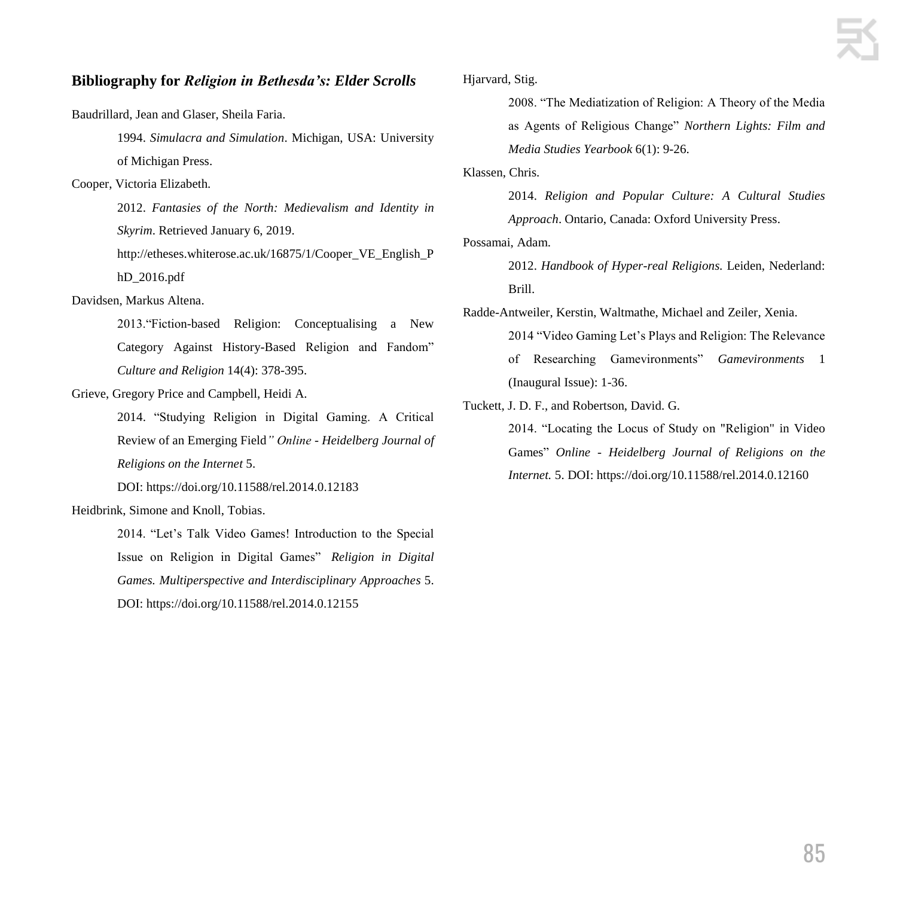## Bibliography for *Religion in Bethesda's: Elder Scrolls*

Baudrillard, Jean and Glaser, Sheila Faria.

1994. *Simulacra and Simulation*. Michigan, USA: University of Michigan Press.

Cooper, Victoria Elizabeth.

2012. *Fantasies of the North: Medievalism and Identity in Skyrim*. Retrieved January 6, 2019. http://etheses.whiterose.ac.uk/16875/1/Cooper_VE_English_PhD_2016.pdf

Davidsen, Markus Altena.

2013."Fiction-based Religion: Conceptualising a New Category Against History-Based Religion and Fandom" *Culture and Religion* 14(4): 378-395.

Grieve, Gregory Price and Campbell, Heidi A.

2014. "Studying Religion in Digital Gaming. A Critical Review of an Emerging Field*" Online - Heidelberg Journal of Religions on the Internet* 5. DOI: https://doi.org/10.11588/rel.2014.0.12183

Heidbrink, Simone and Knoll, Tobias.

2014. "Let's Talk Video Games! Introduction to the Special Issue on Religion in Digital Games" *Religion in Digital Games. Multiperspective and Interdisciplinary Approaches* 5. DOI: https://doi.org/10.11588/rel.2014.0.12155

Hjarvard, Stig.

2008. "The Mediatization of Religion: A Theory of the Media as Agents of Religious Change" *Northern Lights: Film and Media Studies Yearbook* 6(1): 9-26.

Klassen, Chris.

2014. *Religion and Popular Culture: A Cultural Studies Approach*. Ontario, Canada: Oxford University Press.

Possamai, Adam.

2012. *Handbook of Hyper-real Religions.* Leiden, Nederland: Brill.

Radde-Antweiler, Kerstin, Waltmathe, Michael and Zeiler, Xenia.

2014 "Video Gaming Let's Plays and Religion: The Relevance of Researching Gamevironments" *Gamevironments* 1 (Inaugural Issue): 1-36.

Tuckett, J. D. F., and Robertson, David. G.

2014. "Locating the Locus of Study on "Religion" in Video Games" *Online - Heidelberg Journal of Religions on the Internet.* 5. DOI: https://doi.org/10.11588/rel.2014.0.12160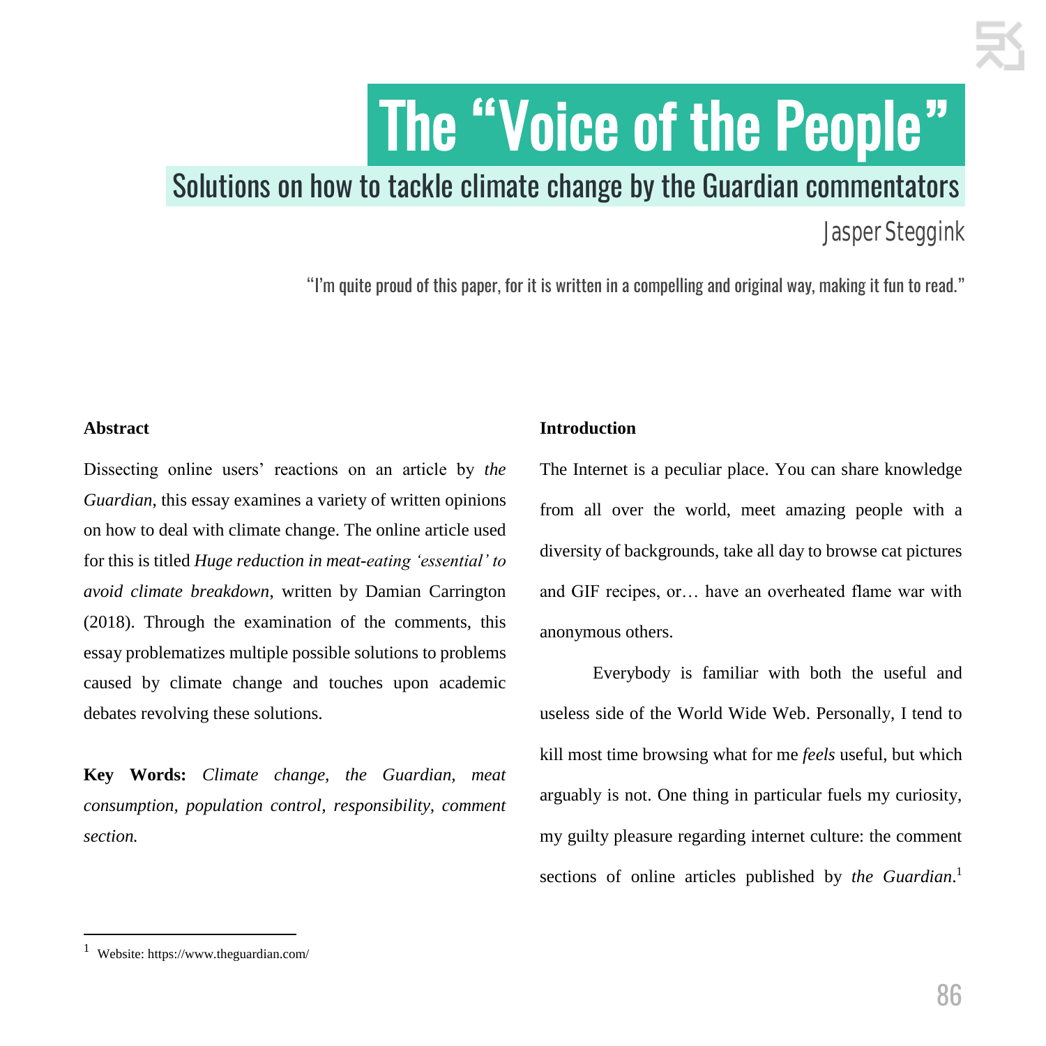# The "Voice of the People"

## Solutions on how to tackle climate change by the Guardian commentators

Jasper Steggink

"I'm quite proud of this paper, for it is written in a compelling and original way, making it fun to read."

**Abstract**

Dissecting online users' reactions on an article by *the Guardian*, this essay examines a variety of written opinions on how to deal with climate change. The online article used for this is titled *Huge reduction in meat-eating 'essential' to avoid climate breakdown*, written by Damian Carrington (2018). Through the examination of the comments, this essay problematizes multiple possible solutions to problems caused by climate change and touches upon academic debates revolving these solutions.

**Key Words:** *Climate change, the Guardian, meat consumption, population control, responsibility, comment section.*

**Introduction**

The Internet is a peculiar place. You can share knowledge from all over the world, meet amazing people with a diversity of backgrounds, take all day to browse cat pictures and GIF recipes, or… have an overheated flame war with anonymous others.

Everybody is familiar with both the useful and useless side of the World Wide Web. Personally, I tend to kill most time browsing what for me *feels* useful, but which arguably is not. One thing in particular fuels my curiosity, my guilty pleasure regarding internet culture: the comment sections of online articles published by *the Guardian*.[1]

[1] Website: https://www.theguardian.com/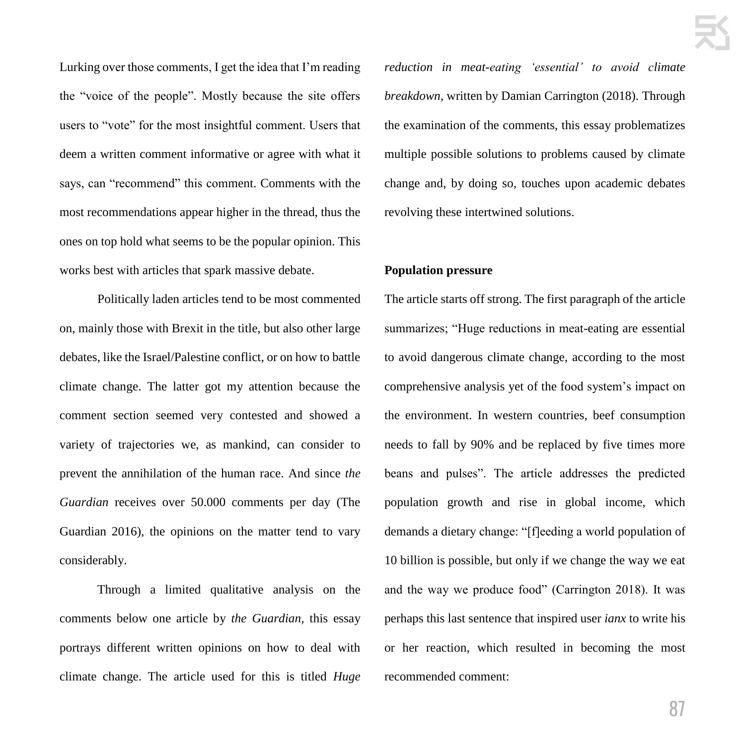Lurking over those comments, I get the idea that I'm reading the "voice of the people". Mostly because the site offers users to "vote" for the most insightful comment. Users that deem a written comment informative or agree with what it says, can "recommend" this comment. Comments with the most recommendations appear higher in the thread, thus the ones on top hold what seems to be the popular opinion. This works best with articles that spark massive debate.

Politically laden articles tend to be most commented on, mainly those with Brexit in the title, but also other large debates, like the Israel/Palestine conflict, or on how to battle climate change. The latter got my attention because the comment section seemed very contested and showed a variety of trajectories we, as mankind, can consider to prevent the annihilation of the human race. And since *the Guardian* receives over 50.000 comments per day (The Guardian 2016), the opinions on the matter tend to vary considerably.

Through a limited qualitative analysis on the comments below one article by *the Guardian*, this essay portrays different written opinions on how to deal with climate change. The article used for this is titled *Huge reduction in meat-eating 'essential' to avoid climate breakdown*, written by Damian Carrington (2018). Through the examination of the comments, this essay problematizes multiple possible solutions to problems caused by climate change and, by doing so, touches upon academic debates revolving these intertwined solutions.

**Population pressure**

The article starts off strong. The first paragraph of the article summarizes; "Huge reductions in meat-eating are essential to avoid dangerous climate change, according to the most comprehensive analysis yet of the food system's impact on the environment. In western countries, beef consumption needs to fall by 90% and be replaced by five times more beans and pulses". The article addresses the predicted population growth and rise in global income, which demands a dietary change: "[f]eeding a world population of 10 billion is possible, but only if we change the way we eat and the way we produce food" (Carrington 2018). It was perhaps this last sentence that inspired user *ianx* to write his or her reaction, which resulted in becoming the most recommended comment: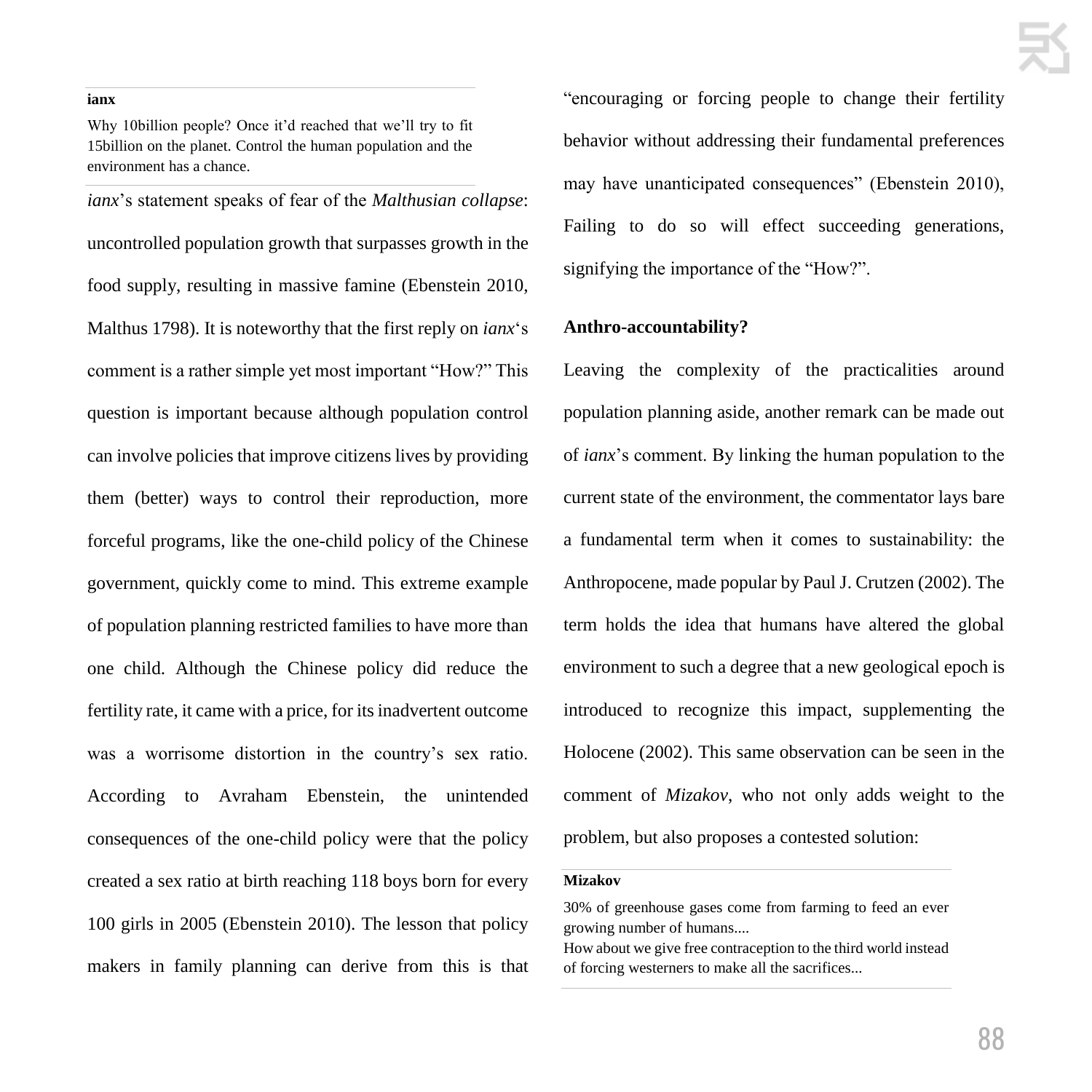**ianx**

Why 10billion people? Once it'd reached that we'll try to fit 15billion on the planet. Control the human population and the environment has a chance.

*ianx*'s statement speaks of fear of the *Malthusian collapse*: uncontrolled population growth that surpasses growth in the food supply, resulting in massive famine (Ebenstein 2010, Malthus 1798). It is noteworthy that the first reply on *ianx*'s comment is a rather simple yet most important "How?" This question is important because although population control can involve policies that improve citizens lives by providing them (better) ways to control their reproduction, more forceful programs, like the one-child policy of the Chinese government, quickly come to mind. This extreme example of population planning restricted families to have more than one child. Although the Chinese policy did reduce the fertility rate, it came with a price, for its inadvertent outcome was a worrisome distortion in the country's sex ratio. According to Avraham Ebenstein, the unintended consequences of the one-child policy were that the policy created a sex ratio at birth reaching 118 boys born for every 100 girls in 2005 (Ebenstein 2010). The lesson that policy makers in family planning can derive from this is that "encouraging or forcing people to change their fertility behavior without addressing their fundamental preferences may have unanticipated consequences" (Ebenstein 2010), Failing to do so will effect succeeding generations, signifying the importance of the "How?".

**Anthro-accountability?**

Leaving the complexity of the practicalities around population planning aside, another remark can be made out of *ianx*'s comment. By linking the human population to the current state of the environment, the commentator lays bare a fundamental term when it comes to sustainability: the Anthropocene, made popular by Paul J. Crutzen (2002). The term holds the idea that humans have altered the global environment to such a degree that a new geological epoch is introduced to recognize this impact, supplementing the Holocene (2002). This same observation can be seen in the comment of *Mizakov*, who not only adds weight to the problem, but also proposes a contested solution:

**Mizakov**

30% of greenhouse gases come from farming to feed an ever growing number of humans....
How about we give free contraception to the third world instead of forcing westerners to make all the sacrifices...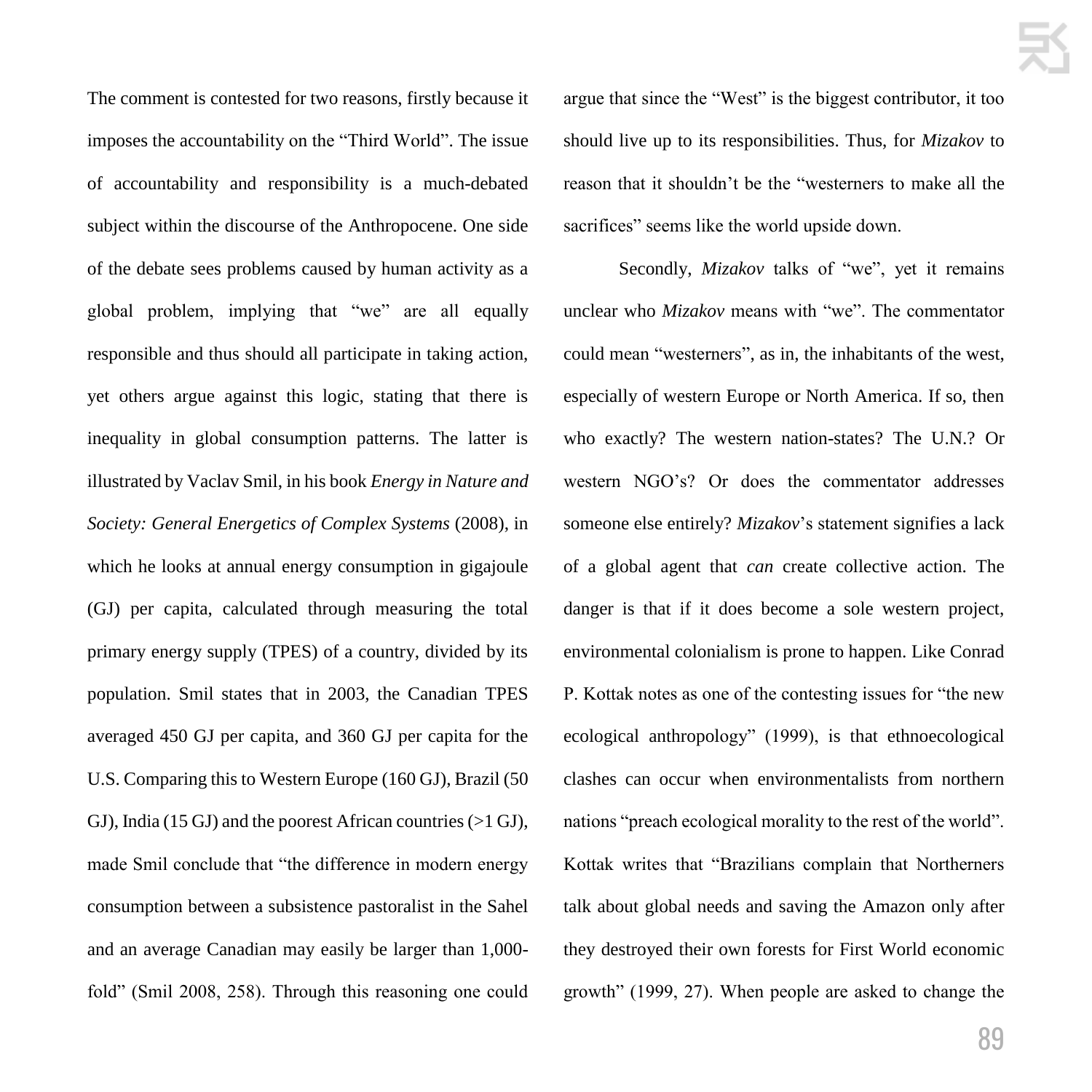The comment is contested for two reasons, firstly because it imposes the accountability on the "Third World". The issue of accountability and responsibility is a much-debated subject within the discourse of the Anthropocene. One side of the debate sees problems caused by human activity as a global problem, implying that "we" are all equally responsible and thus should all participate in taking action, yet others argue against this logic, stating that there is inequality in global consumption patterns. The latter is illustrated by Vaclav Smil, in his book *Energy in Nature and Society: General Energetics of Complex Systems* (2008), in which he looks at annual energy consumption in gigajoule (GJ) per capita, calculated through measuring the total primary energy supply (TPES) of a country, divided by its population. Smil states that in 2003, the Canadian TPES averaged 450 GJ per capita, and 360 GJ per capita for the U.S. Comparing this to Western Europe (160 GJ), Brazil (50 GJ), India (15 GJ) and the poorest African countries (>1 GJ), made Smil conclude that "the difference in modern energy consumption between a subsistence pastoralist in the Sahel and an average Canadian may easily be larger than 1,000-fold" (Smil 2008, 258). Through this reasoning one could argue that since the "West" is the biggest contributor, it too should live up to its responsibilities. Thus, for *Mizakov* to reason that it shouldn't be the "westerners to make all the sacrifices" seems like the world upside down.

Secondly, *Mizakov* talks of "we", yet it remains unclear who *Mizakov* means with "we". The commentator could mean "westerners", as in, the inhabitants of the west, especially of western Europe or North America. If so, then who exactly? The western nation-states? The U.N.? Or western NGO's? Or does the commentator addresses someone else entirely? *Mizakov*'s statement signifies a lack of a global agent that *can* create collective action. The danger is that if it does become a sole western project, environmental colonialism is prone to happen. Like Conrad P. Kottak notes as one of the contesting issues for "the new ecological anthropology" (1999), is that ethnoecological clashes can occur when environmentalists from northern nations "preach ecological morality to the rest of the world". Kottak writes that "Brazilians complain that Northerners talk about global needs and saving the Amazon only after they destroyed their own forests for First World economic growth" (1999, 27). When people are asked to change the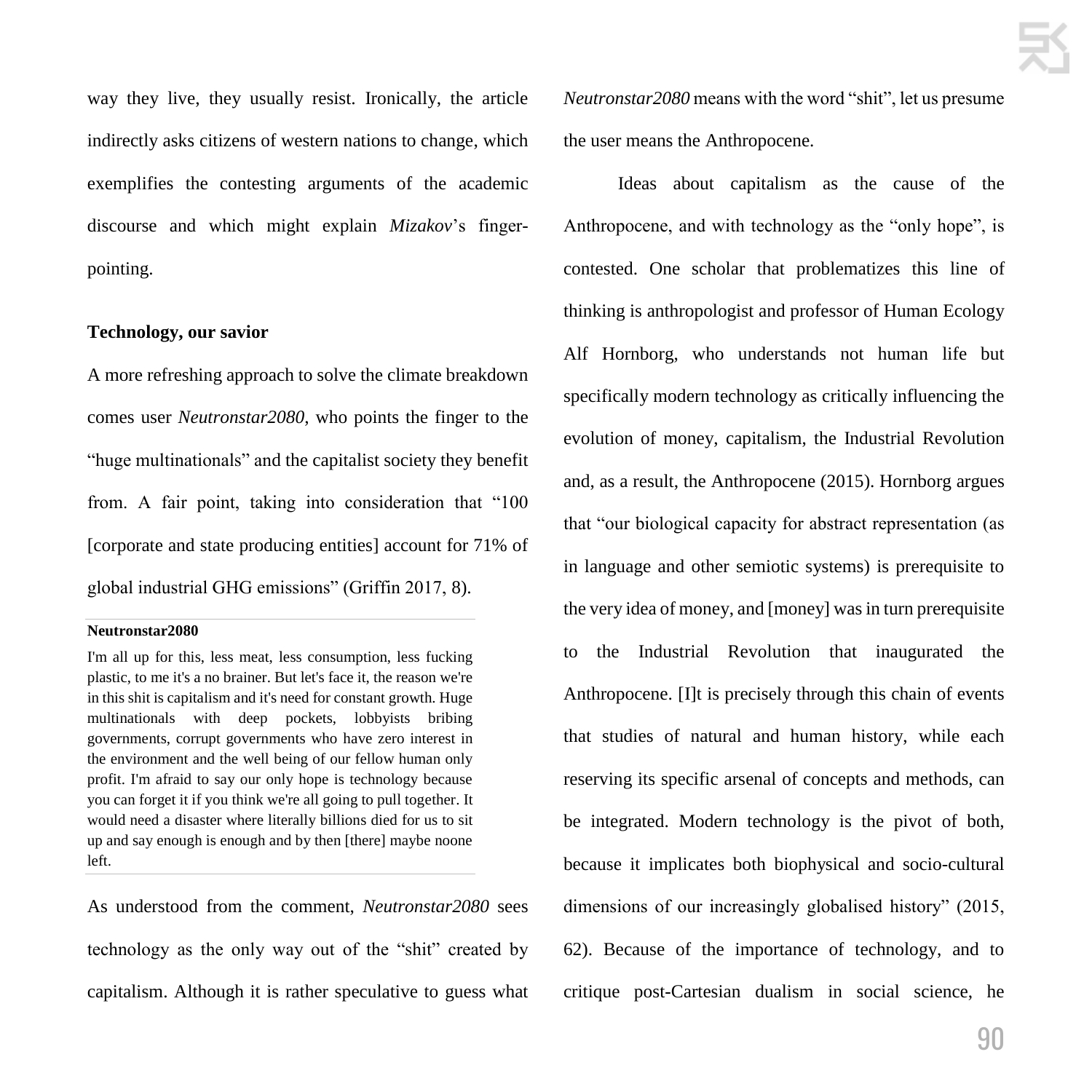way they live, they usually resist. Ironically, the article indirectly asks citizens of western nations to change, which exemplifies the contesting arguments of the academic discourse and which might explain *Mizakov*'s finger-pointing.

**Technology, our savior**

A more refreshing approach to solve the climate breakdown comes user *Neutronstar2080*, who points the finger to the "huge multinationals" and the capitalist society they benefit from. A fair point, taking into consideration that "100 [corporate and state producing entities] account for 71% of global industrial GHG emissions" (Griffin 2017, 8).

> **Neutronstar2080**
>
> I'm all up for this, less meat, less consumption, less fucking plastic, to me it's a no brainer. But let's face it, the reason we're in this shit is capitalism and it's need for constant growth. Huge multinationals with deep pockets, lobbyists bribing governments, corrupt governments who have zero interest in the environment and the well being of our fellow human only profit. I'm afraid to say our only hope is technology because you can forget it if you think we're all going to pull together. It would need a disaster where literally billions died for us to sit up and say enough is enough and by then [there] maybe noone left.

As understood from the comment, *Neutronstar2080* sees technology as the only way out of the "shit" created by capitalism. Although it is rather speculative to guess what *Neutronstar2080* means with the word "shit", let us presume the user means the Anthropocene.

Ideas about capitalism as the cause of the Anthropocene, and with technology as the "only hope", is contested. One scholar that problematizes this line of thinking is anthropologist and professor of Human Ecology Alf Hornborg, who understands not human life but specifically modern technology as critically influencing the evolution of money, capitalism, the Industrial Revolution and, as a result, the Anthropocene (2015). Hornborg argues that "our biological capacity for abstract representation (as in language and other semiotic systems) is prerequisite to the very idea of money, and [money] was in turn prerequisite to the Industrial Revolution that inaugurated the Anthropocene. [I]t is precisely through this chain of events that studies of natural and human history, while each reserving its specific arsenal of concepts and methods, can be integrated. Modern technology is the pivot of both, because it implicates both biophysical and socio-cultural dimensions of our increasingly globalised history" (2015, 62). Because of the importance of technology, and to critique post-Cartesian dualism in social science, he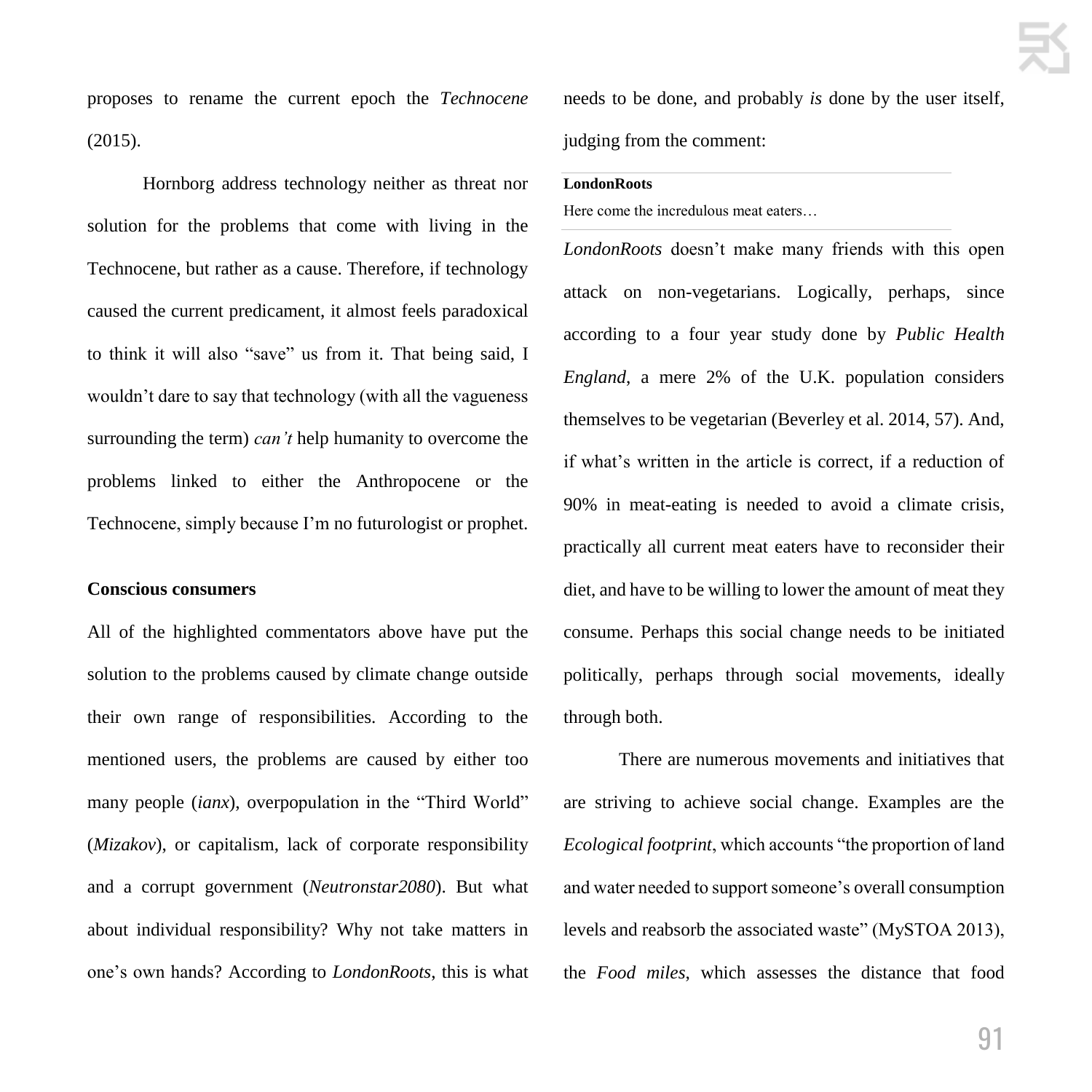proposes to rename the current epoch the *Technocene* (2015).

Hornborg address technology neither as threat nor solution for the problems that come with living in the Technocene, but rather as a cause. Therefore, if technology caused the current predicament, it almost feels paradoxical to think it will also "save" us from it. That being said, I wouldn't dare to say that technology (with all the vagueness surrounding the term) *can't* help humanity to overcome the problems linked to either the Anthropocene or the Technocene, simply because I'm no futurologist or prophet.

**Conscious consumers**

All of the highlighted commentators above have put the solution to the problems caused by climate change outside their own range of responsibilities. According to the mentioned users, the problems are caused by either too many people (*ianx*), overpopulation in the "Third World" (*Mizakov*), or capitalism, lack of corporate responsibility and a corrupt government (*Neutronstar2080*). But what about individual responsibility? Why not take matters in one's own hands? According to *LondonRoots*, this is what needs to be done, and probably *is* done by the user itself, judging from the comment:

**LondonRoots**
Here come the incredulous meat eaters…

*LondonRoots* doesn't make many friends with this open attack on non-vegetarians. Logically, perhaps, since according to a four year study done by *Public Health England*, a mere 2% of the U.K. population considers themselves to be vegetarian (Beverley et al. 2014, 57). And, if what's written in the article is correct, if a reduction of 90% in meat-eating is needed to avoid a climate crisis, practically all current meat eaters have to reconsider their diet, and have to be willing to lower the amount of meat they consume. Perhaps this social change needs to be initiated politically, perhaps through social movements, ideally through both.

There are numerous movements and initiatives that are striving to achieve social change. Examples are the *Ecological footprint*, which accounts "the proportion of land and water needed to support someone's overall consumption levels and reabsorb the associated waste" (MySTOA 2013), the *Food miles*, which assesses the distance that food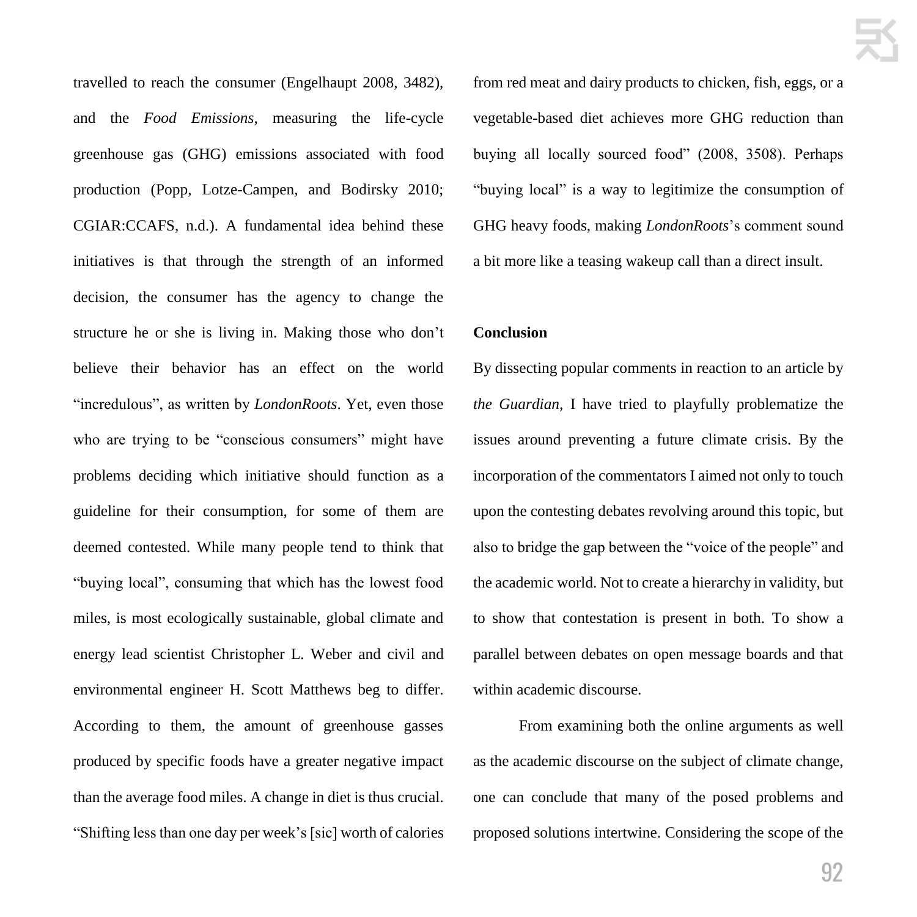travelled to reach the consumer (Engelhaupt 2008, 3482), and the *Food Emissions*, measuring the life-cycle greenhouse gas (GHG) emissions associated with food production (Popp, Lotze-Campen, and Bodirsky 2010; CGIAR:CCAFS, n.d.). A fundamental idea behind these initiatives is that through the strength of an informed decision, the consumer has the agency to change the structure he or she is living in. Making those who don't believe their behavior has an effect on the world "incredulous", as written by *LondonRoots*. Yet, even those who are trying to be "conscious consumers" might have problems deciding which initiative should function as a guideline for their consumption, for some of them are deemed contested. While many people tend to think that "buying local", consuming that which has the lowest food miles, is most ecologically sustainable, global climate and energy lead scientist Christopher L. Weber and civil and environmental engineer H. Scott Matthews beg to differ. According to them, the amount of greenhouse gasses produced by specific foods have a greater negative impact than the average food miles. A change in diet is thus crucial. "Shifting less than one day per week's [sic] worth of calories from red meat and dairy products to chicken, fish, eggs, or a vegetable-based diet achieves more GHG reduction than buying all locally sourced food" (2008, 3508). Perhaps "buying local" is a way to legitimize the consumption of GHG heavy foods, making *LondonRoots*'s comment sound a bit more like a teasing wakeup call than a direct insult.

**Conclusion**

By dissecting popular comments in reaction to an article by *the Guardian*, I have tried to playfully problematize the issues around preventing a future climate crisis. By the incorporation of the commentators I aimed not only to touch upon the contesting debates revolving around this topic, but also to bridge the gap between the "voice of the people" and the academic world. Not to create a hierarchy in validity, but to show that contestation is present in both. To show a parallel between debates on open message boards and that within academic discourse.

From examining both the online arguments as well as the academic discourse on the subject of climate change, one can conclude that many of the posed problems and proposed solutions intertwine. Considering the scope of the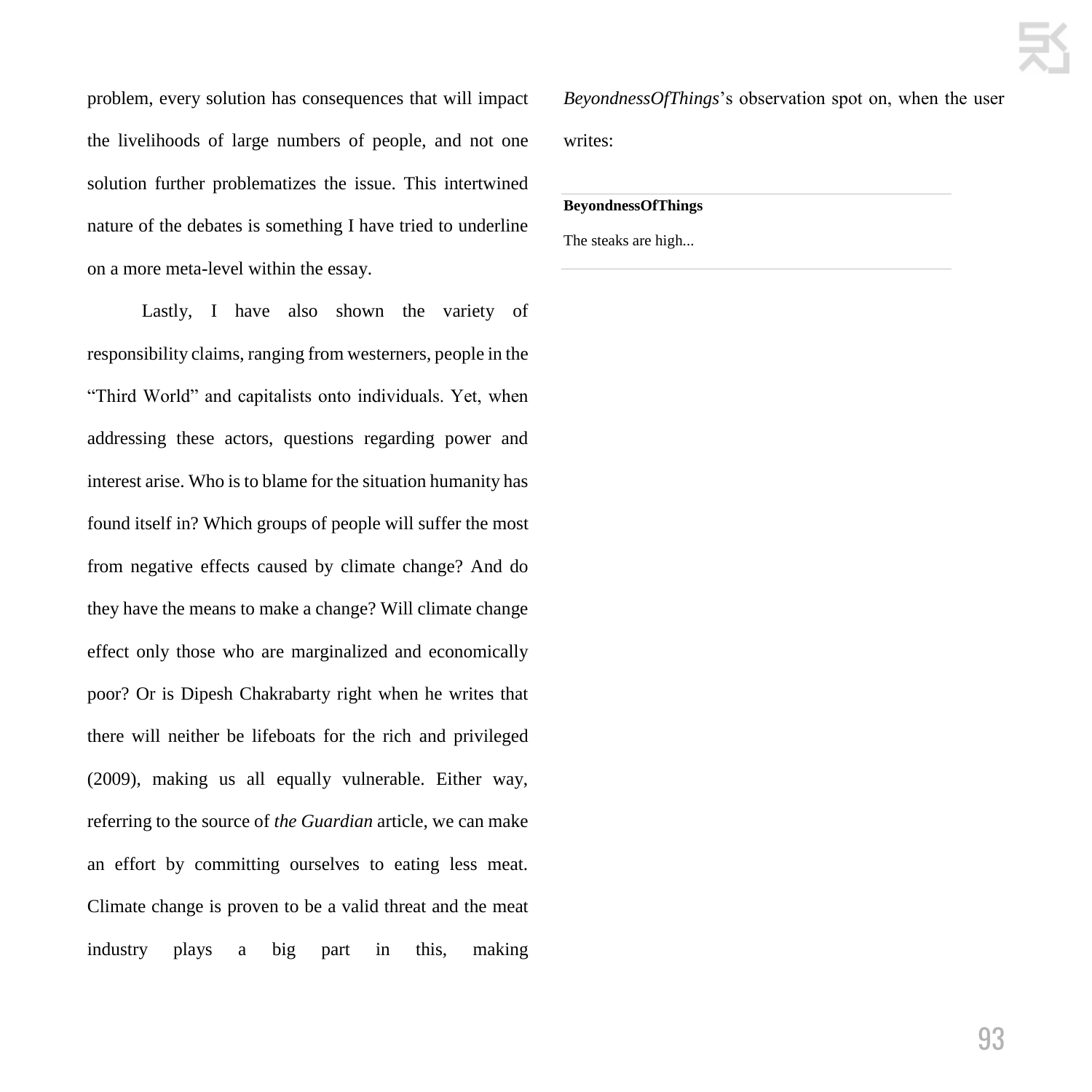problem, every solution has consequences that will impact the livelihoods of large numbers of people, and not one solution further problematizes the issue. This intertwined nature of the debates is something I have tried to underline on a more meta-level within the essay.

Lastly, I have also shown the variety of responsibility claims, ranging from westerners, people in the "Third World" and capitalists onto individuals. Yet, when addressing these actors, questions regarding power and interest arise. Who is to blame for the situation humanity has found itself in? Which groups of people will suffer the most from negative effects caused by climate change? And do they have the means to make a change? Will climate change effect only those who are marginalized and economically poor? Or is Dipesh Chakrabarty right when he writes that there will neither be lifeboats for the rich and privileged (2009), making us all equally vulnerable. Either way, referring to the source of *the Guardian* article, we can make an effort by committing ourselves to eating less meat. Climate change is proven to be a valid threat and the meat industry plays a big part in this, making *BeyondnessOfThings*'s observation spot on, when the user writes:

---

**BeyondnessOfThings**

The steaks are high...

---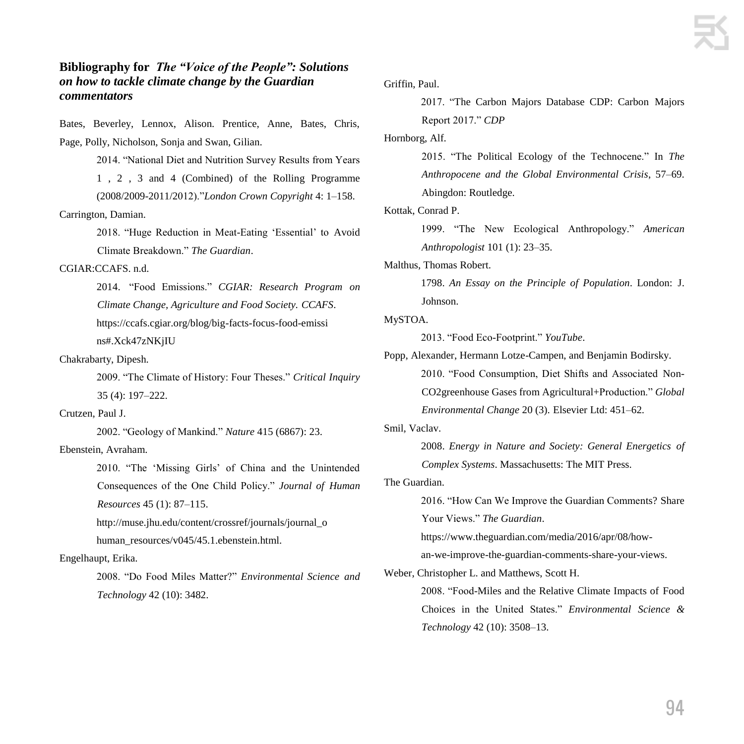### Bibliography for *The "Voice of the People": Solutions on how to tackle climate change by the Guardian commentators*

Bates, Beverley, Lennox, Alison. Prentice, Anne, Bates, Chris, Page, Polly, Nicholson, Sonja and Swan, Gilian.

2014. "National Diet and Nutrition Survey Results from Years 1 , 2 , 3 and 4 (Combined) of the Rolling Programme (2008/2009-2011/2012)."*London Crown Copyright* 4: 1–158.

Carrington, Damian.

2018. "Huge Reduction in Meat-Eating 'Essential' to Avoid Climate Breakdown." *The Guardian*.

CGIAR:CCAFS. n.d.

2014. "Food Emissions." *CGIAR: Research Program on Climate Change, Agriculture and Food Society. CCAFS*. https://ccafs.cgiar.org/blog/big-facts-focus-food-emissi ns#.Xck47zNKjIU

Chakrabarty, Dipesh.

2009. "The Climate of History: Four Theses." *Critical Inquiry* 35 (4): 197–222.

Crutzen, Paul J.

2002. "Geology of Mankind." *Nature* 415 (6867): 23.

Ebenstein, Avraham.

2010. "The 'Missing Girls' of China and the Unintended Consequences of the One Child Policy." *Journal of Human Resources* 45 (1): 87–115. http://muse.jhu.edu/content/crossref/journals/journal_o human_resources/v045/45.1.ebenstein.html.

Engelhaupt, Erika.

2008. "Do Food Miles Matter?" *Environmental Science and Technology* 42 (10): 3482.

Griffin, Paul.

2017. "The Carbon Majors Database CDP: Carbon Majors Report 2017." *CDP*

Hornborg, Alf.

2015. "The Political Ecology of the Technocene." In *The Anthropocene and the Global Environmental Crisis*, 57–69. Abingdon: Routledge.

Kottak, Conrad P.

1999. "The New Ecological Anthropology." *American Anthropologist* 101 (1): 23–35.

Malthus, Thomas Robert.

1798. *An Essay on the Principle of Population*. London: J. Johnson.

MySTOA.

2013. "Food Eco-Footprint." *YouTube*.

Popp, Alexander, Hermann Lotze-Campen, and Benjamin Bodirsky.

2010. "Food Consumption, Diet Shifts and Associated Non-CO2greenhouse Gases from Agricultural+Production." *Global Environmental Change* 20 (3). Elsevier Ltd: 451–62.

Smil, Vaclav.

2008. *Energy in Nature and Society: General Energetics of Complex Systems*. Massachusetts: The MIT Press.

The Guardian.

2016. "How Can We Improve the Guardian Comments? Share Your Views." *The Guardian*. https://www.theguardian.com/media/2016/apr/08/how-an-we-improve-the-guardian-comments-share-your-views.

Weber, Christopher L. and Matthews, Scott H.

2008. "Food-Miles and the Relative Climate Impacts of Food Choices in the United States." *Environmental Science & Technology* 42 (10): 3508–13.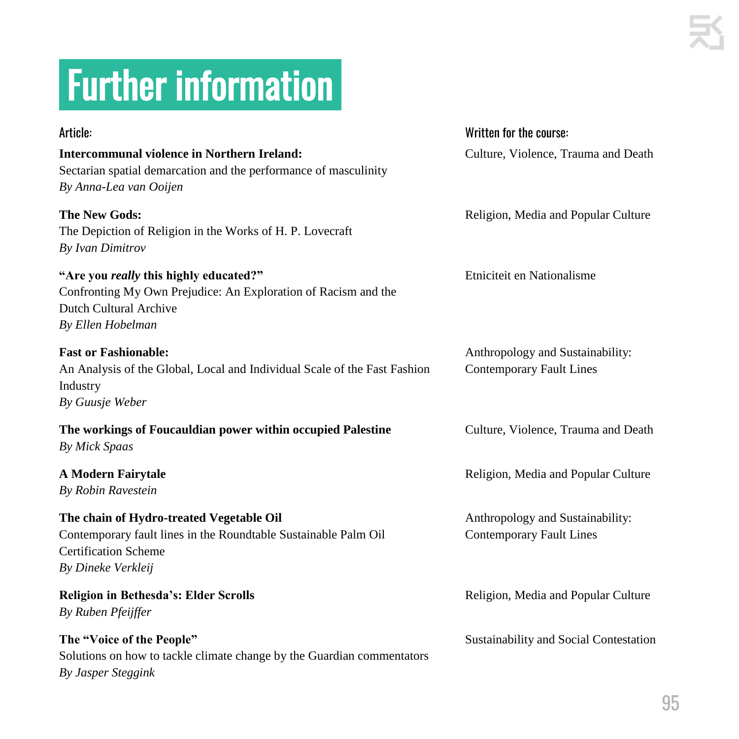# Further information

| Article: | Written for the course: |
| --- | --- |
| **Intercommunal violence in Northern Ireland:** Sectarian spatial demarcation and the performance of masculinity *By Anna-Lea van Ooijen* | Culture, Violence, Trauma and Death |
| **The New Gods:** The Depiction of Religion in the Works of H. P. Lovecraft *By Ivan Dimitrov* | Religion, Media and Popular Culture |
| **"Are you *really* this highly educated?"** Confronting My Own Prejudice: An Exploration of Racism and the Dutch Cultural Archive *By Ellen Hobelman* | Etniciteit en Nationalisme |
| **Fast or Fashionable:** An Analysis of the Global, Local and Individual Scale of the Fast Fashion Industry *By Guusje Weber* | Anthropology and Sustainability: Contemporary Fault Lines |
| **The workings of Foucauldian power within occupied Palestine** *By Mick Spaas* | Culture, Violence, Trauma and Death |
| **A Modern Fairytale** *By Robin Ravestein* | Religion, Media and Popular Culture |
| **The chain of Hydro-treated Vegetable Oil** Contemporary fault lines in the Roundtable Sustainable Palm Oil Certification Scheme *By Dineke Verkleij* | Anthropology and Sustainability: Contemporary Fault Lines |
| **Religion in Bethesda's: Elder Scrolls** *By Ruben Pfeijffer* | Religion, Media and Popular Culture |
| **The "Voice of the People"** Solutions on how to tackle climate change by the Guardian commentators *By Jasper Steggink* | Sustainability and Social Contestation |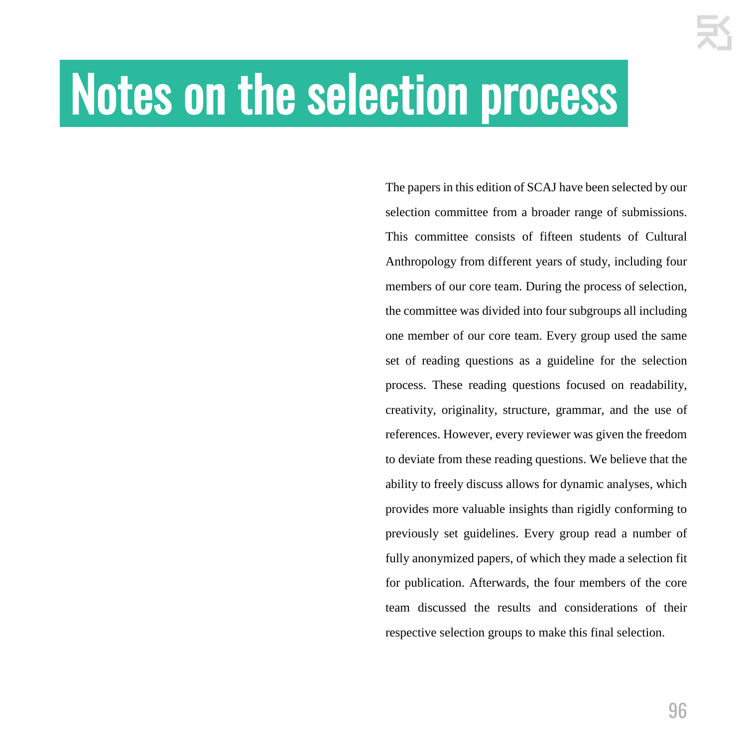# Notes on the selection process

The papers in this edition of SCAJ have been selected by our selection committee from a broader range of submissions. This committee consists of fifteen students of Cultural Anthropology from different years of study, including four members of our core team. During the process of selection, the committee was divided into four subgroups all including one member of our core team. Every group used the same set of reading questions as a guideline for the selection process. These reading questions focused on readability, creativity, originality, structure, grammar, and the use of references. However, every reviewer was given the freedom to deviate from these reading questions. We believe that the ability to freely discuss allows for dynamic analyses, which provides more valuable insights than rigidly conforming to previously set guidelines. Every group read a number of fully anonymized papers, of which they made a selection fit for publication. Afterwards, the four members of the core team discussed the results and considerations of their respective selection groups to make this final selection.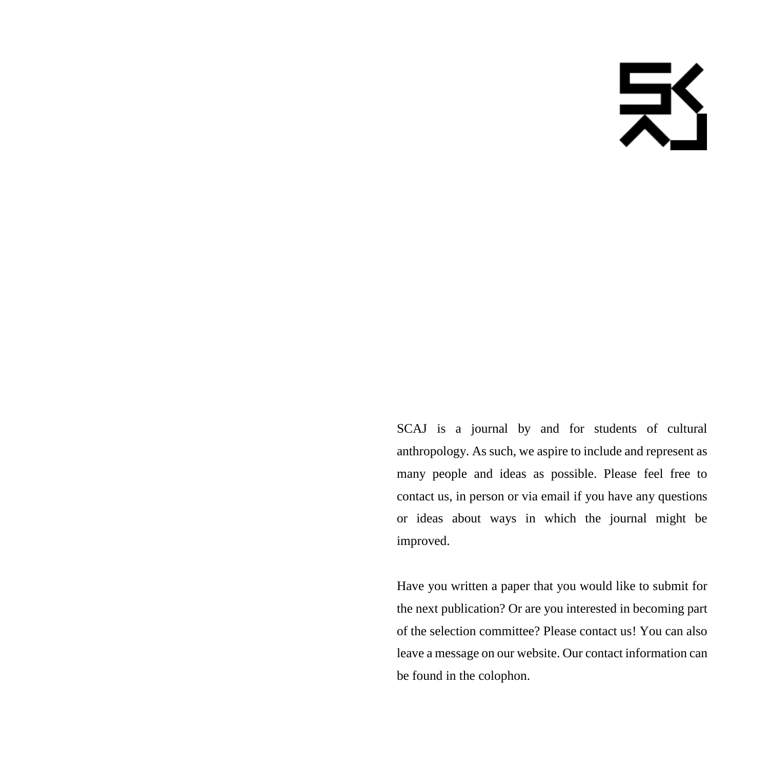SCAJ is a journal by and for students of cultural anthropology. As such, we aspire to include and represent as many people and ideas as possible. Please feel free to contact us, in person or via email if you have any questions or ideas about ways in which the journal might be improved.

Have you written a paper that you would like to submit for the next publication? Or are you interested in becoming part of the selection committee? Please contact us! You can also leave a message on our website. Our contact information can be found in the colophon.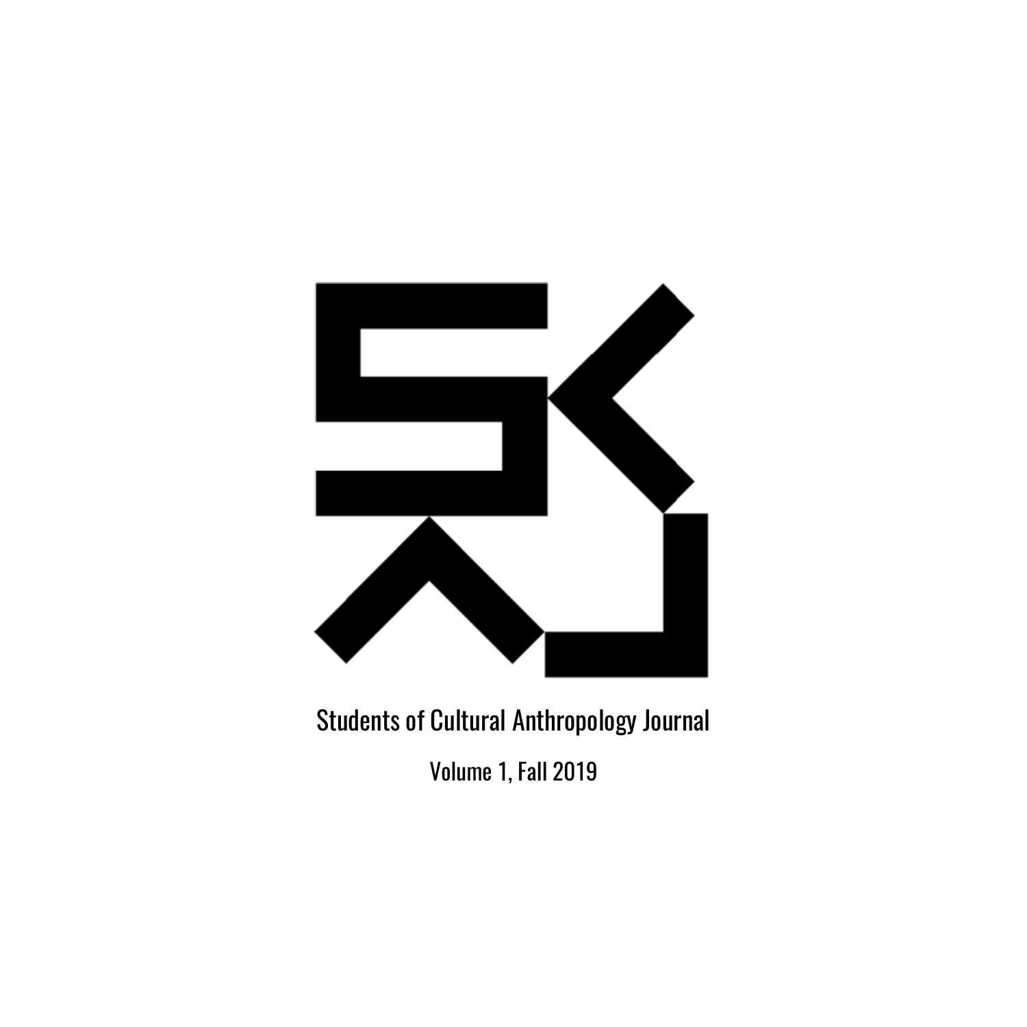Students of Cultural Anthropology Journal

Volume 1, Fall 2019